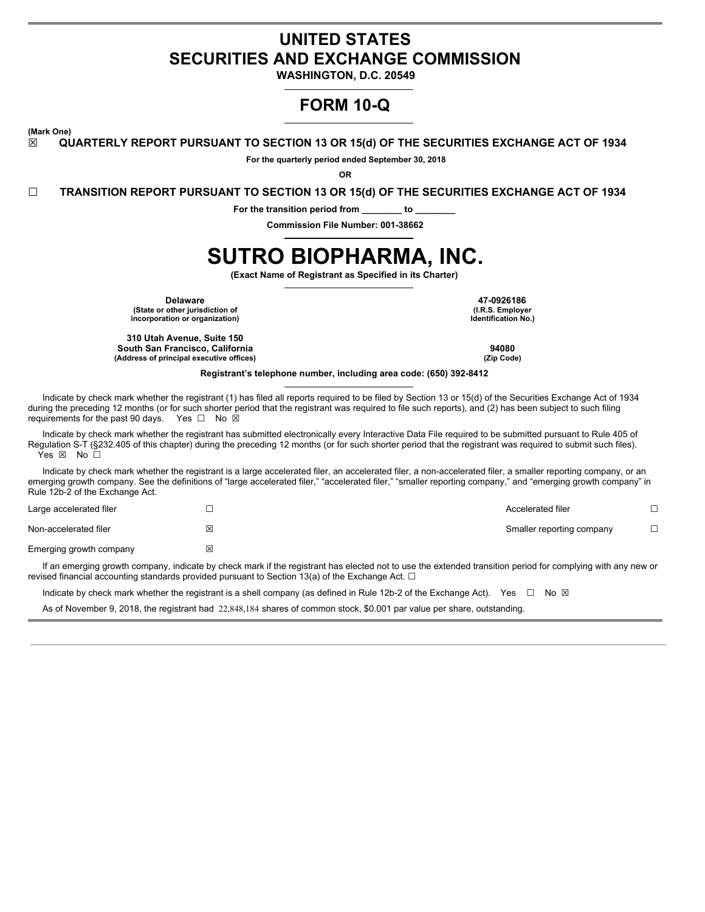# UNITED STATES
# SECURITIES AND EXCHANGE COMMISSION

**WASHINGTON, D.C. 20549**

# FORM 10-Q

**(Mark One)**

☒ **QUARTERLY REPORT PURSUANT TO SECTION 13 OR 15(d) OF THE SECURITIES EXCHANGE ACT OF 1934**

**For the quarterly period ended September 30, 2018**

**OR**

☐ **TRANSITION REPORT PURSUANT TO SECTION 13 OR 15(d) OF THE SECURITIES EXCHANGE ACT OF 1934**

**For the transition period from ________ to ________**

**Commission File Number: 001-38662**

# SUTRO BIOPHARMA, INC.

**(Exact Name of Registrant as Specified in its Charter)**

| | |
|---|---|
| **Delaware**<br>**(State or other jurisdiction of incorporation or organization)** | **47-0926186**<br>**(I.R.S. Employer Identification No.)** |
| **310 Utah Avenue, Suite 150**<br>**South San Francisco, California**<br>**(Address of principal executive offices)** | **94080**<br>**(Zip Code)** |

**Registrant's telephone number, including area code: (650) 392-8412**

Indicate by check mark whether the registrant (1) has filed all reports required to be filed by Section 13 or 15(d) of the Securities Exchange Act of 1934 during the preceding 12 months (or for such shorter period that the registrant was required to file such reports), and (2) has been subject to such filing requirements for the past 90 days. Yes ☐ No ☒

Indicate by check mark whether the registrant has submitted electronically every Interactive Data File required to be submitted pursuant to Rule 405 of Regulation S-T (§232.405 of this chapter) during the preceding 12 months (or for such shorter period that the registrant was required to submit such files). Yes ☒ No ☐

Indicate by check mark whether the registrant is a large accelerated filer, an accelerated filer, a non-accelerated filer, a smaller reporting company, or an emerging growth company. See the definitions of "large accelerated filer," "accelerated filer," "smaller reporting company," and "emerging growth company" in Rule 12b-2 of the Exchange Act.

| | | | |
|---|---|---|---|
| Large accelerated filer | ☐ | Accelerated filer | ☐ |
| Non-accelerated filer | ☒ | Smaller reporting company | ☐ |
| Emerging growth company | ☒ | | |

If an emerging growth company, indicate by check mark if the registrant has elected not to use the extended transition period for complying with any new or revised financial accounting standards provided pursuant to Section 13(a) of the Exchange Act. ☐

Indicate by check mark whether the registrant is a shell company (as defined in Rule 12b-2 of the Exchange Act). Yes ☐ No ☒

As of November 9, 2018, the registrant had 22,848,184 shares of common stock, $0.001 par value per share, outstanding.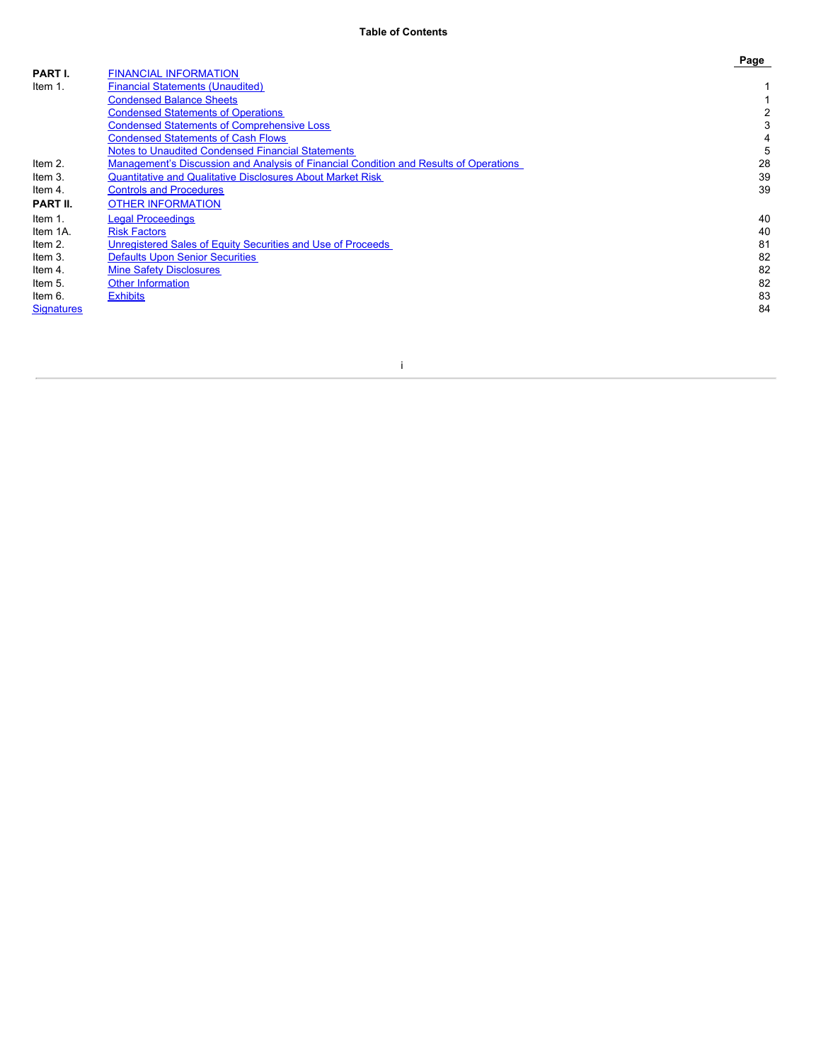**Table of Contents**

| | | Page |
|---|---|---|
| **PART I.** | FINANCIAL INFORMATION | |
| Item 1. | Financial Statements (Unaudited) | 1 |
| | Condensed Balance Sheets | 1 |
| | Condensed Statements of Operations | 2 |
| | Condensed Statements of Comprehensive Loss | 3 |
| | Condensed Statements of Cash Flows | 4 |
| | Notes to Unaudited Condensed Financial Statements | 5 |
| Item 2. | Management's Discussion and Analysis of Financial Condition and Results of Operations | 28 |
| Item 3. | Quantitative and Qualitative Disclosures About Market Risk | 39 |
| Item 4. | Controls and Procedures | 39 |
| **PART II.** | OTHER INFORMATION | |
| Item 1. | Legal Proceedings | 40 |
| Item 1A. | Risk Factors | 40 |
| Item 2. | Unregistered Sales of Equity Securities and Use of Proceeds | 81 |
| Item 3. | Defaults Upon Senior Securities | 82 |
| Item 4. | Mine Safety Disclosures | 82 |
| Item 5. | Other Information | 82 |
| Item 6. | Exhibits | 83 |
| Signatures | | 84 |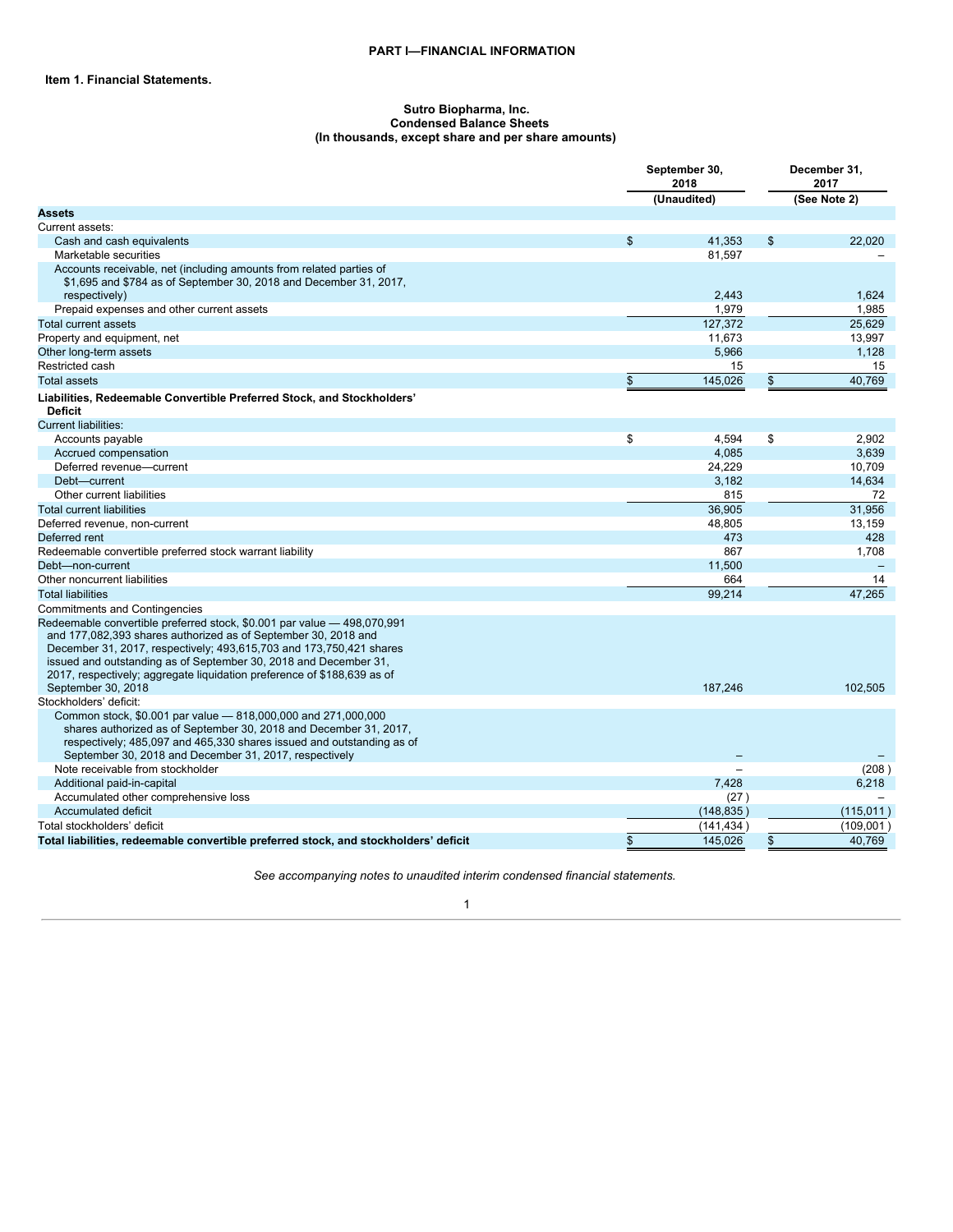## PART I—FINANCIAL INFORMATION

### Item 1. Financial Statements.

**Sutro Biopharma, Inc.**
**Condensed Balance Sheets**
**(In thousands, except share and per share amounts)**

| | September 30, 2018 (Unaudited) | December 31, 2017 (See Note 2) |
|---|---|---|
| **Assets** | | |
| Current assets: | | |
| Cash and cash equivalents | $ 41,353 | $ 22,020 |
| Marketable securities | 81,597 | – |
| Accounts receivable, net (including amounts from related parties of $1,695 and $784 as of September 30, 2018 and December 31, 2017, respectively) | 2,443 | 1,624 |
| Prepaid expenses and other current assets | 1,979 | 1,985 |
| Total current assets | 127,372 | 25,629 |
| Property and equipment, net | 11,673 | 13,997 |
| Other long-term assets | 5,966 | 1,128 |
| Restricted cash | 15 | 15 |
| Total assets | $ 145,026 | $ 40,769 |
| **Liabilities, Redeemable Convertible Preferred Stock, and Stockholders' Deficit** | | |
| Current liabilities: | | |
| Accounts payable | $ 4,594 | $ 2,902 |
| Accrued compensation | 4,085 | 3,639 |
| Deferred revenue—current | 24,229 | 10,709 |
| Debt—current | 3,182 | 14,634 |
| Other current liabilities | 815 | 72 |
| Total current liabilities | 36,905 | 31,956 |
| Deferred revenue, non-current | 48,805 | 13,159 |
| Deferred rent | 473 | 428 |
| Redeemable convertible preferred stock warrant liability | 867 | 1,708 |
| Debt—non-current | 11,500 | – |
| Other noncurrent liabilities | 664 | 14 |
| Total liabilities | 99,214 | 47,265 |
| Commitments and Contingencies | | |
| Redeemable convertible preferred stock, $0.001 par value — 498,070,991 and 177,082,393 shares authorized as of September 30, 2018 and December 31, 2017, respectively; 493,615,703 and 173,750,421 shares issued and outstanding as of September 30, 2018 and December 31, 2017, respectively; aggregate liquidation preference of $188,639 as of September 30, 2018 | 187,246 | 102,505 |
| Stockholders' deficit: | | |
| Common stock, $0.001 par value — 818,000,000 and 271,000,000 shares authorized as of September 30, 2018 and December 31, 2017, respectively; 485,097 and 465,330 shares issued and outstanding as of September 30, 2018 and December 31, 2017, respectively | – | – |
| Note receivable from stockholder | – | (208) |
| Additional paid-in-capital | 7,428 | 6,218 |
| Accumulated other comprehensive loss | (27) | – |
| Accumulated deficit | (148,835) | (115,011) |
| Total stockholders' deficit | (141,434) | (109,001) |
| **Total liabilities, redeemable convertible preferred stock, and stockholders' deficit** | $ 145,026 | $ 40,769 |

*See accompanying notes to unaudited interim condensed financial statements.*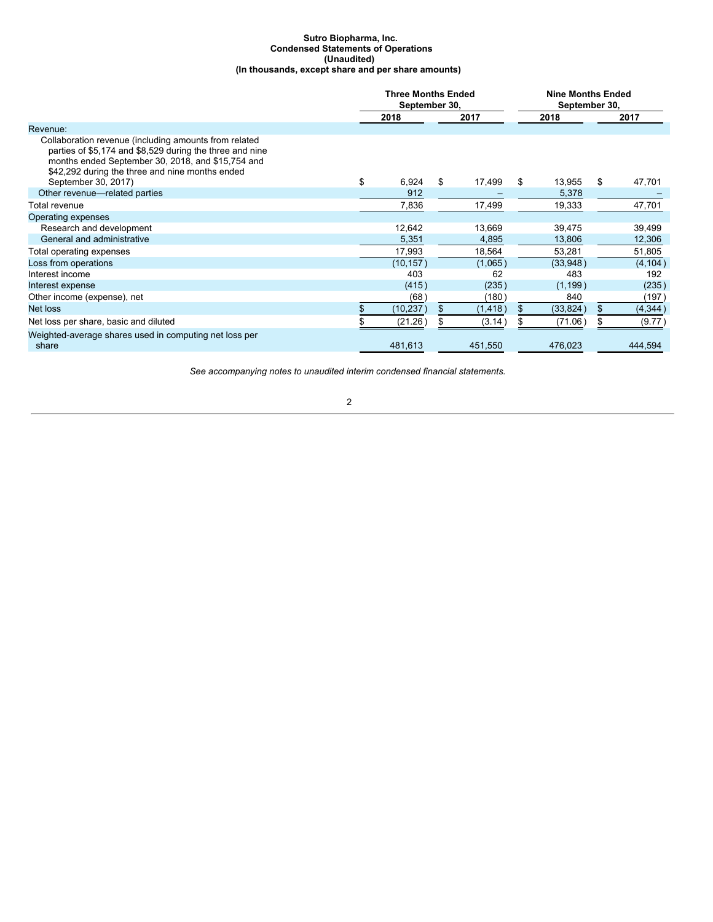**Sutro Biopharma, Inc.**
**Condensed Statements of Operations**
**(Unaudited)**
**(In thousands, except share and per share amounts)**

| | Three Months Ended September 30, | | Nine Months Ended September 30, | |
|---|---|---|---|---|
| | 2018 | 2017 | 2018 | 2017 |
| Revenue: | | | | |
| Collaboration revenue (including amounts from related parties of $5,174 and $8,529 during the three and nine months ended September 30, 2018, and $15,754 and $42,292 during the three and nine months ended September 30, 2017) | $ 6,924 | $ 17,499 | $ 13,955 | $ 47,701 |
| Other revenue—related parties | 912 | – | 5,378 | – |
| Total revenue | 7,836 | 17,499 | 19,333 | 47,701 |
| Operating expenses | | | | |
| Research and development | 12,642 | 13,669 | 39,475 | 39,499 |
| General and administrative | 5,351 | 4,895 | 13,806 | 12,306 |
| Total operating expenses | 17,993 | 18,564 | 53,281 | 51,805 |
| Loss from operations | (10,157) | (1,065) | (33,948) | (4,104) |
| Interest income | 403 | 62 | 483 | 192 |
| Interest expense | (415) | (235) | (1,199) | (235) |
| Other income (expense), net | (68) | (180) | 840 | (197) |
| Net loss | $ (10,237) | $ (1,418) | $ (33,824) | $ (4,344) |
| Net loss per share, basic and diluted | $ (21.26) | $ (3.14) | $ (71.06) | $ (9.77) |
| Weighted-average shares used in computing net loss per share | 481,613 | 451,550 | 476,023 | 444,594 |

*See accompanying notes to unaudited interim condensed financial statements.*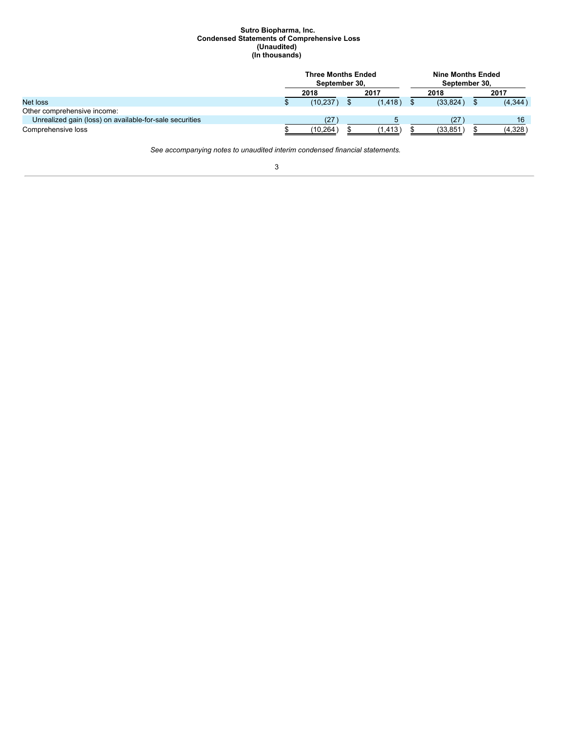**Sutro Biopharma, Inc.**
**Condensed Statements of Comprehensive Loss**
**(Unaudited)**
**(In thousands)**

| | Three Months Ended September 30, | | Nine Months Ended September 30, | |
|---|---|---|---|---|
| | 2018 | 2017 | 2018 | 2017 |
| Net loss | $ (10,237) | $ (1,418) | $ (33,824) | $ (4,344) |
| Other comprehensive income: | | | | |
| Unrealized gain (loss) on available-for-sale securities | (27) | 5 | (27) | 16 |
| Comprehensive loss | $ (10,264) | $ (1,413) | $ (33,851) | $ (4,328) |

*See accompanying notes to unaudited interim condensed financial statements.*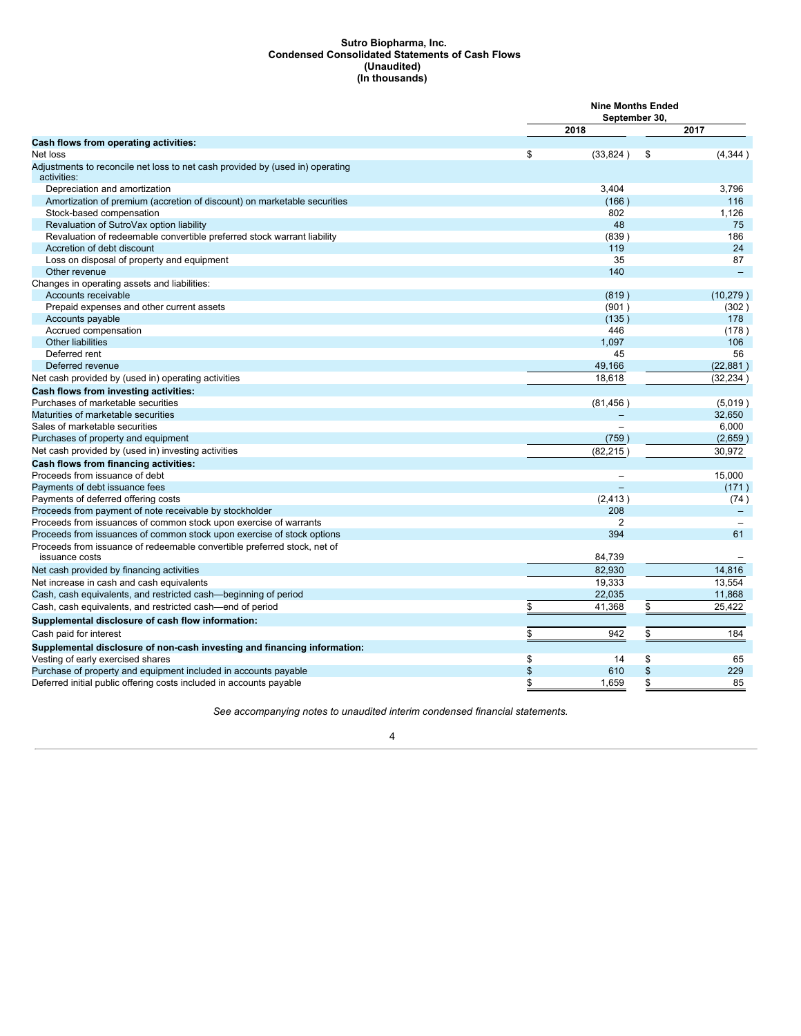**Sutro Biopharma, Inc.**
**Condensed Consolidated Statements of Cash Flows**
**(Unaudited)**
**(In thousands)**

| | Nine Months Ended September 30, | |
|---|---|---|
| | 2018 | 2017 |
| **Cash flows from operating activities:** | | |
| Net loss | $ (33,824) | $ (4,344) |
| Adjustments to reconcile net loss to net cash provided by (used in) operating activities: | | |
| Depreciation and amortization | 3,404 | 3,796 |
| Amortization of premium (accretion of discount) on marketable securities | (166) | 116 |
| Stock-based compensation | 802 | 1,126 |
| Revaluation of SutroVax option liability | 48 | 75 |
| Revaluation of redeemable convertible preferred stock warrant liability | (839) | 186 |
| Accretion of debt discount | 119 | 24 |
| Loss on disposal of property and equipment | 35 | 87 |
| Other revenue | 140 | – |
| Changes in operating assets and liabilities: | | |
| Accounts receivable | (819) | (10,279) |
| Prepaid expenses and other current assets | (901) | (302) |
| Accounts payable | (135) | 178 |
| Accrued compensation | 446 | (178) |
| Other liabilities | 1,097 | 106 |
| Deferred rent | 45 | 56 |
| Deferred revenue | 49,166 | (22,881) |
| Net cash provided by (used in) operating activities | 18,618 | (32,234) |
| **Cash flows from investing activities:** | | |
| Purchases of marketable securities | (81,456) | (5,019) |
| Maturities of marketable securities | – | 32,650 |
| Sales of marketable securities | – | 6,000 |
| Purchases of property and equipment | (759) | (2,659) |
| Net cash provided by (used in) investing activities | (82,215) | 30,972 |
| **Cash flows from financing activities:** | | |
| Proceeds from issuance of debt | – | 15,000 |
| Payments of debt issuance fees | – | (171) |
| Payments of deferred offering costs | (2,413) | (74) |
| Proceeds from payment of note receivable by stockholder | 208 | – |
| Proceeds from issuances of common stock upon exercise of warrants | 2 | – |
| Proceeds from issuances of common stock upon exercise of stock options | 394 | 61 |
| Proceeds from issuance of redeemable convertible preferred stock, net of issuance costs | 84,739 | – |
| Net cash provided by financing activities | 82,930 | 14,816 |
| Net increase in cash and cash equivalents | 19,333 | 13,554 |
| Cash, cash equivalents, and restricted cash—beginning of period | 22,035 | 11,868 |
| Cash, cash equivalents, and restricted cash—end of period | $ 41,368 | $ 25,422 |
| **Supplemental disclosure of cash flow information:** | | |
| Cash paid for interest | $ 942 | $ 184 |
| **Supplemental disclosure of non-cash investing and financing information:** | | |
| Vesting of early exercised shares | $ 14 | $ 65 |
| Purchase of property and equipment included in accounts payable | $ 610 | $ 229 |
| Deferred initial public offering costs included in accounts payable | $ 1,659 | $ 85 |

*See accompanying notes to unaudited interim condensed financial statements.*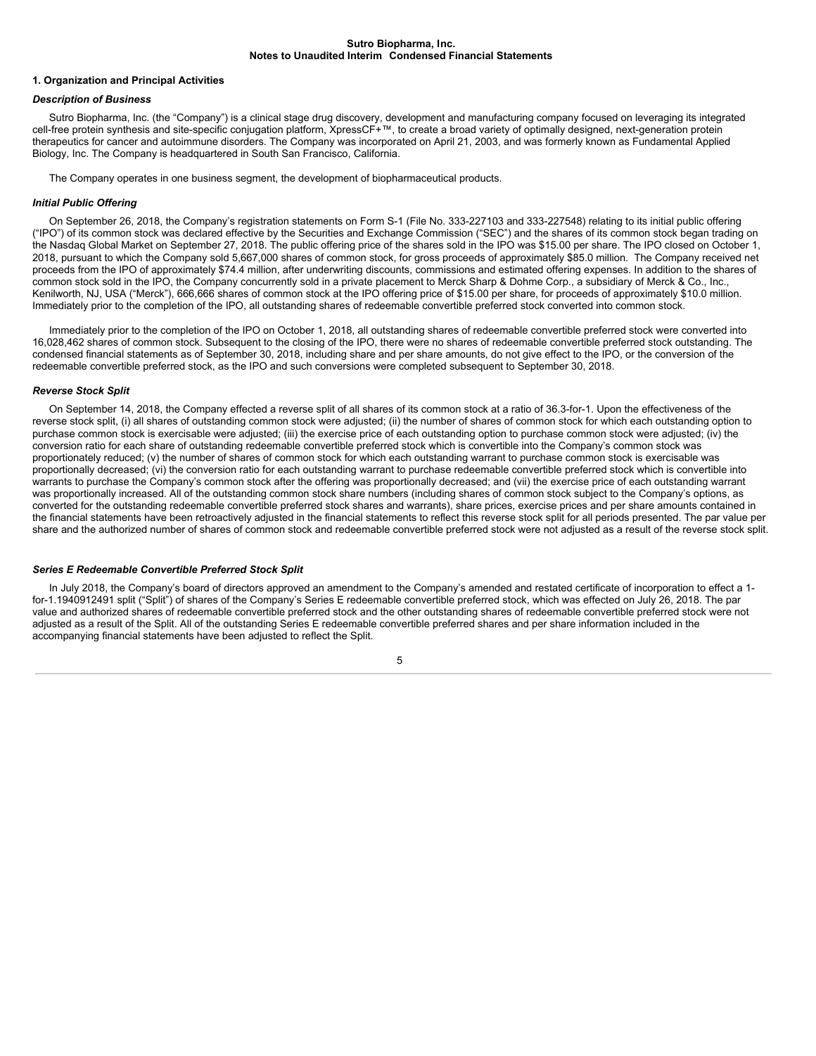**Sutro Biopharma, Inc.**
**Notes to Unaudited Interim Condensed Financial Statements**

## 1. Organization and Principal Activities

### *Description of Business*

Sutro Biopharma, Inc. (the "Company") is a clinical stage drug discovery, development and manufacturing company focused on leveraging its integrated cell-free protein synthesis and site-specific conjugation platform, XpressCF+™, to create a broad variety of optimally designed, next-generation protein therapeutics for cancer and autoimmune disorders. The Company was incorporated on April 21, 2003, and was formerly known as Fundamental Applied Biology, Inc. The Company is headquartered in South San Francisco, California.

The Company operates in one business segment, the development of biopharmaceutical products.

### *Initial Public Offering*

On September 26, 2018, the Company's registration statements on Form S-1 (File No. 333-227103 and 333-227548) relating to its initial public offering ("IPO") of its common stock was declared effective by the Securities and Exchange Commission ("SEC") and the shares of its common stock began trading on the Nasdaq Global Market on September 27, 2018. The public offering price of the shares sold in the IPO was $15.00 per share. The IPO closed on October 1, 2018, pursuant to which the Company sold 5,667,000 shares of common stock, for gross proceeds of approximately $85.0 million. The Company received net proceeds from the IPO of approximately $74.4 million, after underwriting discounts, commissions and estimated offering expenses. In addition to the shares of common stock sold in the IPO, the Company concurrently sold in a private placement to Merck Sharp & Dohme Corp., a subsidiary of Merck & Co., Inc., Kenilworth, NJ, USA ("Merck"), 666,666 shares of common stock at the IPO offering price of $15.00 per share, for proceeds of approximately $10.0 million. Immediately prior to the completion of the IPO, all outstanding shares of redeemable convertible preferred stock converted into common stock.

Immediately prior to the completion of the IPO on October 1, 2018, all outstanding shares of redeemable convertible preferred stock were converted into 16,028,462 shares of common stock. Subsequent to the closing of the IPO, there were no shares of redeemable convertible preferred stock outstanding. The condensed financial statements as of September 30, 2018, including share and per share amounts, do not give effect to the IPO, or the conversion of the redeemable convertible preferred stock, as the IPO and such conversions were completed subsequent to September 30, 2018.

### *Reverse Stock Split*

On September 14, 2018, the Company effected a reverse split of all shares of its common stock at a ratio of 36.3-for-1. Upon the effectiveness of the reverse stock split, (i) all shares of outstanding common stock were adjusted; (ii) the number of shares of common stock for which each outstanding option to purchase common stock is exercisable were adjusted; (iii) the exercise price of each outstanding option to purchase common stock were adjusted; (iv) the conversion ratio for each share of outstanding redeemable convertible preferred stock which is convertible into the Company's common stock was proportionately reduced; (v) the number of shares of common stock for which each outstanding warrant to purchase common stock is exercisable was proportionally decreased; (vi) the conversion ratio for each outstanding warrant to purchase redeemable convertible preferred stock which is convertible into warrants to purchase the Company's common stock after the offering was proportionally decreased; and (vii) the exercise price of each outstanding warrant was proportionally increased. All of the outstanding common stock share numbers (including shares of common stock subject to the Company's options, as converted for the outstanding redeemable convertible preferred stock shares and warrants), share prices, exercise prices and per share amounts contained in the financial statements have been retroactively adjusted in the financial statements to reflect this reverse stock split for all periods presented. The par value per share and the authorized number of shares of common stock and redeemable convertible preferred stock were not adjusted as a result of the reverse stock split.

### *Series E Redeemable Convertible Preferred Stock Split*

In July 2018, the Company's board of directors approved an amendment to the Company's amended and restated certificate of incorporation to effect a 1-for-1.1940912491 split ("Split") of shares of the Company's Series E redeemable convertible preferred stock, which was effected on July 26, 2018. The par value and authorized shares of redeemable convertible preferred stock and the other outstanding shares of redeemable convertible preferred stock were not adjusted as a result of the Split. All of the outstanding Series E redeemable convertible preferred shares and per share information included in the accompanying financial statements have been adjusted to reflect the Split.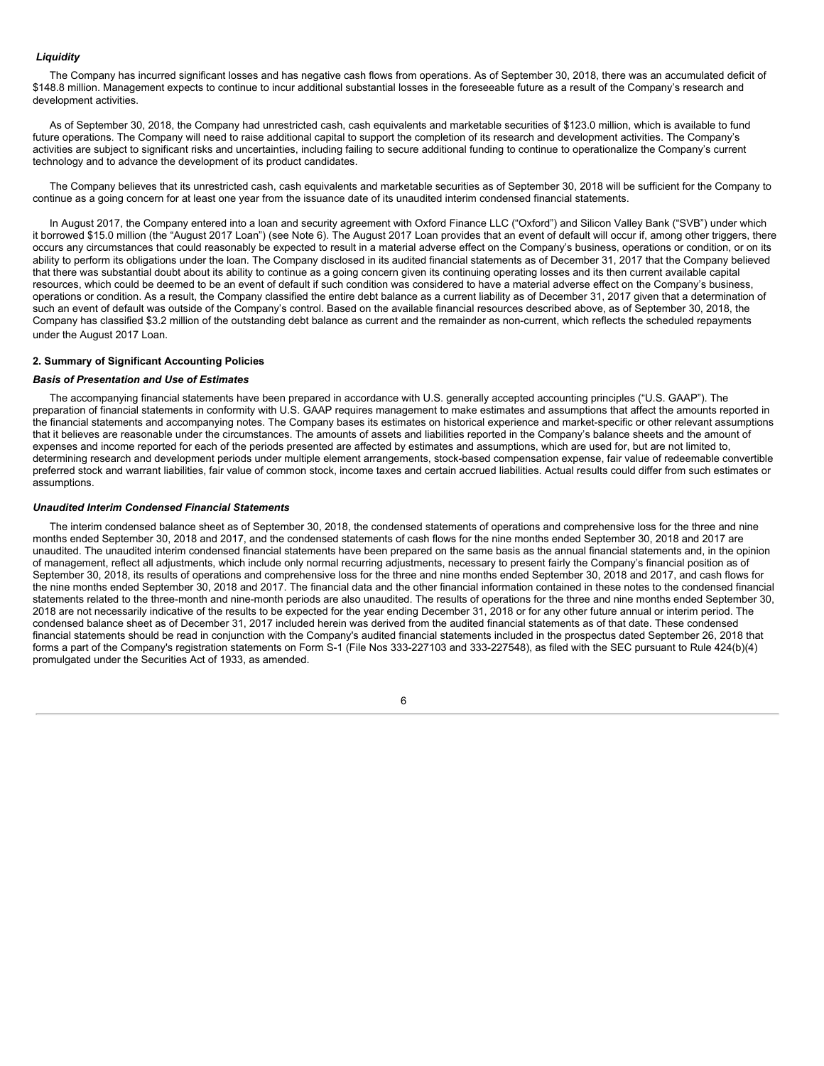***Liquidity***

The Company has incurred significant losses and has negative cash flows from operations. As of September 30, 2018, there was an accumulated deficit of $148.8 million. Management expects to continue to incur additional substantial losses in the foreseeable future as a result of the Company's research and development activities.

As of September 30, 2018, the Company had unrestricted cash, cash equivalents and marketable securities of $123.0 million, which is available to fund future operations. The Company will need to raise additional capital to support the completion of its research and development activities. The Company's activities are subject to significant risks and uncertainties, including failing to secure additional funding to continue to operationalize the Company's current technology and to advance the development of its product candidates.

The Company believes that its unrestricted cash, cash equivalents and marketable securities as of September 30, 2018 will be sufficient for the Company to continue as a going concern for at least one year from the issuance date of its unaudited interim condensed financial statements.

In August 2017, the Company entered into a loan and security agreement with Oxford Finance LLC ("Oxford") and Silicon Valley Bank ("SVB") under which it borrowed $15.0 million (the "August 2017 Loan") (see Note 6). The August 2017 Loan provides that an event of default will occur if, among other triggers, there occurs any circumstances that could reasonably be expected to result in a material adverse effect on the Company's business, operations or condition, or on its ability to perform its obligations under the loan. The Company disclosed in its audited financial statements as of December 31, 2017 that the Company believed that there was substantial doubt about its ability to continue as a going concern given its continuing operating losses and its then current available capital resources, which could be deemed to be an event of default if such condition was considered to have a material adverse effect on the Company's business, operations or condition. As a result, the Company classified the entire debt balance as a current liability as of December 31, 2017 given that a determination of such an event of default was outside of the Company's control. Based on the available financial resources described above, as of September 30, 2018, the Company has classified $3.2 million of the outstanding debt balance as current and the remainder as non-current, which reflects the scheduled repayments under the August 2017 Loan.

## 2. Summary of Significant Accounting Policies

***Basis of Presentation and Use of Estimates***

The accompanying financial statements have been prepared in accordance with U.S. generally accepted accounting principles ("U.S. GAAP"). The preparation of financial statements in conformity with U.S. GAAP requires management to make estimates and assumptions that affect the amounts reported in the financial statements and accompanying notes. The Company bases its estimates on historical experience and market-specific or other relevant assumptions that it believes are reasonable under the circumstances. The amounts of assets and liabilities reported in the Company's balance sheets and the amount of expenses and income reported for each of the periods presented are affected by estimates and assumptions, which are used for, but are not limited to, determining research and development periods under multiple element arrangements, stock-based compensation expense, fair value of redeemable convertible preferred stock and warrant liabilities, fair value of common stock, income taxes and certain accrued liabilities. Actual results could differ from such estimates or assumptions.

***Unaudited Interim Condensed Financial Statements***

The interim condensed balance sheet as of September 30, 2018, the condensed statements of operations and comprehensive loss for the three and nine months ended September 30, 2018 and 2017, and the condensed statements of cash flows for the nine months ended September 30, 2018 and 2017 are unaudited. The unaudited interim condensed financial statements have been prepared on the same basis as the annual financial statements and, in the opinion of management, reflect all adjustments, which include only normal recurring adjustments, necessary to present fairly the Company's financial position as of September 30, 2018, its results of operations and comprehensive loss for the three and nine months ended September 30, 2018 and 2017, and cash flows for the nine months ended September 30, 2018 and 2017. The financial data and the other financial information contained in these notes to the condensed financial statements related to the three-month and nine-month periods are also unaudited. The results of operations for the three and nine months ended September 30, 2018 are not necessarily indicative of the results to be expected for the year ending December 31, 2018 or for any other future annual or interim period. The condensed balance sheet as of December 31, 2017 included herein was derived from the audited financial statements as of that date. These condensed financial statements should be read in conjunction with the Company's audited financial statements included in the prospectus dated September 26, 2018 that forms a part of the Company's registration statements on Form S-1 (File Nos 333-227103 and 333-227548), as filed with the SEC pursuant to Rule 424(b)(4) promulgated under the Securities Act of 1933, as amended.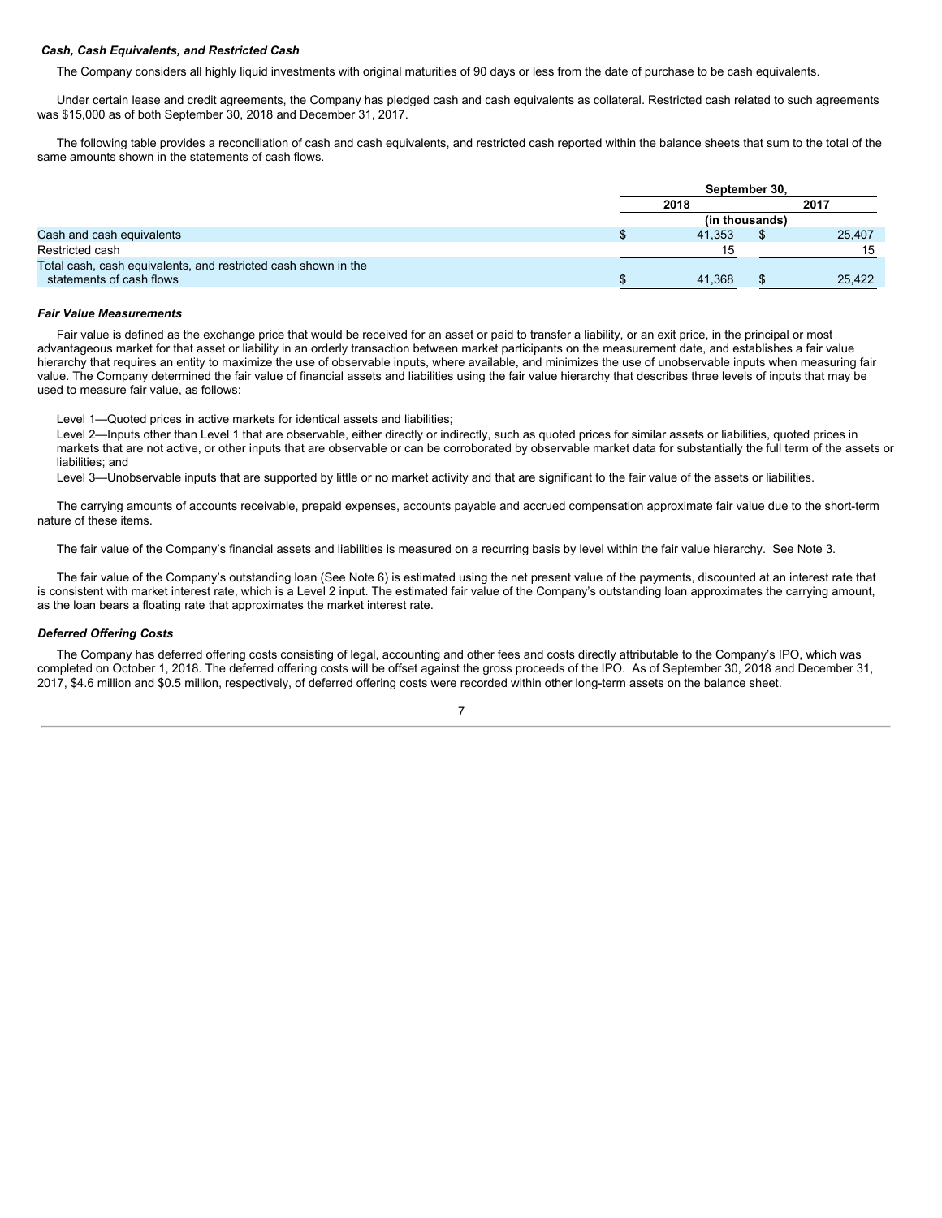### *Cash, Cash Equivalents, and Restricted Cash*

The Company considers all highly liquid investments with original maturities of 90 days or less from the date of purchase to be cash equivalents.

Under certain lease and credit agreements, the Company has pledged cash and cash equivalents as collateral. Restricted cash related to such agreements was $15,000 as of both September 30, 2018 and December 31, 2017.

The following table provides a reconciliation of cash and cash equivalents, and restricted cash reported within the balance sheets that sum to the total of the same amounts shown in the statements of cash flows.

| | September 30, | |
|---|---|---|
| | 2018 | 2017 |
| | (in thousands) | |
| Cash and cash equivalents | $ 41,353 | $ 25,407 |
| Restricted cash | 15 | 15 |
| Total cash, cash equivalents, and restricted cash shown in the statements of cash flows | $ 41,368 | $ 25,422 |

### *Fair Value Measurements*

Fair value is defined as the exchange price that would be received for an asset or paid to transfer a liability, or an exit price, in the principal or most advantageous market for that asset or liability in an orderly transaction between market participants on the measurement date, and establishes a fair value hierarchy that requires an entity to maximize the use of observable inputs, where available, and minimizes the use of unobservable inputs when measuring fair value. The Company determined the fair value of financial assets and liabilities using the fair value hierarchy that describes three levels of inputs that may be used to measure fair value, as follows:

Level 1—Quoted prices in active markets for identical assets and liabilities;

Level 2—Inputs other than Level 1 that are observable, either directly or indirectly, such as quoted prices for similar assets or liabilities, quoted prices in markets that are not active, or other inputs that are observable or can be corroborated by observable market data for substantially the full term of the assets or liabilities; and

Level 3—Unobservable inputs that are supported by little or no market activity and that are significant to the fair value of the assets or liabilities.

The carrying amounts of accounts receivable, prepaid expenses, accounts payable and accrued compensation approximate fair value due to the short-term nature of these items.

The fair value of the Company's financial assets and liabilities is measured on a recurring basis by level within the fair value hierarchy. See Note 3.

The fair value of the Company's outstanding loan (See Note 6) is estimated using the net present value of the payments, discounted at an interest rate that is consistent with market interest rate, which is a Level 2 input. The estimated fair value of the Company's outstanding loan approximates the carrying amount, as the loan bears a floating rate that approximates the market interest rate.

### *Deferred Offering Costs*

The Company has deferred offering costs consisting of legal, accounting and other fees and costs directly attributable to the Company's IPO, which was completed on October 1, 2018. The deferred offering costs will be offset against the gross proceeds of the IPO. As of September 30, 2018 and December 31, 2017, $4.6 million and $0.5 million, respectively, of deferred offering costs were recorded within other long-term assets on the balance sheet.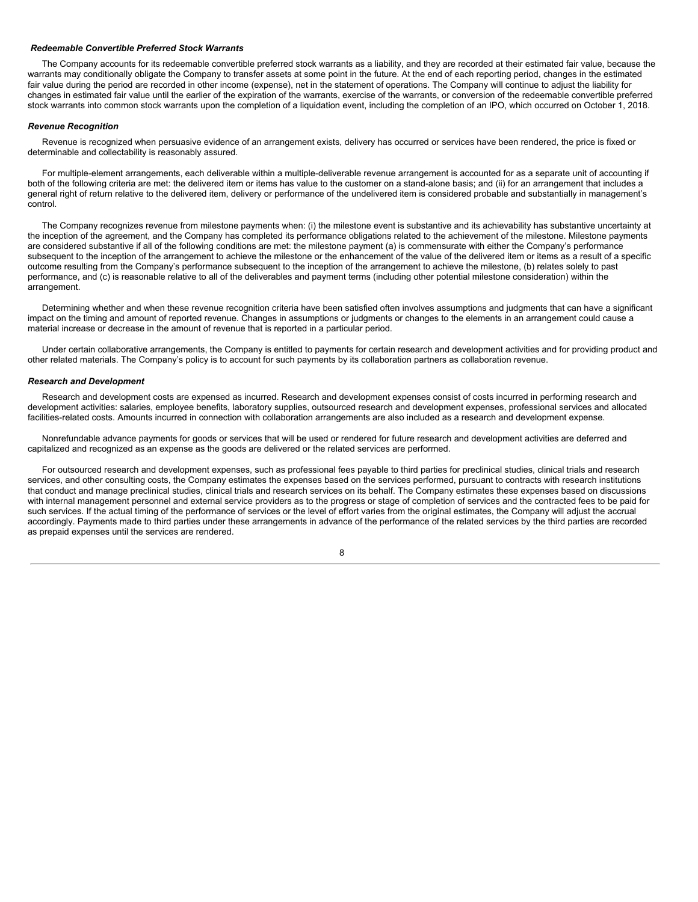*Redeemable Convertible Preferred Stock Warrants*

The Company accounts for its redeemable convertible preferred stock warrants as a liability, and they are recorded at their estimated fair value, because the warrants may conditionally obligate the Company to transfer assets at some point in the future. At the end of each reporting period, changes in the estimated fair value during the period are recorded in other income (expense), net in the statement of operations. The Company will continue to adjust the liability for changes in estimated fair value until the earlier of the expiration of the warrants, exercise of the warrants, or conversion of the redeemable convertible preferred stock warrants into common stock warrants upon the completion of a liquidation event, including the completion of an IPO, which occurred on October 1, 2018.

*Revenue Recognition*

Revenue is recognized when persuasive evidence of an arrangement exists, delivery has occurred or services have been rendered, the price is fixed or determinable and collectability is reasonably assured.

For multiple-element arrangements, each deliverable within a multiple-deliverable revenue arrangement is accounted for as a separate unit of accounting if both of the following criteria are met: the delivered item or items has value to the customer on a stand-alone basis; and (ii) for an arrangement that includes a general right of return relative to the delivered item, delivery or performance of the undelivered item is considered probable and substantially in management's control.

The Company recognizes revenue from milestone payments when: (i) the milestone event is substantive and its achievability has substantive uncertainty at the inception of the agreement, and the Company has completed its performance obligations related to the achievement of the milestone. Milestone payments are considered substantive if all of the following conditions are met: the milestone payment (a) is commensurate with either the Company's performance subsequent to the inception of the arrangement to achieve the milestone or the enhancement of the value of the delivered item or items as a result of a specific outcome resulting from the Company's performance subsequent to the inception of the arrangement to achieve the milestone, (b) relates solely to past performance, and (c) is reasonable relative to all of the deliverables and payment terms (including other potential milestone consideration) within the arrangement.

Determining whether and when these revenue recognition criteria have been satisfied often involves assumptions and judgments that can have a significant impact on the timing and amount of reported revenue. Changes in assumptions or judgments or changes to the elements in an arrangement could cause a material increase or decrease in the amount of revenue that is reported in a particular period.

Under certain collaborative arrangements, the Company is entitled to payments for certain research and development activities and for providing product and other related materials. The Company's policy is to account for such payments by its collaboration partners as collaboration revenue.

*Research and Development*

Research and development costs are expensed as incurred. Research and development expenses consist of costs incurred in performing research and development activities: salaries, employee benefits, laboratory supplies, outsourced research and development expenses, professional services and allocated facilities-related costs. Amounts incurred in connection with collaboration arrangements are also included as a research and development expense.

Nonrefundable advance payments for goods or services that will be used or rendered for future research and development activities are deferred and capitalized and recognized as an expense as the goods are delivered or the related services are performed.

For outsourced research and development expenses, such as professional fees payable to third parties for preclinical studies, clinical trials and research services, and other consulting costs, the Company estimates the expenses based on the services performed, pursuant to contracts with research institutions that conduct and manage preclinical studies, clinical trials and research services on its behalf. The Company estimates these expenses based on discussions with internal management personnel and external service providers as to the progress or stage of completion of services and the contracted fees to be paid for such services. If the actual timing of the performance of services or the level of effort varies from the original estimates, the Company will adjust the accrual accordingly. Payments made to third parties under these arrangements in advance of the performance of the related services by the third parties are recorded as prepaid expenses until the services are rendered.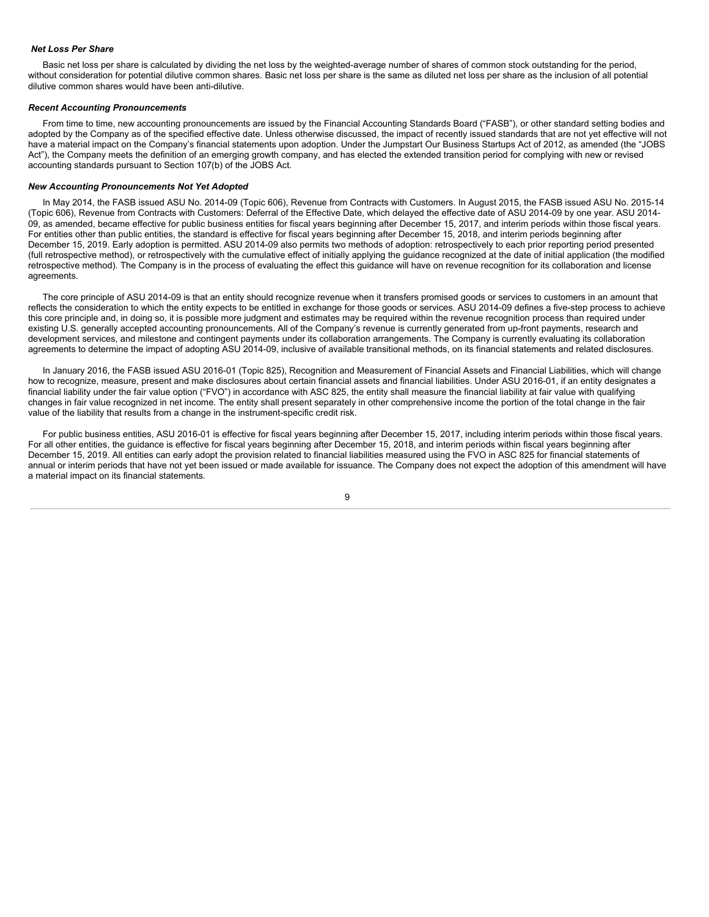***Net Loss Per Share***

Basic net loss per share is calculated by dividing the net loss by the weighted-average number of shares of common stock outstanding for the period, without consideration for potential dilutive common shares. Basic net loss per share is the same as diluted net loss per share as the inclusion of all potential dilutive common shares would have been anti-dilutive.

***Recent Accounting Pronouncements***

From time to time, new accounting pronouncements are issued by the Financial Accounting Standards Board ("FASB"), or other standard setting bodies and adopted by the Company as of the specified effective date. Unless otherwise discussed, the impact of recently issued standards that are not yet effective will not have a material impact on the Company's financial statements upon adoption. Under the Jumpstart Our Business Startups Act of 2012, as amended (the "JOBS Act"), the Company meets the definition of an emerging growth company, and has elected the extended transition period for complying with new or revised accounting standards pursuant to Section 107(b) of the JOBS Act.

***New Accounting Pronouncements Not Yet Adopted***

In May 2014, the FASB issued ASU No. 2014-09 (Topic 606), Revenue from Contracts with Customers. In August 2015, the FASB issued ASU No. 2015-14 (Topic 606), Revenue from Contracts with Customers: Deferral of the Effective Date, which delayed the effective date of ASU 2014-09 by one year. ASU 2014-09, as amended, became effective for public business entities for fiscal years beginning after December 15, 2017, and interim periods within those fiscal years. For entities other than public entities, the standard is effective for fiscal years beginning after December 15, 2018, and interim periods beginning after December 15, 2019. Early adoption is permitted. ASU 2014-09 also permits two methods of adoption: retrospectively to each prior reporting period presented (full retrospective method), or retrospectively with the cumulative effect of initially applying the guidance recognized at the date of initial application (the modified retrospective method). The Company is in the process of evaluating the effect this guidance will have on revenue recognition for its collaboration and license agreements.

The core principle of ASU 2014-09 is that an entity should recognize revenue when it transfers promised goods or services to customers in an amount that reflects the consideration to which the entity expects to be entitled in exchange for those goods or services. ASU 2014-09 defines a five-step process to achieve this core principle and, in doing so, it is possible more judgment and estimates may be required within the revenue recognition process than required under existing U.S. generally accepted accounting pronouncements. All of the Company's revenue is currently generated from up-front payments, research and development services, and milestone and contingent payments under its collaboration arrangements. The Company is currently evaluating its collaboration agreements to determine the impact of adopting ASU 2014-09, inclusive of available transitional methods, on its financial statements and related disclosures.

In January 2016, the FASB issued ASU 2016-01 (Topic 825), Recognition and Measurement of Financial Assets and Financial Liabilities, which will change how to recognize, measure, present and make disclosures about certain financial assets and financial liabilities. Under ASU 2016-01, if an entity designates a financial liability under the fair value option ("FVO") in accordance with ASC 825, the entity shall measure the financial liability at fair value with qualifying changes in fair value recognized in net income. The entity shall present separately in other comprehensive income the portion of the total change in the fair value of the liability that results from a change in the instrument-specific credit risk.

For public business entities, ASU 2016-01 is effective for fiscal years beginning after December 15, 2017, including interim periods within those fiscal years. For all other entities, the guidance is effective for fiscal years beginning after December 15, 2018, and interim periods within fiscal years beginning after December 15, 2019. All entities can early adopt the provision related to financial liabilities measured using the FVO in ASC 825 for financial statements of annual or interim periods that have not yet been issued or made available for issuance. The Company does not expect the adoption of this amendment will have a material impact on its financial statements.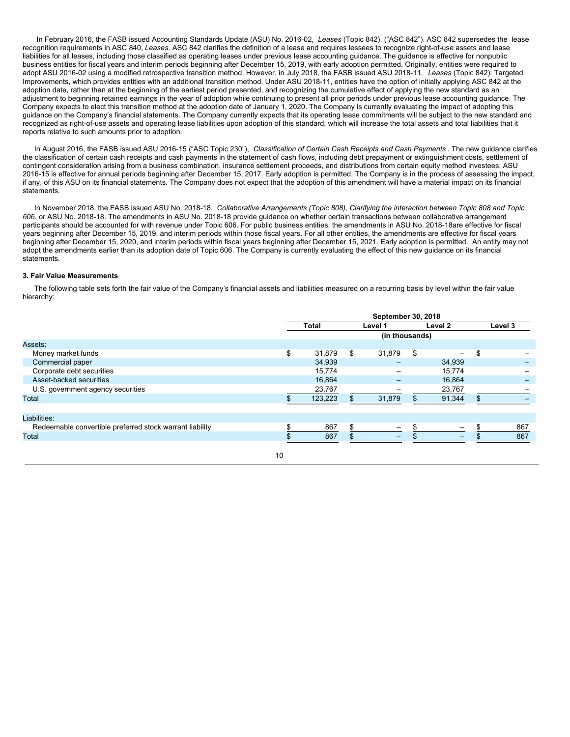In February 2016, the FASB issued Accounting Standards Update (ASU) No. 2016-02, *Leases* (Topic 842), ("ASC 842"). ASC 842 supersedes the lease recognition requirements in ASC 840, *Leases*. ASC 842 clarifies the definition of a lease and requires lessees to recognize right-of-use assets and lease liabilities for all leases, including those classified as operating leases under previous lease accounting guidance. The guidance is effective for nonpublic business entities for fiscal years and interim periods beginning after December 15, 2019, with early adoption permitted. Originally, entities were required to adopt ASU 2016-02 using a modified retrospective transition method. However, in July 2018, the FASB issued ASU 2018-11, *Leases* (Topic 842): Targeted Improvements, which provides entities with an additional transition method. Under ASU 2018-11, entities have the option of initially applying ASC 842 at the adoption date, rather than at the beginning of the earliest period presented, and recognizing the cumulative effect of applying the new standard as an adjustment to beginning retained earnings in the year of adoption while continuing to present all prior periods under previous lease accounting guidance. The Company expects to elect this transition method at the adoption date of January 1, 2020. The Company is currently evaluating the impact of adopting this guidance on the Company's financial statements. The Company currently expects that its operating lease commitments will be subject to the new standard and recognized as right-of-use assets and operating lease liabilities upon adoption of this standard, which will increase the total assets and total liabilities that it reports relative to such amounts prior to adoption.

In August 2016, the FASB issued ASU 2016-15 ("ASC Topic 230"), *Classification of Certain Cash Receipts and Cash Payments*. The new guidance clarifies the classification of certain cash receipts and cash payments in the statement of cash flows, including debt prepayment or extinguishment costs, settlement of contingent consideration arising from a business combination, insurance settlement proceeds, and distributions from certain equity method investees. ASU 2016-15 is effective for annual periods beginning after December 15, 2017. Early adoption is permitted. The Company is in the process of assessing the impact, if any, of this ASU on its financial statements. The Company does not expect that the adoption of this amendment will have a material impact on its financial statements.

In November 2018, the FASB issued ASU No. 2018-18, *Collaborative Arrangements (Topic 808), Clarifying the interaction between Topic 808 and Topic 606*, or ASU No. 2018-18. The amendments in ASU No. 2018-18 provide guidance on whether certain transactions between collaborative arrangement participants should be accounted for with revenue under Topic 606. For public business entities, the amendments in ASU No. 2018-18are effective for fiscal years beginning after December 15, 2019, and interim periods within those fiscal years. For all other entities, the amendments are effective for fiscal years beginning after December 15, 2020, and interim periods within fiscal years beginning after December 15, 2021. Early adoption is permitted. An entity may not adopt the amendments earlier than its adoption date of Topic 606. The Company is currently evaluating the effect of this new guidance on its financial statements.

### 3. Fair Value Measurements

The following table sets forth the fair value of the Company's financial assets and liabilities measured on a recurring basis by level within the fair value hierarchy:

| | September 30, 2018 | | | |
|---|---|---|---|---|
| | Total | Level 1 | Level 2 | Level 3 |
| | (in thousands) | | | |
| Assets: | | | | |
| Money market funds | $ 31,879 | $ 31,879 | $ – | $ – |
| Commercial paper | 34,939 | – | 34,939 | – |
| Corporate debt securities | 15,774 | – | 15,774 | – |
| Asset-backed securities | 16,864 | – | 16,864 | – |
| U.S. government agency securities | 23,767 | – | 23,767 | – |
| Total | $ 123,223 | $ 31,879 | $ 91,344 | $ – |
| Liabilities: | | | | |
| Redeemable convertible preferred stock warrant liability | $ 867 | $ – | $ – | $ 867 |
| Total | $ 867 | $ – | $ – | $ 867 |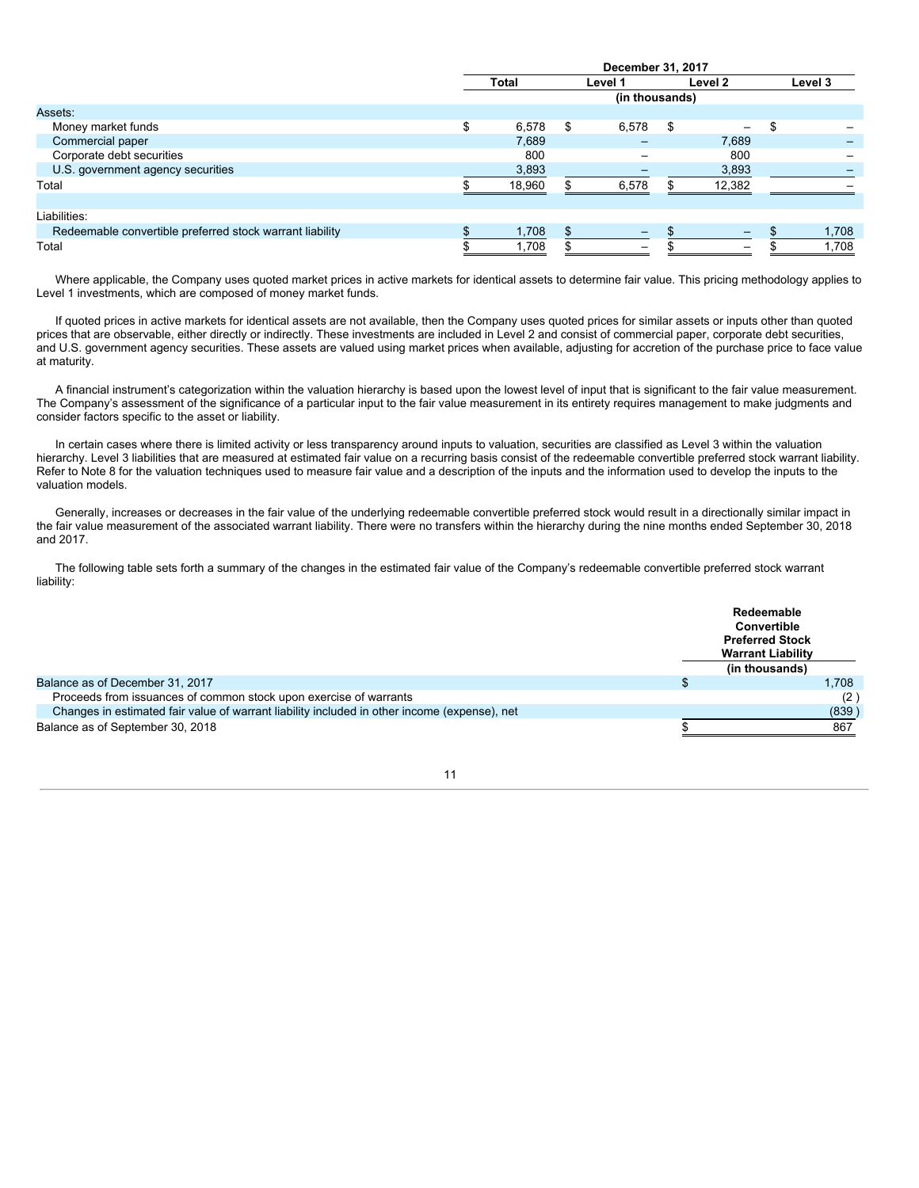| | December 31, 2017 | | | |
|---|---|---|---|---|
| | Total | Level 1 | Level 2 | Level 3 |
| | (in thousands) | | | |
| Assets: | | | | |
| Money market funds | $ 6,578 | $ 6,578 | $ – | $ – |
| Commercial paper | 7,689 | – | 7,689 | – |
| Corporate debt securities | 800 | – | 800 | – |
| U.S. government agency securities | 3,893 | – | 3,893 | – |
| Total | $ 18,960 | $ 6,578 | $ 12,382 | – |
| | | | | |
| Liabilities: | | | | |
| Redeemable convertible preferred stock warrant liability | $ 1,708 | $ – | $ – | $ 1,708 |
| Total | $ 1,708 | $ – | $ – | $ 1,708 |

Where applicable, the Company uses quoted market prices in active markets for identical assets to determine fair value. This pricing methodology applies to Level 1 investments, which are composed of money market funds.

If quoted prices in active markets for identical assets are not available, then the Company uses quoted prices for similar assets or inputs other than quoted prices that are observable, either directly or indirectly. These investments are included in Level 2 and consist of commercial paper, corporate debt securities, and U.S. government agency securities. These assets are valued using market prices when available, adjusting for accretion of the purchase price to face value at maturity.

A financial instrument's categorization within the valuation hierarchy is based upon the lowest level of input that is significant to the fair value measurement. The Company's assessment of the significance of a particular input to the fair value measurement in its entirety requires management to make judgments and consider factors specific to the asset or liability.

In certain cases where there is limited activity or less transparency around inputs to valuation, securities are classified as Level 3 within the valuation hierarchy. Level 3 liabilities that are measured at estimated fair value on a recurring basis consist of the redeemable convertible preferred stock warrant liability. Refer to Note 8 for the valuation techniques used to measure fair value and a description of the inputs and the information used to develop the inputs to the valuation models.

Generally, increases or decreases in the fair value of the underlying redeemable convertible preferred stock would result in a directionally similar impact in the fair value measurement of the associated warrant liability. There were no transfers within the hierarchy during the nine months ended September 30, 2018 and 2017.

The following table sets forth a summary of the changes in the estimated fair value of the Company's redeemable convertible preferred stock warrant liability:

| | Redeemable Convertible Preferred Stock Warrant Liability |
|---|---|
| | (in thousands) |
| Balance as of December 31, 2017 | $ 1,708 |
| Proceeds from issuances of common stock upon exercise of warrants | (2) |
| Changes in estimated fair value of warrant liability included in other income (expense), net | (839) |
| Balance as of September 30, 2018 | $ 867 |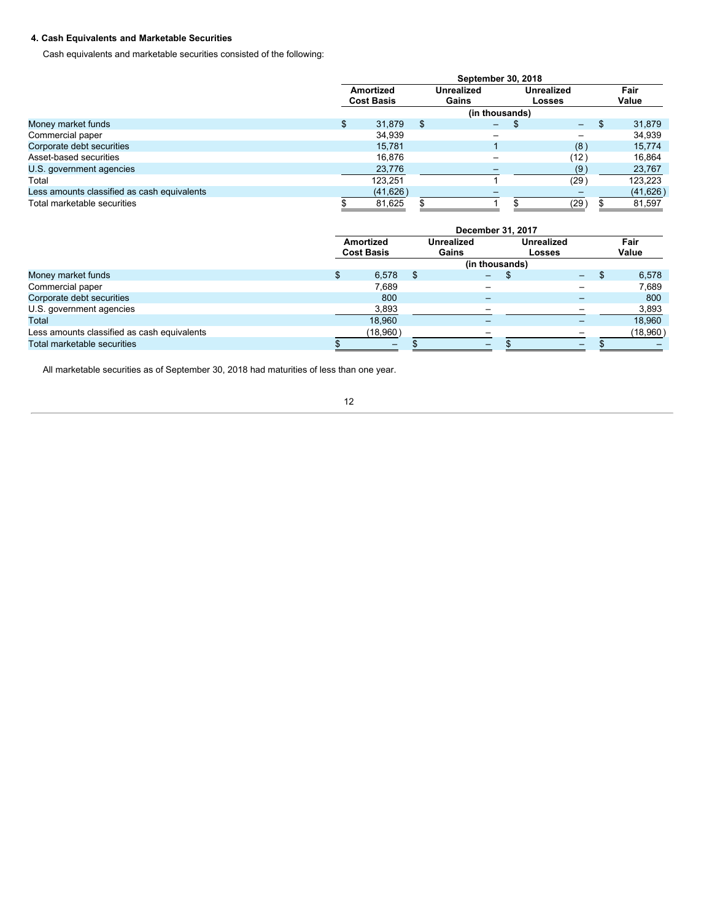#### 4. Cash Equivalents and Marketable Securities

Cash equivalents and marketable securities consisted of the following:

| | September 30, 2018 | | | |
|---|---|---|---|---|
| | Amortized Cost Basis | Unrealized Gains | Unrealized Losses | Fair Value |
| | (in thousands) | | | |
| Money market funds | $ 31,879 | $ – | $ – | $ 31,879 |
| Commercial paper | 34,939 | – | – | 34,939 |
| Corporate debt securities | 15,781 | 1 | (8) | 15,774 |
| Asset-based securities | 16,876 | – | (12) | 16,864 |
| U.S. government agencies | 23,776 | – | (9) | 23,767 |
| Total | 123,251 | 1 | (29) | 123,223 |
| Less amounts classified as cash equivalents | (41,626) | – | – | (41,626) |
| Total marketable securities | $ 81,625 | $ 1 | $ (29) | $ 81,597 |

| | December 31, 2017 | | | |
|---|---|---|---|---|
| | Amortized Cost Basis | Unrealized Gains | Unrealized Losses | Fair Value |
| | (in thousands) | | | |
| Money market funds | $ 6,578 | $ – | $ – | $ 6,578 |
| Commercial paper | 7,689 | – | – | 7,689 |
| Corporate debt securities | 800 | – | – | 800 |
| U.S. government agencies | 3,893 | – | – | 3,893 |
| Total | 18,960 | – | – | 18,960 |
| Less amounts classified as cash equivalents | (18,960) | – | – | (18,960) |
| Total marketable securities | $ – | $ – | $ – | $ – |

All marketable securities as of September 30, 2018 had maturities of less than one year.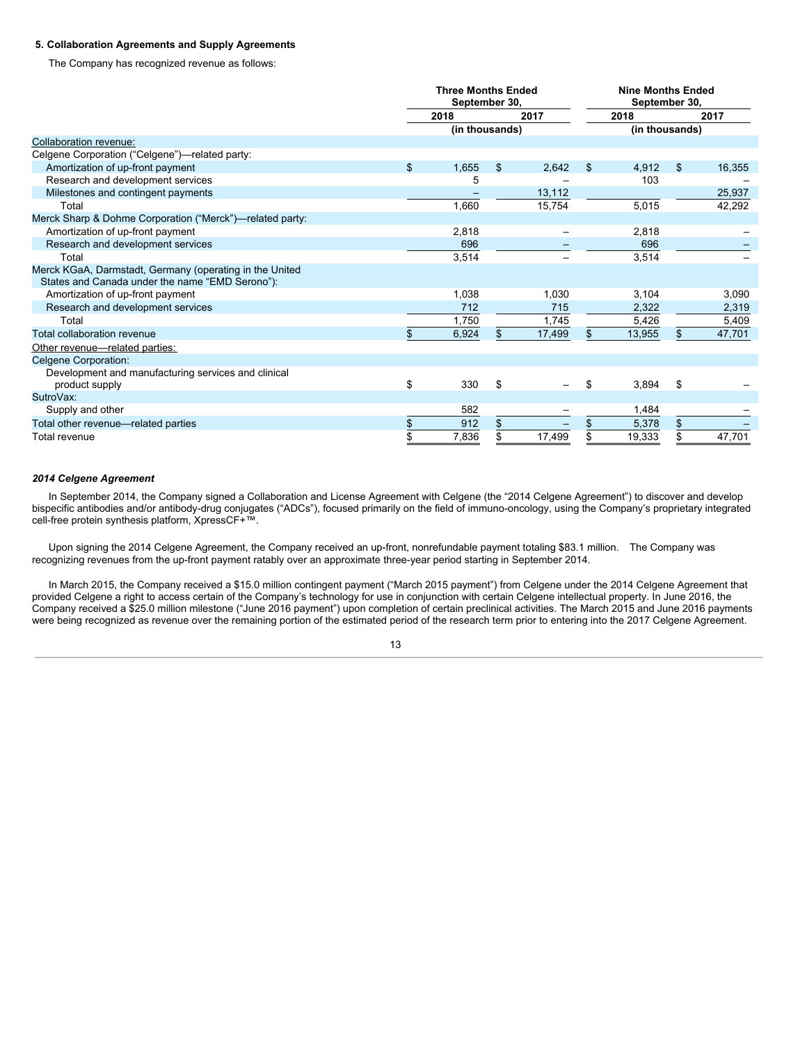**5. Collaboration Agreements and Supply Agreements**

The Company has recognized revenue as follows:

| | Three Months Ended September 30, | | Nine Months Ended September 30, | |
|---|---|---|---|---|
| | 2018 | 2017 | 2018 | 2017 |
| | (in thousands) | | (in thousands) | |
| Collaboration revenue: | | | | |
| Celgene Corporation ("Celgene")—related party: | | | | |
| Amortization of up-front payment | $ 1,655 | $ 2,642 | $ 4,912 | $ 16,355 |
| Research and development services | 5 | – | 103 | – |
| Milestones and contingent payments | – | 13,112 | | 25,937 |
| Total | 1,660 | 15,754 | 5,015 | 42,292 |
| Merck Sharp & Dohme Corporation ("Merck")—related party: | | | | |
| Amortization of up-front payment | 2,818 | – | 2,818 | – |
| Research and development services | 696 | – | 696 | – |
| Total | 3,514 | – | 3,514 | – |
| Merck KGaA, Darmstadt, Germany (operating in the United States and Canada under the name "EMD Serono"): | | | | |
| Amortization of up-front payment | 1,038 | 1,030 | 3,104 | 3,090 |
| Research and development services | 712 | 715 | 2,322 | 2,319 |
| Total | 1,750 | 1,745 | 5,426 | 5,409 |
| Total collaboration revenue | $ 6,924 | $ 17,499 | $ 13,955 | $ 47,701 |
| Other revenue—related parties: | | | | |
| Celgene Corporation: | | | | |
| Development and manufacturing services and clinical product supply | $ 330 | $ – | $ 3,894 | $ – |
| SutroVax: | | | | |
| Supply and other | 582 | – | 1,484 | – |
| Total other revenue—related parties | $ 912 | $ – | $ 5,378 | $ – |
| Total revenue | $ 7,836 | $ 17,499 | $ 19,333 | $ 47,701 |

***2014 Celgene Agreement***

In September 2014, the Company signed a Collaboration and License Agreement with Celgene (the "2014 Celgene Agreement") to discover and develop bispecific antibodies and/or antibody-drug conjugates ("ADCs"), focused primarily on the field of immuno-oncology, using the Company's proprietary integrated cell-free protein synthesis platform, XpressCF+™.

Upon signing the 2014 Celgene Agreement, the Company received an up-front, nonrefundable payment totaling $83.1 million. The Company was recognizing revenues from the up-front payment ratably over an approximate three-year period starting in September 2014.

In March 2015, the Company received a $15.0 million contingent payment ("March 2015 payment") from Celgene under the 2014 Celgene Agreement that provided Celgene a right to access certain of the Company's technology for use in conjunction with certain Celgene intellectual property. In June 2016, the Company received a $25.0 million milestone ("June 2016 payment") upon completion of certain preclinical activities. The March 2015 and June 2016 payments were being recognized as revenue over the remaining portion of the estimated period of the research term prior to entering into the 2017 Celgene Agreement.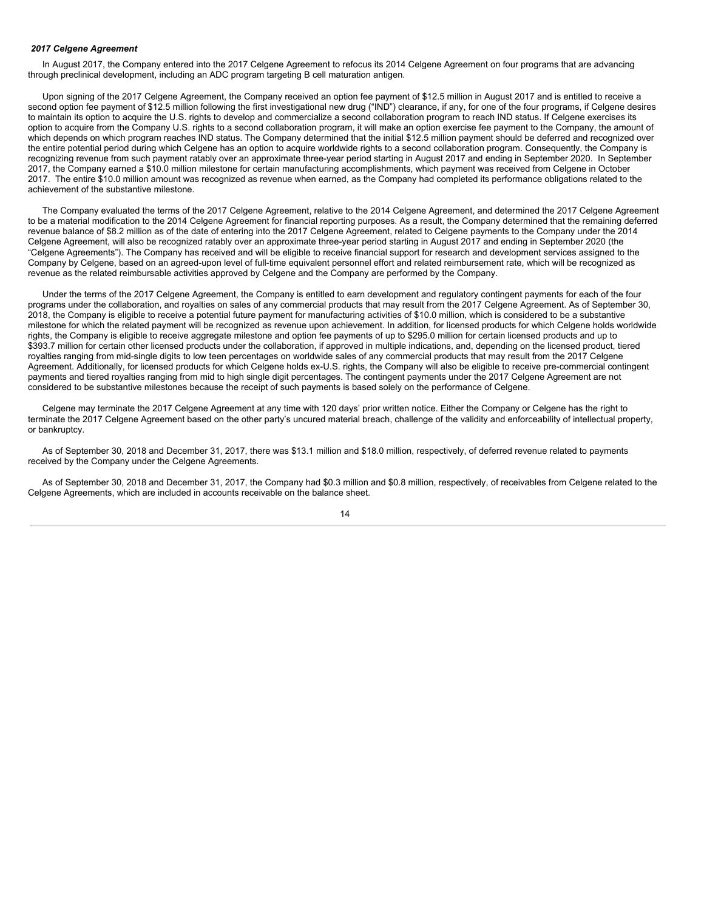***2017 Celgene Agreement***

In August 2017, the Company entered into the 2017 Celgene Agreement to refocus its 2014 Celgene Agreement on four programs that are advancing through preclinical development, including an ADC program targeting B cell maturation antigen.

Upon signing of the 2017 Celgene Agreement, the Company received an option fee payment of $12.5 million in August 2017 and is entitled to receive a second option fee payment of $12.5 million following the first investigational new drug ("IND") clearance, if any, for one of the four programs, if Celgene desires to maintain its option to acquire the U.S. rights to develop and commercialize a second collaboration program to reach IND status. If Celgene exercises its option to acquire from the Company U.S. rights to a second collaboration program, it will make an option exercise fee payment to the Company, the amount of which depends on which program reaches IND status. The Company determined that the initial $12.5 million payment should be deferred and recognized over the entire potential period during which Celgene has an option to acquire worldwide rights to a second collaboration program. Consequently, the Company is recognizing revenue from such payment ratably over an approximate three-year period starting in August 2017 and ending in September 2020. In September 2017, the Company earned a $10.0 million milestone for certain manufacturing accomplishments, which payment was received from Celgene in October 2017. The entire $10.0 million amount was recognized as revenue when earned, as the Company had completed its performance obligations related to the achievement of the substantive milestone.

The Company evaluated the terms of the 2017 Celgene Agreement, relative to the 2014 Celgene Agreement, and determined the 2017 Celgene Agreement to be a material modification to the 2014 Celgene Agreement for financial reporting purposes. As a result, the Company determined that the remaining deferred revenue balance of $8.2 million as of the date of entering into the 2017 Celgene Agreement, related to Celgene payments to the Company under the 2014 Celgene Agreement, will also be recognized ratably over an approximate three-year period starting in August 2017 and ending in September 2020 (the "Celgene Agreements"). The Company has received and will be eligible to receive financial support for research and development services assigned to the Company by Celgene, based on an agreed-upon level of full-time equivalent personnel effort and related reimbursement rate, which will be recognized as revenue as the related reimbursable activities approved by Celgene and the Company are performed by the Company.

Under the terms of the 2017 Celgene Agreement, the Company is entitled to earn development and regulatory contingent payments for each of the four programs under the collaboration, and royalties on sales of any commercial products that may result from the 2017 Celgene Agreement. As of September 30, 2018, the Company is eligible to receive a potential future payment for manufacturing activities of $10.0 million, which is considered to be a substantive milestone for which the related payment will be recognized as revenue upon achievement. In addition, for licensed products for which Celgene holds worldwide rights, the Company is eligible to receive aggregate milestone and option fee payments of up to $295.0 million for certain licensed products and up to $393.7 million for certain other licensed products under the collaboration, if approved in multiple indications, and, depending on the licensed product, tiered royalties ranging from mid-single digits to low teen percentages on worldwide sales of any commercial products that may result from the 2017 Celgene Agreement. Additionally, for licensed products for which Celgene holds ex-U.S. rights, the Company will also be eligible to receive pre-commercial contingent payments and tiered royalties ranging from mid to high single digit percentages. The contingent payments under the 2017 Celgene Agreement are not considered to be substantive milestones because the receipt of such payments is based solely on the performance of Celgene.

Celgene may terminate the 2017 Celgene Agreement at any time with 120 days' prior written notice. Either the Company or Celgene has the right to terminate the 2017 Celgene Agreement based on the other party's uncured material breach, challenge of the validity and enforceability of intellectual property, or bankruptcy.

As of September 30, 2018 and December 31, 2017, there was $13.1 million and $18.0 million, respectively, of deferred revenue related to payments received by the Company under the Celgene Agreements.

As of September 30, 2018 and December 31, 2017, the Company had $0.3 million and $0.8 million, respectively, of receivables from Celgene related to the Celgene Agreements, which are included in accounts receivable on the balance sheet.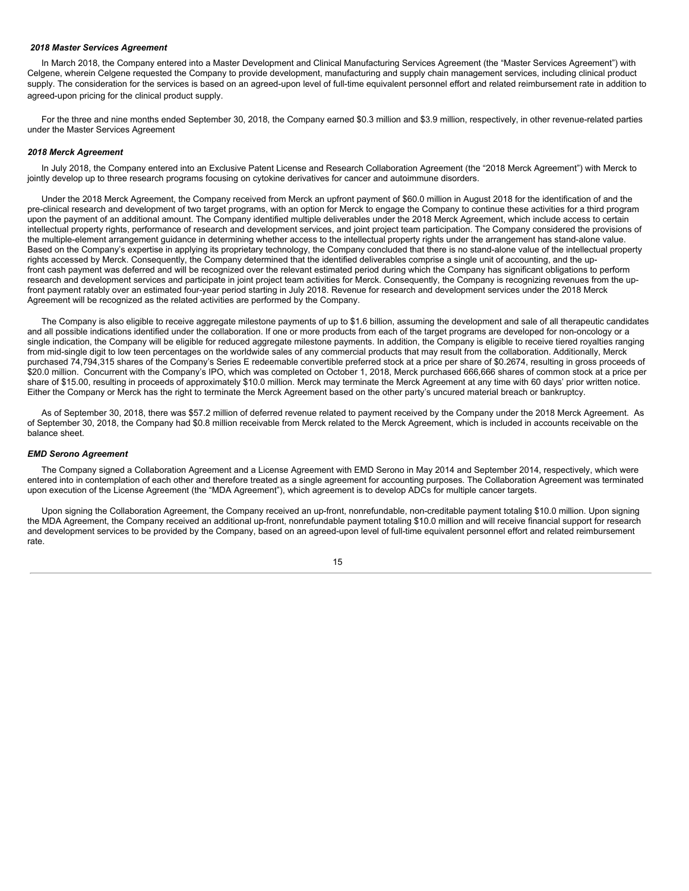### *2018 Master Services Agreement*

In March 2018, the Company entered into a Master Development and Clinical Manufacturing Services Agreement (the "Master Services Agreement") with Celgene, wherein Celgene requested the Company to provide development, manufacturing and supply chain management services, including clinical product supply. The consideration for the services is based on an agreed-upon level of full-time equivalent personnel effort and related reimbursement rate in addition to agreed-upon pricing for the clinical product supply.

For the three and nine months ended September 30, 2018, the Company earned $0.3 million and $3.9 million, respectively, in other revenue-related parties under the Master Services Agreement

### *2018 Merck Agreement*

In July 2018, the Company entered into an Exclusive Patent License and Research Collaboration Agreement (the "2018 Merck Agreement") with Merck to jointly develop up to three research programs focusing on cytokine derivatives for cancer and autoimmune disorders.

Under the 2018 Merck Agreement, the Company received from Merck an upfront payment of $60.0 million in August 2018 for the identification of and the pre-clinical research and development of two target programs, with an option for Merck to engage the Company to continue these activities for a third program upon the payment of an additional amount. The Company identified multiple deliverables under the 2018 Merck Agreement, which include access to certain intellectual property rights, performance of research and development services, and joint project team participation. The Company considered the provisions of the multiple-element arrangement guidance in determining whether access to the intellectual property rights under the arrangement has stand-alone value. Based on the Company's expertise in applying its proprietary technology, the Company concluded that there is no stand-alone value of the intellectual property rights accessed by Merck. Consequently, the Company determined that the identified deliverables comprise a single unit of accounting, and the up-front cash payment was deferred and will be recognized over the relevant estimated period during which the Company has significant obligations to perform research and development services and participate in joint project team activities for Merck. Consequently, the Company is recognizing revenues from the up-front payment ratably over an estimated four-year period starting in July 2018. Revenue for research and development services under the 2018 Merck Agreement will be recognized as the related activities are performed by the Company.

The Company is also eligible to receive aggregate milestone payments of up to $1.6 billion, assuming the development and sale of all therapeutic candidates and all possible indications identified under the collaboration. If one or more products from each of the target programs are developed for non-oncology or a single indication, the Company will be eligible for reduced aggregate milestone payments. In addition, the Company is eligible to receive tiered royalties ranging from mid-single digit to low teen percentages on the worldwide sales of any commercial products that may result from the collaboration. Additionally, Merck purchased 74,794,315 shares of the Company's Series E redeemable convertible preferred stock at a price per share of $0.2674, resulting in gross proceeds of $20.0 million. Concurrent with the Company's IPO, which was completed on October 1, 2018, Merck purchased 666,666 shares of common stock at a price per share of $15.00, resulting in proceeds of approximately $10.0 million. Merck may terminate the Merck Agreement at any time with 60 days' prior written notice. Either the Company or Merck has the right to terminate the Merck Agreement based on the other party's uncured material breach or bankruptcy.

As of September 30, 2018, there was $57.2 million of deferred revenue related to payment received by the Company under the 2018 Merck Agreement. As of September 30, 2018, the Company had $0.8 million receivable from Merck related to the Merck Agreement, which is included in accounts receivable on the balance sheet.

### *EMD Serono Agreement*

The Company signed a Collaboration Agreement and a License Agreement with EMD Serono in May 2014 and September 2014, respectively, which were entered into in contemplation of each other and therefore treated as a single agreement for accounting purposes. The Collaboration Agreement was terminated upon execution of the License Agreement (the "MDA Agreement"), which agreement is to develop ADCs for multiple cancer targets.

Upon signing the Collaboration Agreement, the Company received an up-front, nonrefundable, non-creditable payment totaling $10.0 million. Upon signing the MDA Agreement, the Company received an additional up-front, nonrefundable payment totaling $10.0 million and will receive financial support for research and development services to be provided by the Company, based on an agreed-upon level of full-time equivalent personnel effort and related reimbursement rate.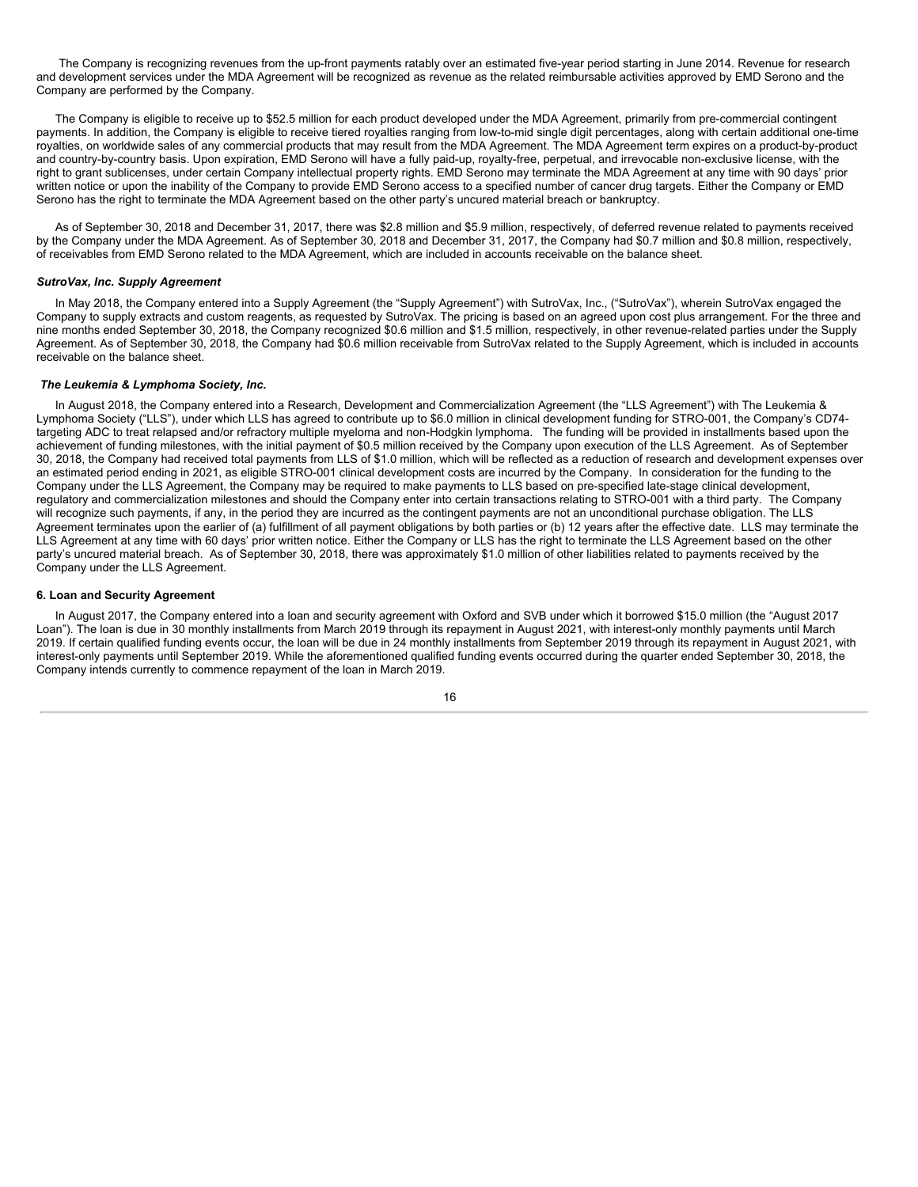The Company is recognizing revenues from the up-front payments ratably over an estimated five-year period starting in June 2014. Revenue for research and development services under the MDA Agreement will be recognized as revenue as the related reimbursable activities approved by EMD Serono and the Company are performed by the Company.

The Company is eligible to receive up to $52.5 million for each product developed under the MDA Agreement, primarily from pre-commercial contingent payments. In addition, the Company is eligible to receive tiered royalties ranging from low-to-mid single digit percentages, along with certain additional one-time royalties, on worldwide sales of any commercial products that may result from the MDA Agreement. The MDA Agreement term expires on a product-by-product and country-by-country basis. Upon expiration, EMD Serono will have a fully paid-up, royalty-free, perpetual, and irrevocable non-exclusive license, with the right to grant sublicenses, under certain Company intellectual property rights. EMD Serono may terminate the MDA Agreement at any time with 90 days' prior written notice or upon the inability of the Company to provide EMD Serono access to a specified number of cancer drug targets. Either the Company or EMD Serono has the right to terminate the MDA Agreement based on the other party's uncured material breach or bankruptcy.

As of September 30, 2018 and December 31, 2017, there was $2.8 million and $5.9 million, respectively, of deferred revenue related to payments received by the Company under the MDA Agreement. As of September 30, 2018 and December 31, 2017, the Company had $0.7 million and $0.8 million, respectively, of receivables from EMD Serono related to the MDA Agreement, which are included in accounts receivable on the balance sheet.

***SutroVax, Inc. Supply Agreement***

In May 2018, the Company entered into a Supply Agreement (the "Supply Agreement") with SutroVax, Inc., ("SutroVax"), wherein SutroVax engaged the Company to supply extracts and custom reagents, as requested by SutroVax. The pricing is based on an agreed upon cost plus arrangement. For the three and nine months ended September 30, 2018, the Company recognized $0.6 million and $1.5 million, respectively, in other revenue-related parties under the Supply Agreement. As of September 30, 2018, the Company had $0.6 million receivable from SutroVax related to the Supply Agreement, which is included in accounts receivable on the balance sheet.

***The Leukemia & Lymphoma Society, Inc.***

In August 2018, the Company entered into a Research, Development and Commercialization Agreement (the "LLS Agreement") with The Leukemia & Lymphoma Society ("LLS"), under which LLS has agreed to contribute up to $6.0 million in clinical development funding for STRO-001, the Company's CD74-targeting ADC to treat relapsed and/or refractory multiple myeloma and non-Hodgkin lymphoma. The funding will be provided in installments based upon the achievement of funding milestones, with the initial payment of $0.5 million received by the Company upon execution of the LLS Agreement. As of September 30, 2018, the Company had received total payments from LLS of $1.0 million, which will be reflected as a reduction of research and development expenses over an estimated period ending in 2021, as eligible STRO-001 clinical development costs are incurred by the Company. In consideration for the funding to the Company under the LLS Agreement, the Company may be required to make payments to LLS based on pre-specified late-stage clinical development, regulatory and commercialization milestones and should the Company enter into certain transactions relating to STRO-001 with a third party. The Company will recognize such payments, if any, in the period they are incurred as the contingent payments are not an unconditional purchase obligation. The LLS Agreement terminates upon the earlier of (a) fulfillment of all payment obligations by both parties or (b) 12 years after the effective date. LLS may terminate the LLS Agreement at any time with 60 days' prior written notice. Either the Company or LLS has the right to terminate the LLS Agreement based on the other party's uncured material breach. As of September 30, 2018, there was approximately $1.0 million of other liabilities related to payments received by the Company under the LLS Agreement.

**6. Loan and Security Agreement**

In August 2017, the Company entered into a loan and security agreement with Oxford and SVB under which it borrowed $15.0 million (the "August 2017 Loan"). The loan is due in 30 monthly installments from March 2019 through its repayment in August 2021, with interest-only monthly payments until March 2019. If certain qualified funding events occur, the loan will be due in 24 monthly installments from September 2019 through its repayment in August 2021, with interest-only payments until September 2019. While the aforementioned qualified funding events occurred during the quarter ended September 30, 2018, the Company intends currently to commence repayment of the loan in March 2019.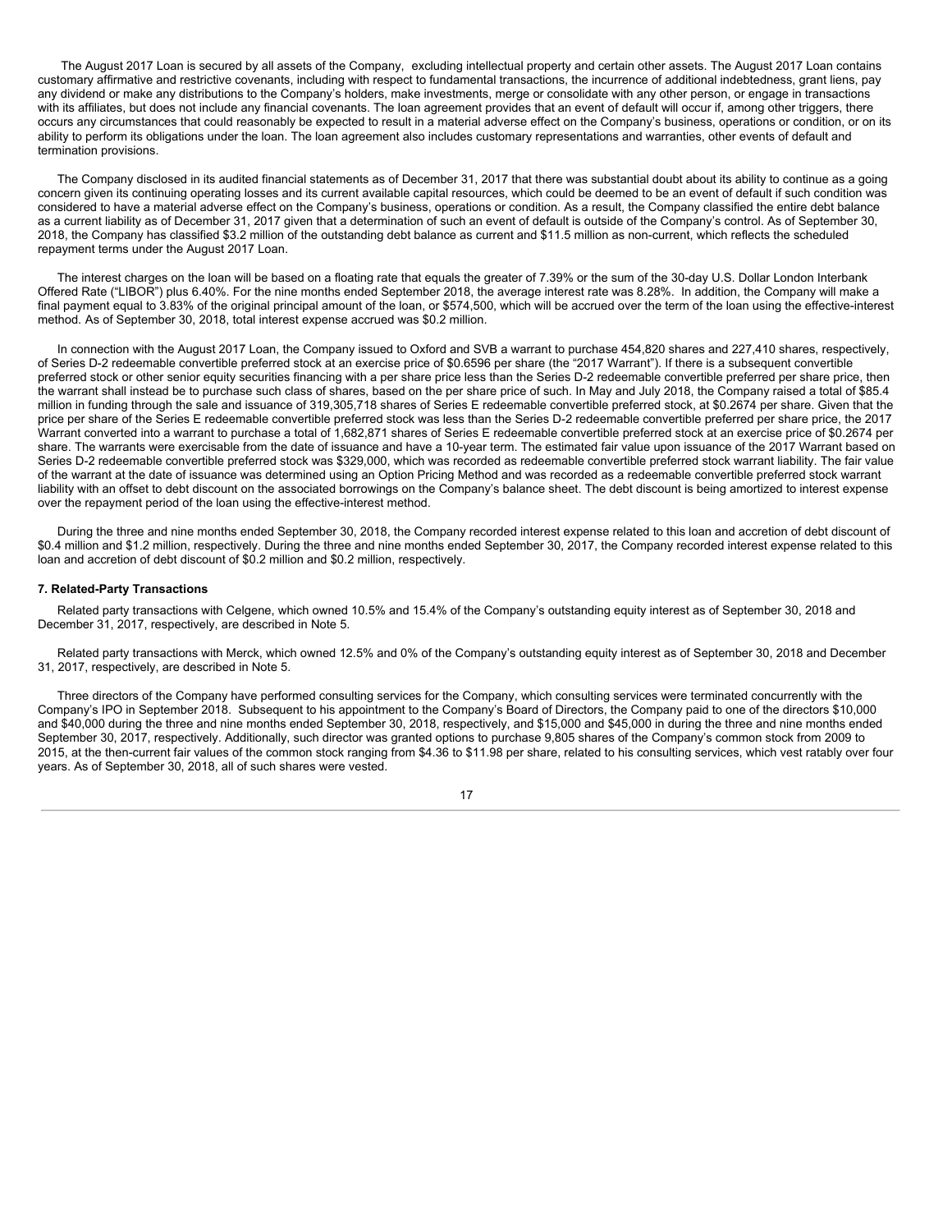The August 2017 Loan is secured by all assets of the Company, excluding intellectual property and certain other assets. The August 2017 Loan contains customary affirmative and restrictive covenants, including with respect to fundamental transactions, the incurrence of additional indebtedness, grant liens, pay any dividend or make any distributions to the Company's holders, make investments, merge or consolidate with any other person, or engage in transactions with its affiliates, but does not include any financial covenants. The loan agreement provides that an event of default will occur if, among other triggers, there occurs any circumstances that could reasonably be expected to result in a material adverse effect on the Company's business, operations or condition, or on its ability to perform its obligations under the loan. The loan agreement also includes customary representations and warranties, other events of default and termination provisions.

The Company disclosed in its audited financial statements as of December 31, 2017 that there was substantial doubt about its ability to continue as a going concern given its continuing operating losses and its current available capital resources, which could be deemed to be an event of default if such condition was considered to have a material adverse effect on the Company's business, operations or condition. As a result, the Company classified the entire debt balance as a current liability as of December 31, 2017 given that a determination of such an event of default is outside of the Company's control. As of September 30, 2018, the Company has classified $3.2 million of the outstanding debt balance as current and $11.5 million as non-current, which reflects the scheduled repayment terms under the August 2017 Loan.

The interest charges on the loan will be based on a floating rate that equals the greater of 7.39% or the sum of the 30-day U.S. Dollar London Interbank Offered Rate ("LIBOR") plus 6.40%. For the nine months ended September 2018, the average interest rate was 8.28%. In addition, the Company will make a final payment equal to 3.83% of the original principal amount of the loan, or $574,500, which will be accrued over the term of the loan using the effective-interest method. As of September 30, 2018, total interest expense accrued was $0.2 million.

In connection with the August 2017 Loan, the Company issued to Oxford and SVB a warrant to purchase 454,820 shares and 227,410 shares, respectively, of Series D-2 redeemable convertible preferred stock at an exercise price of $0.6596 per share (the "2017 Warrant"). If there is a subsequent convertible preferred stock or other senior equity securities financing with a per share price less than the Series D-2 redeemable convertible preferred per share price, then the warrant shall instead be to purchase such class of shares, based on the per share price of such. In May and July 2018, the Company raised a total of $85.4 million in funding through the sale and issuance of 319,305,718 shares of Series E redeemable convertible preferred stock, at $0.2674 per share. Given that the price per share of the Series E redeemable convertible preferred stock was less than the Series D-2 redeemable convertible preferred per share price, the 2017 Warrant converted into a warrant to purchase a total of 1,682,871 shares of Series E redeemable convertible preferred stock at an exercise price of $0.2674 per share. The warrants were exercisable from the date of issuance and have a 10-year term. The estimated fair value upon issuance of the 2017 Warrant based on Series D-2 redeemable convertible preferred stock was $329,000, which was recorded as redeemable convertible preferred stock warrant liability. The fair value of the warrant at the date of issuance was determined using an Option Pricing Method and was recorded as a redeemable convertible preferred stock warrant liability with an offset to debt discount on the associated borrowings on the Company's balance sheet. The debt discount is being amortized to interest expense over the repayment period of the loan using the effective-interest method.

During the three and nine months ended September 30, 2018, the Company recorded interest expense related to this loan and accretion of debt discount of $0.4 million and $1.2 million, respectively. During the three and nine months ended September 30, 2017, the Company recorded interest expense related to this loan and accretion of debt discount of $0.2 million and $0.2 million, respectively.

**7. Related-Party Transactions**

Related party transactions with Celgene, which owned 10.5% and 15.4% of the Company's outstanding equity interest as of September 30, 2018 and December 31, 2017, respectively, are described in Note 5.

Related party transactions with Merck, which owned 12.5% and 0% of the Company's outstanding equity interest as of September 30, 2018 and December 31, 2017, respectively, are described in Note 5.

Three directors of the Company have performed consulting services for the Company, which consulting services were terminated concurrently with the Company's IPO in September 2018. Subsequent to his appointment to the Company's Board of Directors, the Company paid to one of the directors $10,000 and $40,000 during the three and nine months ended September 30, 2018, respectively, and $15,000 and $45,000 in during the three and nine months ended September 30, 2017, respectively. Additionally, such director was granted options to purchase 9,805 shares of the Company's common stock from 2009 to 2015, at the then-current fair values of the common stock ranging from $4.36 to $11.98 per share, related to his consulting services, which vest ratably over four years. As of September 30, 2018, all of such shares were vested.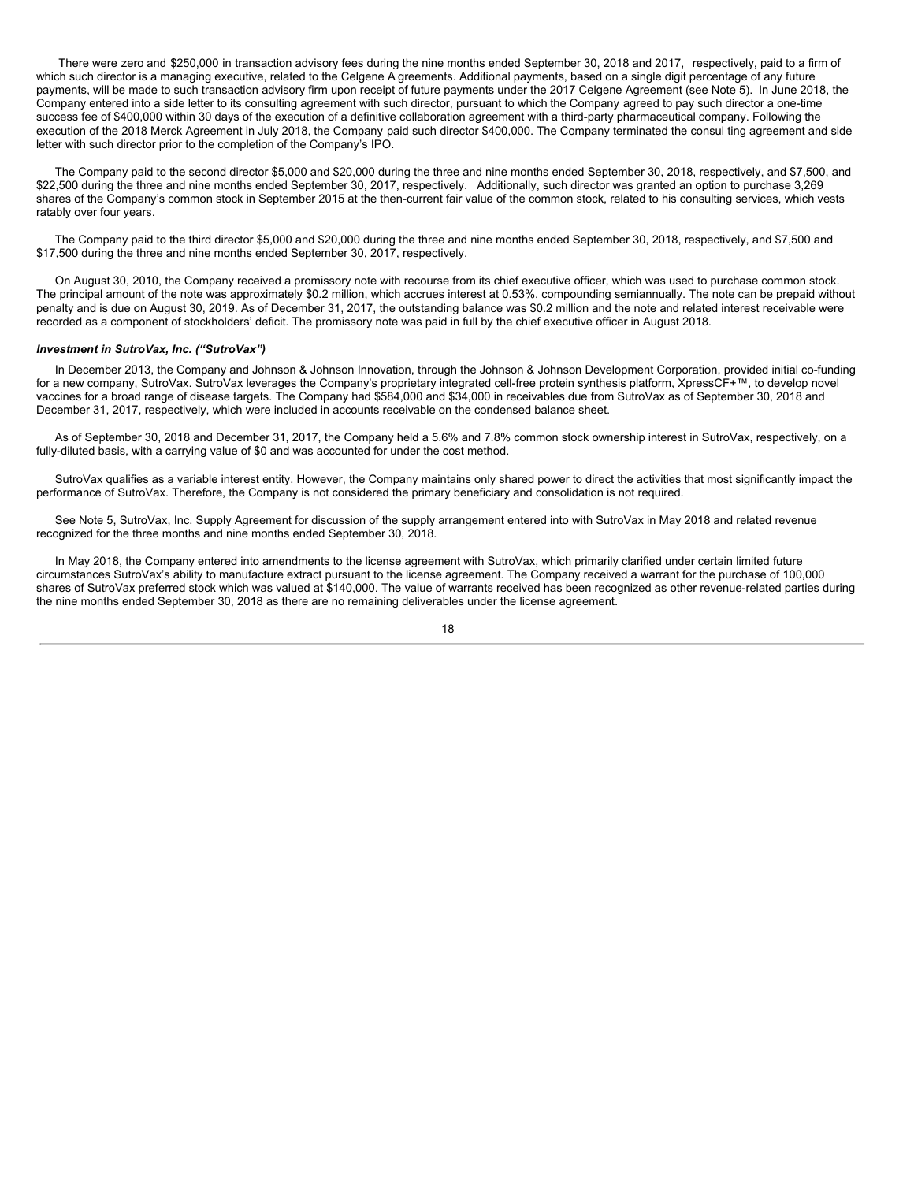There were zero and $250,000 in transaction advisory fees during the nine months ended September 30, 2018 and 2017, respectively, paid to a firm of which such director is a managing executive, related to the Celgene Agreements. Additional payments, based on a single digit percentage of any future payments, will be made to such transaction advisory firm upon receipt of future payments under the 2017 Celgene Agreement (see Note 5). In June 2018, the Company entered into a side letter to its consulting agreement with such director, pursuant to which the Company agreed to pay such director a one-time success fee of $400,000 within 30 days of the execution of a definitive collaboration agreement with a third-party pharmaceutical company. Following the execution of the 2018 Merck Agreement in July 2018, the Company paid such director $400,000. The Company terminated the consulting agreement and side letter with such director prior to the completion of the Company's IPO.

The Company paid to the second director $5,000 and $20,000 during the three and nine months ended September 30, 2018, respectively, and $7,500, and $22,500 during the three and nine months ended September 30, 2017, respectively. Additionally, such director was granted an option to purchase 3,269 shares of the Company's common stock in September 2015 at the then-current fair value of the common stock, related to his consulting services, which vests ratably over four years.

The Company paid to the third director $5,000 and $20,000 during the three and nine months ended September 30, 2018, respectively, and $7,500 and $17,500 during the three and nine months ended September 30, 2017, respectively.

On August 30, 2010, the Company received a promissory note with recourse from its chief executive officer, which was used to purchase common stock. The principal amount of the note was approximately $0.2 million, which accrues interest at 0.53%, compounding semiannually. The note can be prepaid without penalty and is due on August 30, 2019. As of December 31, 2017, the outstanding balance was $0.2 million and the note and related interest receivable were recorded as a component of stockholders' deficit. The promissory note was paid in full by the chief executive officer in August 2018.

***Investment in SutroVax, Inc. ("SutroVax")***

In December 2013, the Company and Johnson & Johnson Innovation, through the Johnson & Johnson Development Corporation, provided initial co-funding for a new company, SutroVax. SutroVax leverages the Company's proprietary integrated cell-free protein synthesis platform, XpressCF+™, to develop novel vaccines for a broad range of disease targets. The Company had $584,000 and $34,000 in receivables due from SutroVax as of September 30, 2018 and December 31, 2017, respectively, which were included in accounts receivable on the condensed balance sheet.

As of September 30, 2018 and December 31, 2017, the Company held a 5.6% and 7.8% common stock ownership interest in SutroVax, respectively, on a fully-diluted basis, with a carrying value of $0 and was accounted for under the cost method.

SutroVax qualifies as a variable interest entity. However, the Company maintains only shared power to direct the activities that most significantly impact the performance of SutroVax. Therefore, the Company is not considered the primary beneficiary and consolidation is not required.

See Note 5, SutroVax, Inc. Supply Agreement for discussion of the supply arrangement entered into with SutroVax in May 2018 and related revenue recognized for the three months and nine months ended September 30, 2018.

In May 2018, the Company entered into amendments to the license agreement with SutroVax, which primarily clarified under certain limited future circumstances SutroVax's ability to manufacture extract pursuant to the license agreement. The Company received a warrant for the purchase of 100,000 shares of SutroVax preferred stock which was valued at $140,000. The value of warrants received has been recognized as other revenue-related parties during the nine months ended September 30, 2018 as there are no remaining deliverables under the license agreement.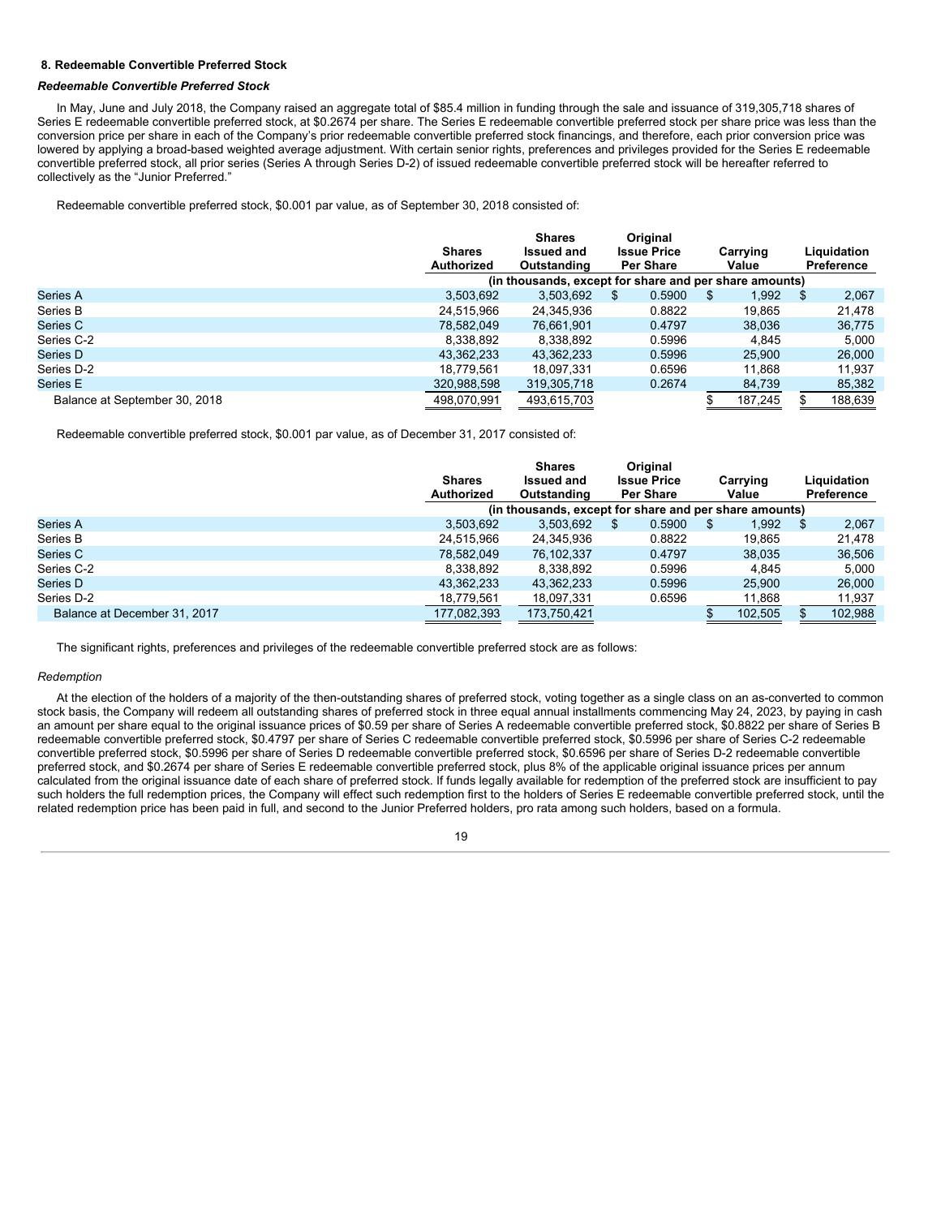## 8. Redeemable Convertible Preferred Stock

### *Redeemable Convertible Preferred Stock*

In May, June and July 2018, the Company raised an aggregate total of $85.4 million in funding through the sale and issuance of 319,305,718 shares of Series E redeemable convertible preferred stock, at $0.2674 per share. The Series E redeemable convertible preferred stock per share price was less than the conversion price per share in each of the Company's prior redeemable convertible preferred stock financings, and therefore, each prior conversion price was lowered by applying a broad-based weighted average adjustment. With certain senior rights, preferences and privileges provided for the Series E redeemable convertible preferred stock, all prior series (Series A through Series D-2) of issued redeemable convertible preferred stock will be hereafter referred to collectively as the "Junior Preferred."

Redeemable convertible preferred stock, $0.001 par value, as of September 30, 2018 consisted of:

| | Shares Authorized | Shares Issued and Outstanding | Original Issue Price Per Share | Carrying Value | Liquidation Preference |
|---|---|---|---|---|---|
| | (in thousands, except for share and per share amounts) | | | | |
| Series A | 3,503,692 | 3,503,692 | $ 0.5900 | $ 1,992 | $ 2,067 |
| Series B | 24,515,966 | 24,345,936 | 0.8822 | 19,865 | 21,478 |
| Series C | 78,582,049 | 76,661,901 | 0.4797 | 38,036 | 36,775 |
| Series C-2 | 8,338,892 | 8,338,892 | 0.5996 | 4,845 | 5,000 |
| Series D | 43,362,233 | 43,362,233 | 0.5996 | 25,900 | 26,000 |
| Series D-2 | 18,779,561 | 18,097,331 | 0.6596 | 11,868 | 11,937 |
| Series E | 320,988,598 | 319,305,718 | 0.2674 | 84,739 | 85,382 |
| Balance at September 30, 2018 | 498,070,991 | 493,615,703 | | $ 187,245 | $ 188,639 |

Redeemable convertible preferred stock, $0.001 par value, as of December 31, 2017 consisted of:

| | Shares Authorized | Shares Issued and Outstanding | Original Issue Price Per Share | Carrying Value | Liquidation Preference |
|---|---|---|---|---|---|
| | (in thousands, except for share and per share amounts) | | | | |
| Series A | 3,503,692 | 3,503,692 | $ 0.5900 | $ 1,992 | $ 2,067 |
| Series B | 24,515,966 | 24,345,936 | 0.8822 | 19,865 | 21,478 |
| Series C | 78,582,049 | 76,102,337 | 0.4797 | 38,035 | 36,506 |
| Series C-2 | 8,338,892 | 8,338,892 | 0.5996 | 4,845 | 5,000 |
| Series D | 43,362,233 | 43,362,233 | 0.5996 | 25,900 | 26,000 |
| Series D-2 | 18,779,561 | 18,097,331 | 0.6596 | 11,868 | 11,937 |
| Balance at December 31, 2017 | 177,082,393 | 173,750,421 | | $ 102,505 | $ 102,988 |

The significant rights, preferences and privileges of the redeemable convertible preferred stock are as follows:

*Redemption*

At the election of the holders of a majority of the then-outstanding shares of preferred stock, voting together as a single class on an as-converted to common stock basis, the Company will redeem all outstanding shares of preferred stock in three equal annual installments commencing May 24, 2023, by paying in cash an amount per share equal to the original issuance prices of $0.59 per share of Series A redeemable convertible preferred stock, $0.8822 per share of Series B redeemable convertible preferred stock, $0.4797 per share of Series C redeemable convertible preferred stock, $0.5996 per share of Series C-2 redeemable convertible preferred stock, $0.5996 per share of Series D redeemable convertible preferred stock, $0.6596 per share of Series D-2 redeemable convertible preferred stock, and $0.2674 per share of Series E redeemable convertible preferred stock, plus 8% of the applicable original issuance prices per annum calculated from the original issuance date of each share of preferred stock. If funds legally available for redemption of the preferred stock are insufficient to pay such holders the full redemption prices, the Company will effect such redemption first to the holders of Series E redeemable convertible preferred stock, until the related redemption price has been paid in full, and second to the Junior Preferred holders, pro rata among such holders, based on a formula.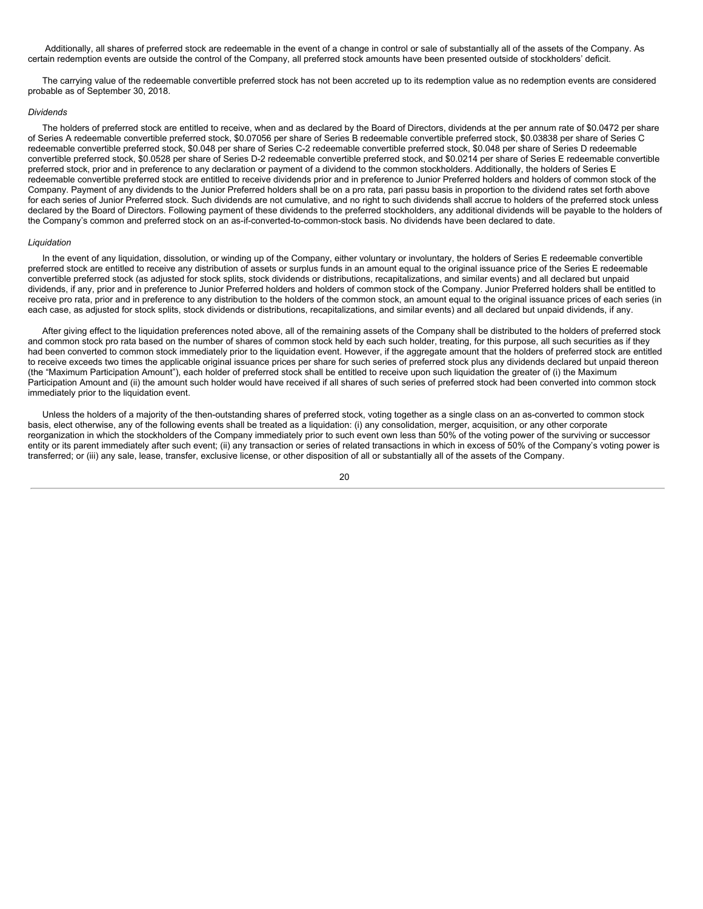Additionally, all shares of preferred stock are redeemable in the event of a change in control or sale of substantially all of the assets of the Company. As certain redemption events are outside the control of the Company, all preferred stock amounts have been presented outside of stockholders' deficit.

The carrying value of the redeemable convertible preferred stock has not been accreted up to its redemption value as no redemption events are considered probable as of September 30, 2018.

*Dividends*

The holders of preferred stock are entitled to receive, when and as declared by the Board of Directors, dividends at the per annum rate of $0.0472 per share of Series A redeemable convertible preferred stock, $0.07056 per share of Series B redeemable convertible preferred stock, $0.03838 per share of Series C redeemable convertible preferred stock, $0.048 per share of Series C-2 redeemable convertible preferred stock, $0.048 per share of Series D redeemable convertible preferred stock, $0.0528 per share of Series D-2 redeemable convertible preferred stock, and $0.0214 per share of Series E redeemable convertible preferred stock, prior and in preference to any declaration or payment of a dividend to the common stockholders. Additionally, the holders of Series E redeemable convertible preferred stock are entitled to receive dividends prior and in preference to Junior Preferred holders and holders of common stock of the Company. Payment of any dividends to the Junior Preferred holders shall be on a pro rata, pari passu basis in proportion to the dividend rates set forth above for each series of Junior Preferred stock. Such dividends are not cumulative, and no right to such dividends shall accrue to holders of the preferred stock unless declared by the Board of Directors. Following payment of these dividends to the preferred stockholders, any additional dividends will be payable to the holders of the Company's common and preferred stock on an as-if-converted-to-common-stock basis. No dividends have been declared to date.

*Liquidation*

In the event of any liquidation, dissolution, or winding up of the Company, either voluntary or involuntary, the holders of Series E redeemable convertible preferred stock are entitled to receive any distribution of assets or surplus funds in an amount equal to the original issuance price of the Series E redeemable convertible preferred stock (as adjusted for stock splits, stock dividends or distributions, recapitalizations, and similar events) and all declared but unpaid dividends, if any, prior and in preference to Junior Preferred holders and holders of common stock of the Company. Junior Preferred holders shall be entitled to receive pro rata, prior and in preference to any distribution to the holders of the common stock, an amount equal to the original issuance prices of each series (in each case, as adjusted for stock splits, stock dividends or distributions, recapitalizations, and similar events) and all declared but unpaid dividends, if any.

After giving effect to the liquidation preferences noted above, all of the remaining assets of the Company shall be distributed to the holders of preferred stock and common stock pro rata based on the number of shares of common stock held by each such holder, treating, for this purpose, all such securities as if they had been converted to common stock immediately prior to the liquidation event. However, if the aggregate amount that the holders of preferred stock are entitled to receive exceeds two times the applicable original issuance prices per share for such series of preferred stock plus any dividends declared but unpaid thereon (the "Maximum Participation Amount"), each holder of preferred stock shall be entitled to receive upon such liquidation the greater of (i) the Maximum Participation Amount and (ii) the amount such holder would have received if all shares of such series of preferred stock had been converted into common stock immediately prior to the liquidation event.

Unless the holders of a majority of the then-outstanding shares of preferred stock, voting together as a single class on an as-converted to common stock basis, elect otherwise, any of the following events shall be treated as a liquidation: (i) any consolidation, merger, acquisition, or any other corporate reorganization in which the stockholders of the Company immediately prior to such event own less than 50% of the voting power of the surviving or successor entity or its parent immediately after such event; (ii) any transaction or series of related transactions in which in excess of 50% of the Company's voting power is transferred; or (iii) any sale, lease, transfer, exclusive license, or other disposition of all or substantially all of the assets of the Company.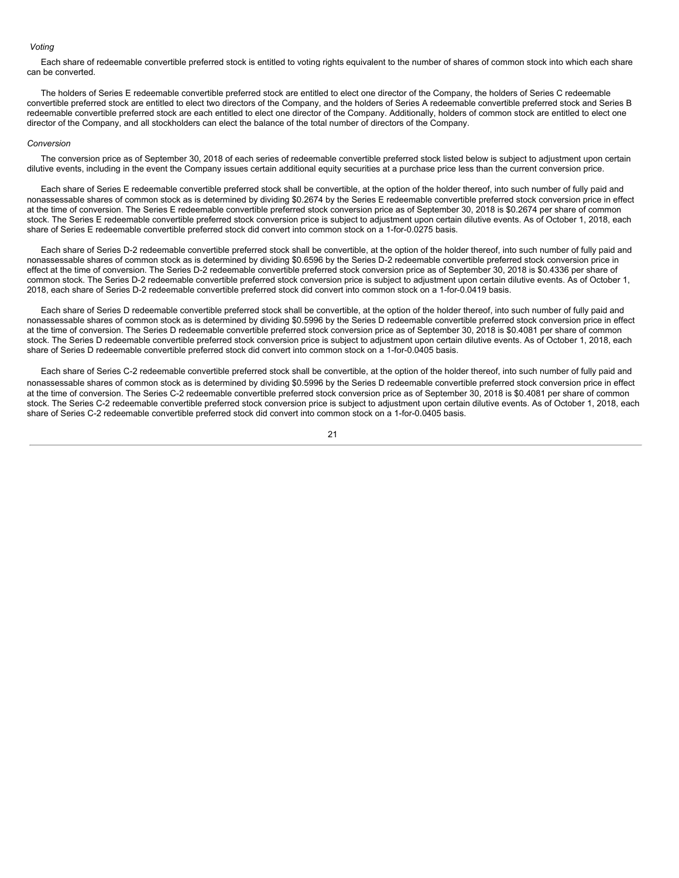*Voting*

Each share of redeemable convertible preferred stock is entitled to voting rights equivalent to the number of shares of common stock into which each share can be converted.

The holders of Series E redeemable convertible preferred stock are entitled to elect one director of the Company, the holders of Series C redeemable convertible preferred stock are entitled to elect two directors of the Company, and the holders of Series A redeemable convertible preferred stock and Series B redeemable convertible preferred stock are each entitled to elect one director of the Company. Additionally, holders of common stock are entitled to elect one director of the Company, and all stockholders can elect the balance of the total number of directors of the Company.

*Conversion*

The conversion price as of September 30, 2018 of each series of redeemable convertible preferred stock listed below is subject to adjustment upon certain dilutive events, including in the event the Company issues certain additional equity securities at a purchase price less than the current conversion price.

Each share of Series E redeemable convertible preferred stock shall be convertible, at the option of the holder thereof, into such number of fully paid and nonassessable shares of common stock as is determined by dividing $0.2674 by the Series E redeemable convertible preferred stock conversion price in effect at the time of conversion. The Series E redeemable convertible preferred stock conversion price as of September 30, 2018 is $0.2674 per share of common stock. The Series E redeemable convertible preferred stock conversion price is subject to adjustment upon certain dilutive events. As of October 1, 2018, each share of Series E redeemable convertible preferred stock did convert into common stock on a 1-for-0.0275 basis.

Each share of Series D-2 redeemable convertible preferred stock shall be convertible, at the option of the holder thereof, into such number of fully paid and nonassessable shares of common stock as is determined by dividing $0.6596 by the Series D-2 redeemable convertible preferred stock conversion price in effect at the time of conversion. The Series D-2 redeemable convertible preferred stock conversion price as of September 30, 2018 is $0.4336 per share of common stock. The Series D-2 redeemable convertible preferred stock conversion price is subject to adjustment upon certain dilutive events. As of October 1, 2018, each share of Series D-2 redeemable convertible preferred stock did convert into common stock on a 1-for-0.0419 basis.

Each share of Series D redeemable convertible preferred stock shall be convertible, at the option of the holder thereof, into such number of fully paid and nonassessable shares of common stock as is determined by dividing $0.5996 by the Series D redeemable convertible preferred stock conversion price in effect at the time of conversion. The Series D redeemable convertible preferred stock conversion price as of September 30, 2018 is $0.4081 per share of common stock. The Series D redeemable convertible preferred stock conversion price is subject to adjustment upon certain dilutive events. As of October 1, 2018, each share of Series D redeemable convertible preferred stock did convert into common stock on a 1-for-0.0405 basis.

Each share of Series C-2 redeemable convertible preferred stock shall be convertible, at the option of the holder thereof, into such number of fully paid and nonassessable shares of common stock as is determined by dividing $0.5996 by the Series D redeemable convertible preferred stock conversion price in effect at the time of conversion. The Series C-2 redeemable convertible preferred stock conversion price as of September 30, 2018 is $0.4081 per share of common stock. The Series C-2 redeemable convertible preferred stock conversion price is subject to adjustment upon certain dilutive events. As of October 1, 2018, each share of Series C-2 redeemable convertible preferred stock did convert into common stock on a 1-for-0.0405 basis.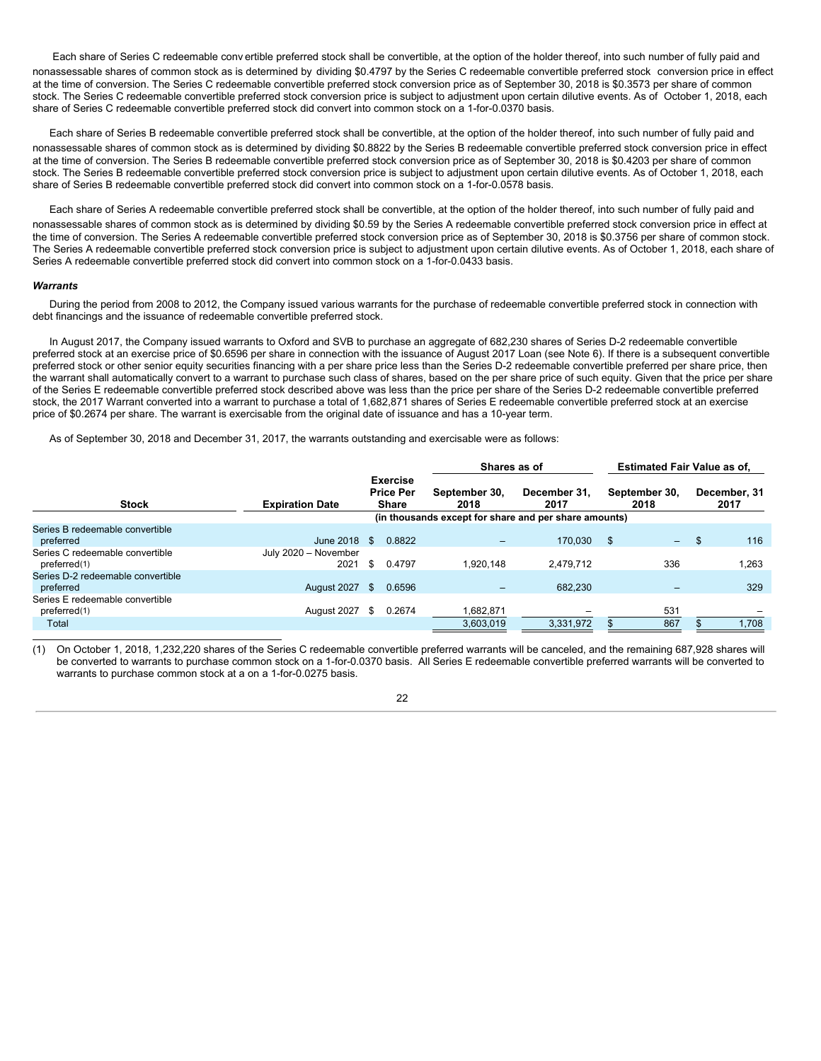Each share of Series C redeemable convertible preferred stock shall be convertible, at the option of the holder thereof, into such number of fully paid and nonassessable shares of common stock as is determined by dividing $0.4797 by the Series C redeemable convertible preferred stock conversion price in effect at the time of conversion. The Series C redeemable convertible preferred stock conversion price as of September 30, 2018 is $0.3573 per share of common stock. The Series C redeemable convertible preferred stock conversion price is subject to adjustment upon certain dilutive events. As of October 1, 2018, each share of Series C redeemable convertible preferred stock did convert into common stock on a 1-for-0.0370 basis.

Each share of Series B redeemable convertible preferred stock shall be convertible, at the option of the holder thereof, into such number of fully paid and nonassessable shares of common stock as is determined by dividing $0.8822 by the Series B redeemable convertible preferred stock conversion price in effect at the time of conversion. The Series B redeemable convertible preferred stock conversion price as of September 30, 2018 is $0.4203 per share of common stock. The Series B redeemable convertible preferred stock conversion price is subject to adjustment upon certain dilutive events. As of October 1, 2018, each share of Series B redeemable convertible preferred stock did convert into common stock on a 1-for-0.0578 basis.

Each share of Series A redeemable convertible preferred stock shall be convertible, at the option of the holder thereof, into such number of fully paid and nonassessable shares of common stock as is determined by dividing $0.59 by the Series A redeemable convertible preferred stock conversion price in effect at the time of conversion. The Series A redeemable convertible preferred stock conversion price as of September 30, 2018 is $0.3756 per share of common stock. The Series A redeemable convertible preferred stock conversion price is subject to adjustment upon certain dilutive events. As of October 1, 2018, each share of Series A redeemable convertible preferred stock did convert into common stock on a 1-for-0.0433 basis.

***Warrants***

During the period from 2008 to 2012, the Company issued various warrants for the purchase of redeemable convertible preferred stock in connection with debt financings and the issuance of redeemable convertible preferred stock.

In August 2017, the Company issued warrants to Oxford and SVB to purchase an aggregate of 682,230 shares of Series D-2 redeemable convertible preferred stock at an exercise price of $0.6596 per share in connection with the issuance of August 2017 Loan (see Note 6). If there is a subsequent convertible preferred stock or other senior equity securities financing with a per share price less than the Series D-2 redeemable convertible preferred per share price, then the warrant shall automatically convert to a warrant to purchase such class of shares, based on the per share price of such equity. Given that the price per share of the Series E redeemable convertible preferred stock described above was less than the price per share of the Series D-2 redeemable convertible preferred stock, the 2017 Warrant converted into a warrant to purchase a total of 1,682,871 shares of Series E redeemable convertible preferred stock at an exercise price of $0.2674 per share. The warrant is exercisable from the original date of issuance and has a 10-year term.

As of September 30, 2018 and December 31, 2017, the warrants outstanding and exercisable were as follows:

| | | | Shares as of | | Estimated Fair Value as of, | |
|---|---|---|---|---|---|---|
| Stock | Expiration Date | Exercise Price Per Share | September 30, 2018 | December 31, 2017 | September 30, 2018 | December, 31 2017 |
| | | (in thousands except for share and per share amounts) | | | | |
| Series B redeemable convertible preferred | June 2018 | $ 0.8822 | – | 170,030 | $ – | $ 116 |
| Series C redeemable convertible preferred(1) | July 2020 – November 2021 | $ 0.4797 | 1,920,148 | 2,479,712 | 336 | 1,263 |
| Series D-2 redeemable convertible preferred | August 2027 | $ 0.6596 | – | 682,230 | – | 329 |
| Series E redeemable convertible preferred(1) | August 2027 | $ 0.2674 | 1,682,871 | – | 531 | – |
| Total | | | 3,603,019 | 3,331,972 | $ 867 | $ 1,708 |

(1) On October 1, 2018, 1,232,220 shares of the Series C redeemable convertible preferred warrants will be canceled, and the remaining 687,928 shares will be converted to warrants to purchase common stock on a 1-for-0.0370 basis. All Series E redeemable convertible preferred warrants will be converted to warrants to purchase common stock at a on a 1-for-0.0275 basis.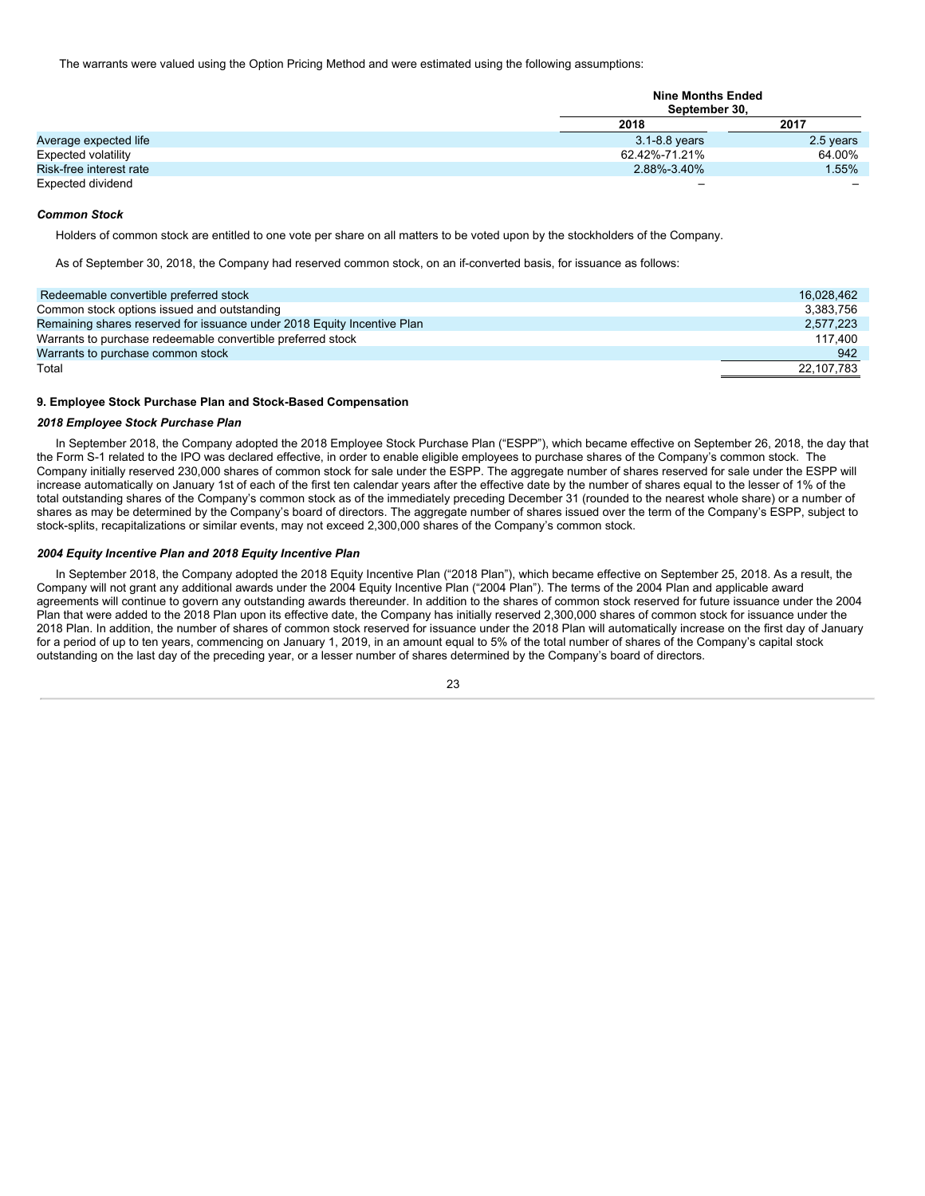The warrants were valued using the Option Pricing Method and were estimated using the following assumptions:

| | Nine Months Ended September 30, | |
|---|---|---|
| | 2018 | 2017 |
| Average expected life | 3.1-8.8 years | 2.5 years |
| Expected volatility | 62.42%-71.21% | 64.00% |
| Risk-free interest rate | 2.88%-3.40% | 1.55% |
| Expected dividend | – | – |

***Common Stock***

Holders of common stock are entitled to one vote per share on all matters to be voted upon by the stockholders of the Company.

As of September 30, 2018, the Company had reserved common stock, on an if-converted basis, for issuance as follows:

| | |
|---|---|
| Redeemable convertible preferred stock | 16,028,462 |
| Common stock options issued and outstanding | 3,383,756 |
| Remaining shares reserved for issuance under 2018 Equity Incentive Plan | 2,577,223 |
| Warrants to purchase redeemable convertible preferred stock | 117,400 |
| Warrants to purchase common stock | 942 |
| Total | 22,107,783 |

**9. Employee Stock Purchase Plan and Stock-Based Compensation**

***2018 Employee Stock Purchase Plan***

In September 2018, the Company adopted the 2018 Employee Stock Purchase Plan ("ESPP"), which became effective on September 26, 2018, the day that the Form S-1 related to the IPO was declared effective, in order to enable eligible employees to purchase shares of the Company's common stock. The Company initially reserved 230,000 shares of common stock for sale under the ESPP. The aggregate number of shares reserved for sale under the ESPP will increase automatically on January 1st of each of the first ten calendar years after the effective date by the number of shares equal to the lesser of 1% of the total outstanding shares of the Company's common stock as of the immediately preceding December 31 (rounded to the nearest whole share) or a number of shares as may be determined by the Company's board of directors. The aggregate number of shares issued over the term of the Company's ESPP, subject to stock-splits, recapitalizations or similar events, may not exceed 2,300,000 shares of the Company's common stock.

***2004 Equity Incentive Plan and 2018 Equity Incentive Plan***

In September 2018, the Company adopted the 2018 Equity Incentive Plan ("2018 Plan"), which became effective on September 25, 2018. As a result, the Company will not grant any additional awards under the 2004 Equity Incentive Plan ("2004 Plan"). The terms of the 2004 Plan and applicable award agreements will continue to govern any outstanding awards thereunder. In addition to the shares of common stock reserved for future issuance under the 2004 Plan that were added to the 2018 Plan upon its effective date, the Company has initially reserved 2,300,000 shares of common stock for issuance under the 2018 Plan. In addition, the number of shares of common stock reserved for issuance under the 2018 Plan will automatically increase on the first day of January for a period of up to ten years, commencing on January 1, 2019, in an amount equal to 5% of the total number of shares of the Company's capital stock outstanding on the last day of the preceding year, or a lesser number of shares determined by the Company's board of directors.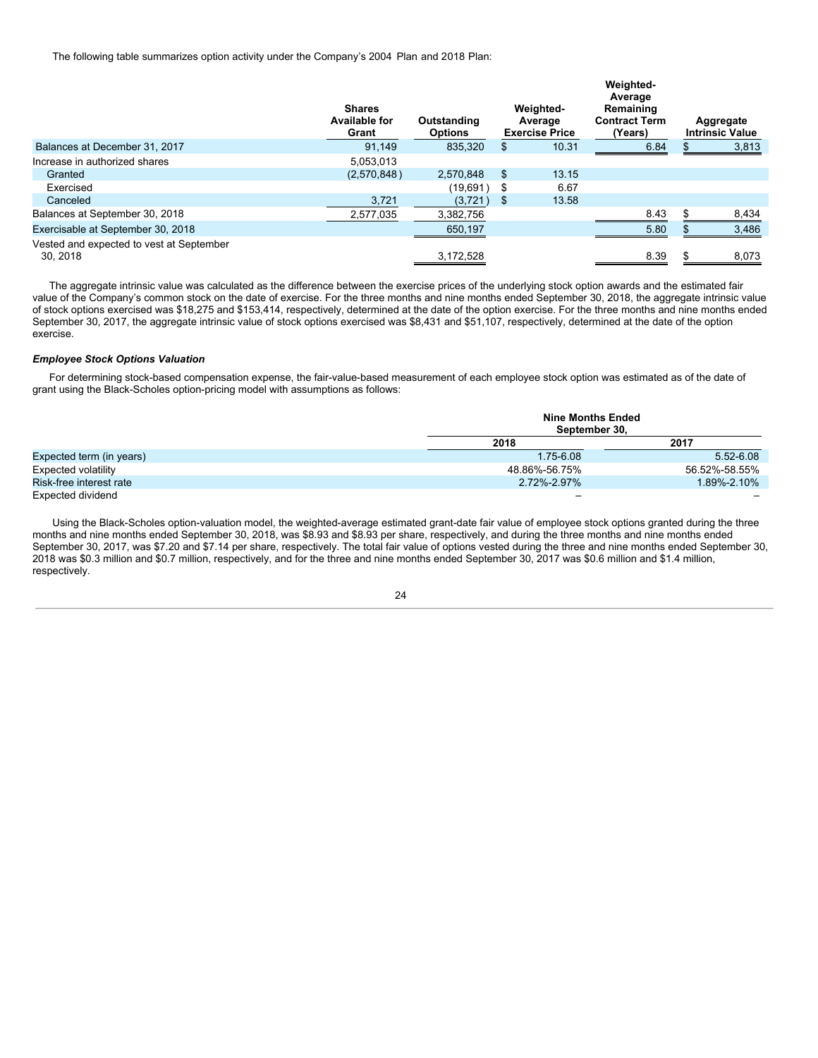The following table summarizes option activity under the Company's 2004 Plan and 2018 Plan:

| | Shares Available for Grant | Outstanding Options | Weighted-Average Exercise Price | Weighted-Average Remaining Contract Term (Years) | Aggregate Intrinsic Value |
|---|---|---|---|---|---|
| Balances at December 31, 2017 | 91,149 | 835,320 | $ 10.31 | 6.84 | $ 3,813 |
| Increase in authorized shares | 5,053,013 | | | | |
| Granted | (2,570,848) | 2,570,848 | $ 13.15 | | |
| Exercised | | (19,691) | $ 6.67 | | |
| Canceled | 3,721 | (3,721) | $ 13.58 | | |
| Balances at September 30, 2018 | 2,577,035 | 3,382,756 | | 8.43 | $ 8,434 |
| Exercisable at September 30, 2018 | | 650,197 | | 5.80 | $ 3,486 |
| Vested and expected to vest at September 30, 2018 | | 3,172,528 | | 8.39 | $ 8,073 |

The aggregate intrinsic value was calculated as the difference between the exercise prices of the underlying stock option awards and the estimated fair value of the Company's common stock on the date of exercise. For the three months and nine months ended September 30, 2018, the aggregate intrinsic value of stock options exercised was $18,275 and $153,414, respectively, determined at the date of the option exercise. For the three months and nine months ended September 30, 2017, the aggregate intrinsic value of stock options exercised was $8,431 and $51,107, respectively, determined at the date of the option exercise.

***Employee Stock Options Valuation***

For determining stock-based compensation expense, the fair-value-based measurement of each employee stock option was estimated as of the date of grant using the Black-Scholes option-pricing model with assumptions as follows:

| | Nine Months Ended September 30, | |
|---|---|---|
| | 2018 | 2017 |
| Expected term (in years) | 1.75-6.08 | 5.52-6.08 |
| Expected volatility | 48.86%-56.75% | 56.52%-58.55% |
| Risk-free interest rate | 2.72%-2.97% | 1.89%-2.10% |
| Expected dividend | – | – |

Using the Black-Scholes option-valuation model, the weighted-average estimated grant-date fair value of employee stock options granted during the three months and nine months ended September 30, 2018, was $8.93 and $8.93 per share, respectively, and during the three months and nine months ended September 30, 2017, was $7.20 and $7.14 per share, respectively. The total fair value of options vested during the three and nine months ended September 30, 2018 was $0.3 million and $0.7 million, respectively, and for the three and nine months ended September 30, 2017 was $0.6 million and $1.4 million, respectively.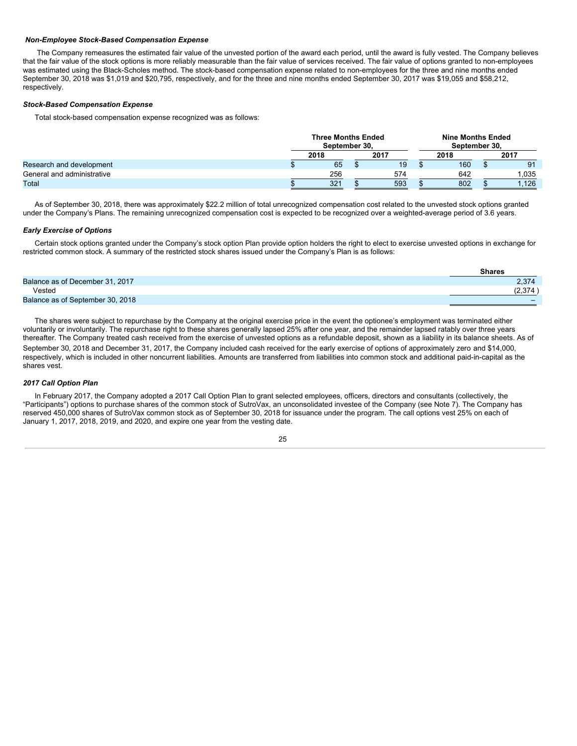### *Non-Employee Stock-Based Compensation Expense*

The Company remeasures the estimated fair value of the unvested portion of the award each period, until the award is fully vested. The Company believes that the fair value of the stock options is more reliably measurable than the fair value of services received. The fair value of options granted to non-employees was estimated using the Black-Scholes method. The stock-based compensation expense related to non-employees for the three and nine months ended September 30, 2018 was $1,019 and $20,795, respectively, and for the three and nine months ended September 30, 2017 was $19,055 and $58,212, respectively.

### *Stock-Based Compensation Expense*

Total stock-based compensation expense recognized was as follows:

| | Three Months Ended September 30, | | Nine Months Ended September 30, | |
|---|---|---|---|---|
| | 2018 | 2017 | 2018 | 2017 |
| Research and development | $ 65 | $ 19 | $ 160 | $ 91 |
| General and administrative | 256 | 574 | 642 | 1,035 |
| Total | $ 321 | $ 593 | $ 802 | $ 1,126 |

As of September 30, 2018, there was approximately $22.2 million of total unrecognized compensation cost related to the unvested stock options granted under the Company's Plans. The remaining unrecognized compensation cost is expected to be recognized over a weighted-average period of 3.6 years.

### *Early Exercise of Options*

Certain stock options granted under the Company's stock option Plan provide option holders the right to elect to exercise unvested options in exchange for restricted common stock. A summary of the restricted stock shares issued under the Company's Plan is as follows:

| | Shares |
|---|---|
| Balance as of December 31, 2017 | 2,374 |
| Vested | (2,374 ) |
| Balance as of September 30, 2018 | – |

The shares were subject to repurchase by the Company at the original exercise price in the event the optionee's employment was terminated either voluntarily or involuntarily. The repurchase right to these shares generally lapsed 25% after one year, and the remainder lapsed ratably over three years thereafter. The Company treated cash received from the exercise of unvested options as a refundable deposit, shown as a liability in its balance sheets. As of September 30, 2018 and December 31, 2017, the Company included cash received for the early exercise of options of approximately zero and $14,000, respectively, which is included in other noncurrent liabilities. Amounts are transferred from liabilities into common stock and additional paid-in-capital as the shares vest.

### *2017 Call Option Plan*

In February 2017, the Company adopted a 2017 Call Option Plan to grant selected employees, officers, directors and consultants (collectively, the "Participants") options to purchase shares of the common stock of SutroVax, an unconsolidated investee of the Company (see Note 7). The Company has reserved 450,000 shares of SutroVax common stock as of September 30, 2018 for issuance under the program. The call options vest 25% on each of January 1, 2017, 2018, 2019, and 2020, and expire one year from the vesting date.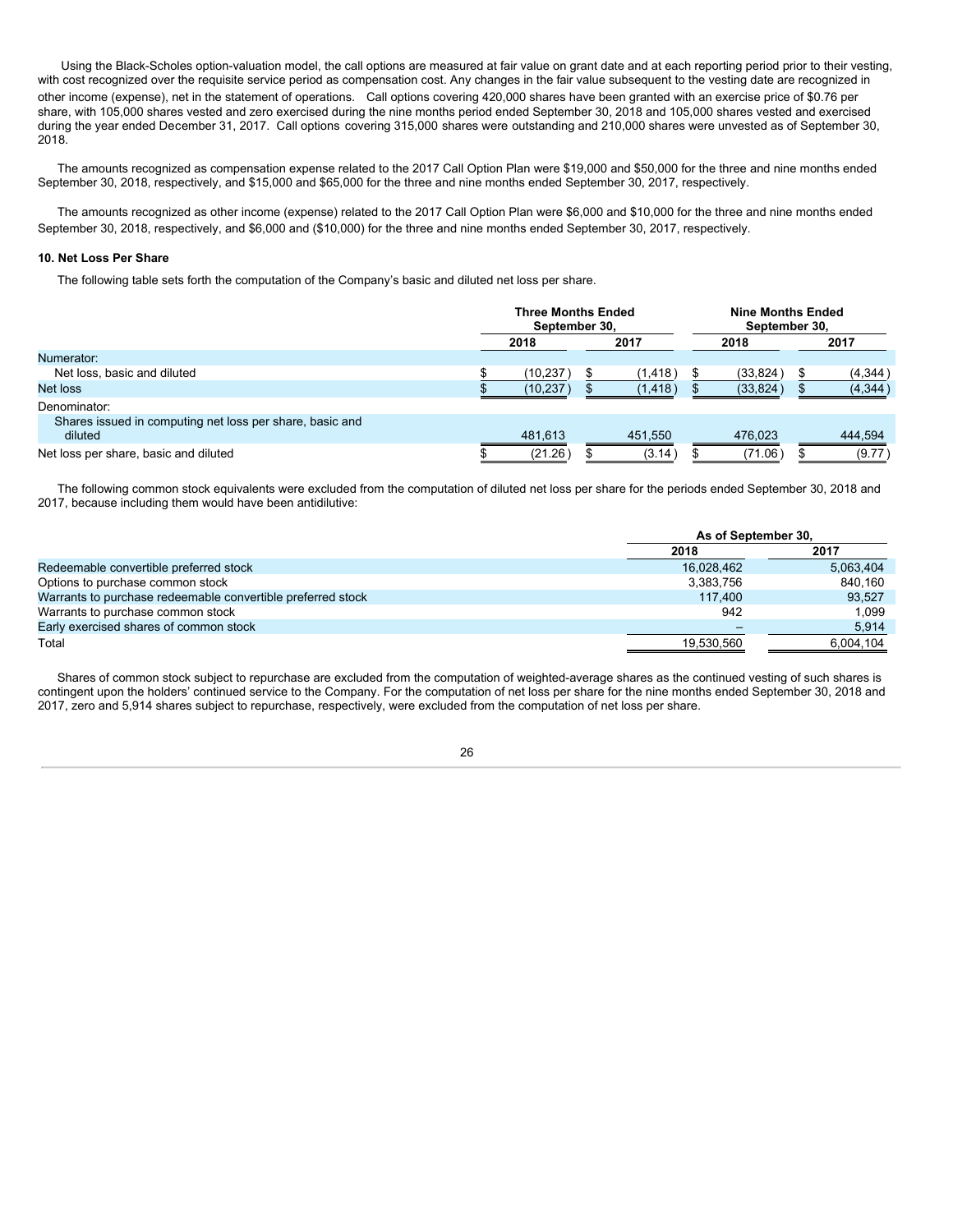Using the Black-Scholes option-valuation model, the call options are measured at fair value on grant date and at each reporting period prior to their vesting, with cost recognized over the requisite service period as compensation cost. Any changes in the fair value subsequent to the vesting date are recognized in other income (expense), net in the statement of operations. Call options covering 420,000 shares have been granted with an exercise price of $0.76 per share, with 105,000 shares vested and zero exercised during the nine months period ended September 30, 2018 and 105,000 shares vested and exercised during the year ended December 31, 2017. Call options covering 315,000 shares were outstanding and 210,000 shares were unvested as of September 30, 2018.

The amounts recognized as compensation expense related to the 2017 Call Option Plan were $19,000 and $50,000 for the three and nine months ended September 30, 2018, respectively, and $15,000 and $65,000 for the three and nine months ended September 30, 2017, respectively.

The amounts recognized as other income (expense) related to the 2017 Call Option Plan were $6,000 and $10,000 for the three and nine months ended September 30, 2018, respectively, and $6,000 and ($10,000) for the three and nine months ended September 30, 2017, respectively.

**10. Net Loss Per Share**

The following table sets forth the computation of the Company's basic and diluted net loss per share.

| | Three Months Ended September 30, | | Nine Months Ended September 30, | |
|---|---|---|---|---|
| | 2018 | 2017 | 2018 | 2017 |
| Numerator: | | | | |
| Net loss, basic and diluted | $ (10,237) | $ (1,418) | $ (33,824) | $ (4,344) |
| Net loss | $ (10,237) | $ (1,418) | $ (33,824) | $ (4,344) |
| Denominator: | | | | |
| Shares issued in computing net loss per share, basic and diluted | 481,613 | 451,550 | 476,023 | 444,594 |
| Net loss per share, basic and diluted | $ (21.26) | $ (3.14) | $ (71.06) | $ (9.77) |

The following common stock equivalents were excluded from the computation of diluted net loss per share for the periods ended September 30, 2018 and 2017, because including them would have been antidilutive:

| | As of September 30, | |
|---|---|---|
| | 2018 | 2017 |
| Redeemable convertible preferred stock | 16,028,462 | 5,063,404 |
| Options to purchase common stock | 3,383,756 | 840,160 |
| Warrants to purchase redeemable convertible preferred stock | 117,400 | 93,527 |
| Warrants to purchase common stock | 942 | 1,099 |
| Early exercised shares of common stock | – | 5,914 |
| Total | 19,530,560 | 6,004,104 |

Shares of common stock subject to repurchase are excluded from the computation of weighted-average shares as the continued vesting of such shares is contingent upon the holders' continued service to the Company. For the computation of net loss per share for the nine months ended September 30, 2018 and 2017, zero and 5,914 shares subject to repurchase, respectively, were excluded from the computation of net loss per share.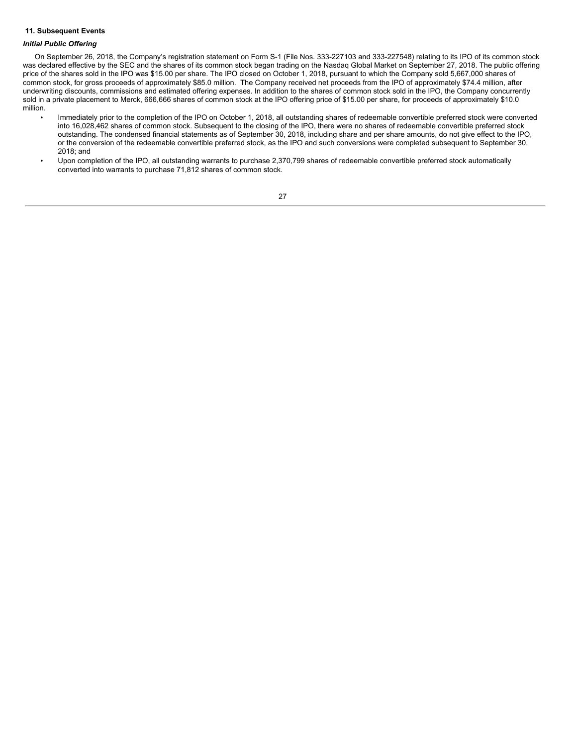## 11. Subsequent Events

### *Initial Public Offering*

On September 26, 2018, the Company's registration statement on Form S-1 (File Nos. 333-227103 and 333-227548) relating to its IPO of its common stock was declared effective by the SEC and the shares of its common stock began trading on the Nasdaq Global Market on September 27, 2018. The public offering price of the shares sold in the IPO was $15.00 per share. The IPO closed on October 1, 2018, pursuant to which the Company sold 5,667,000 shares of common stock, for gross proceeds of approximately $85.0 million. The Company received net proceeds from the IPO of approximately $74.4 million, after underwriting discounts, commissions and estimated offering expenses. In addition to the shares of common stock sold in the IPO, the Company concurrently sold in a private placement to Merck, 666,666 shares of common stock at the IPO offering price of $15.00 per share, for proceeds of approximately $10.0 million.

- Immediately prior to the completion of the IPO on October 1, 2018, all outstanding shares of redeemable convertible preferred stock were converted into 16,028,462 shares of common stock. Subsequent to the closing of the IPO, there were no shares of redeemable convertible preferred stock outstanding. The condensed financial statements as of September 30, 2018, including share and per share amounts, do not give effect to the IPO, or the conversion of the redeemable convertible preferred stock, as the IPO and such conversions were completed subsequent to September 30, 2018; and
- Upon completion of the IPO, all outstanding warrants to purchase 2,370,799 shares of redeemable convertible preferred stock automatically converted into warrants to purchase 71,812 shares of common stock.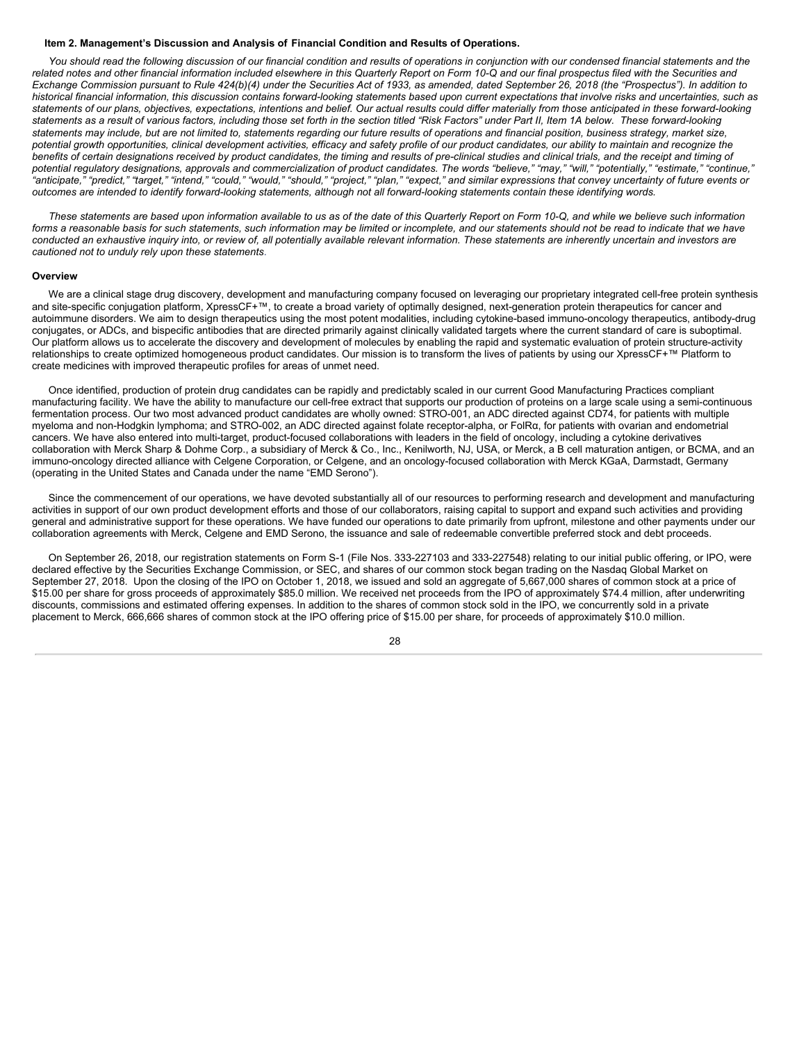### Item 2. Management's Discussion and Analysis of Financial Condition and Results of Operations.

*You should read the following discussion of our financial condition and results of operations in conjunction with our condensed financial statements and the related notes and other financial information included elsewhere in this Quarterly Report on Form 10-Q and our final prospectus filed with the Securities and Exchange Commission pursuant to Rule 424(b)(4) under the Securities Act of 1933, as amended, dated September 26, 2018 (the "Prospectus"). In addition to historical financial information, this discussion contains forward-looking statements based upon current expectations that involve risks and uncertainties, such as statements of our plans, objectives, expectations, intentions and belief. Our actual results could differ materially from those anticipated in these forward-looking statements as a result of various factors, including those set forth in the section titled "Risk Factors" under Part II, Item 1A below. These forward-looking statements may include, but are not limited to, statements regarding our future results of operations and financial position, business strategy, market size, potential growth opportunities, clinical development activities, efficacy and safety profile of our product candidates, our ability to maintain and recognize the benefits of certain designations received by product candidates, the timing and results of pre-clinical studies and clinical trials, and the receipt and timing of potential regulatory designations, approvals and commercialization of product candidates. The words "believe," "may," "will," "potentially," "estimate," "continue," "anticipate," "predict," "target," "intend," "could," "would," "should," "project," "plan," "expect," and similar expressions that convey uncertainty of future events or outcomes are intended to identify forward-looking statements, although not all forward-looking statements contain these identifying words.*

*These statements are based upon information available to us as of the date of this Quarterly Report on Form 10-Q, and while we believe such information forms a reasonable basis for such statements, such information may be limited or incomplete, and our statements should not be read to indicate that we have conducted an exhaustive inquiry into, or review of, all potentially available relevant information. These statements are inherently uncertain and investors are cautioned not to unduly rely upon these statements.*

### Overview

We are a clinical stage drug discovery, development and manufacturing company focused on leveraging our proprietary integrated cell-free protein synthesis and site-specific conjugation platform, XpressCF+™, to create a broad variety of optimally designed, next-generation protein therapeutics for cancer and autoimmune disorders. We aim to design therapeutics using the most potent modalities, including cytokine-based immuno-oncology therapeutics, antibody-drug conjugates, or ADCs, and bispecific antibodies that are directed primarily against clinically validated targets where the current standard of care is suboptimal. Our platform allows us to accelerate the discovery and development of molecules by enabling the rapid and systematic evaluation of protein structure-activity relationships to create optimized homogeneous product candidates. Our mission is to transform the lives of patients by using our XpressCF+™ Platform to create medicines with improved therapeutic profiles for areas of unmet need.

Once identified, production of protein drug candidates can be rapidly and predictably scaled in our current Good Manufacturing Practices compliant manufacturing facility. We have the ability to manufacture our cell-free extract that supports our production of proteins on a large scale using a semi-continuous fermentation process. Our two most advanced product candidates are wholly owned: STRO-001, an ADC directed against CD74, for patients with multiple myeloma and non-Hodgkin lymphoma; and STRO-002, an ADC directed against folate receptor-alpha, or FolRα, for patients with ovarian and endometrial cancers. We have also entered into multi-target, product-focused collaborations with leaders in the field of oncology, including a cytokine derivatives collaboration with Merck Sharp & Dohme Corp., a subsidiary of Merck & Co., Inc., Kenilworth, NJ, USA, or Merck, a B cell maturation antigen, or BCMA, and an immuno-oncology directed alliance with Celgene Corporation, or Celgene, and an oncology-focused collaboration with Merck KGaA, Darmstadt, Germany (operating in the United States and Canada under the name "EMD Serono").

Since the commencement of our operations, we have devoted substantially all of our resources to performing research and development and manufacturing activities in support of our own product development efforts and those of our collaborators, raising capital to support and expand such activities and providing general and administrative support for these operations. We have funded our operations to date primarily from upfront, milestone and other payments under our collaboration agreements with Merck, Celgene and EMD Serono, the issuance and sale of redeemable convertible preferred stock and debt proceeds.

On September 26, 2018, our registration statements on Form S-1 (File Nos. 333-227103 and 333-227548) relating to our initial public offering, or IPO, were declared effective by the Securities Exchange Commission, or SEC, and shares of our common stock began trading on the Nasdaq Global Market on September 27, 2018. Upon the closing of the IPO on October 1, 2018, we issued and sold an aggregate of 5,667,000 shares of common stock at a price of $15.00 per share for gross proceeds of approximately $85.0 million. We received net proceeds from the IPO of approximately $74.4 million, after underwriting discounts, commissions and estimated offering expenses. In addition to the shares of common stock sold in the IPO, we concurrently sold in a private placement to Merck, 666,666 shares of common stock at the IPO offering price of $15.00 per share, for proceeds of approximately $10.0 million.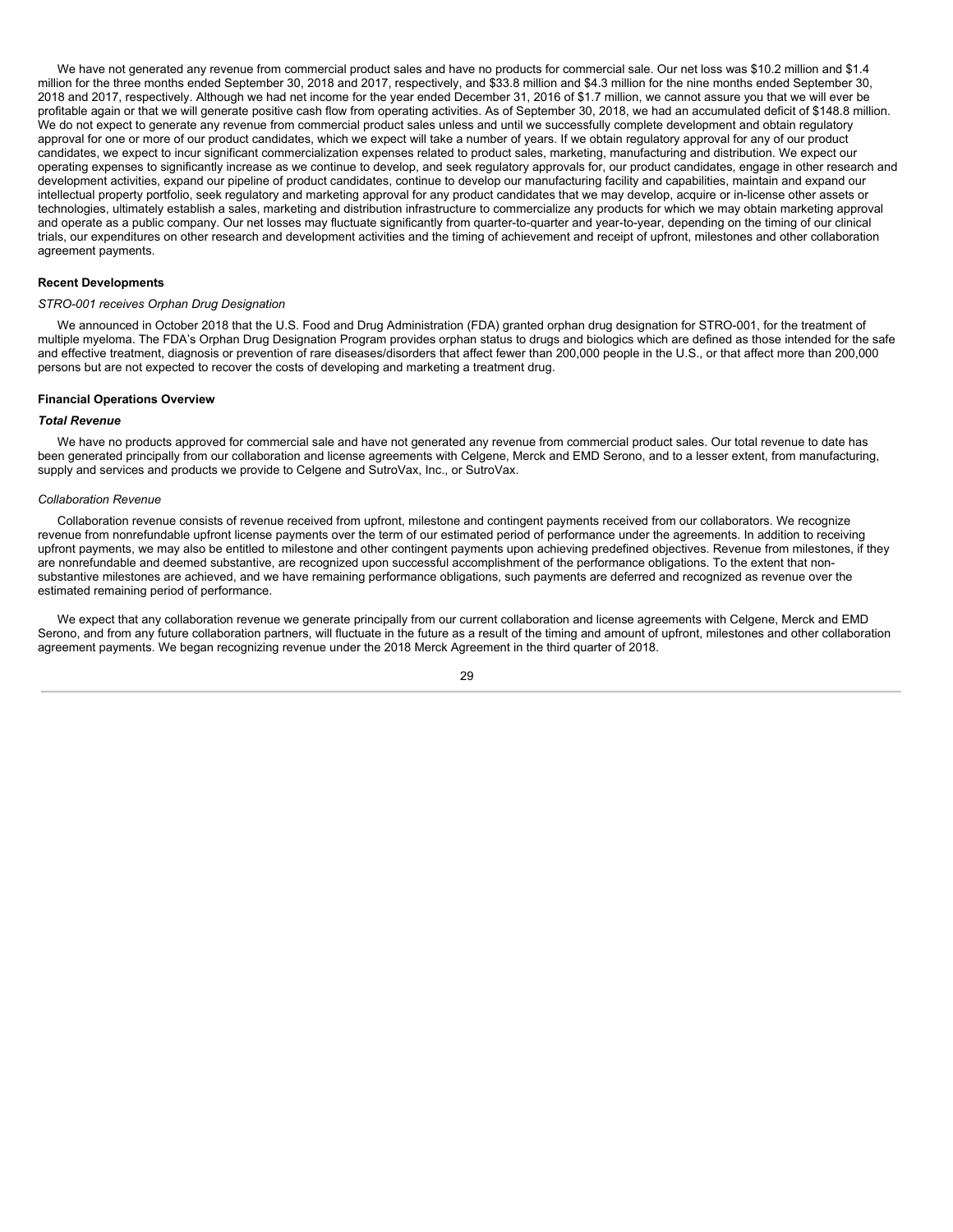We have not generated any revenue from commercial product sales and have no products for commercial sale. Our net loss was $10.2 million and $1.4 million for the three months ended September 30, 2018 and 2017, respectively, and $33.8 million and $4.3 million for the nine months ended September 30, 2018 and 2017, respectively. Although we had net income for the year ended December 31, 2016 of $1.7 million, we cannot assure you that we will ever be profitable again or that we will generate positive cash flow from operating activities. As of September 30, 2018, we had an accumulated deficit of $148.8 million. We do not expect to generate any revenue from commercial product sales unless and until we successfully complete development and obtain regulatory approval for one or more of our product candidates, which we expect will take a number of years. If we obtain regulatory approval for any of our product candidates, we expect to incur significant commercialization expenses related to product sales, marketing, manufacturing and distribution. We expect our operating expenses to significantly increase as we continue to develop, and seek regulatory approvals for, our product candidates, engage in other research and development activities, expand our pipeline of product candidates, continue to develop our manufacturing facility and capabilities, maintain and expand our intellectual property portfolio, seek regulatory and marketing approval for any product candidates that we may develop, acquire or in-license other assets or technologies, ultimately establish a sales, marketing and distribution infrastructure to commercialize any products for which we may obtain marketing approval and operate as a public company. Our net losses may fluctuate significantly from quarter-to-quarter and year-to-year, depending on the timing of our clinical trials, our expenditures on other research and development activities and the timing of achievement and receipt of upfront, milestones and other collaboration agreement payments.

**Recent Developments**

*STRO-001 receives Orphan Drug Designation*

We announced in October 2018 that the U.S. Food and Drug Administration (FDA) granted orphan drug designation for STRO-001, for the treatment of multiple myeloma. The FDA's Orphan Drug Designation Program provides orphan status to drugs and biologics which are defined as those intended for the safe and effective treatment, diagnosis or prevention of rare diseases/disorders that affect fewer than 200,000 people in the U.S., or that affect more than 200,000 persons but are not expected to recover the costs of developing and marketing a treatment drug.

**Financial Operations Overview**

***Total Revenue***

We have no products approved for commercial sale and have not generated any revenue from commercial product sales. Our total revenue to date has been generated principally from our collaboration and license agreements with Celgene, Merck and EMD Serono, and to a lesser extent, from manufacturing, supply and services and products we provide to Celgene and SutroVax, Inc., or SutroVax.

*Collaboration Revenue*

Collaboration revenue consists of revenue received from upfront, milestone and contingent payments received from our collaborators. We recognize revenue from nonrefundable upfront license payments over the term of our estimated period of performance under the agreements. In addition to receiving upfront payments, we may also be entitled to milestone and other contingent payments upon achieving predefined objectives. Revenue from milestones, if they are nonrefundable and deemed substantive, are recognized upon successful accomplishment of the performance obligations. To the extent that non-substantive milestones are achieved, and we have remaining performance obligations, such payments are deferred and recognized as revenue over the estimated remaining period of performance.

We expect that any collaboration revenue we generate principally from our current collaboration and license agreements with Celgene, Merck and EMD Serono, and from any future collaboration partners, will fluctuate in the future as a result of the timing and amount of upfront, milestones and other collaboration agreement payments. We began recognizing revenue under the 2018 Merck Agreement in the third quarter of 2018.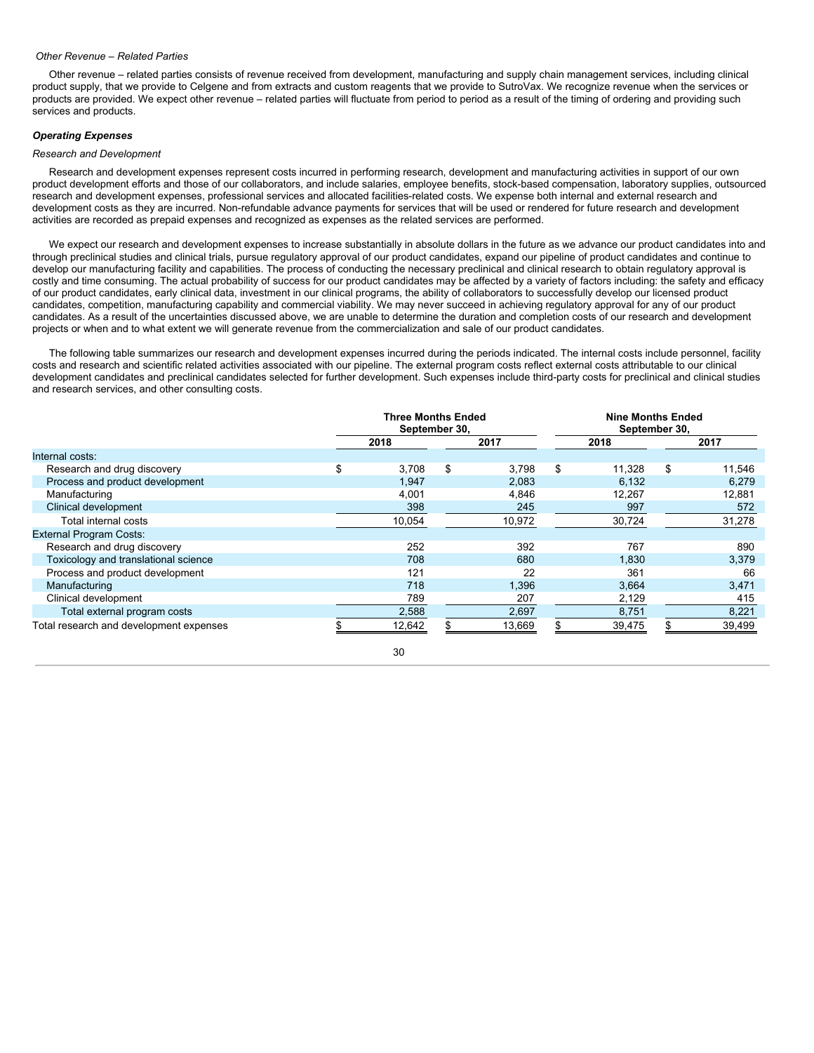*Other Revenue – Related Parties*

Other revenue – related parties consists of revenue received from development, manufacturing and supply chain management services, including clinical product supply, that we provide to Celgene and from extracts and custom reagents that we provide to SutroVax. We recognize revenue when the services or products are provided. We expect other revenue – related parties will fluctuate from period to period as a result of the timing of ordering and providing such services and products.

***Operating Expenses***

*Research and Development*

Research and development expenses represent costs incurred in performing research, development and manufacturing activities in support of our own product development efforts and those of our collaborators, and include salaries, employee benefits, stock-based compensation, laboratory supplies, outsourced research and development expenses, professional services and allocated facilities-related costs. We expense both internal and external research and development costs as they are incurred. Non-refundable advance payments for services that will be used or rendered for future research and development activities are recorded as prepaid expenses and recognized as expenses as the related services are performed.

We expect our research and development expenses to increase substantially in absolute dollars in the future as we advance our product candidates into and through preclinical studies and clinical trials, pursue regulatory approval of our product candidates, expand our pipeline of product candidates and continue to develop our manufacturing facility and capabilities. The process of conducting the necessary preclinical and clinical research to obtain regulatory approval is costly and time consuming. The actual probability of success for our product candidates may be affected by a variety of factors including: the safety and efficacy of our product candidates, early clinical data, investment in our clinical programs, the ability of collaborators to successfully develop our licensed product candidates, competition, manufacturing capability and commercial viability. We may never succeed in achieving regulatory approval for any of our product candidates. As a result of the uncertainties discussed above, we are unable to determine the duration and completion costs of our research and development projects or when and to what extent we will generate revenue from the commercialization and sale of our product candidates.

The following table summarizes our research and development expenses incurred during the periods indicated. The internal costs include personnel, facility costs and research and scientific related activities associated with our pipeline. The external program costs reflect external costs attributable to our clinical development candidates and preclinical candidates selected for further development. Such expenses include third-party costs for preclinical and clinical studies and research services, and other consulting costs.

| | Three Months Ended September 30, | | Nine Months Ended September 30, | |
|---|---|---|---|---|
| | 2018 | 2017 | 2018 | 2017 |
| Internal costs: | | | | |
| Research and drug discovery | $ 3,708 | $ 3,798 | $ 11,328 | $ 11,546 |
| Process and product development | 1,947 | 2,083 | 6,132 | 6,279 |
| Manufacturing | 4,001 | 4,846 | 12,267 | 12,881 |
| Clinical development | 398 | 245 | 997 | 572 |
| Total internal costs | 10,054 | 10,972 | 30,724 | 31,278 |
| External Program Costs: | | | | |
| Research and drug discovery | 252 | 392 | 767 | 890 |
| Toxicology and translational science | 708 | 680 | 1,830 | 3,379 |
| Process and product development | 121 | 22 | 361 | 66 |
| Manufacturing | 718 | 1,396 | 3,664 | 3,471 |
| Clinical development | 789 | 207 | 2,129 | 415 |
| Total external program costs | 2,588 | 2,697 | 8,751 | 8,221 |
| Total research and development expenses | $ 12,642 | $ 13,669 | $ 39,475 | $ 39,499 |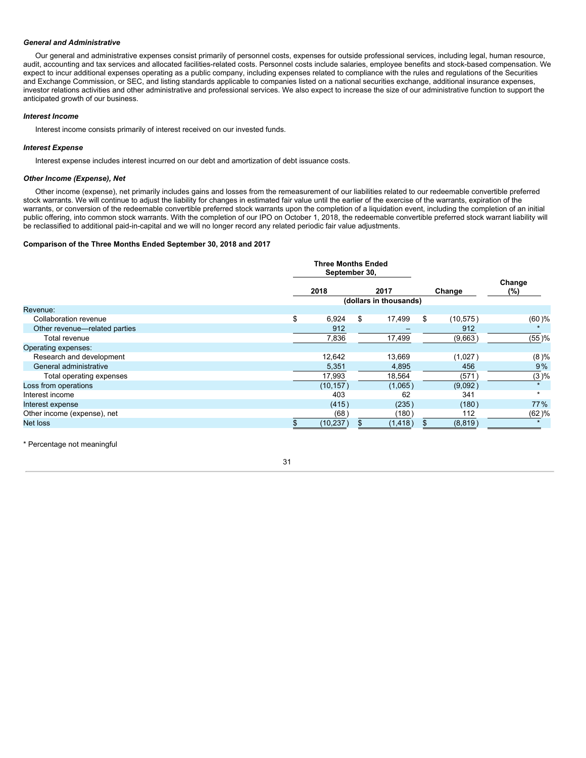### *General and Administrative*

Our general and administrative expenses consist primarily of personnel costs, expenses for outside professional services, including legal, human resource, audit, accounting and tax services and allocated facilities-related costs. Personnel costs include salaries, employee benefits and stock-based compensation. We expect to incur additional expenses operating as a public company, including expenses related to compliance with the rules and regulations of the Securities and Exchange Commission, or SEC, and listing standards applicable to companies listed on a national securities exchange, additional insurance expenses, investor relations activities and other administrative and professional services. We also expect to increase the size of our administrative function to support the anticipated growth of our business.

### *Interest Income*

Interest income consists primarily of interest received on our invested funds.

### *Interest Expense*

Interest expense includes interest incurred on our debt and amortization of debt issuance costs.

### *Other Income (Expense), Net*

Other income (expense), net primarily includes gains and losses from the remeasurement of our liabilities related to our redeemable convertible preferred stock warrants. We will continue to adjust the liability for changes in estimated fair value until the earlier of the exercise of the warrants, expiration of the warrants, or conversion of the redeemable convertible preferred stock warrants upon the completion of a liquidation event, including the completion of an initial public offering, into common stock warrants. With the completion of our IPO on October 1, 2018, the redeemable convertible preferred stock warrant liability will be reclassified to additional paid-in-capital and we will no longer record any related periodic fair value adjustments.

### Comparison of the Three Months Ended September 30, 2018 and 2017

| | Three Months Ended September 30, | | | |
|---|---|---|---|---|
| | 2018 | 2017 | Change | Change (%) |
| | (dollars in thousands) | | | |
| Revenue: | | | | |
| Collaboration revenue | $ 6,924 | $ 17,499 | $ (10,575) | (60)% |
| Other revenue—related parties | 912 | – | 912 | * |
| Total revenue | 7,836 | 17,499 | (9,663) | (55)% |
| Operating expenses: | | | | |
| Research and development | 12,642 | 13,669 | (1,027) | (8)% |
| General administrative | 5,351 | 4,895 | 456 | 9% |
| Total operating expenses | 17,993 | 18,564 | (571) | (3)% |
| Loss from operations | (10,157) | (1,065) | (9,092) | * |
| Interest income | 403 | 62 | 341 | * |
| Interest expense | (415) | (235) | (180) | 77% |
| Other income (expense), net | (68) | (180) | 112 | (62)% |
| Net loss | $ (10,237) | $ (1,418) | $ (8,819) | * |

\* Percentage not meaningful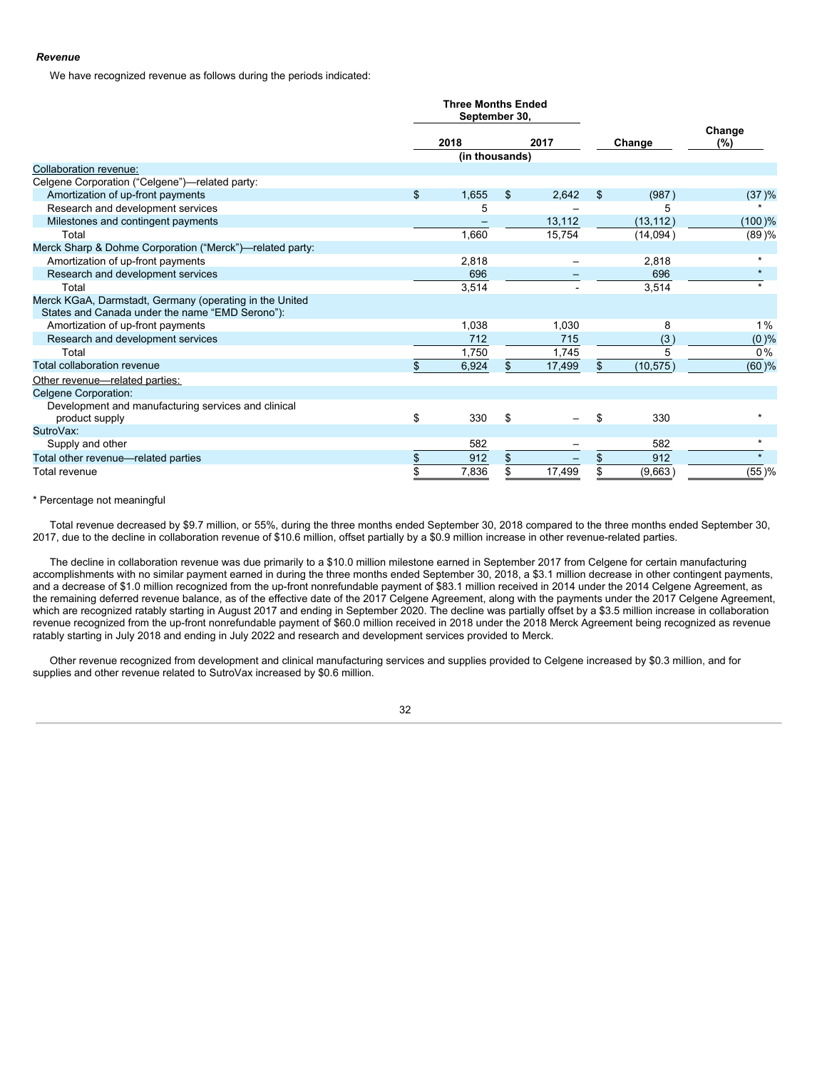***Revenue***

We have recognized revenue as follows during the periods indicated:

| | Three Months Ended September 30, | | | |
|---|---|---|---|---|
| | 2018 | 2017 | Change | Change (%) |
| | (in thousands) | | | |
| Collaboration revenue: | | | | |
| Celgene Corporation ("Celgene")—related party: | | | | |
| Amortization of up-front payments | $ 1,655 | $ 2,642 | $ (987) | (37)% |
| Research and development services | 5 | – | 5 | * |
| Milestones and contingent payments | – | 13,112 | (13,112) | (100)% |
| Total | 1,660 | 15,754 | (14,094) | (89)% |
| Merck Sharp & Dohme Corporation ("Merck")—related party: | | | | |
| Amortization of up-front payments | 2,818 | – | 2,818 | * |
| Research and development services | 696 | – | 696 | * |
| Total | 3,514 | - | 3,514 | * |
| Merck KGaA, Darmstadt, Germany (operating in the United States and Canada under the name "EMD Serono"): | | | | |
| Amortization of up-front payments | 1,038 | 1,030 | 8 | 1% |
| Research and development services | 712 | 715 | (3) | (0)% |
| Total | 1,750 | 1,745 | 5 | 0% |
| Total collaboration revenue | $ 6,924 | $ 17,499 | $ (10,575) | (60)% |
| Other revenue—related parties: | | | | |
| Celgene Corporation: | | | | |
| Development and manufacturing services and clinical product supply | $ 330 | $ – | $ 330 | * |
| SutroVax: | | | | |
| Supply and other | 582 | – | 582 | * |
| Total other revenue—related parties | $ 912 | $ – | $ 912 | * |
| Total revenue | $ 7,836 | $ 17,499 | $ (9,663) | (55)% |

\* Percentage not meaningful

Total revenue decreased by $9.7 million, or 55%, during the three months ended September 30, 2018 compared to the three months ended September 30, 2017, due to the decline in collaboration revenue of $10.6 million, offset partially by a $0.9 million increase in other revenue-related parties.

The decline in collaboration revenue was due primarily to a $10.0 million milestone earned in September 2017 from Celgene for certain manufacturing accomplishments with no similar payment earned in during the three months ended September 30, 2018, a $3.1 million decrease in other contingent payments, and a decrease of $1.0 million recognized from the up-front nonrefundable payment of $83.1 million received in 2014 under the 2014 Celgene Agreement, as the remaining deferred revenue balance, as of the effective date of the 2017 Celgene Agreement, along with the payments under the 2017 Celgene Agreement, which are recognized ratably starting in August 2017 and ending in September 2020. The decline was partially offset by a $3.5 million increase in collaboration revenue recognized from the up-front nonrefundable payment of $60.0 million received in 2018 under the 2018 Merck Agreement being recognized as revenue ratably starting in July 2018 and ending in July 2022 and research and development services provided to Merck.

Other revenue recognized from development and clinical manufacturing services and supplies provided to Celgene increased by $0.3 million, and for supplies and other revenue related to SutroVax increased by $0.6 million.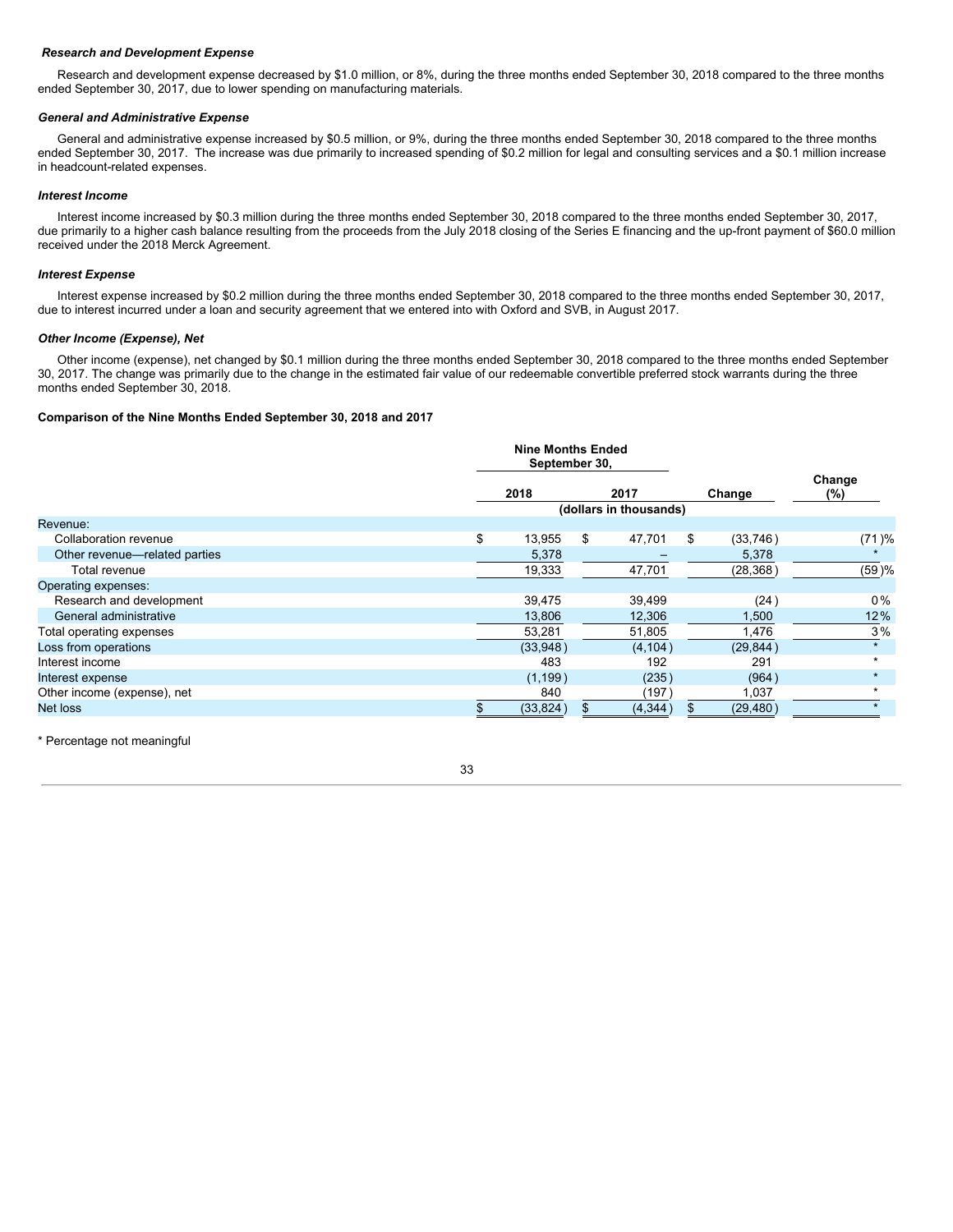### *Research and Development Expense*

Research and development expense decreased by $1.0 million, or 8%, during the three months ended September 30, 2018 compared to the three months ended September 30, 2017, due to lower spending on manufacturing materials.

### *General and Administrative Expense*

General and administrative expense increased by $0.5 million, or 9%, during the three months ended September 30, 2018 compared to the three months ended September 30, 2017. The increase was due primarily to increased spending of $0.2 million for legal and consulting services and a $0.1 million increase in headcount-related expenses.

### *Interest Income*

Interest income increased by $0.3 million during the three months ended September 30, 2018 compared to the three months ended September 30, 2017, due primarily to a higher cash balance resulting from the proceeds from the July 2018 closing of the Series E financing and the up-front payment of $60.0 million received under the 2018 Merck Agreement.

### *Interest Expense*

Interest expense increased by $0.2 million during the three months ended September 30, 2018 compared to the three months ended September 30, 2017, due to interest incurred under a loan and security agreement that we entered into with Oxford and SVB, in August 2017.

### *Other Income (Expense), Net*

Other income (expense), net changed by $0.1 million during the three months ended September 30, 2018 compared to the three months ended September 30, 2017. The change was primarily due to the change in the estimated fair value of our redeemable convertible preferred stock warrants during the three months ended September 30, 2018.

### Comparison of the Nine Months Ended September 30, 2018 and 2017

| | Nine Months Ended September 30, | | | |
|---|---|---|---|---|
| | 2018 | 2017 | Change | Change (%) |
| | (dollars in thousands) | | | |
| Revenue: | | | | |
| Collaboration revenue | $ 13,955 | $ 47,701 | $ (33,746) | (71)% |
| Other revenue—related parties | 5,378 | – | 5,378 | * |
| Total revenue | 19,333 | 47,701 | (28,368) | (59)% |
| Operating expenses: | | | | |
| Research and development | 39,475 | 39,499 | (24) | 0% |
| General administrative | 13,806 | 12,306 | 1,500 | 12% |
| Total operating expenses | 53,281 | 51,805 | 1,476 | 3% |
| Loss from operations | (33,948) | (4,104) | (29,844) | * |
| Interest income | 483 | 192 | 291 | * |
| Interest expense | (1,199) | (235) | (964) | * |
| Other income (expense), net | 840 | (197) | 1,037 | * |
| Net loss | $ (33,824) | $ (4,344) | $ (29,480) | * |

* Percentage not meaningful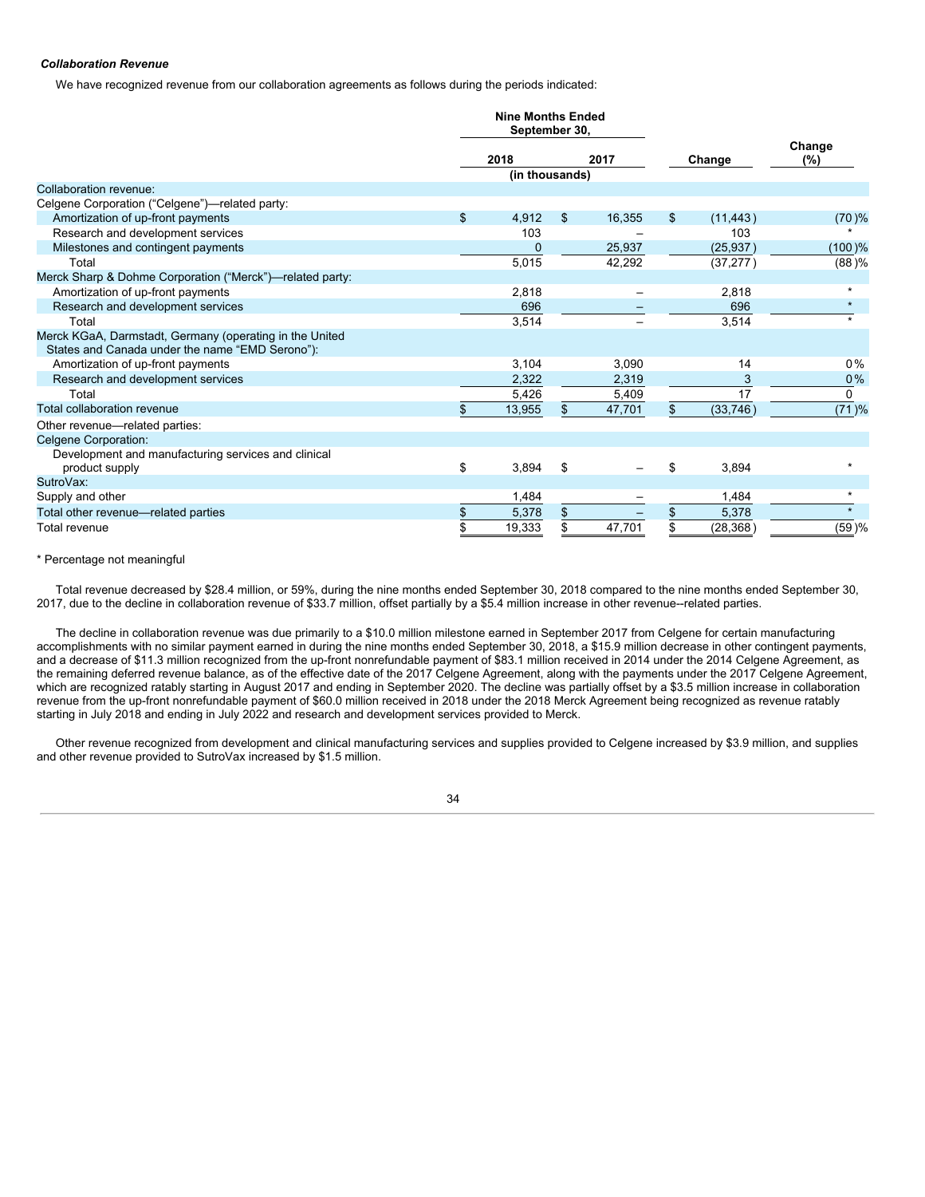***Collaboration Revenue***

We have recognized revenue from our collaboration agreements as follows during the periods indicated:

| | Nine Months Ended September 30, | | | |
|---|---|---|---|---|
| | 2018 | 2017 | Change | Change (%) |
| | (in thousands) | | | |
| Collaboration revenue: | | | | |
| Celgene Corporation ("Celgene")—related party: | | | | |
| Amortization of up-front payments | $ 4,912 | $ 16,355 | $ (11,443) | (70)% |
| Research and development services | 103 | – | 103 | * |
| Milestones and contingent payments | 0 | 25,937 | (25,937) | (100)% |
| Total | 5,015 | 42,292 | (37,277) | (88)% |
| Merck Sharp & Dohme Corporation ("Merck")—related party: | | | | |
| Amortization of up-front payments | 2,818 | – | 2,818 | * |
| Research and development services | 696 | – | 696 | * |
| Total | 3,514 | – | 3,514 | * |
| Merck KGaA, Darmstadt, Germany (operating in the United States and Canada under the name "EMD Serono"): | | | | |
| Amortization of up-front payments | 3,104 | 3,090 | 14 | 0% |
| Research and development services | 2,322 | 2,319 | 3 | 0% |
| Total | 5,426 | 5,409 | 17 | 0 |
| Total collaboration revenue | $ 13,955 | $ 47,701 | $ (33,746) | (71)% |
| Other revenue—related parties: | | | | |
| Celgene Corporation: | | | | |
| Development and manufacturing services and clinical product supply | $ 3,894 | $ – | $ 3,894 | * |
| SutroVax: | | | | |
| Supply and other | 1,484 | – | 1,484 | * |
| Total other revenue—related parties | $ 5,378 | $ – | $ 5,378 | * |
| Total revenue | $ 19,333 | $ 47,701 | $ (28,368) | (59)% |

\* Percentage not meaningful

Total revenue decreased by $28.4 million, or 59%, during the nine months ended September 30, 2018 compared to the nine months ended September 30, 2017, due to the decline in collaboration revenue of $33.7 million, offset partially by a $5.4 million increase in other revenue--related parties.

The decline in collaboration revenue was due primarily to a $10.0 million milestone earned in September 2017 from Celgene for certain manufacturing accomplishments with no similar payment earned in during the nine months ended September 30, 2018, a $15.9 million decrease in other contingent payments, and a decrease of $11.3 million recognized from the up-front nonrefundable payment of $83.1 million received in 2014 under the 2014 Celgene Agreement, as the remaining deferred revenue balance, as of the effective date of the 2017 Celgene Agreement, along with the payments under the 2017 Celgene Agreement, which are recognized ratably starting in August 2017 and ending in September 2020. The decline was partially offset by a $3.5 million increase in collaboration revenue from the up-front nonrefundable payment of $60.0 million received in 2018 under the 2018 Merck Agreement being recognized as revenue ratably starting in July 2018 and ending in July 2022 and research and development services provided to Merck.

Other revenue recognized from development and clinical manufacturing services and supplies provided to Celgene increased by $3.9 million, and supplies and other revenue provided to SutroVax increased by $1.5 million.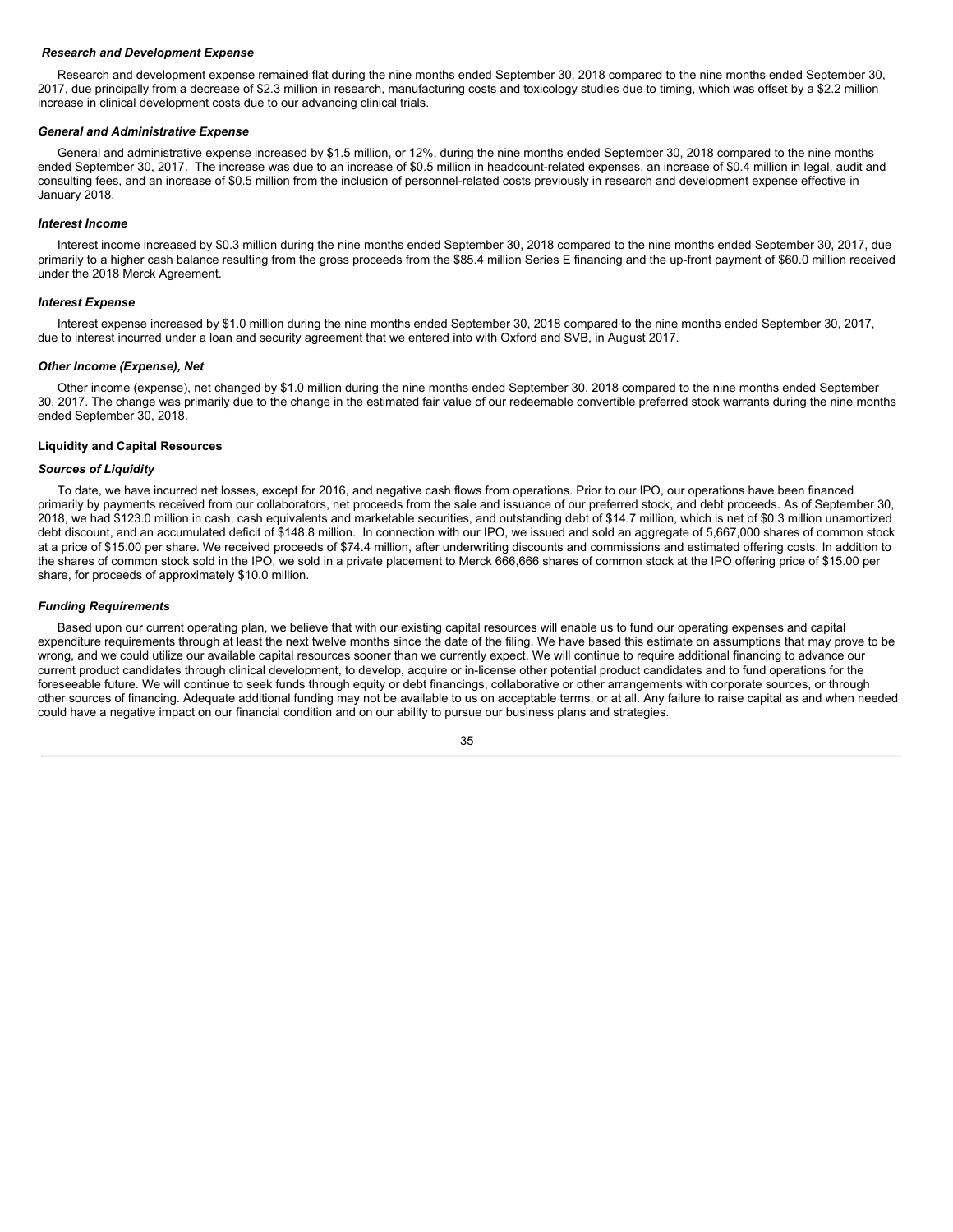***Research and Development Expense***

Research and development expense remained flat during the nine months ended September 30, 2018 compared to the nine months ended September 30, 2017, due principally from a decrease of $2.3 million in research, manufacturing costs and toxicology studies due to timing, which was offset by a $2.2 million increase in clinical development costs due to our advancing clinical trials.

***General and Administrative Expense***

General and administrative expense increased by $1.5 million, or 12%, during the nine months ended September 30, 2018 compared to the nine months ended September 30, 2017. The increase was due to an increase of $0.5 million in headcount-related expenses, an increase of $0.4 million in legal, audit and consulting fees, and an increase of $0.5 million from the inclusion of personnel-related costs previously in research and development expense effective in January 2018.

***Interest Income***

Interest income increased by $0.3 million during the nine months ended September 30, 2018 compared to the nine months ended September 30, 2017, due primarily to a higher cash balance resulting from the gross proceeds from the $85.4 million Series E financing and the up-front payment of $60.0 million received under the 2018 Merck Agreement.

***Interest Expense***

Interest expense increased by $1.0 million during the nine months ended September 30, 2018 compared to the nine months ended September 30, 2017, due to interest incurred under a loan and security agreement that we entered into with Oxford and SVB, in August 2017.

***Other Income (Expense), Net***

Other income (expense), net changed by $1.0 million during the nine months ended September 30, 2018 compared to the nine months ended September 30, 2017. The change was primarily due to the change in the estimated fair value of our redeemable convertible preferred stock warrants during the nine months ended September 30, 2018.

**Liquidity and Capital Resources**

***Sources of Liquidity***

To date, we have incurred net losses, except for 2016, and negative cash flows from operations. Prior to our IPO, our operations have been financed primarily by payments received from our collaborators, net proceeds from the sale and issuance of our preferred stock, and debt proceeds. As of September 30, 2018, we had $123.0 million in cash, cash equivalents and marketable securities, and outstanding debt of $14.7 million, which is net of $0.3 million unamortized debt discount, and an accumulated deficit of $148.8 million. In connection with our IPO, we issued and sold an aggregate of 5,667,000 shares of common stock at a price of $15.00 per share. We received proceeds of $74.4 million, after underwriting discounts and commissions and estimated offering costs. In addition to the shares of common stock sold in the IPO, we sold in a private placement to Merck 666,666 shares of common stock at the IPO offering price of $15.00 per share, for proceeds of approximately $10.0 million.

***Funding Requirements***

Based upon our current operating plan, we believe that with our existing capital resources will enable us to fund our operating expenses and capital expenditure requirements through at least the next twelve months since the date of the filing. We have based this estimate on assumptions that may prove to be wrong, and we could utilize our available capital resources sooner than we currently expect. We will continue to require additional financing to advance our current product candidates through clinical development, to develop, acquire or in-license other potential product candidates and to fund operations for the foreseeable future. We will continue to seek funds through equity or debt financings, collaborative or other arrangements with corporate sources, or through other sources of financing. Adequate additional funding may not be available to us on acceptable terms, or at all. Any failure to raise capital as and when needed could have a negative impact on our financial condition and on our ability to pursue our business plans and strategies.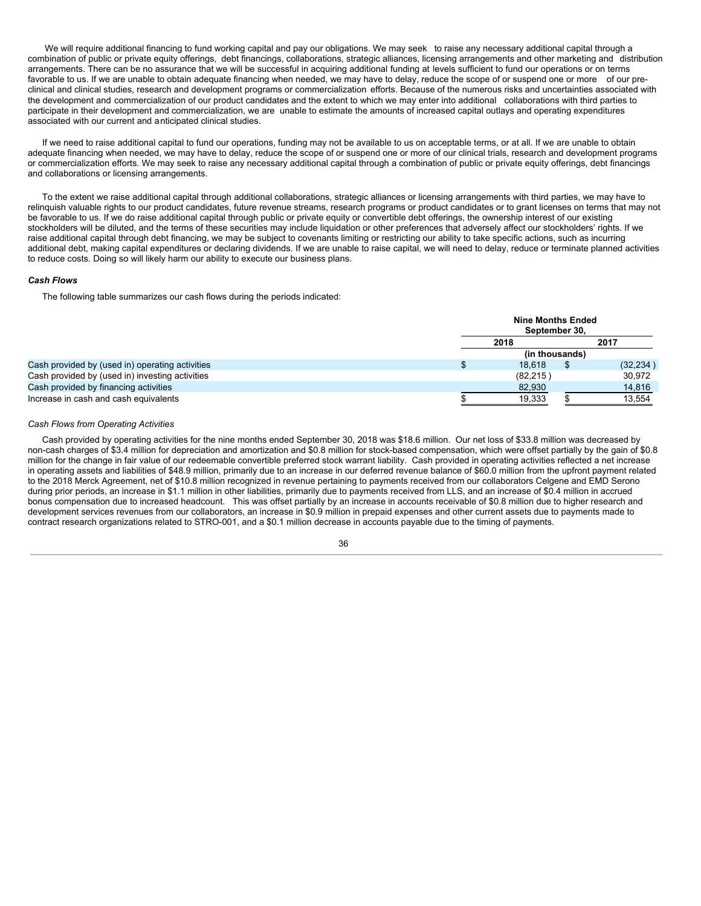We will require additional financing to fund working capital and pay our obligations. We may seek to raise any necessary additional capital through a combination of public or private equity offerings, debt financings, collaborations, strategic alliances, licensing arrangements and other marketing and distribution arrangements. There can be no assurance that we will be successful in acquiring additional funding at levels sufficient to fund our operations or on terms favorable to us. If we are unable to obtain adequate financing when needed, we may have to delay, reduce the scope of or suspend one or more of our pre-clinical and clinical studies, research and development programs or commercialization efforts. Because of the numerous risks and uncertainties associated with the development and commercialization of our product candidates and the extent to which we may enter into additional collaborations with third parties to participate in their development and commercialization, we are unable to estimate the amounts of increased capital outlays and operating expenditures associated with our current and anticipated clinical studies.

If we need to raise additional capital to fund our operations, funding may not be available to us on acceptable terms, or at all. If we are unable to obtain adequate financing when needed, we may have to delay, reduce the scope of or suspend one or more of our clinical trials, research and development programs or commercialization efforts. We may seek to raise any necessary additional capital through a combination of public or private equity offerings, debt financings and collaborations or licensing arrangements.

To the extent we raise additional capital through additional collaborations, strategic alliances or licensing arrangements with third parties, we may have to relinquish valuable rights to our product candidates, future revenue streams, research programs or product candidates or to grant licenses on terms that may not be favorable to us. If we do raise additional capital through public or private equity or convertible debt offerings, the ownership interest of our existing stockholders will be diluted, and the terms of these securities may include liquidation or other preferences that adversely affect our stockholders' rights. If we raise additional capital through debt financing, we may be subject to covenants limiting or restricting our ability to take specific actions, such as incurring additional debt, making capital expenditures or declaring dividends. If we are unable to raise capital, we will need to delay, reduce or terminate planned activities to reduce costs. Doing so will likely harm our ability to execute our business plans.

### *Cash Flows*

The following table summarizes our cash flows during the periods indicated:

| | Nine Months Ended September 30, | |
|---|---|---|
| | 2018 | 2017 |
| | (in thousands) | |
| Cash provided by (used in) operating activities | $ 18,618 | $ (32,234 ) |
| Cash provided by (used in) investing activities | (82,215 ) | 30,972 |
| Cash provided by financing activities | 82,930 | 14,816 |
| Increase in cash and cash equivalents | $ 19,333 | $ 13,554 |

*Cash Flows from Operating Activities*

Cash provided by operating activities for the nine months ended September 30, 2018 was $18.6 million. Our net loss of $33.8 million was decreased by non-cash charges of $3.4 million for depreciation and amortization and $0.8 million for stock-based compensation, which were offset partially by the gain of $0.8 million for the change in fair value of our redeemable convertible preferred stock warrant liability. Cash provided in operating activities reflected a net increase in operating assets and liabilities of $48.9 million, primarily due to an increase in our deferred revenue balance of $60.0 million from the upfront payment related to the 2018 Merck Agreement, net of $10.8 million recognized in revenue pertaining to payments received from our collaborators Celgene and EMD Serono during prior periods, an increase in $1.1 million in other liabilities, primarily due to payments received from LLS, and an increase of $0.4 million in accrued bonus compensation due to increased headcount. This was offset partially by an increase in accounts receivable of $0.8 million due to higher research and development services revenues from our collaborators, an increase in $0.9 million in prepaid expenses and other current assets due to payments made to contract research organizations related to STRO-001, and a $0.1 million decrease in accounts payable due to the timing of payments.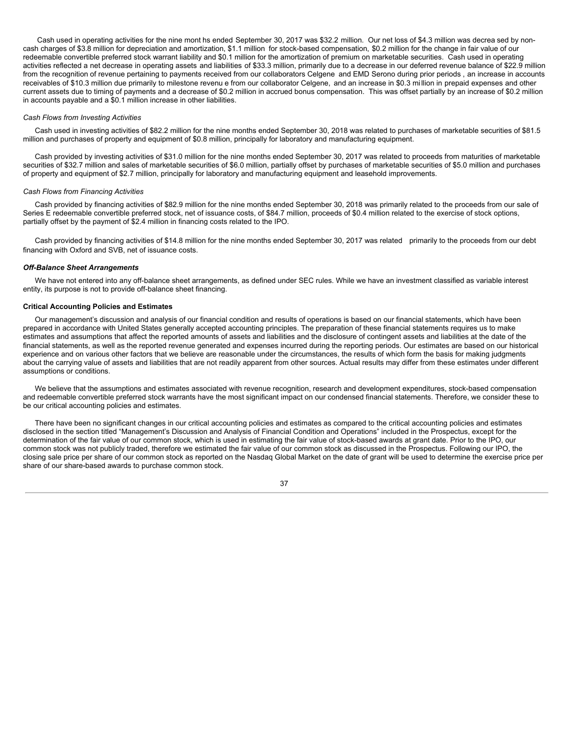Cash used in operating activities for the nine months ended September 30, 2017 was $32.2 million. Our net loss of $4.3 million was decreased by non-cash charges of $3.8 million for depreciation and amortization, $1.1 million for stock-based compensation, $0.2 million for the change in fair value of our redeemable convertible preferred stock warrant liability and $0.1 million for the amortization of premium on marketable securities. Cash used in operating activities reflected a net decrease in operating assets and liabilities of $33.3 million, primarily due to a decrease in our deferred revenue balance of $22.9 million from the recognition of revenue pertaining to payments received from our collaborators Celgene and EMD Serono during prior periods , an increase in accounts receivables of $10.3 million due primarily to milestone revenue from our collaborator Celgene, and an increase in $0.3 million in prepaid expenses and other current assets due to timing of payments and a decrease of $0.2 million in accrued bonus compensation. This was offset partially by an increase of $0.2 million in accounts payable and a $0.1 million increase in other liabilities.

*Cash Flows from Investing Activities*

Cash used in investing activities of $82.2 million for the nine months ended September 30, 2018 was related to purchases of marketable securities of $81.5 million and purchases of property and equipment of $0.8 million, principally for laboratory and manufacturing equipment.

Cash provided by investing activities of $31.0 million for the nine months ended September 30, 2017 was related to proceeds from maturities of marketable securities of $32.7 million and sales of marketable securities of $6.0 million, partially offset by purchases of marketable securities of $5.0 million and purchases of property and equipment of $2.7 million, principally for laboratory and manufacturing equipment and leasehold improvements.

*Cash Flows from Financing Activities*

Cash provided by financing activities of $82.9 million for the nine months ended September 30, 2018 was primarily related to the proceeds from our sale of Series E redeemable convertible preferred stock, net of issuance costs, of $84.7 million, proceeds of $0.4 million related to the exercise of stock options, partially offset by the payment of $2.4 million in financing costs related to the IPO.

Cash provided by financing activities of $14.8 million for the nine months ended September 30, 2017 was related primarily to the proceeds from our debt financing with Oxford and SVB, net of issuance costs.

***Off-Balance Sheet Arrangements***

We have not entered into any off-balance sheet arrangements, as defined under SEC rules. While we have an investment classified as variable interest entity, its purpose is not to provide off-balance sheet financing.

**Critical Accounting Policies and Estimates**

Our management's discussion and analysis of our financial condition and results of operations is based on our financial statements, which have been prepared in accordance with United States generally accepted accounting principles. The preparation of these financial statements requires us to make estimates and assumptions that affect the reported amounts of assets and liabilities and the disclosure of contingent assets and liabilities at the date of the financial statements, as well as the reported revenue generated and expenses incurred during the reporting periods. Our estimates are based on our historical experience and on various other factors that we believe are reasonable under the circumstances, the results of which form the basis for making judgments about the carrying value of assets and liabilities that are not readily apparent from other sources. Actual results may differ from these estimates under different assumptions or conditions.

We believe that the assumptions and estimates associated with revenue recognition, research and development expenditures, stock-based compensation and redeemable convertible preferred stock warrants have the most significant impact on our condensed financial statements. Therefore, we consider these to be our critical accounting policies and estimates.

There have been no significant changes in our critical accounting policies and estimates as compared to the critical accounting policies and estimates disclosed in the section titled "Management's Discussion and Analysis of Financial Condition and Operations" included in the Prospectus, except for the determination of the fair value of our common stock, which is used in estimating the fair value of stock-based awards at grant date. Prior to the IPO, our common stock was not publicly traded, therefore we estimated the fair value of our common stock as discussed in the Prospectus. Following our IPO, the closing sale price per share of our common stock as reported on the Nasdaq Global Market on the date of grant will be used to determine the exercise price per share of our share-based awards to purchase common stock.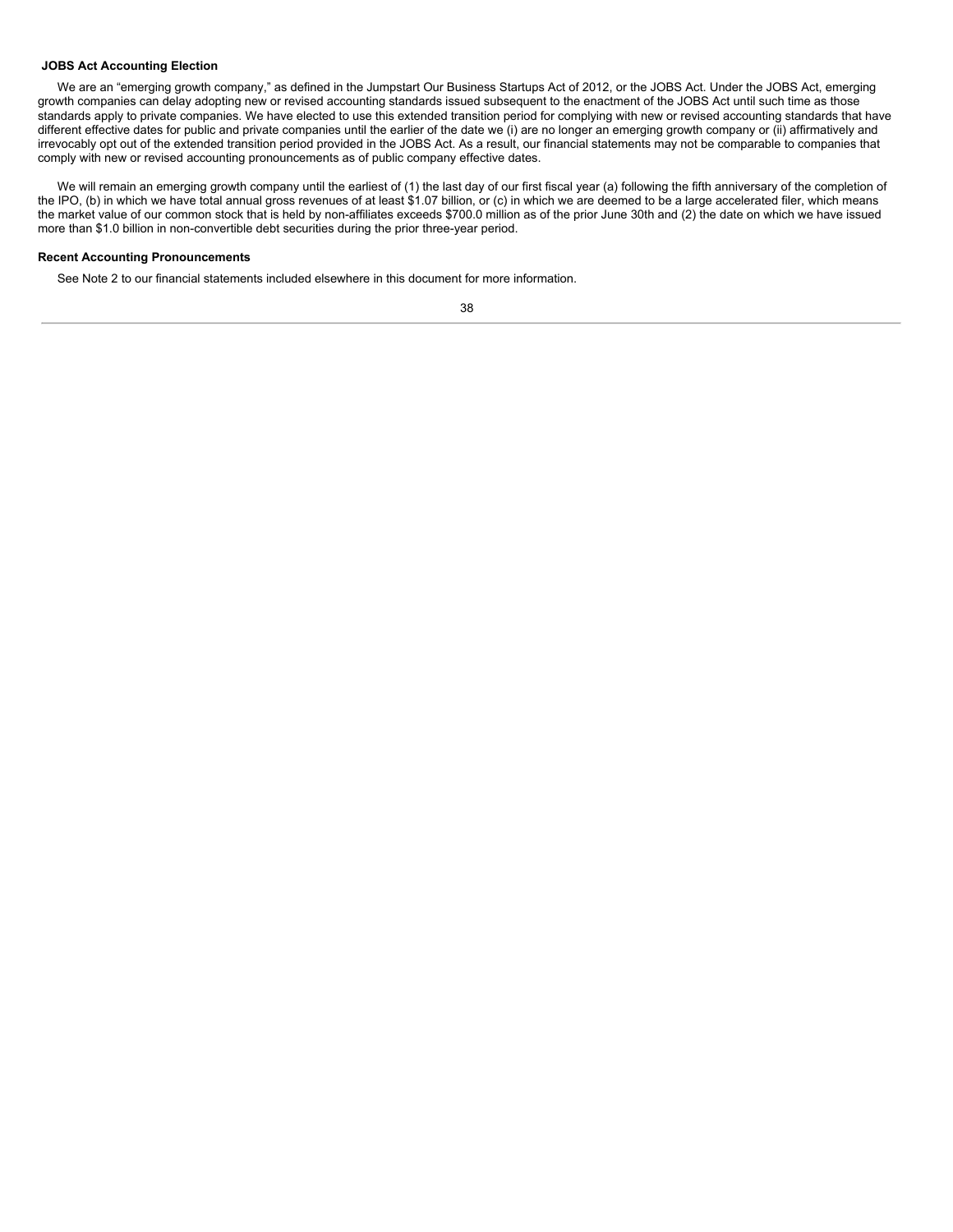**JOBS Act Accounting Election**

We are an "emerging growth company," as defined in the Jumpstart Our Business Startups Act of 2012, or the JOBS Act. Under the JOBS Act, emerging growth companies can delay adopting new or revised accounting standards issued subsequent to the enactment of the JOBS Act until such time as those standards apply to private companies. We have elected to use this extended transition period for complying with new or revised accounting standards that have different effective dates for public and private companies until the earlier of the date we (i) are no longer an emerging growth company or (ii) affirmatively and irrevocably opt out of the extended transition period provided in the JOBS Act. As a result, our financial statements may not be comparable to companies that comply with new or revised accounting pronouncements as of public company effective dates.

We will remain an emerging growth company until the earliest of (1) the last day of our first fiscal year (a) following the fifth anniversary of the completion of the IPO, (b) in which we have total annual gross revenues of at least $1.07 billion, or (c) in which we are deemed to be a large accelerated filer, which means the market value of our common stock that is held by non-affiliates exceeds $700.0 million as of the prior June 30th and (2) the date on which we have issued more than $1.0 billion in non-convertible debt securities during the prior three-year period.

**Recent Accounting Pronouncements**

See Note 2 to our financial statements included elsewhere in this document for more information.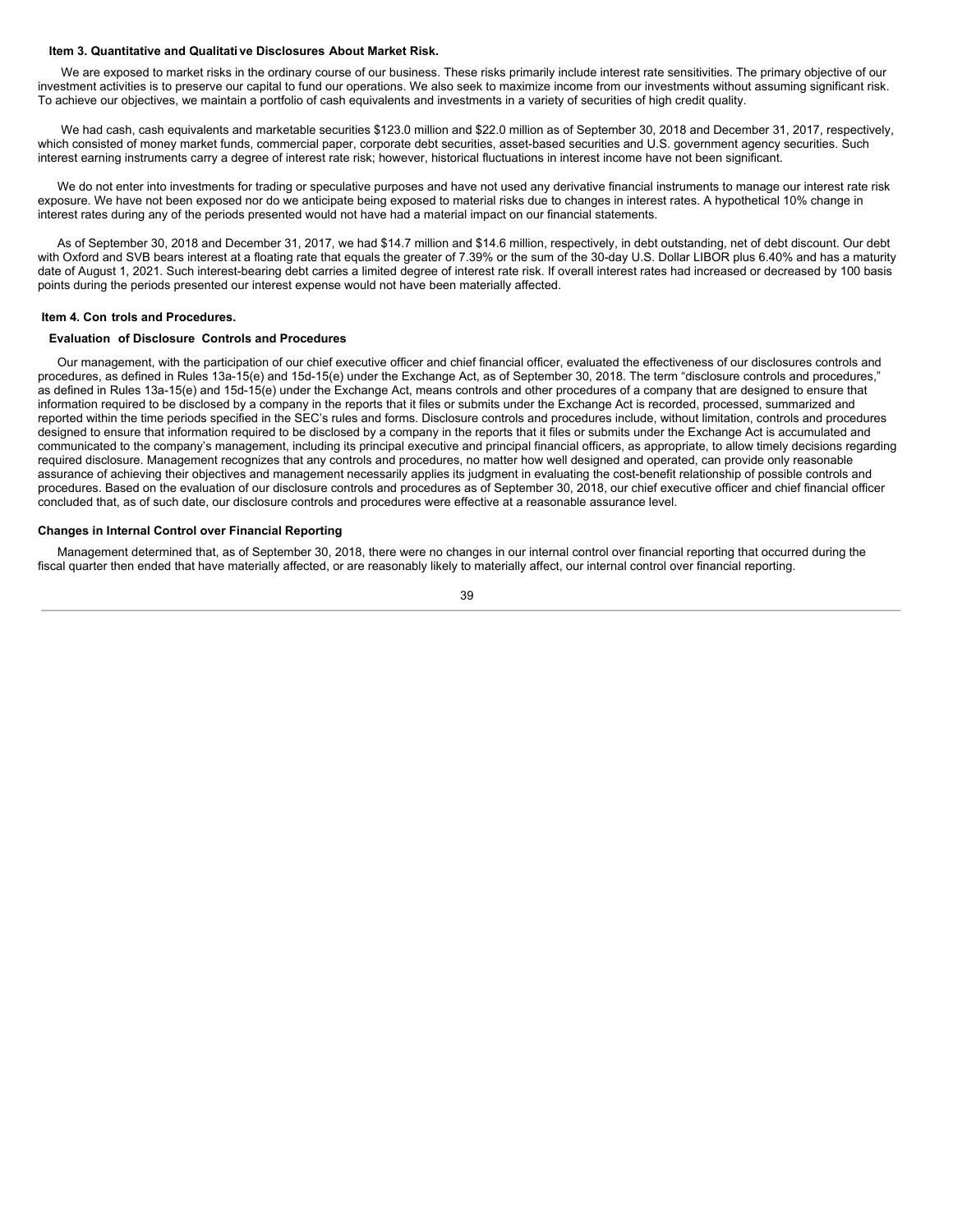### Item 3. Quantitative and Qualitative Disclosures About Market Risk.

We are exposed to market risks in the ordinary course of our business. These risks primarily include interest rate sensitivities. The primary objective of our investment activities is to preserve our capital to fund our operations. We also seek to maximize income from our investments without assuming significant risk. To achieve our objectives, we maintain a portfolio of cash equivalents and investments in a variety of securities of high credit quality.

We had cash, cash equivalents and marketable securities $123.0 million and $22.0 million as of September 30, 2018 and December 31, 2017, respectively, which consisted of money market funds, commercial paper, corporate debt securities, asset-based securities and U.S. government agency securities. Such interest earning instruments carry a degree of interest rate risk; however, historical fluctuations in interest income have not been significant.

We do not enter into investments for trading or speculative purposes and have not used any derivative financial instruments to manage our interest rate risk exposure. We have not been exposed nor do we anticipate being exposed to material risks due to changes in interest rates. A hypothetical 10% change in interest rates during any of the periods presented would not have had a material impact on our financial statements.

As of September 30, 2018 and December 31, 2017, we had $14.7 million and $14.6 million, respectively, in debt outstanding, net of debt discount. Our debt with Oxford and SVB bears interest at a floating rate that equals the greater of 7.39% or the sum of the 30-day U.S. Dollar LIBOR plus 6.40% and has a maturity date of August 1, 2021. Such interest-bearing debt carries a limited degree of interest rate risk. If overall interest rates had increased or decreased by 100 basis points during the periods presented our interest expense would not have been materially affected.

### Item 4. Controls and Procedures.

**Evaluation of Disclosure Controls and Procedures**

Our management, with the participation of our chief executive officer and chief financial officer, evaluated the effectiveness of our disclosures controls and procedures, as defined in Rules 13a-15(e) and 15d-15(e) under the Exchange Act, as of September 30, 2018. The term "disclosure controls and procedures," as defined in Rules 13a-15(e) and 15d-15(e) under the Exchange Act, means controls and other procedures of a company that are designed to ensure that information required to be disclosed by a company in the reports that it files or submits under the Exchange Act is recorded, processed, summarized and reported within the time periods specified in the SEC's rules and forms. Disclosure controls and procedures include, without limitation, controls and procedures designed to ensure that information required to be disclosed by a company in the reports that it files or submits under the Exchange Act is accumulated and communicated to the company's management, including its principal executive and principal financial officers, as appropriate, to allow timely decisions regarding required disclosure. Management recognizes that any controls and procedures, no matter how well designed and operated, can provide only reasonable assurance of achieving their objectives and management necessarily applies its judgment in evaluating the cost-benefit relationship of possible controls and procedures. Based on the evaluation of our disclosure controls and procedures as of September 30, 2018, our chief executive officer and chief financial officer concluded that, as of such date, our disclosure controls and procedures were effective at a reasonable assurance level.

**Changes in Internal Control over Financial Reporting**

Management determined that, as of September 30, 2018, there were no changes in our internal control over financial reporting that occurred during the fiscal quarter then ended that have materially affected, or are reasonably likely to materially affect, our internal control over financial reporting.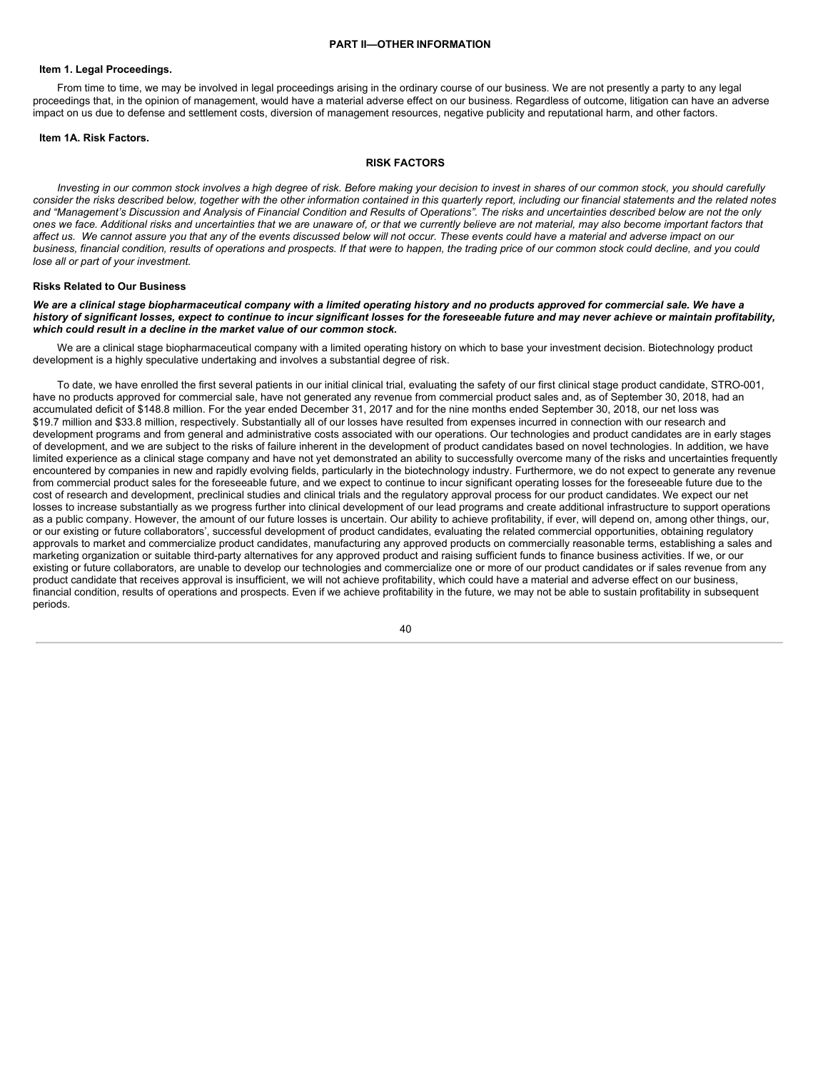## PART II—OTHER INFORMATION

### Item 1. Legal Proceedings.

From time to time, we may be involved in legal proceedings arising in the ordinary course of our business. We are not presently a party to any legal proceedings that, in the opinion of management, would have a material adverse effect on our business. Regardless of outcome, litigation can have an adverse impact on us due to defense and settlement costs, diversion of management resources, negative publicity and reputational harm, and other factors.

### Item 1A. Risk Factors.

## RISK FACTORS

*Investing in our common stock involves a high degree of risk. Before making your decision to invest in shares of our common stock, you should carefully consider the risks described below, together with the other information contained in this quarterly report, including our financial statements and the related notes and "Management's Discussion and Analysis of Financial Condition and Results of Operations". The risks and uncertainties described below are not the only ones we face. Additional risks and uncertainties that we are unaware of, or that we currently believe are not material, may also become important factors that affect us. We cannot assure you that any of the events discussed below will not occur. These events could have a material and adverse impact on our business, financial condition, results of operations and prospects. If that were to happen, the trading price of our common stock could decline, and you could lose all or part of your investment.*

### Risks Related to Our Business

***We are a clinical stage biopharmaceutical company with a limited operating history and no products approved for commercial sale. We have a history of significant losses, expect to continue to incur significant losses for the foreseeable future and may never achieve or maintain profitability, which could result in a decline in the market value of our common stock.***

We are a clinical stage biopharmaceutical company with a limited operating history on which to base your investment decision. Biotechnology product development is a highly speculative undertaking and involves a substantial degree of risk.

To date, we have enrolled the first several patients in our initial clinical trial, evaluating the safety of our first clinical stage product candidate, STRO-001, have no products approved for commercial sale, have not generated any revenue from commercial product sales and, as of September 30, 2018, had an accumulated deficit of $148.8 million. For the year ended December 31, 2017 and for the nine months ended September 30, 2018, our net loss was $19.7 million and $33.8 million, respectively. Substantially all of our losses have resulted from expenses incurred in connection with our research and development programs and from general and administrative costs associated with our operations. Our technologies and product candidates are in early stages of development, and we are subject to the risks of failure inherent in the development of product candidates based on novel technologies. In addition, we have limited experience as a clinical stage company and have not yet demonstrated an ability to successfully overcome many of the risks and uncertainties frequently encountered by companies in new and rapidly evolving fields, particularly in the biotechnology industry. Furthermore, we do not expect to generate any revenue from commercial product sales for the foreseeable future, and we expect to continue to incur significant operating losses for the foreseeable future due to the cost of research and development, preclinical studies and clinical trials and the regulatory approval process for our product candidates. We expect our net losses to increase substantially as we progress further into clinical development of our lead programs and create additional infrastructure to support operations as a public company. However, the amount of our future losses is uncertain. Our ability to achieve profitability, if ever, will depend on, among other things, our, or our existing or future collaborators', successful development of product candidates, evaluating the related commercial opportunities, obtaining regulatory approvals to market and commercialize product candidates, manufacturing any approved products on commercially reasonable terms, establishing a sales and marketing organization or suitable third-party alternatives for any approved product and raising sufficient funds to finance business activities. If we, or our existing or future collaborators, are unable to develop our technologies and commercialize one or more of our product candidates or if sales revenue from any product candidate that receives approval is insufficient, we will not achieve profitability, which could have a material and adverse effect on our business, financial condition, results of operations and prospects. Even if we achieve profitability in the future, we may not be able to sustain profitability in subsequent periods.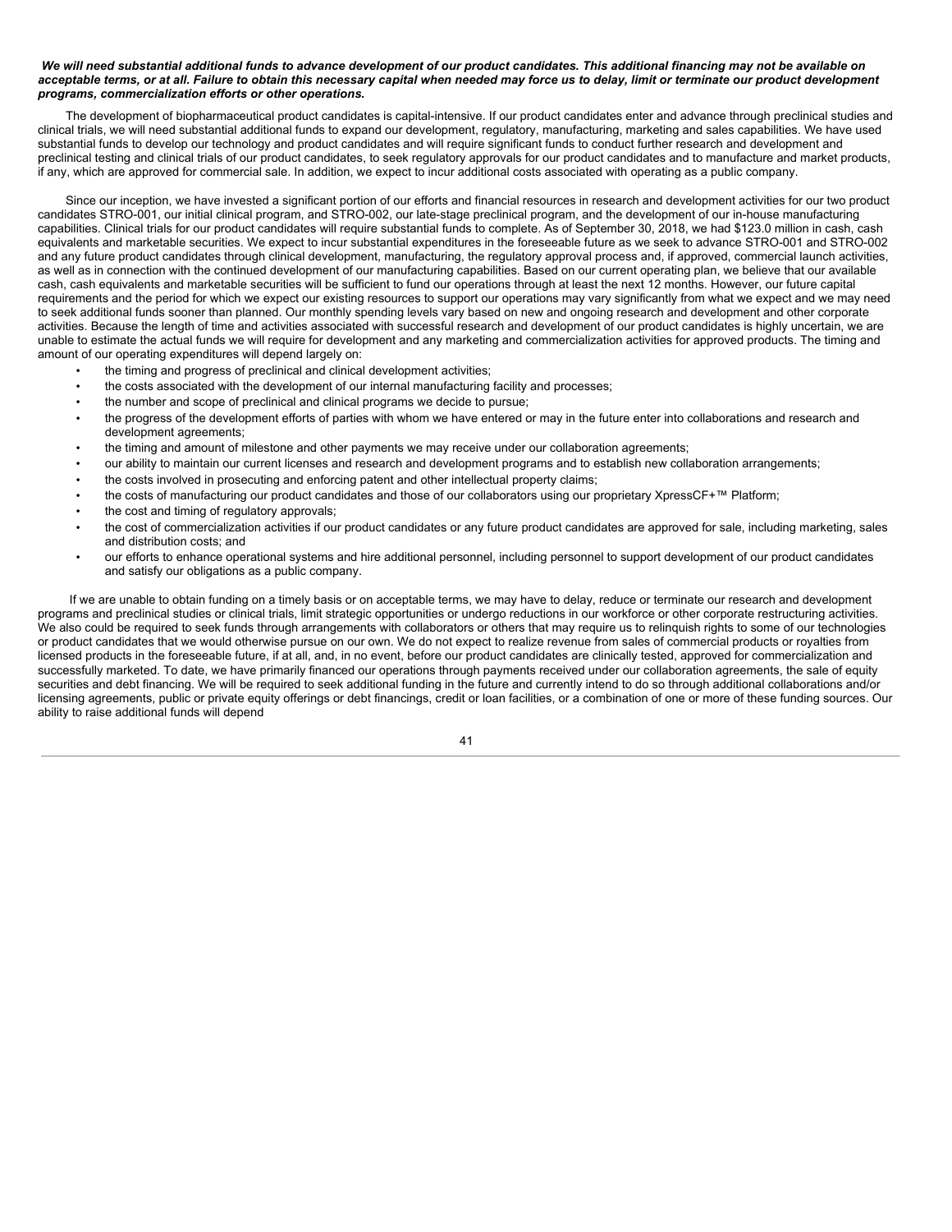***We will need substantial additional funds to advance development of our product candidates. This additional financing may not be available on acceptable terms, or at all. Failure to obtain this necessary capital when needed may force us to delay, limit or terminate our product development programs, commercialization efforts or other operations.***

The development of biopharmaceutical product candidates is capital-intensive. If our product candidates enter and advance through preclinical studies and clinical trials, we will need substantial additional funds to expand our development, regulatory, manufacturing, marketing and sales capabilities. We have used substantial funds to develop our technology and product candidates and will require significant funds to conduct further research and development and preclinical testing and clinical trials of our product candidates, to seek regulatory approvals for our product candidates and to manufacture and market products, if any, which are approved for commercial sale. In addition, we expect to incur additional costs associated with operating as a public company.

Since our inception, we have invested a significant portion of our efforts and financial resources in research and development activities for our two product candidates STRO-001, our initial clinical program, and STRO-002, our late-stage preclinical program, and the development of our in-house manufacturing capabilities. Clinical trials for our product candidates will require substantial funds to complete. As of September 30, 2018, we had $123.0 million in cash, cash equivalents and marketable securities. We expect to incur substantial expenditures in the foreseeable future as we seek to advance STRO-001 and STRO-002 and any future product candidates through clinical development, manufacturing, the regulatory approval process and, if approved, commercial launch activities, as well as in connection with the continued development of our manufacturing capabilities. Based on our current operating plan, we believe that our available cash, cash equivalents and marketable securities will be sufficient to fund our operations through at least the next 12 months. However, our future capital requirements and the period for which we expect our existing resources to support our operations may vary significantly from what we expect and we may need to seek additional funds sooner than planned. Our monthly spending levels vary based on new and ongoing research and development and other corporate activities. Because the length of time and activities associated with successful research and development of our product candidates is highly uncertain, we are unable to estimate the actual funds we will require for development and any marketing and commercialization activities for approved products. The timing and amount of our operating expenditures will depend largely on:

- the timing and progress of preclinical and clinical development activities;
- the costs associated with the development of our internal manufacturing facility and processes;
- the number and scope of preclinical and clinical programs we decide to pursue;
- the progress of the development efforts of parties with whom we have entered or may in the future enter into collaborations and research and development agreements;
- the timing and amount of milestone and other payments we may receive under our collaboration agreements;
- our ability to maintain our current licenses and research and development programs and to establish new collaboration arrangements;
- the costs involved in prosecuting and enforcing patent and other intellectual property claims;
- the costs of manufacturing our product candidates and those of our collaborators using our proprietary XpressCF+™ Platform;
- the cost and timing of regulatory approvals;
- the cost of commercialization activities if our product candidates or any future product candidates are approved for sale, including marketing, sales and distribution costs; and
- our efforts to enhance operational systems and hire additional personnel, including personnel to support development of our product candidates and satisfy our obligations as a public company.

If we are unable to obtain funding on a timely basis or on acceptable terms, we may have to delay, reduce or terminate our research and development programs and preclinical studies or clinical trials, limit strategic opportunities or undergo reductions in our workforce or other corporate restructuring activities. We also could be required to seek funds through arrangements with collaborators or others that may require us to relinquish rights to some of our technologies or product candidates that we would otherwise pursue on our own. We do not expect to realize revenue from sales of commercial products or royalties from licensed products in the foreseeable future, if at all, and, in no event, before our product candidates are clinically tested, approved for commercialization and successfully marketed. To date, we have primarily financed our operations through payments received under our collaboration agreements, the sale of equity securities and debt financing. We will be required to seek additional funding in the future and currently intend to do so through additional collaborations and/or licensing agreements, public or private equity offerings or debt financings, credit or loan facilities, or a combination of one or more of these funding sources. Our ability to raise additional funds will depend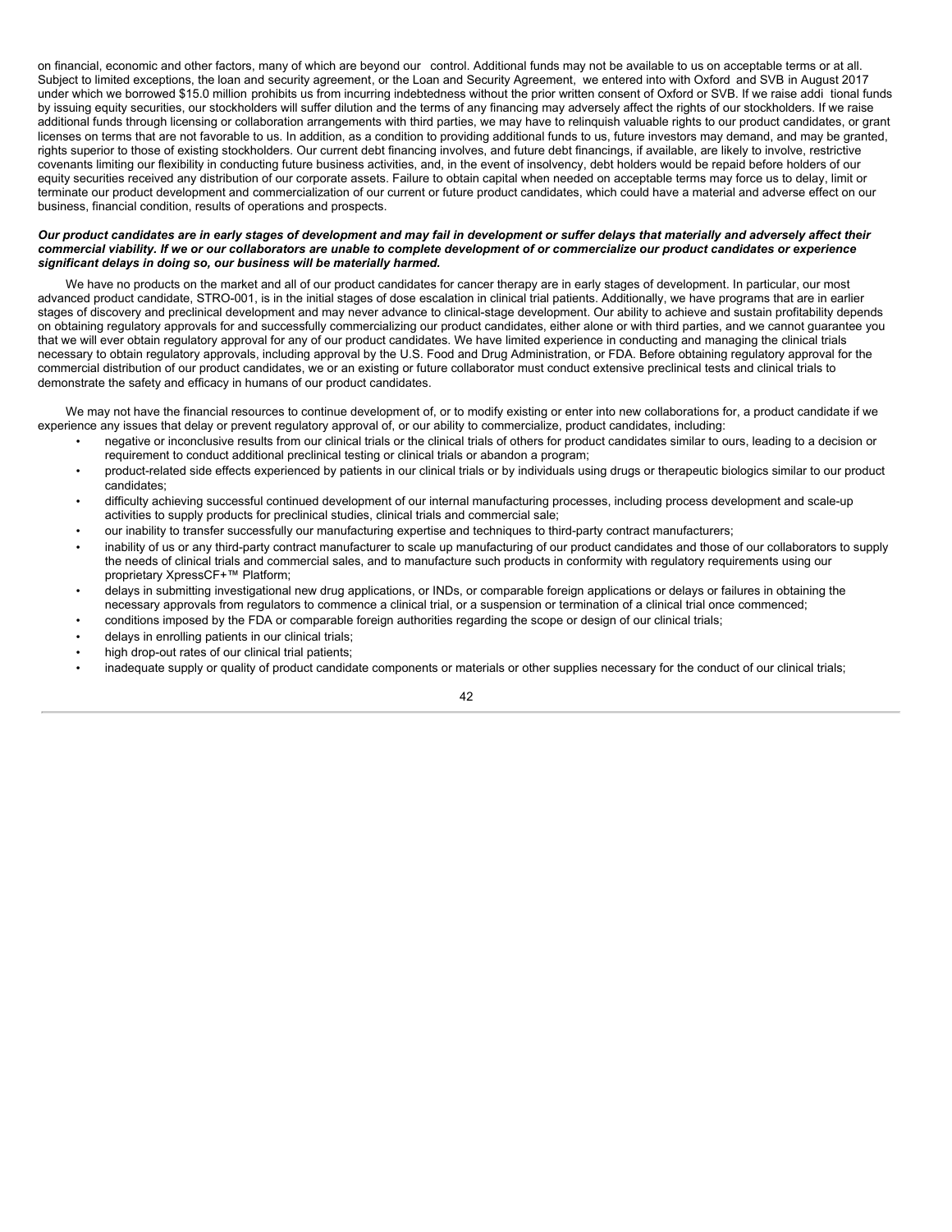on financial, economic and other factors, many of which are beyond our control. Additional funds may not be available to us on acceptable terms or at all. Subject to limited exceptions, the loan and security agreement, or the Loan and Security Agreement, we entered into with Oxford and SVB in August 2017 under which we borrowed $15.0 million prohibits us from incurring indebtedness without the prior written consent of Oxford or SVB. If we raise additional funds by issuing equity securities, our stockholders will suffer dilution and the terms of any financing may adversely affect the rights of our stockholders. If we raise additional funds through licensing or collaboration arrangements with third parties, we may have to relinquish valuable rights to our product candidates, or grant licenses on terms that are not favorable to us. In addition, as a condition to providing additional funds to us, future investors may demand, and may be granted, rights superior to those of existing stockholders. Our current debt financing involves, and future debt financings, if available, are likely to involve, restrictive covenants limiting our flexibility in conducting future business activities, and, in the event of insolvency, debt holders would be repaid before holders of our equity securities received any distribution of our corporate assets. Failure to obtain capital when needed on acceptable terms may force us to delay, limit or terminate our product development and commercialization of our current or future product candidates, which could have a material and adverse effect on our business, financial condition, results of operations and prospects.

***Our product candidates are in early stages of development and may fail in development or suffer delays that materially and adversely affect their commercial viability. If we or our collaborators are unable to complete development of or commercialize our product candidates or experience significant delays in doing so, our business will be materially harmed.***

We have no products on the market and all of our product candidates for cancer therapy are in early stages of development. In particular, our most advanced product candidate, STRO-001, is in the initial stages of dose escalation in clinical trial patients. Additionally, we have programs that are in earlier stages of discovery and preclinical development and may never advance to clinical-stage development. Our ability to achieve and sustain profitability depends on obtaining regulatory approvals for and successfully commercializing our product candidates, either alone or with third parties, and we cannot guarantee you that we will ever obtain regulatory approval for any of our product candidates. We have limited experience in conducting and managing the clinical trials necessary to obtain regulatory approvals, including approval by the U.S. Food and Drug Administration, or FDA. Before obtaining regulatory approval for the commercial distribution of our product candidates, we or an existing or future collaborator must conduct extensive preclinical tests and clinical trials to demonstrate the safety and efficacy in humans of our product candidates.

We may not have the financial resources to continue development of, or to modify existing or enter into new collaborations for, a product candidate if we experience any issues that delay or prevent regulatory approval of, or our ability to commercialize, product candidates, including:

- negative or inconclusive results from our clinical trials or the clinical trials of others for product candidates similar to ours, leading to a decision or requirement to conduct additional preclinical testing or clinical trials or abandon a program;
- product-related side effects experienced by patients in our clinical trials or by individuals using drugs or therapeutic biologics similar to our product candidates;
- difficulty achieving successful continued development of our internal manufacturing processes, including process development and scale-up activities to supply products for preclinical studies, clinical trials and commercial sale;
- our inability to transfer successfully our manufacturing expertise and techniques to third-party contract manufacturers;
- inability of us or any third-party contract manufacturer to scale up manufacturing of our product candidates and those of our collaborators to supply the needs of clinical trials and commercial sales, and to manufacture such products in conformity with regulatory requirements using our proprietary XpressCF+™ Platform;
- delays in submitting investigational new drug applications, or INDs, or comparable foreign applications or delays or failures in obtaining the necessary approvals from regulators to commence a clinical trial, or a suspension or termination of a clinical trial once commenced;
- conditions imposed by the FDA or comparable foreign authorities regarding the scope or design of our clinical trials;
- delays in enrolling patients in our clinical trials;
- high drop-out rates of our clinical trial patients;
- inadequate supply or quality of product candidate components or materials or other supplies necessary for the conduct of our clinical trials;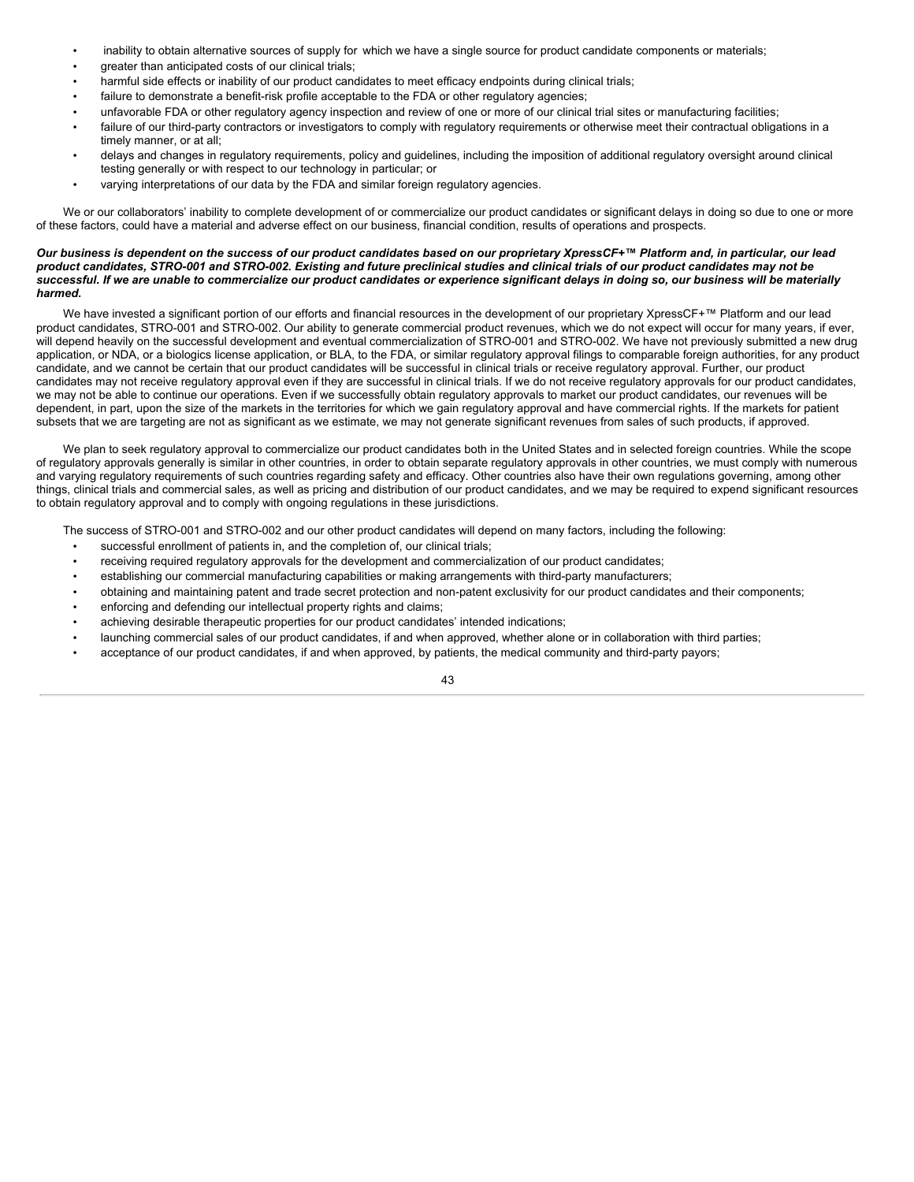- inability to obtain alternative sources of supply for which we have a single source for product candidate components or materials;
- greater than anticipated costs of our clinical trials;
- harmful side effects or inability of our product candidates to meet efficacy endpoints during clinical trials;
- failure to demonstrate a benefit-risk profile acceptable to the FDA or other regulatory agencies;
- unfavorable FDA or other regulatory agency inspection and review of one or more of our clinical trial sites or manufacturing facilities;
- failure of our third-party contractors or investigators to comply with regulatory requirements or otherwise meet their contractual obligations in a timely manner, or at all;
- delays and changes in regulatory requirements, policy and guidelines, including the imposition of additional regulatory oversight around clinical testing generally or with respect to our technology in particular; or
- varying interpretations of our data by the FDA and similar foreign regulatory agencies.

We or our collaborators' inability to complete development of or commercialize our product candidates or significant delays in doing so due to one or more of these factors, could have a material and adverse effect on our business, financial condition, results of operations and prospects.

***Our business is dependent on the success of our product candidates based on our proprietary XpressCF+™ Platform and, in particular, our lead product candidates, STRO-001 and STRO-002. Existing and future preclinical studies and clinical trials of our product candidates may not be successful. If we are unable to commercialize our product candidates or experience significant delays in doing so, our business will be materially harmed.***

We have invested a significant portion of our efforts and financial resources in the development of our proprietary XpressCF+™ Platform and our lead product candidates, STRO-001 and STRO-002. Our ability to generate commercial product revenues, which we do not expect will occur for many years, if ever, will depend heavily on the successful development and eventual commercialization of STRO-001 and STRO-002. We have not previously submitted a new drug application, or NDA, or a biologics license application, or BLA, to the FDA, or similar regulatory approval filings to comparable foreign authorities, for any product candidate, and we cannot be certain that our product candidates will be successful in clinical trials or receive regulatory approval. Further, our product candidates may not receive regulatory approval even if they are successful in clinical trials. If we do not receive regulatory approvals for our product candidates, we may not be able to continue our operations. Even if we successfully obtain regulatory approvals to market our product candidates, our revenues will be dependent, in part, upon the size of the markets in the territories for which we gain regulatory approval and have commercial rights. If the markets for patient subsets that we are targeting are not as significant as we estimate, we may not generate significant revenues from sales of such products, if approved.

We plan to seek regulatory approval to commercialize our product candidates both in the United States and in selected foreign countries. While the scope of regulatory approvals generally is similar in other countries, in order to obtain separate regulatory approvals in other countries, we must comply with numerous and varying regulatory requirements of such countries regarding safety and efficacy. Other countries also have their own regulations governing, among other things, clinical trials and commercial sales, as well as pricing and distribution of our product candidates, and we may be required to expend significant resources to obtain regulatory approval and to comply with ongoing regulations in these jurisdictions.

The success of STRO-001 and STRO-002 and our other product candidates will depend on many factors, including the following:

- successful enrollment of patients in, and the completion of, our clinical trials;
- receiving required regulatory approvals for the development and commercialization of our product candidates;
- establishing our commercial manufacturing capabilities or making arrangements with third-party manufacturers;
- obtaining and maintaining patent and trade secret protection and non-patent exclusivity for our product candidates and their components;
- enforcing and defending our intellectual property rights and claims;
- achieving desirable therapeutic properties for our product candidates' intended indications;
- launching commercial sales of our product candidates, if and when approved, whether alone or in collaboration with third parties;
- acceptance of our product candidates, if and when approved, by patients, the medical community and third-party payors;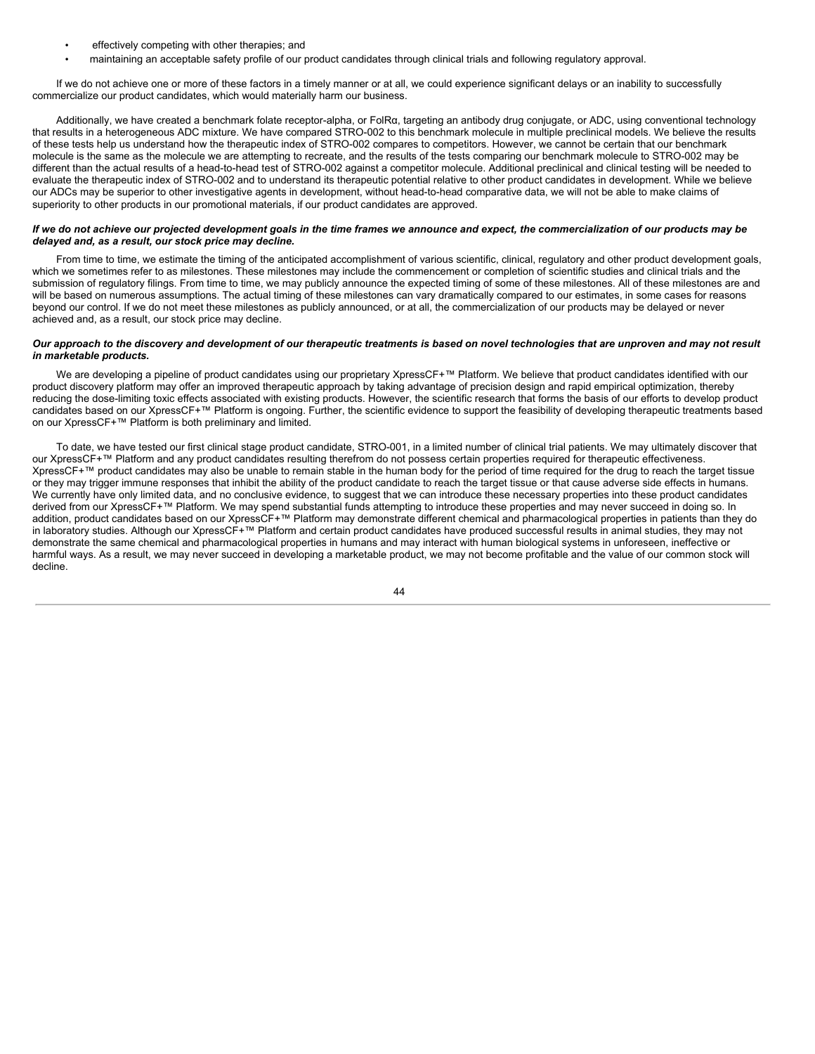- effectively competing with other therapies; and
- maintaining an acceptable safety profile of our product candidates through clinical trials and following regulatory approval.

If we do not achieve one or more of these factors in a timely manner or at all, we could experience significant delays or an inability to successfully commercialize our product candidates, which would materially harm our business.

Additionally, we have created a benchmark folate receptor-alpha, or FolRα, targeting an antibody drug conjugate, or ADC, using conventional technology that results in a heterogeneous ADC mixture. We have compared STRO-002 to this benchmark molecule in multiple preclinical models. We believe the results of these tests help us understand how the therapeutic index of STRO-002 compares to competitors. However, we cannot be certain that our benchmark molecule is the same as the molecule we are attempting to recreate, and the results of the tests comparing our benchmark molecule to STRO-002 may be different than the actual results of a head-to-head test of STRO-002 against a competitor molecule. Additional preclinical and clinical testing will be needed to evaluate the therapeutic index of STRO-002 and to understand its therapeutic potential relative to other product candidates in development. While we believe our ADCs may be superior to other investigative agents in development, without head-to-head comparative data, we will not be able to make claims of superiority to other products in our promotional materials, if our product candidates are approved.

***If we do not achieve our projected development goals in the time frames we announce and expect, the commercialization of our products may be delayed and, as a result, our stock price may decline.***

From time to time, we estimate the timing of the anticipated accomplishment of various scientific, clinical, regulatory and other product development goals, which we sometimes refer to as milestones. These milestones may include the commencement or completion of scientific studies and clinical trials and the submission of regulatory filings. From time to time, we may publicly announce the expected timing of some of these milestones. All of these milestones are and will be based on numerous assumptions. The actual timing of these milestones can vary dramatically compared to our estimates, in some cases for reasons beyond our control. If we do not meet these milestones as publicly announced, or at all, the commercialization of our products may be delayed or never achieved and, as a result, our stock price may decline.

***Our approach to the discovery and development of our therapeutic treatments is based on novel technologies that are unproven and may not result in marketable products.***

We are developing a pipeline of product candidates using our proprietary XpressCF+™ Platform. We believe that product candidates identified with our product discovery platform may offer an improved therapeutic approach by taking advantage of precision design and rapid empirical optimization, thereby reducing the dose-limiting toxic effects associated with existing products. However, the scientific research that forms the basis of our efforts to develop product candidates based on our XpressCF+™ Platform is ongoing. Further, the scientific evidence to support the feasibility of developing therapeutic treatments based on our XpressCF+™ Platform is both preliminary and limited.

To date, we have tested our first clinical stage product candidate, STRO-001, in a limited number of clinical trial patients. We may ultimately discover that our XpressCF+™ Platform and any product candidates resulting therefrom do not possess certain properties required for therapeutic effectiveness. XpressCF+™ product candidates may also be unable to remain stable in the human body for the period of time required for the drug to reach the target tissue or they may trigger immune responses that inhibit the ability of the product candidate to reach the target tissue or that cause adverse side effects in humans. We currently have only limited data, and no conclusive evidence, to suggest that we can introduce these necessary properties into these product candidates derived from our XpressCF+™ Platform. We may spend substantial funds attempting to introduce these properties and may never succeed in doing so. In addition, product candidates based on our XpressCF+™ Platform may demonstrate different chemical and pharmacological properties in patients than they do in laboratory studies. Although our XpressCF+™ Platform and certain product candidates have produced successful results in animal studies, they may not demonstrate the same chemical and pharmacological properties in humans and may interact with human biological systems in unforeseen, ineffective or harmful ways. As a result, we may never succeed in developing a marketable product, we may not become profitable and the value of our common stock will decline.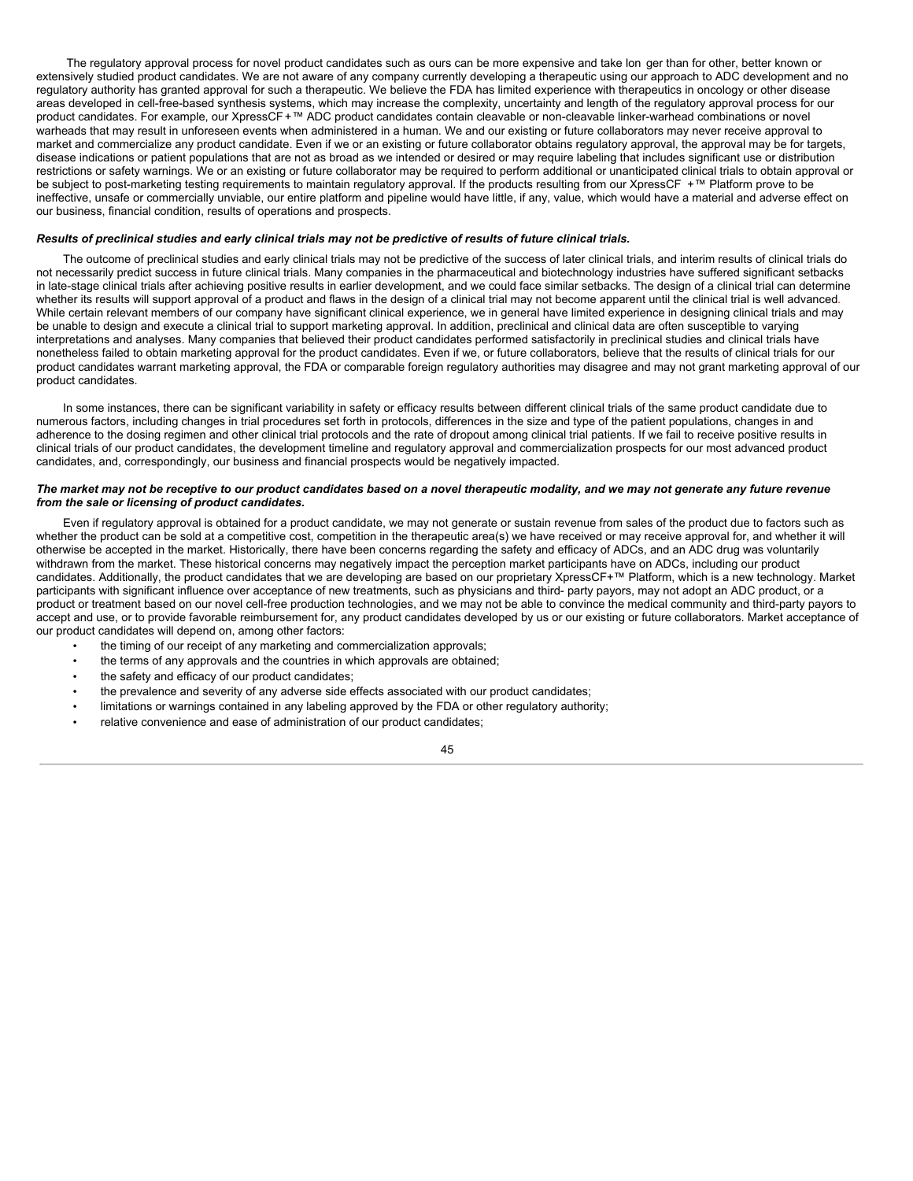The regulatory approval process for novel product candidates such as ours can be more expensive and take longer than for other, better known or extensively studied product candidates. We are not aware of any company currently developing a therapeutic using our approach to ADC development and no regulatory authority has granted approval for such a therapeutic. We believe the FDA has limited experience with therapeutics in oncology or other disease areas developed in cell-free-based synthesis systems, which may increase the complexity, uncertainty and length of the regulatory approval process for our product candidates. For example, our XpressCF+™ ADC product candidates contain cleavable or non-cleavable linker-warhead combinations or novel warheads that may result in unforeseen events when administered in a human. We and our existing or future collaborators may never receive approval to market and commercialize any product candidate. Even if we or an existing or future collaborator obtains regulatory approval, the approval may be for targets, disease indications or patient populations that are not as broad as we intended or desired or may require labeling that includes significant use or distribution restrictions or safety warnings. We or an existing or future collaborator may be required to perform additional or unanticipated clinical trials to obtain approval or be subject to post-marketing testing requirements to maintain regulatory approval. If the products resulting from our XpressCF +™ Platform prove to be ineffective, unsafe or commercially unviable, our entire platform and pipeline would have little, if any, value, which would have a material and adverse effect on our business, financial condition, results of operations and prospects.

***Results of preclinical studies and early clinical trials may not be predictive of results of future clinical trials.***

The outcome of preclinical studies and early clinical trials may not be predictive of the success of later clinical trials, and interim results of clinical trials do not necessarily predict success in future clinical trials. Many companies in the pharmaceutical and biotechnology industries have suffered significant setbacks in late-stage clinical trials after achieving positive results in earlier development, and we could face similar setbacks. The design of a clinical trial can determine whether its results will support approval of a product and flaws in the design of a clinical trial may not become apparent until the clinical trial is well advanced. While certain relevant members of our company have significant clinical experience, we in general have limited experience in designing clinical trials and may be unable to design and execute a clinical trial to support marketing approval. In addition, preclinical and clinical data are often susceptible to varying interpretations and analyses. Many companies that believed their product candidates performed satisfactorily in preclinical studies and clinical trials have nonetheless failed to obtain marketing approval for the product candidates. Even if we, or future collaborators, believe that the results of clinical trials for our product candidates warrant marketing approval, the FDA or comparable foreign regulatory authorities may disagree and may not grant marketing approval of our product candidates.

In some instances, there can be significant variability in safety or efficacy results between different clinical trials of the same product candidate due to numerous factors, including changes in trial procedures set forth in protocols, differences in the size and type of the patient populations, changes in and adherence to the dosing regimen and other clinical trial protocols and the rate of dropout among clinical trial patients. If we fail to receive positive results in clinical trials of our product candidates, the development timeline and regulatory approval and commercialization prospects for our most advanced product candidates, and, correspondingly, our business and financial prospects would be negatively impacted.

***The market may not be receptive to our product candidates based on a novel therapeutic modality, and we may not generate any future revenue from the sale or licensing of product candidates.***

Even if regulatory approval is obtained for a product candidate, we may not generate or sustain revenue from sales of the product due to factors such as whether the product can be sold at a competitive cost, competition in the therapeutic area(s) we have received or may receive approval for, and whether it will otherwise be accepted in the market. Historically, there have been concerns regarding the safety and efficacy of ADCs, and an ADC drug was voluntarily withdrawn from the market. These historical concerns may negatively impact the perception market participants have on ADCs, including our product candidates. Additionally, the product candidates that we are developing are based on our proprietary XpressCF+™ Platform, which is a new technology. Market participants with significant influence over acceptance of new treatments, such as physicians and third- party payors, may not adopt an ADC product, or a product or treatment based on our novel cell-free production technologies, and we may not be able to convince the medical community and third-party payors to accept and use, or to provide favorable reimbursement for, any product candidates developed by us or our existing or future collaborators. Market acceptance of our product candidates will depend on, among other factors:

- the timing of our receipt of any marketing and commercialization approvals;
- the terms of any approvals and the countries in which approvals are obtained;
- the safety and efficacy of our product candidates;
- the prevalence and severity of any adverse side effects associated with our product candidates;
- limitations or warnings contained in any labeling approved by the FDA or other regulatory authority;
- relative convenience and ease of administration of our product candidates;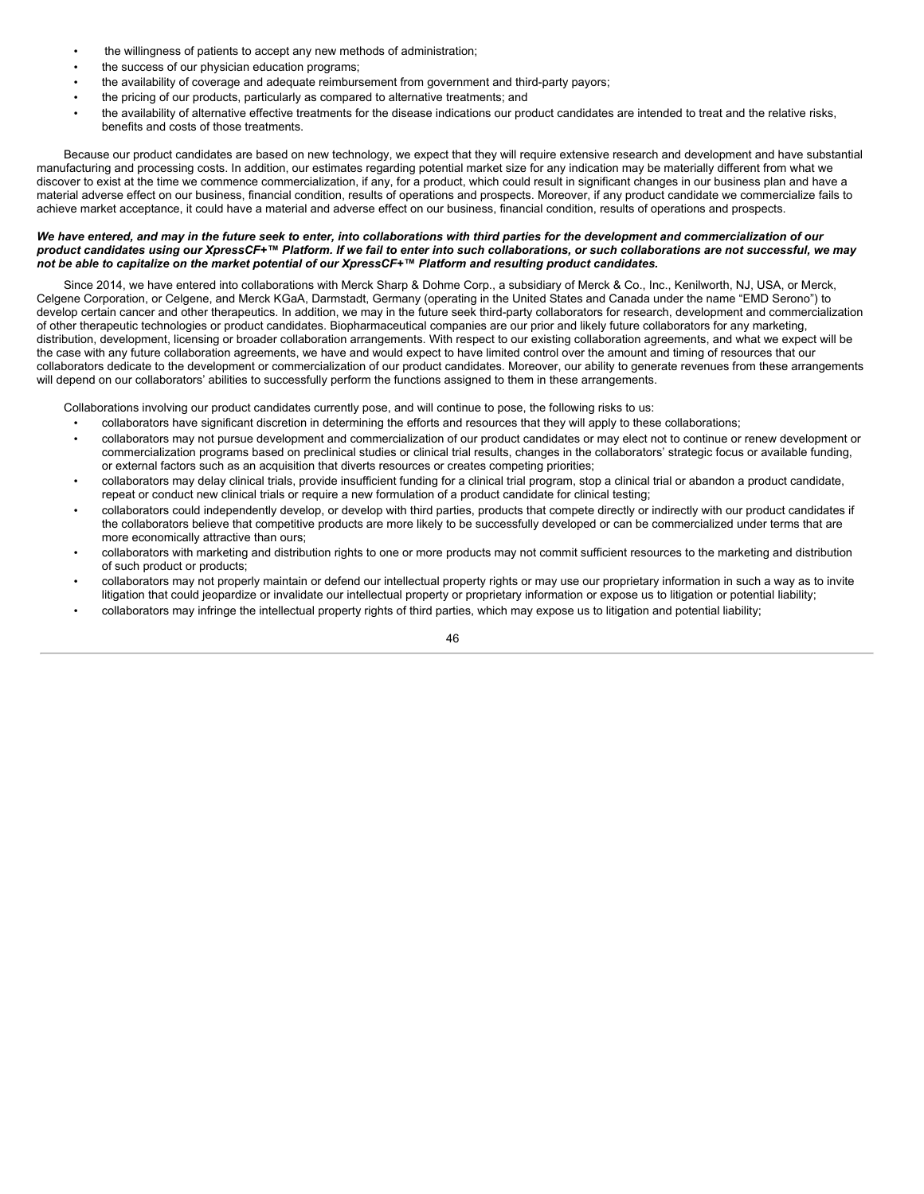- the willingness of patients to accept any new methods of administration;
- the success of our physician education programs;
- the availability of coverage and adequate reimbursement from government and third-party payors;
- the pricing of our products, particularly as compared to alternative treatments; and
- the availability of alternative effective treatments for the disease indications our product candidates are intended to treat and the relative risks, benefits and costs of those treatments.

Because our product candidates are based on new technology, we expect that they will require extensive research and development and have substantial manufacturing and processing costs. In addition, our estimates regarding potential market size for any indication may be materially different from what we discover to exist at the time we commence commercialization, if any, for a product, which could result in significant changes in our business plan and have a material adverse effect on our business, financial condition, results of operations and prospects. Moreover, if any product candidate we commercialize fails to achieve market acceptance, it could have a material and adverse effect on our business, financial condition, results of operations and prospects.

***We have entered, and may in the future seek to enter, into collaborations with third parties for the development and commercialization of our product candidates using our XpressCF+™ Platform. If we fail to enter into such collaborations, or such collaborations are not successful, we may not be able to capitalize on the market potential of our XpressCF+™ Platform and resulting product candidates.***

Since 2014, we have entered into collaborations with Merck Sharp & Dohme Corp., a subsidiary of Merck & Co., Inc., Kenilworth, NJ, USA, or Merck, Celgene Corporation, or Celgene, and Merck KGaA, Darmstadt, Germany (operating in the United States and Canada under the name "EMD Serono") to develop certain cancer and other therapeutics. In addition, we may in the future seek third-party collaborators for research, development and commercialization of other therapeutic technologies or product candidates. Biopharmaceutical companies are our prior and likely future collaborators for any marketing, distribution, development, licensing or broader collaboration arrangements. With respect to our existing collaboration agreements, and what we expect will be the case with any future collaboration agreements, we have and would expect to have limited control over the amount and timing of resources that our collaborators dedicate to the development or commercialization of our product candidates. Moreover, our ability to generate revenues from these arrangements will depend on our collaborators' abilities to successfully perform the functions assigned to them in these arrangements.

Collaborations involving our product candidates currently pose, and will continue to pose, the following risks to us:

- collaborators have significant discretion in determining the efforts and resources that they will apply to these collaborations;
- collaborators may not pursue development and commercialization of our product candidates or may elect not to continue or renew development or commercialization programs based on preclinical studies or clinical trial results, changes in the collaborators' strategic focus or available funding, or external factors such as an acquisition that diverts resources or creates competing priorities;
- collaborators may delay clinical trials, provide insufficient funding for a clinical trial program, stop a clinical trial or abandon a product candidate, repeat or conduct new clinical trials or require a new formulation of a product candidate for clinical testing;
- collaborators could independently develop, or develop with third parties, products that compete directly or indirectly with our product candidates if the collaborators believe that competitive products are more likely to be successfully developed or can be commercialized under terms that are more economically attractive than ours;
- collaborators with marketing and distribution rights to one or more products may not commit sufficient resources to the marketing and distribution of such product or products;
- collaborators may not properly maintain or defend our intellectual property rights or may use our proprietary information in such a way as to invite litigation that could jeopardize or invalidate our intellectual property or proprietary information or expose us to litigation or potential liability;
- collaborators may infringe the intellectual property rights of third parties, which may expose us to litigation and potential liability;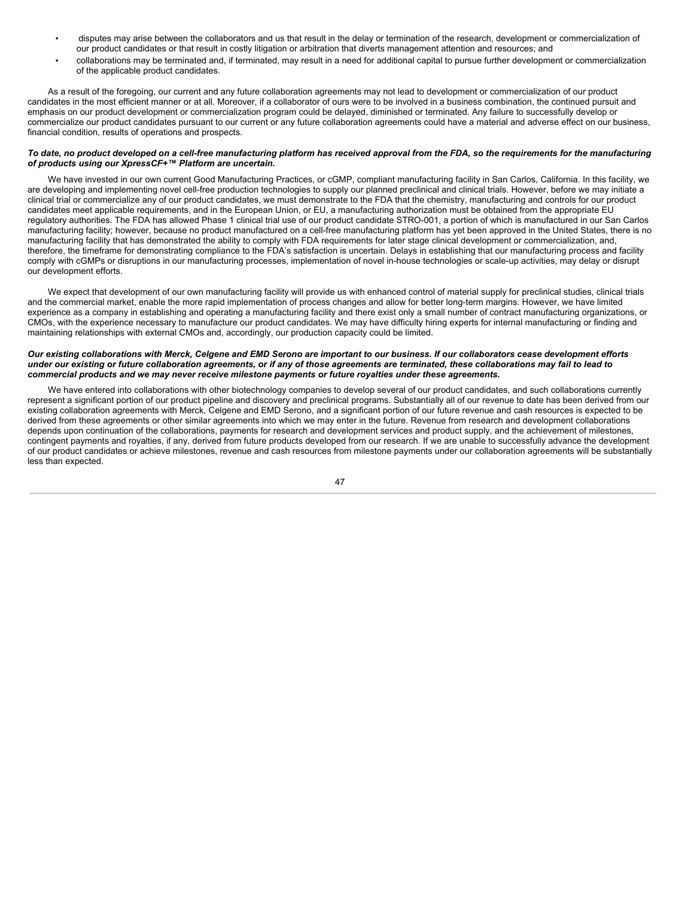- disputes may arise between the collaborators and us that result in the delay or termination of the research, development or commercialization of our product candidates or that result in costly litigation or arbitration that diverts management attention and resources; and
- collaborations may be terminated and, if terminated, may result in a need for additional capital to pursue further development or commercialization of the applicable product candidates.

As a result of the foregoing, our current and any future collaboration agreements may not lead to development or commercialization of our product candidates in the most efficient manner or at all. Moreover, if a collaborator of ours were to be involved in a business combination, the continued pursuit and emphasis on our product development or commercialization program could be delayed, diminished or terminated. Any failure to successfully develop or commercialize our product candidates pursuant to our current or any future collaboration agreements could have a material and adverse effect on our business, financial condition, results of operations and prospects.

***To date, no product developed on a cell-free manufacturing platform has received approval from the FDA, so the requirements for the manufacturing of products using our XpressCF+™ Platform are uncertain.***

We have invested in our own current Good Manufacturing Practices, or cGMP, compliant manufacturing facility in San Carlos, California. In this facility, we are developing and implementing novel cell-free production technologies to supply our planned preclinical and clinical trials. However, before we may initiate a clinical trial or commercialize any of our product candidates, we must demonstrate to the FDA that the chemistry, manufacturing and controls for our product candidates meet applicable requirements, and in the European Union, or EU, a manufacturing authorization must be obtained from the appropriate EU regulatory authorities. The FDA has allowed Phase 1 clinical trial use of our product candidate STRO-001, a portion of which is manufactured in our San Carlos manufacturing facility; however, because no product manufactured on a cell-free manufacturing platform has yet been approved in the United States, there is no manufacturing facility that has demonstrated the ability to comply with FDA requirements for later stage clinical development or commercialization, and, therefore, the timeframe for demonstrating compliance to the FDA's satisfaction is uncertain. Delays in establishing that our manufacturing process and facility comply with cGMPs or disruptions in our manufacturing processes, implementation of novel in-house technologies or scale-up activities, may delay or disrupt our development efforts.

We expect that development of our own manufacturing facility will provide us with enhanced control of material supply for preclinical studies, clinical trials and the commercial market, enable the more rapid implementation of process changes and allow for better long-term margins. However, we have limited experience as a company in establishing and operating a manufacturing facility and there exist only a small number of contract manufacturing organizations, or CMOs, with the experience necessary to manufacture our product candidates. We may have difficulty hiring experts for internal manufacturing or finding and maintaining relationships with external CMOs and, accordingly, our production capacity could be limited.

***Our existing collaborations with Merck, Celgene and EMD Serono are important to our business. If our collaborators cease development efforts under our existing or future collaboration agreements, or if any of those agreements are terminated, these collaborations may fail to lead to commercial products and we may never receive milestone payments or future royalties under these agreements.***

We have entered into collaborations with other biotechnology companies to develop several of our product candidates, and such collaborations currently represent a significant portion of our product pipeline and discovery and preclinical programs. Substantially all of our revenue to date has been derived from our existing collaboration agreements with Merck, Celgene and EMD Serono, and a significant portion of our future revenue and cash resources is expected to be derived from these agreements or other similar agreements into which we may enter in the future. Revenue from research and development collaborations depends upon continuation of the collaborations, payments for research and development services and product supply, and the achievement of milestones, contingent payments and royalties, if any, derived from future products developed from our research. If we are unable to successfully advance the development of our product candidates or achieve milestones, revenue and cash resources from milestone payments under our collaboration agreements will be substantially less than expected.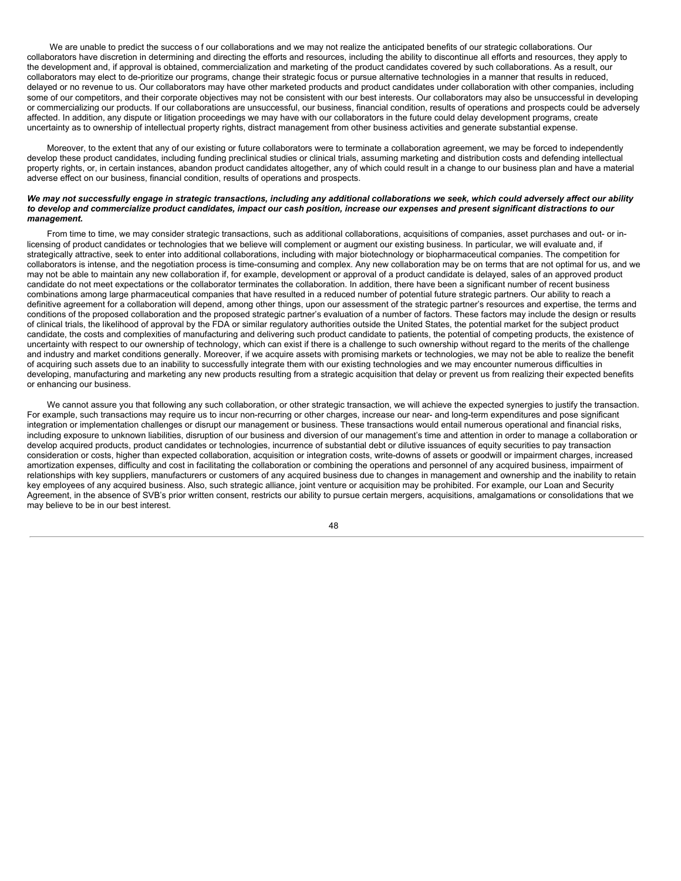We are unable to predict the success of our collaborations and we may not realize the anticipated benefits of our strategic collaborations. Our collaborators have discretion in determining and directing the efforts and resources, including the ability to discontinue all efforts and resources, they apply to the development and, if approval is obtained, commercialization and marketing of the product candidates covered by such collaborations. As a result, our collaborators may elect to de-prioritize our programs, change their strategic focus or pursue alternative technologies in a manner that results in reduced, delayed or no revenue to us. Our collaborators may have other marketed products and product candidates under collaboration with other companies, including some of our competitors, and their corporate objectives may not be consistent with our best interests. Our collaborators may also be unsuccessful in developing or commercializing our products. If our collaborations are unsuccessful, our business, financial condition, results of operations and prospects could be adversely affected. In addition, any dispute or litigation proceedings we may have with our collaborators in the future could delay development programs, create uncertainty as to ownership of intellectual property rights, distract management from other business activities and generate substantial expense.

Moreover, to the extent that any of our existing or future collaborators were to terminate a collaboration agreement, we may be forced to independently develop these product candidates, including funding preclinical studies or clinical trials, assuming marketing and distribution costs and defending intellectual property rights, or, in certain instances, abandon product candidates altogether, any of which could result in a change to our business plan and have a material adverse effect on our business, financial condition, results of operations and prospects.

***We may not successfully engage in strategic transactions, including any additional collaborations we seek, which could adversely affect our ability to develop and commercialize product candidates, impact our cash position, increase our expenses and present significant distractions to our management.***

From time to time, we may consider strategic transactions, such as additional collaborations, acquisitions of companies, asset purchases and out- or in-licensing of product candidates or technologies that we believe will complement or augment our existing business. In particular, we will evaluate and, if strategically attractive, seek to enter into additional collaborations, including with major biotechnology or biopharmaceutical companies. The competition for collaborators is intense, and the negotiation process is time-consuming and complex. Any new collaboration may be on terms that are not optimal for us, and we may not be able to maintain any new collaboration if, for example, development or approval of a product candidate is delayed, sales of an approved product candidate do not meet expectations or the collaborator terminates the collaboration. In addition, there have been a significant number of recent business combinations among large pharmaceutical companies that have resulted in a reduced number of potential future strategic partners. Our ability to reach a definitive agreement for a collaboration will depend, among other things, upon our assessment of the strategic partner's resources and expertise, the terms and conditions of the proposed collaboration and the proposed strategic partner's evaluation of a number of factors. These factors may include the design or results of clinical trials, the likelihood of approval by the FDA or similar regulatory authorities outside the United States, the potential market for the subject product candidate, the costs and complexities of manufacturing and delivering such product candidate to patients, the potential of competing products, the existence of uncertainty with respect to our ownership of technology, which can exist if there is a challenge to such ownership without regard to the merits of the challenge and industry and market conditions generally. Moreover, if we acquire assets with promising markets or technologies, we may not be able to realize the benefit of acquiring such assets due to an inability to successfully integrate them with our existing technologies and we may encounter numerous difficulties in developing, manufacturing and marketing any new products resulting from a strategic acquisition that delay or prevent us from realizing their expected benefits or enhancing our business.

We cannot assure you that following any such collaboration, or other strategic transaction, we will achieve the expected synergies to justify the transaction. For example, such transactions may require us to incur non-recurring or other charges, increase our near- and long-term expenditures and pose significant integration or implementation challenges or disrupt our management or business. These transactions would entail numerous operational and financial risks, including exposure to unknown liabilities, disruption of our business and diversion of our management's time and attention in order to manage a collaboration or develop acquired products, product candidates or technologies, incurrence of substantial debt or dilutive issuances of equity securities to pay transaction consideration or costs, higher than expected collaboration, acquisition or integration costs, write-downs of assets or goodwill or impairment charges, increased amortization expenses, difficulty and cost in facilitating the collaboration or combining the operations and personnel of any acquired business, impairment of relationships with key suppliers, manufacturers or customers of any acquired business due to changes in management and ownership and the inability to retain key employees of any acquired business. Also, such strategic alliance, joint venture or acquisition may be prohibited. For example, our Loan and Security Agreement, in the absence of SVB's prior written consent, restricts our ability to pursue certain mergers, acquisitions, amalgamations or consolidations that we may believe to be in our best interest.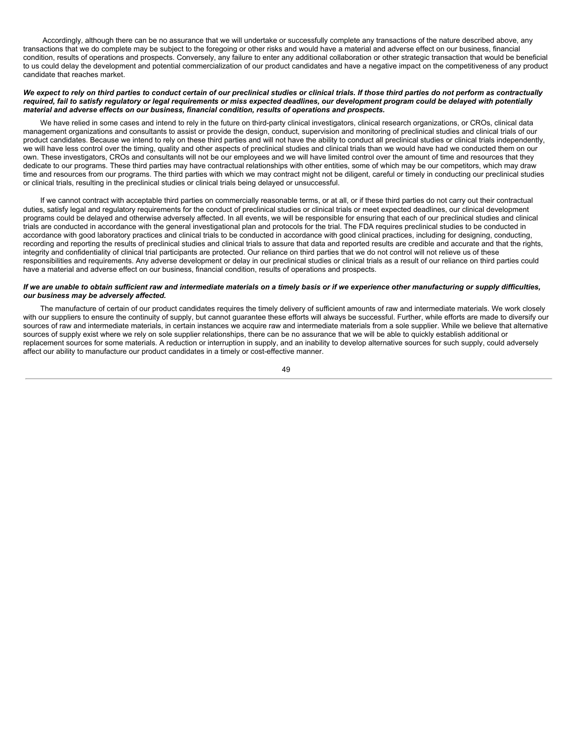Accordingly, although there can be no assurance that we will undertake or successfully complete any transactions of the nature described above, any transactions that we do complete may be subject to the foregoing or other risks and would have a material and adverse effect on our business, financial condition, results of operations and prospects. Conversely, any failure to enter any additional collaboration or other strategic transaction that would be beneficial to us could delay the development and potential commercialization of our product candidates and have a negative impact on the competitiveness of any product candidate that reaches market.

***We expect to rely on third parties to conduct certain of our preclinical studies or clinical trials. If those third parties do not perform as contractually required, fail to satisfy regulatory or legal requirements or miss expected deadlines, our development program could be delayed with potentially material and adverse effects on our business, financial condition, results of operations and prospects.***

We have relied in some cases and intend to rely in the future on third-party clinical investigators, clinical research organizations, or CROs, clinical data management organizations and consultants to assist or provide the design, conduct, supervision and monitoring of preclinical studies and clinical trials of our product candidates. Because we intend to rely on these third parties and will not have the ability to conduct all preclinical studies or clinical trials independently, we will have less control over the timing, quality and other aspects of preclinical studies and clinical trials than we would have had we conducted them on our own. These investigators, CROs and consultants will not be our employees and we will have limited control over the amount of time and resources that they dedicate to our programs. These third parties may have contractual relationships with other entities, some of which may be our competitors, which may draw time and resources from our programs. The third parties with which we may contract might not be diligent, careful or timely in conducting our preclinical studies or clinical trials, resulting in the preclinical studies or clinical trials being delayed or unsuccessful.

If we cannot contract with acceptable third parties on commercially reasonable terms, or at all, or if these third parties do not carry out their contractual duties, satisfy legal and regulatory requirements for the conduct of preclinical studies or clinical trials or meet expected deadlines, our clinical development programs could be delayed and otherwise adversely affected. In all events, we will be responsible for ensuring that each of our preclinical studies and clinical trials are conducted in accordance with the general investigational plan and protocols for the trial. The FDA requires preclinical studies to be conducted in accordance with good laboratory practices and clinical trials to be conducted in accordance with good clinical practices, including for designing, conducting, recording and reporting the results of preclinical studies and clinical trials to assure that data and reported results are credible and accurate and that the rights, integrity and confidentiality of clinical trial participants are protected. Our reliance on third parties that we do not control will not relieve us of these responsibilities and requirements. Any adverse development or delay in our preclinical studies or clinical trials as a result of our reliance on third parties could have a material and adverse effect on our business, financial condition, results of operations and prospects.

***If we are unable to obtain sufficient raw and intermediate materials on a timely basis or if we experience other manufacturing or supply difficulties, our business may be adversely affected.***

The manufacture of certain of our product candidates requires the timely delivery of sufficient amounts of raw and intermediate materials. We work closely with our suppliers to ensure the continuity of supply, but cannot guarantee these efforts will always be successful. Further, while efforts are made to diversify our sources of raw and intermediate materials, in certain instances we acquire raw and intermediate materials from a sole supplier. While we believe that alternative sources of supply exist where we rely on sole supplier relationships, there can be no assurance that we will be able to quickly establish additional or replacement sources for some materials. A reduction or interruption in supply, and an inability to develop alternative sources for such supply, could adversely affect our ability to manufacture our product candidates in a timely or cost-effective manner.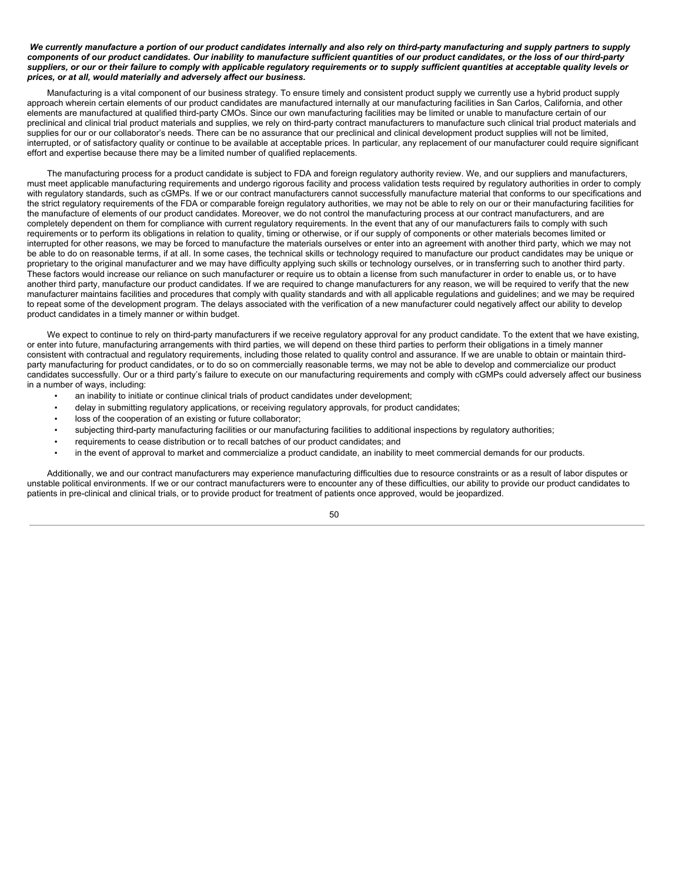***We currently manufacture a portion of our product candidates internally and also rely on third-party manufacturing and supply partners to supply components of our product candidates. Our inability to manufacture sufficient quantities of our product candidates, or the loss of our third-party suppliers, or our or their failure to comply with applicable regulatory requirements or to supply sufficient quantities at acceptable quality levels or prices, or at all, would materially and adversely affect our business.***

Manufacturing is a vital component of our business strategy. To ensure timely and consistent product supply we currently use a hybrid product supply approach wherein certain elements of our product candidates are manufactured internally at our manufacturing facilities in San Carlos, California, and other elements are manufactured at qualified third-party CMOs. Since our own manufacturing facilities may be limited or unable to manufacture certain of our preclinical and clinical trial product materials and supplies, we rely on third-party contract manufacturers to manufacture such clinical trial product materials and supplies for our or our collaborator's needs. There can be no assurance that our preclinical and clinical development product supplies will not be limited, interrupted, or of satisfactory quality or continue to be available at acceptable prices. In particular, any replacement of our manufacturer could require significant effort and expertise because there may be a limited number of qualified replacements.

The manufacturing process for a product candidate is subject to FDA and foreign regulatory authority review. We, and our suppliers and manufacturers, must meet applicable manufacturing requirements and undergo rigorous facility and process validation tests required by regulatory authorities in order to comply with regulatory standards, such as cGMPs. If we or our contract manufacturers cannot successfully manufacture material that conforms to our specifications and the strict regulatory requirements of the FDA or comparable foreign regulatory authorities, we may not be able to rely on our or their manufacturing facilities for the manufacture of elements of our product candidates. Moreover, we do not control the manufacturing process at our contract manufacturers, and are completely dependent on them for compliance with current regulatory requirements. In the event that any of our manufacturers fails to comply with such requirements or to perform its obligations in relation to quality, timing or otherwise, or if our supply of components or other materials becomes limited or interrupted for other reasons, we may be forced to manufacture the materials ourselves or enter into an agreement with another third party, which we may not be able to do on reasonable terms, if at all. In some cases, the technical skills or technology required to manufacture our product candidates may be unique or proprietary to the original manufacturer and we may have difficulty applying such skills or technology ourselves, or in transferring such to another third party. These factors would increase our reliance on such manufacturer or require us to obtain a license from such manufacturer in order to enable us, or to have another third party, manufacture our product candidates. If we are required to change manufacturers for any reason, we will be required to verify that the new manufacturer maintains facilities and procedures that comply with quality standards and with all applicable regulations and guidelines; and we may be required to repeat some of the development program. The delays associated with the verification of a new manufacturer could negatively affect our ability to develop product candidates in a timely manner or within budget.

We expect to continue to rely on third-party manufacturers if we receive regulatory approval for any product candidate. To the extent that we have existing, or enter into future, manufacturing arrangements with third parties, we will depend on these third parties to perform their obligations in a timely manner consistent with contractual and regulatory requirements, including those related to quality control and assurance. If we are unable to obtain or maintain third-party manufacturing for product candidates, or to do so on commercially reasonable terms, we may not be able to develop and commercialize our product candidates successfully. Our or a third party's failure to execute on our manufacturing requirements and comply with cGMPs could adversely affect our business in a number of ways, including:

- an inability to initiate or continue clinical trials of product candidates under development;
- delay in submitting regulatory applications, or receiving regulatory approvals, for product candidates;
- loss of the cooperation of an existing or future collaborator;
- subjecting third-party manufacturing facilities or our manufacturing facilities to additional inspections by regulatory authorities;
- requirements to cease distribution or to recall batches of our product candidates; and
- in the event of approval to market and commercialize a product candidate, an inability to meet commercial demands for our products.

Additionally, we and our contract manufacturers may experience manufacturing difficulties due to resource constraints or as a result of labor disputes or unstable political environments. If we or our contract manufacturers were to encounter any of these difficulties, our ability to provide our product candidates to patients in pre-clinical and clinical trials, or to provide product for treatment of patients once approved, would be jeopardized.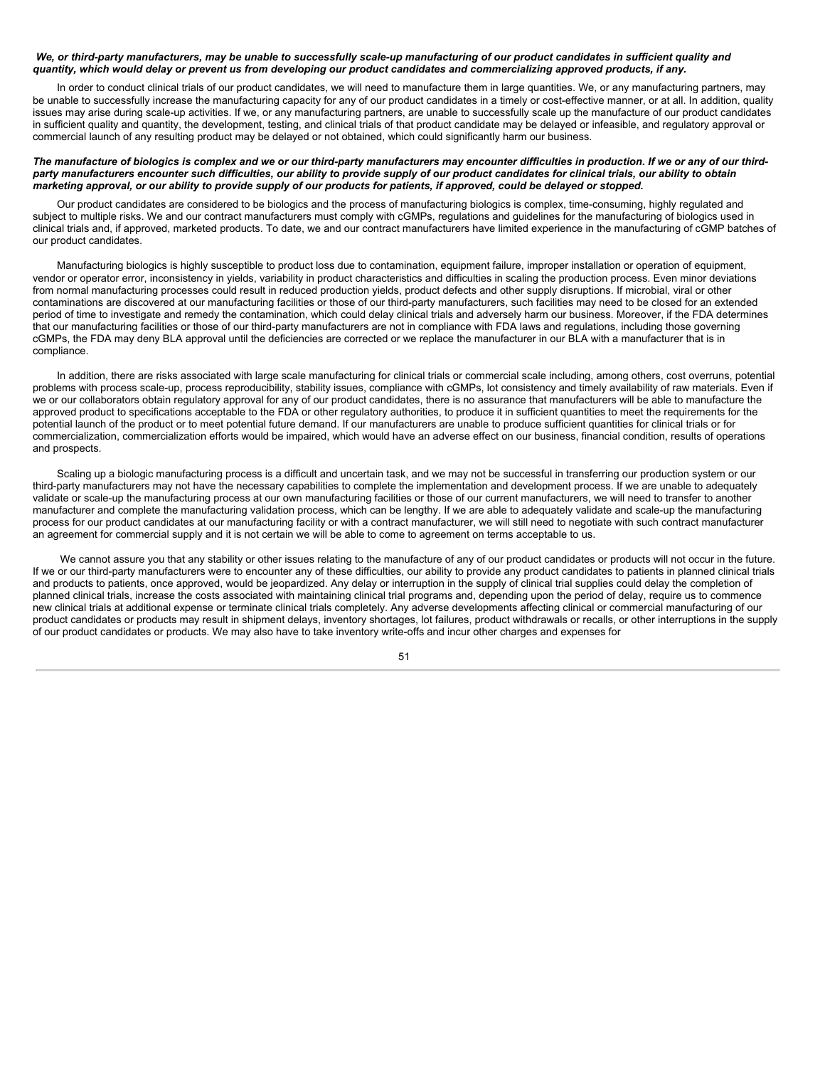***We, or third-party manufacturers, may be unable to successfully scale-up manufacturing of our product candidates in sufficient quality and quantity, which would delay or prevent us from developing our product candidates and commercializing approved products, if any.***

In order to conduct clinical trials of our product candidates, we will need to manufacture them in large quantities. We, or any manufacturing partners, may be unable to successfully increase the manufacturing capacity for any of our product candidates in a timely or cost-effective manner, or at all. In addition, quality issues may arise during scale-up activities. If we, or any manufacturing partners, are unable to successfully scale up the manufacture of our product candidates in sufficient quality and quantity, the development, testing, and clinical trials of that product candidate may be delayed or infeasible, and regulatory approval or commercial launch of any resulting product may be delayed or not obtained, which could significantly harm our business.

***The manufacture of biologics is complex and we or our third-party manufacturers may encounter difficulties in production. If we or any of our third-party manufacturers encounter such difficulties, our ability to provide supply of our product candidates for clinical trials, our ability to obtain marketing approval, or our ability to provide supply of our products for patients, if approved, could be delayed or stopped.***

Our product candidates are considered to be biologics and the process of manufacturing biologics is complex, time-consuming, highly regulated and subject to multiple risks. We and our contract manufacturers must comply with cGMPs, regulations and guidelines for the manufacturing of biologics used in clinical trials and, if approved, marketed products. To date, we and our contract manufacturers have limited experience in the manufacturing of cGMP batches of our product candidates.

Manufacturing biologics is highly susceptible to product loss due to contamination, equipment failure, improper installation or operation of equipment, vendor or operator error, inconsistency in yields, variability in product characteristics and difficulties in scaling the production process. Even minor deviations from normal manufacturing processes could result in reduced production yields, product defects and other supply disruptions. If microbial, viral or other contaminations are discovered at our manufacturing facilities or those of our third-party manufacturers, such facilities may need to be closed for an extended period of time to investigate and remedy the contamination, which could delay clinical trials and adversely harm our business. Moreover, if the FDA determines that our manufacturing facilities or those of our third-party manufacturers are not in compliance with FDA laws and regulations, including those governing cGMPs, the FDA may deny BLA approval until the deficiencies are corrected or we replace the manufacturer in our BLA with a manufacturer that is in compliance.

In addition, there are risks associated with large scale manufacturing for clinical trials or commercial scale including, among others, cost overruns, potential problems with process scale-up, process reproducibility, stability issues, compliance with cGMPs, lot consistency and timely availability of raw materials. Even if we or our collaborators obtain regulatory approval for any of our product candidates, there is no assurance that manufacturers will be able to manufacture the approved product to specifications acceptable to the FDA or other regulatory authorities, to produce it in sufficient quantities to meet the requirements for the potential launch of the product or to meet potential future demand. If our manufacturers are unable to produce sufficient quantities for clinical trials or for commercialization, commercialization efforts would be impaired, which would have an adverse effect on our business, financial condition, results of operations and prospects.

Scaling up a biologic manufacturing process is a difficult and uncertain task, and we may not be successful in transferring our production system or our third-party manufacturers may not have the necessary capabilities to complete the implementation and development process. If we are unable to adequately validate or scale-up the manufacturing process at our own manufacturing facilities or those of our current manufacturers, we will need to transfer to another manufacturer and complete the manufacturing validation process, which can be lengthy. If we are able to adequately validate and scale-up the manufacturing process for our product candidates at our manufacturing facility or with a contract manufacturer, we will still need to negotiate with such contract manufacturer an agreement for commercial supply and it is not certain we will be able to come to agreement on terms acceptable to us.

We cannot assure you that any stability or other issues relating to the manufacture of any of our product candidates or products will not occur in the future. If we or our third-party manufacturers were to encounter any of these difficulties, our ability to provide any product candidates to patients in planned clinical trials and products to patients, once approved, would be jeopardized. Any delay or interruption in the supply of clinical trial supplies could delay the completion of planned clinical trials, increase the costs associated with maintaining clinical trial programs and, depending upon the period of delay, require us to commence new clinical trials at additional expense or terminate clinical trials completely. Any adverse developments affecting clinical or commercial manufacturing of our product candidates or products may result in shipment delays, inventory shortages, lot failures, product withdrawals or recalls, or other interruptions in the supply of our product candidates or products. We may also have to take inventory write-offs and incur other charges and expenses for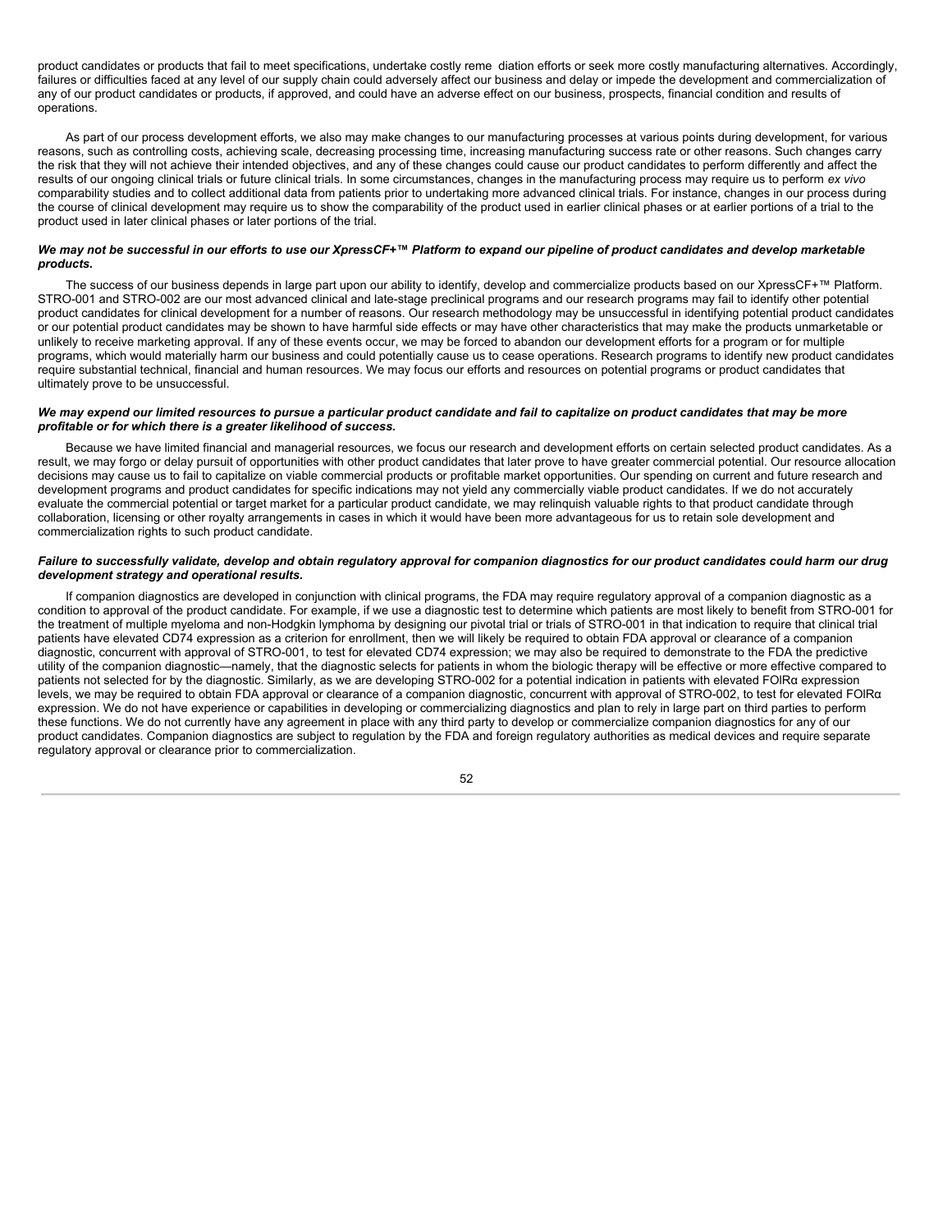product candidates or products that fail to meet specifications, undertake costly reme diation efforts or seek more costly manufacturing alternatives. Accordingly, failures or difficulties faced at any level of our supply chain could adversely affect our business and delay or impede the development and commercialization of any of our product candidates or products, if approved, and could have an adverse effect on our business, prospects, financial condition and results of operations.

As part of our process development efforts, we also may make changes to our manufacturing processes at various points during development, for various reasons, such as controlling costs, achieving scale, decreasing processing time, increasing manufacturing success rate or other reasons. Such changes carry the risk that they will not achieve their intended objectives, and any of these changes could cause our product candidates to perform differently and affect the results of our ongoing clinical trials or future clinical trials. In some circumstances, changes in the manufacturing process may require us to perform *ex vivo* comparability studies and to collect additional data from patients prior to undertaking more advanced clinical trials. For instance, changes in our process during the course of clinical development may require us to show the comparability of the product used in earlier clinical phases or at earlier portions of a trial to the product used in later clinical phases or later portions of the trial.

***We may not be successful in our efforts to use our XpressCF+™ Platform to expand our pipeline of product candidates and develop marketable products.***

The success of our business depends in large part upon our ability to identify, develop and commercialize products based on our XpressCF+™ Platform. STRO-001 and STRO-002 are our most advanced clinical and late-stage preclinical programs and our research programs may fail to identify other potential product candidates for clinical development for a number of reasons. Our research methodology may be unsuccessful in identifying potential product candidates or our potential product candidates may be shown to have harmful side effects or may have other characteristics that may make the products unmarketable or unlikely to receive marketing approval. If any of these events occur, we may be forced to abandon our development efforts for a program or for multiple programs, which would materially harm our business and could potentially cause us to cease operations. Research programs to identify new product candidates require substantial technical, financial and human resources. We may focus our efforts and resources on potential programs or product candidates that ultimately prove to be unsuccessful.

***We may expend our limited resources to pursue a particular product candidate and fail to capitalize on product candidates that may be more profitable or for which there is a greater likelihood of success.***

Because we have limited financial and managerial resources, we focus our research and development efforts on certain selected product candidates. As a result, we may forgo or delay pursuit of opportunities with other product candidates that later prove to have greater commercial potential. Our resource allocation decisions may cause us to fail to capitalize on viable commercial products or profitable market opportunities. Our spending on current and future research and development programs and product candidates for specific indications may not yield any commercially viable product candidates. If we do not accurately evaluate the commercial potential or target market for a particular product candidate, we may relinquish valuable rights to that product candidate through collaboration, licensing or other royalty arrangements in cases in which it would have been more advantageous for us to retain sole development and commercialization rights to such product candidate.

***Failure to successfully validate, develop and obtain regulatory approval for companion diagnostics for our product candidates could harm our drug development strategy and operational results.***

If companion diagnostics are developed in conjunction with clinical programs, the FDA may require regulatory approval of a companion diagnostic as a condition to approval of the product candidate. For example, if we use a diagnostic test to determine which patients are most likely to benefit from STRO-001 for the treatment of multiple myeloma and non-Hodgkin lymphoma by designing our pivotal trial or trials of STRO-001 in that indication to require that clinical trial patients have elevated CD74 expression as a criterion for enrollment, then we will likely be required to obtain FDA approval or clearance of a companion diagnostic, concurrent with approval of STRO-001, to test for elevated CD74 expression; we may also be required to demonstrate to the FDA the predictive utility of the companion diagnostic—namely, that the diagnostic selects for patients in whom the biologic therapy will be effective or more effective compared to patients not selected for by the diagnostic. Similarly, as we are developing STRO-002 for a potential indication in patients with elevated FolRα expression levels, we may be required to obtain FDA approval or clearance of a companion diagnostic, concurrent with approval of STRO-002, to test for elevated FolRα expression. We do not have experience or capabilities in developing or commercializing diagnostics and plan to rely in large part on third parties to perform these functions. We do not currently have any agreement in place with any third party to develop or commercialize companion diagnostics for any of our product candidates. Companion diagnostics are subject to regulation by the FDA and foreign regulatory authorities as medical devices and require separate regulatory approval or clearance prior to commercialization.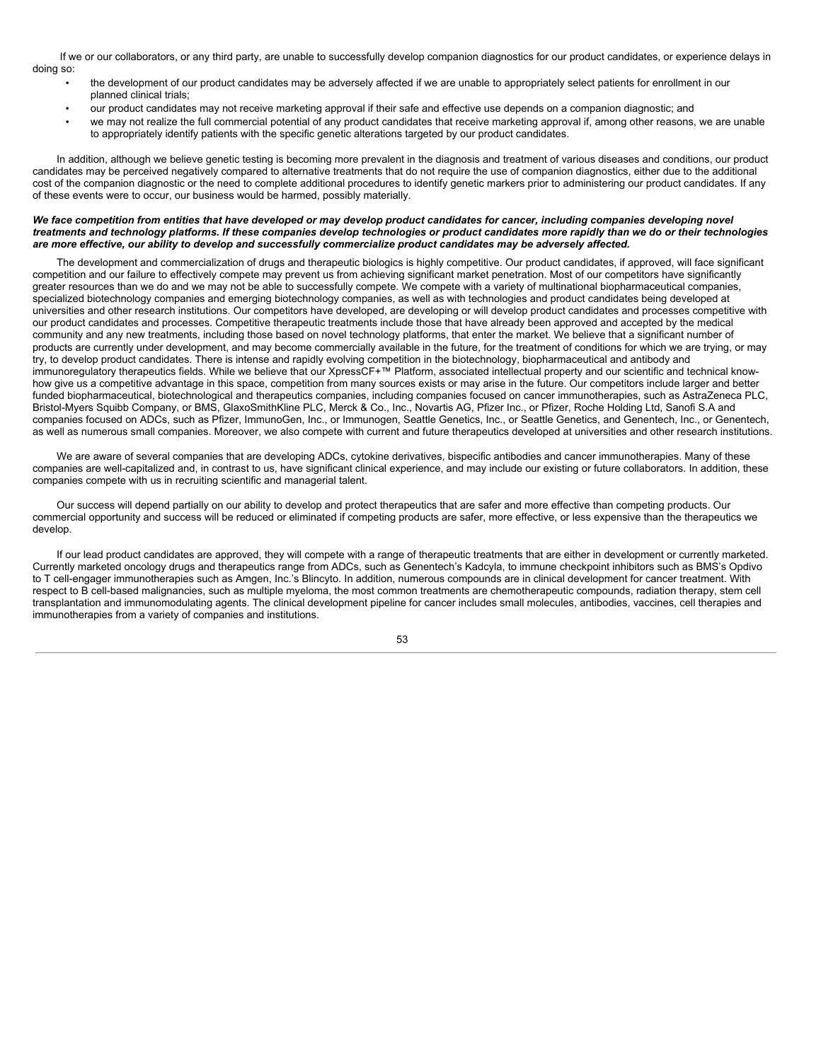If we or our collaborators, or any third party, are unable to successfully develop companion diagnostics for our product candidates, or experience delays in doing so:

- the development of our product candidates may be adversely affected if we are unable to appropriately select patients for enrollment in our planned clinical trials;
- our product candidates may not receive marketing approval if their safe and effective use depends on a companion diagnostic; and
- we may not realize the full commercial potential of any product candidates that receive marketing approval if, among other reasons, we are unable to appropriately identify patients with the specific genetic alterations targeted by our product candidates.

In addition, although we believe genetic testing is becoming more prevalent in the diagnosis and treatment of various diseases and conditions, our product candidates may be perceived negatively compared to alternative treatments that do not require the use of companion diagnostics, either due to the additional cost of the companion diagnostic or the need to complete additional procedures to identify genetic markers prior to administering our product candidates. If any of these events were to occur, our business would be harmed, possibly materially.

***We face competition from entities that have developed or may develop product candidates for cancer, including companies developing novel treatments and technology platforms. If these companies develop technologies or product candidates more rapidly than we do or their technologies are more effective, our ability to develop and successfully commercialize product candidates may be adversely affected.***

The development and commercialization of drugs and therapeutic biologics is highly competitive. Our product candidates, if approved, will face significant competition and our failure to effectively compete may prevent us from achieving significant market penetration. Most of our competitors have significantly greater resources than we do and we may not be able to successfully compete. We compete with a variety of multinational biopharmaceutical companies, specialized biotechnology companies and emerging biotechnology companies, as well as with technologies and product candidates being developed at universities and other research institutions. Our competitors have developed, are developing or will develop product candidates and processes competitive with our product candidates and processes. Competitive therapeutic treatments include those that have already been approved and accepted by the medical community and any new treatments, including those based on novel technology platforms, that enter the market. We believe that a significant number of products are currently under development, and may become commercially available in the future, for the treatment of conditions for which we are trying, or may try, to develop product candidates. There is intense and rapidly evolving competition in the biotechnology, biopharmaceutical and antibody and immunoregulatory therapeutics fields. While we believe that our XpressCF+™ Platform, associated intellectual property and our scientific and technical know-how give us a competitive advantage in this space, competition from many sources exists or may arise in the future. Our competitors include larger and better funded biopharmaceutical, biotechnological and therapeutics companies, including companies focused on cancer immunotherapies, such as AstraZeneca PLC, Bristol-Myers Squibb Company, or BMS, GlaxoSmithKline PLC, Merck & Co., Inc., Novartis AG, Pfizer Inc., or Pfizer, Roche Holding Ltd, Sanofi S.A and companies focused on ADCs, such as Pfizer, ImmunoGen, Inc., or Immunogen, Seattle Genetics, Inc., or Seattle Genetics, and Genentech, Inc., or Genentech, as well as numerous small companies. Moreover, we also compete with current and future therapeutics developed at universities and other research institutions.

We are aware of several companies that are developing ADCs, cytokine derivatives, bispecific antibodies and cancer immunotherapies. Many of these companies are well-capitalized and, in contrast to us, have significant clinical experience, and may include our existing or future collaborators. In addition, these companies compete with us in recruiting scientific and managerial talent.

Our success will depend partially on our ability to develop and protect therapeutics that are safer and more effective than competing products. Our commercial opportunity and success will be reduced or eliminated if competing products are safer, more effective, or less expensive than the therapeutics we develop.

If our lead product candidates are approved, they will compete with a range of therapeutic treatments that are either in development or currently marketed. Currently marketed oncology drugs and therapeutics range from ADCs, such as Genentech's Kadcyla, to immune checkpoint inhibitors such as BMS's Opdivo to T cell-engager immunotherapies such as Amgen, Inc.'s Blincyto. In addition, numerous compounds are in clinical development for cancer treatment. With respect to B cell-based malignancies, such as multiple myeloma, the most common treatments are chemotherapeutic compounds, radiation therapy, stem cell transplantation and immunomodulating agents. The clinical development pipeline for cancer includes small molecules, antibodies, vaccines, cell therapies and immunotherapies from a variety of companies and institutions.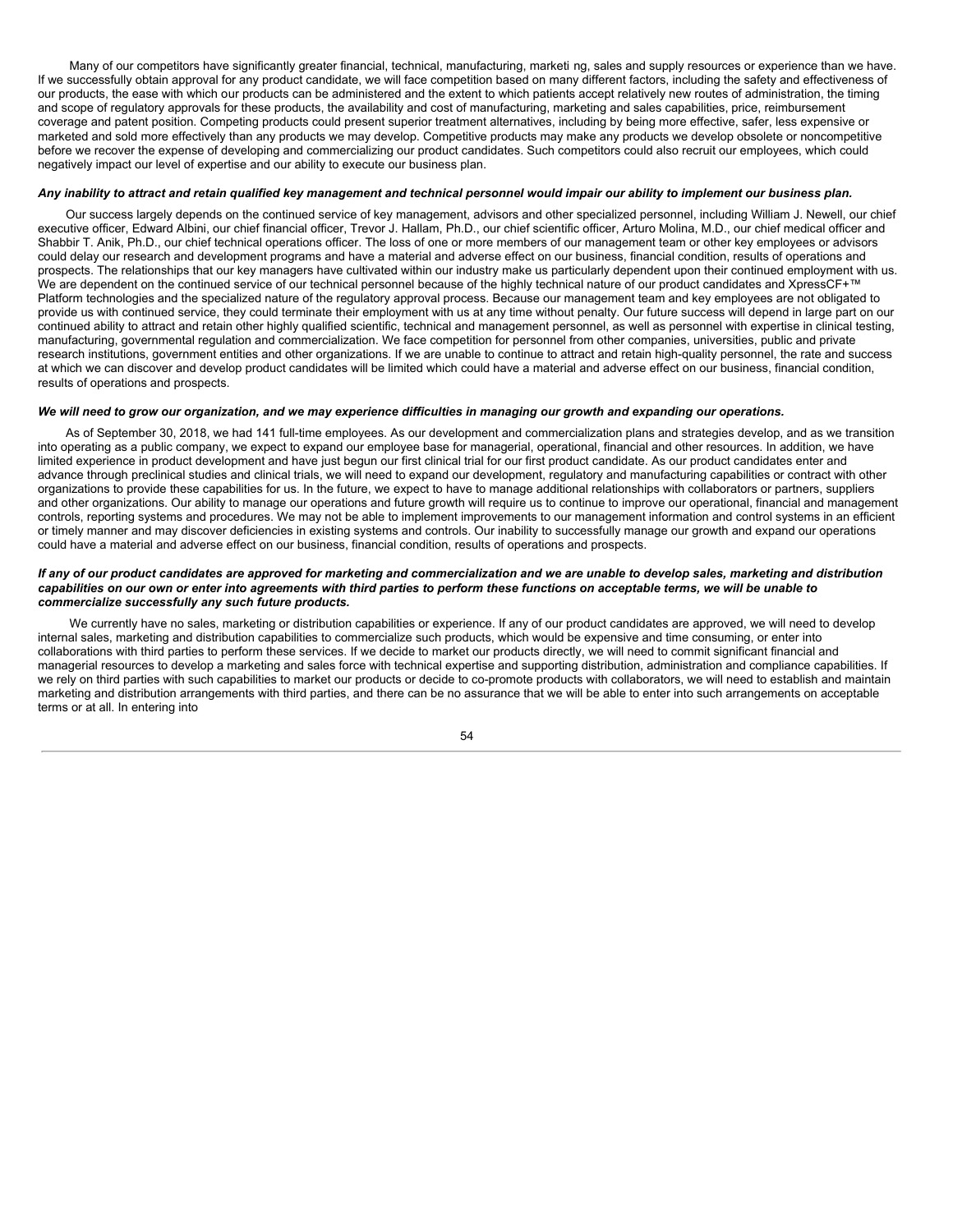Many of our competitors have significantly greater financial, technical, manufacturing, marketi ng, sales and supply resources or experience than we have. If we successfully obtain approval for any product candidate, we will face competition based on many different factors, including the safety and effectiveness of our products, the ease with which our products can be administered and the extent to which patients accept relatively new routes of administration, the timing and scope of regulatory approvals for these products, the availability and cost of manufacturing, marketing and sales capabilities, price, reimbursement coverage and patent position. Competing products could present superior treatment alternatives, including by being more effective, safer, less expensive or marketed and sold more effectively than any products we may develop. Competitive products may make any products we develop obsolete or noncompetitive before we recover the expense of developing and commercializing our product candidates. Such competitors could also recruit our employees, which could negatively impact our level of expertise and our ability to execute our business plan.

***Any inability to attract and retain qualified key management and technical personnel would impair our ability to implement our business plan.***

Our success largely depends on the continued service of key management, advisors and other specialized personnel, including William J. Newell, our chief executive officer, Edward Albini, our chief financial officer, Trevor J. Hallam, Ph.D., our chief scientific officer, Arturo Molina, M.D., our chief medical officer and Shabbir T. Anik, Ph.D., our chief technical operations officer. The loss of one or more members of our management team or other key employees or advisors could delay our research and development programs and have a material and adverse effect on our business, financial condition, results of operations and prospects. The relationships that our key managers have cultivated within our industry make us particularly dependent upon their continued employment with us. We are dependent on the continued service of our technical personnel because of the highly technical nature of our product candidates and XpressCF+™ Platform technologies and the specialized nature of the regulatory approval process. Because our management team and key employees are not obligated to provide us with continued service, they could terminate their employment with us at any time without penalty. Our future success will depend in large part on our continued ability to attract and retain other highly qualified scientific, technical and management personnel, as well as personnel with expertise in clinical testing, manufacturing, governmental regulation and commercialization. We face competition for personnel from other companies, universities, public and private research institutions, government entities and other organizations. If we are unable to continue to attract and retain high-quality personnel, the rate and success at which we can discover and develop product candidates will be limited which could have a material and adverse effect on our business, financial condition, results of operations and prospects.

***We will need to grow our organization, and we may experience difficulties in managing our growth and expanding our operations.***

As of September 30, 2018, we had 141 full-time employees. As our development and commercialization plans and strategies develop, and as we transition into operating as a public company, we expect to expand our employee base for managerial, operational, financial and other resources. In addition, we have limited experience in product development and have just begun our first clinical trial for our first product candidate. As our product candidates enter and advance through preclinical studies and clinical trials, we will need to expand our development, regulatory and manufacturing capabilities or contract with other organizations to provide these capabilities for us. In the future, we expect to have to manage additional relationships with collaborators or partners, suppliers and other organizations. Our ability to manage our operations and future growth will require us to continue to improve our operational, financial and management controls, reporting systems and procedures. We may not be able to implement improvements to our management information and control systems in an efficient or timely manner and may discover deficiencies in existing systems and controls. Our inability to successfully manage our growth and expand our operations could have a material and adverse effect on our business, financial condition, results of operations and prospects.

***If any of our product candidates are approved for marketing and commercialization and we are unable to develop sales, marketing and distribution capabilities on our own or enter into agreements with third parties to perform these functions on acceptable terms, we will be unable to commercialize successfully any such future products.***

We currently have no sales, marketing or distribution capabilities or experience. If any of our product candidates are approved, we will need to develop internal sales, marketing and distribution capabilities to commercialize such products, which would be expensive and time consuming, or enter into collaborations with third parties to perform these services. If we decide to market our products directly, we will need to commit significant financial and managerial resources to develop a marketing and sales force with technical expertise and supporting distribution, administration and compliance capabilities. If we rely on third parties with such capabilities to market our products or decide to co-promote products with collaborators, we will need to establish and maintain marketing and distribution arrangements with third parties, and there can be no assurance that we will be able to enter into such arrangements on acceptable terms or at all. In entering into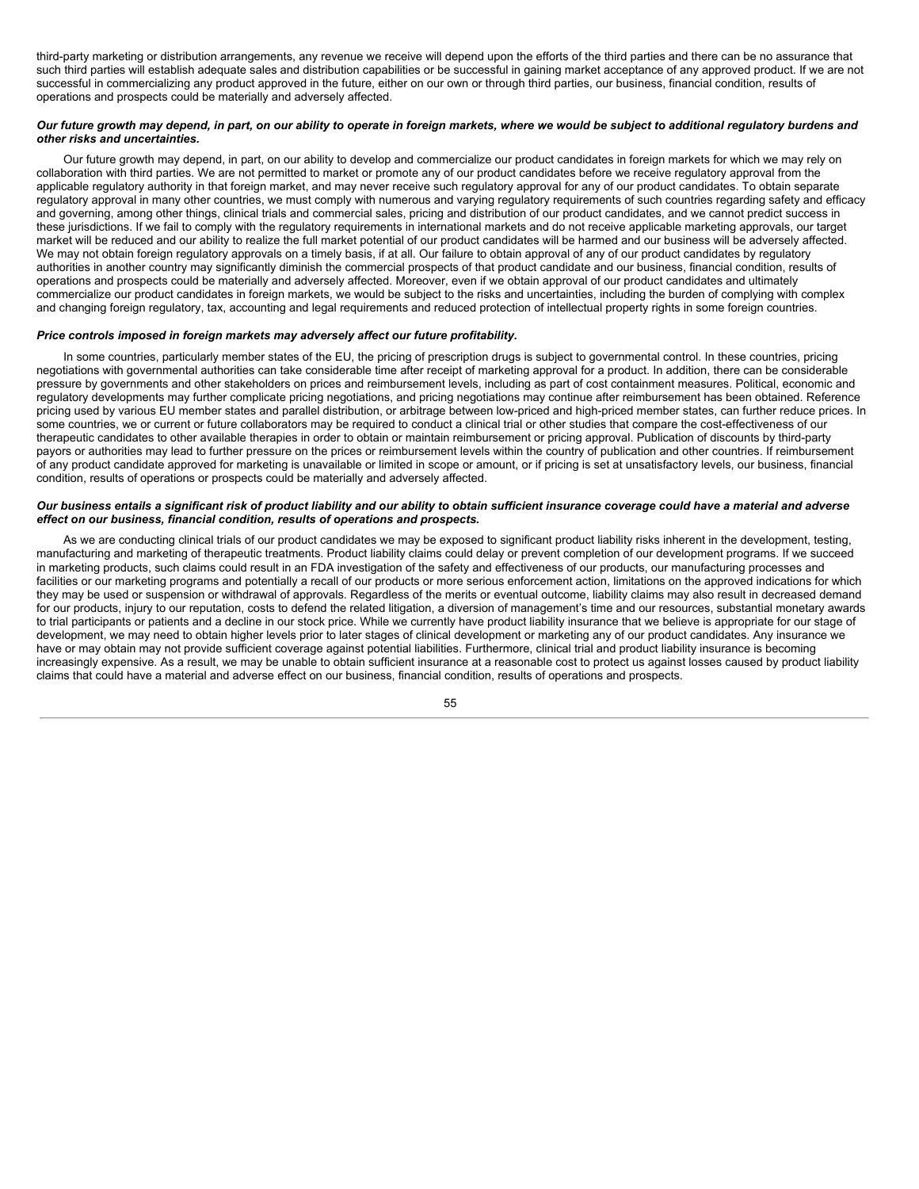third-party marketing or distribution arrangements, any revenue we receive will depend upon the efforts of the third parties and there can be no assurance that such third parties will establish adequate sales and distribution capabilities or be successful in gaining market acceptance of any approved product. If we are not successful in commercializing any product approved in the future, either on our own or through third parties, our business, financial condition, results of operations and prospects could be materially and adversely affected.

***Our future growth may depend, in part, on our ability to operate in foreign markets, where we would be subject to additional regulatory burdens and other risks and uncertainties.***

Our future growth may depend, in part, on our ability to develop and commercialize our product candidates in foreign markets for which we may rely on collaboration with third parties. We are not permitted to market or promote any of our product candidates before we receive regulatory approval from the applicable regulatory authority in that foreign market, and may never receive such regulatory approval for any of our product candidates. To obtain separate regulatory approval in many other countries, we must comply with numerous and varying regulatory requirements of such countries regarding safety and efficacy and governing, among other things, clinical trials and commercial sales, pricing and distribution of our product candidates, and we cannot predict success in these jurisdictions. If we fail to comply with the regulatory requirements in international markets and do not receive applicable marketing approvals, our target market will be reduced and our ability to realize the full market potential of our product candidates will be harmed and our business will be adversely affected. We may not obtain foreign regulatory approvals on a timely basis, if at all. Our failure to obtain approval of any of our product candidates by regulatory authorities in another country may significantly diminish the commercial prospects of that product candidate and our business, financial condition, results of operations and prospects could be materially and adversely affected. Moreover, even if we obtain approval of our product candidates and ultimately commercialize our product candidates in foreign markets, we would be subject to the risks and uncertainties, including the burden of complying with complex and changing foreign regulatory, tax, accounting and legal requirements and reduced protection of intellectual property rights in some foreign countries.

***Price controls imposed in foreign markets may adversely affect our future profitability.***

In some countries, particularly member states of the EU, the pricing of prescription drugs is subject to governmental control. In these countries, pricing negotiations with governmental authorities can take considerable time after receipt of marketing approval for a product. In addition, there can be considerable pressure by governments and other stakeholders on prices and reimbursement levels, including as part of cost containment measures. Political, economic and regulatory developments may further complicate pricing negotiations, and pricing negotiations may continue after reimbursement has been obtained. Reference pricing used by various EU member states and parallel distribution, or arbitrage between low-priced and high-priced member states, can further reduce prices. In some countries, we or current or future collaborators may be required to conduct a clinical trial or other studies that compare the cost-effectiveness of our therapeutic candidates to other available therapies in order to obtain or maintain reimbursement or pricing approval. Publication of discounts by third-party payors or authorities may lead to further pressure on the prices or reimbursement levels within the country of publication and other countries. If reimbursement of any product candidate approved for marketing is unavailable or limited in scope or amount, or if pricing is set at unsatisfactory levels, our business, financial condition, results of operations or prospects could be materially and adversely affected.

***Our business entails a significant risk of product liability and our ability to obtain sufficient insurance coverage could have a material and adverse effect on our business, financial condition, results of operations and prospects.***

As we are conducting clinical trials of our product candidates we may be exposed to significant product liability risks inherent in the development, testing, manufacturing and marketing of therapeutic treatments. Product liability claims could delay or prevent completion of our development programs. If we succeed in marketing products, such claims could result in an FDA investigation of the safety and effectiveness of our products, our manufacturing processes and facilities or our marketing programs and potentially a recall of our products or more serious enforcement action, limitations on the approved indications for which they may be used or suspension or withdrawal of approvals. Regardless of the merits or eventual outcome, liability claims may also result in decreased demand for our products, injury to our reputation, costs to defend the related litigation, a diversion of management's time and our resources, substantial monetary awards to trial participants or patients and a decline in our stock price. While we currently have product liability insurance that we believe is appropriate for our stage of development, we may need to obtain higher levels prior to later stages of clinical development or marketing any of our product candidates. Any insurance we have or may obtain may not provide sufficient coverage against potential liabilities. Furthermore, clinical trial and product liability insurance is becoming increasingly expensive. As a result, we may be unable to obtain sufficient insurance at a reasonable cost to protect us against losses caused by product liability claims that could have a material and adverse effect on our business, financial condition, results of operations and prospects.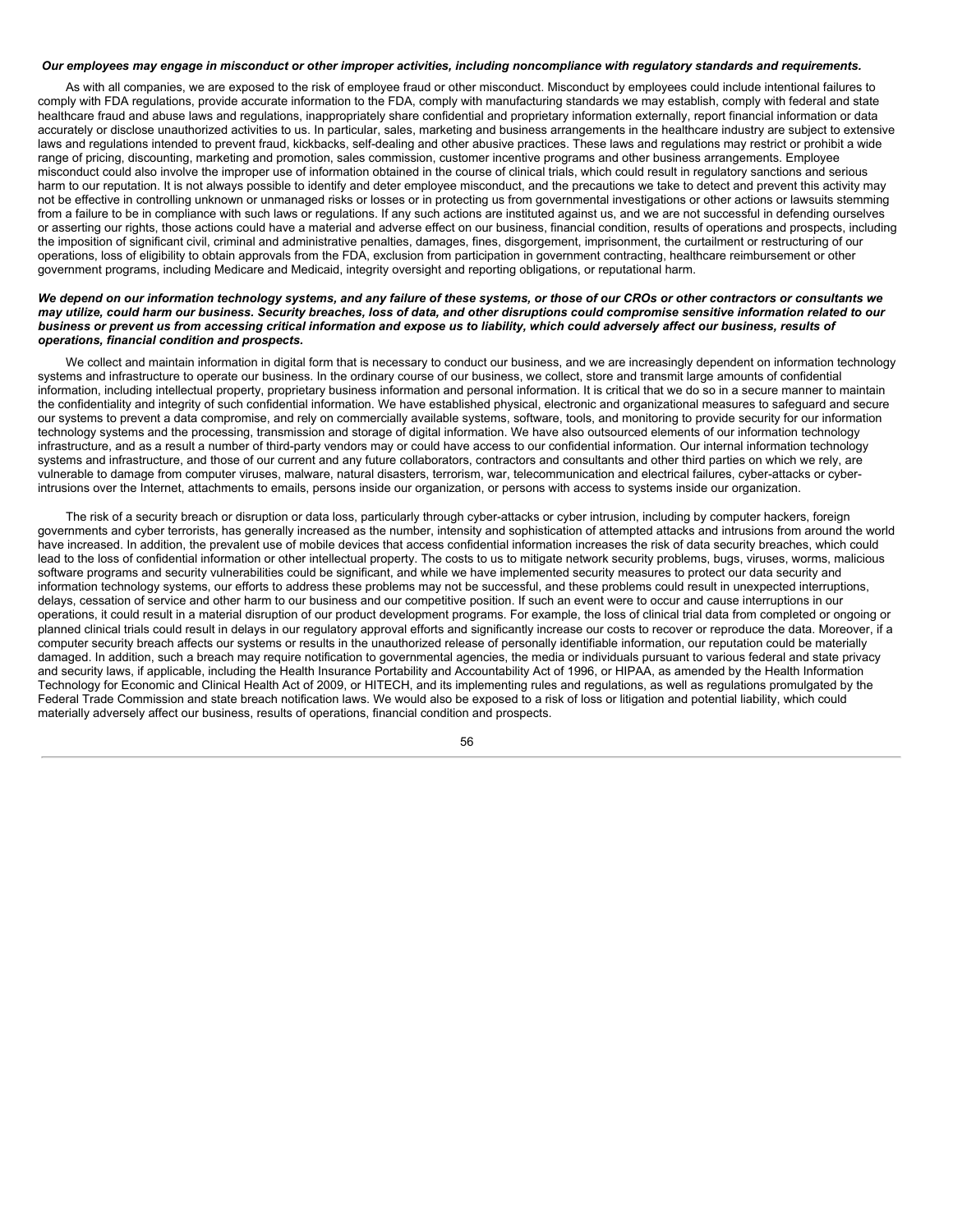***Our employees may engage in misconduct or other improper activities, including noncompliance with regulatory standards and requirements.***

As with all companies, we are exposed to the risk of employee fraud or other misconduct. Misconduct by employees could include intentional failures to comply with FDA regulations, provide accurate information to the FDA, comply with manufacturing standards we may establish, comply with federal and state healthcare fraud and abuse laws and regulations, inappropriately share confidential and proprietary information externally, report financial information or data accurately or disclose unauthorized activities to us. In particular, sales, marketing and business arrangements in the healthcare industry are subject to extensive laws and regulations intended to prevent fraud, kickbacks, self-dealing and other abusive practices. These laws and regulations may restrict or prohibit a wide range of pricing, discounting, marketing and promotion, sales commission, customer incentive programs and other business arrangements. Employee misconduct could also involve the improper use of information obtained in the course of clinical trials, which could result in regulatory sanctions and serious harm to our reputation. It is not always possible to identify and deter employee misconduct, and the precautions we take to detect and prevent this activity may not be effective in controlling unknown or unmanaged risks or losses or in protecting us from governmental investigations or other actions or lawsuits stemming from a failure to be in compliance with such laws or regulations. If any such actions are instituted against us, and we are not successful in defending ourselves or asserting our rights, those actions could have a material and adverse effect on our business, financial condition, results of operations and prospects, including the imposition of significant civil, criminal and administrative penalties, damages, fines, disgorgement, imprisonment, the curtailment or restructuring of our operations, loss of eligibility to obtain approvals from the FDA, exclusion from participation in government contracting, healthcare reimbursement or other government programs, including Medicare and Medicaid, integrity oversight and reporting obligations, or reputational harm.

***We depend on our information technology systems, and any failure of these systems, or those of our CROs or other contractors or consultants we may utilize, could harm our business. Security breaches, loss of data, and other disruptions could compromise sensitive information related to our business or prevent us from accessing critical information and expose us to liability, which could adversely affect our business, results of operations, financial condition and prospects.***

We collect and maintain information in digital form that is necessary to conduct our business, and we are increasingly dependent on information technology systems and infrastructure to operate our business. In the ordinary course of our business, we collect, store and transmit large amounts of confidential information, including intellectual property, proprietary business information and personal information. It is critical that we do so in a secure manner to maintain the confidentiality and integrity of such confidential information. We have established physical, electronic and organizational measures to safeguard and secure our systems to prevent a data compromise, and rely on commercially available systems, software, tools, and monitoring to provide security for our information technology systems and the processing, transmission and storage of digital information. We have also outsourced elements of our information technology infrastructure, and as a result a number of third-party vendors may or could have access to our confidential information. Our internal information technology systems and infrastructure, and those of our current and any future collaborators, contractors and consultants and other third parties on which we rely, are vulnerable to damage from computer viruses, malware, natural disasters, terrorism, war, telecommunication and electrical failures, cyber-attacks or cyber-intrusions over the Internet, attachments to emails, persons inside our organization, or persons with access to systems inside our organization.

The risk of a security breach or disruption or data loss, particularly through cyber-attacks or cyber intrusion, including by computer hackers, foreign governments and cyber terrorists, has generally increased as the number, intensity and sophistication of attempted attacks and intrusions from around the world have increased. In addition, the prevalent use of mobile devices that access confidential information increases the risk of data security breaches, which could lead to the loss of confidential information or other intellectual property. The costs to us to mitigate network security problems, bugs, viruses, worms, malicious software programs and security vulnerabilities could be significant, and while we have implemented security measures to protect our data security and information technology systems, our efforts to address these problems may not be successful, and these problems could result in unexpected interruptions, delays, cessation of service and other harm to our business and our competitive position. If such an event were to occur and cause interruptions in our operations, it could result in a material disruption of our product development programs. For example, the loss of clinical trial data from completed or ongoing or planned clinical trials could result in delays in our regulatory approval efforts and significantly increase our costs to recover or reproduce the data. Moreover, if a computer security breach affects our systems or results in the unauthorized release of personally identifiable information, our reputation could be materially damaged. In addition, such a breach may require notification to governmental agencies, the media or individuals pursuant to various federal and state privacy and security laws, if applicable, including the Health Insurance Portability and Accountability Act of 1996, or HIPAA, as amended by the Health Information Technology for Economic and Clinical Health Act of 2009, or HITECH, and its implementing rules and regulations, as well as regulations promulgated by the Federal Trade Commission and state breach notification laws. We would also be exposed to a risk of loss or litigation and potential liability, which could materially adversely affect our business, results of operations, financial condition and prospects.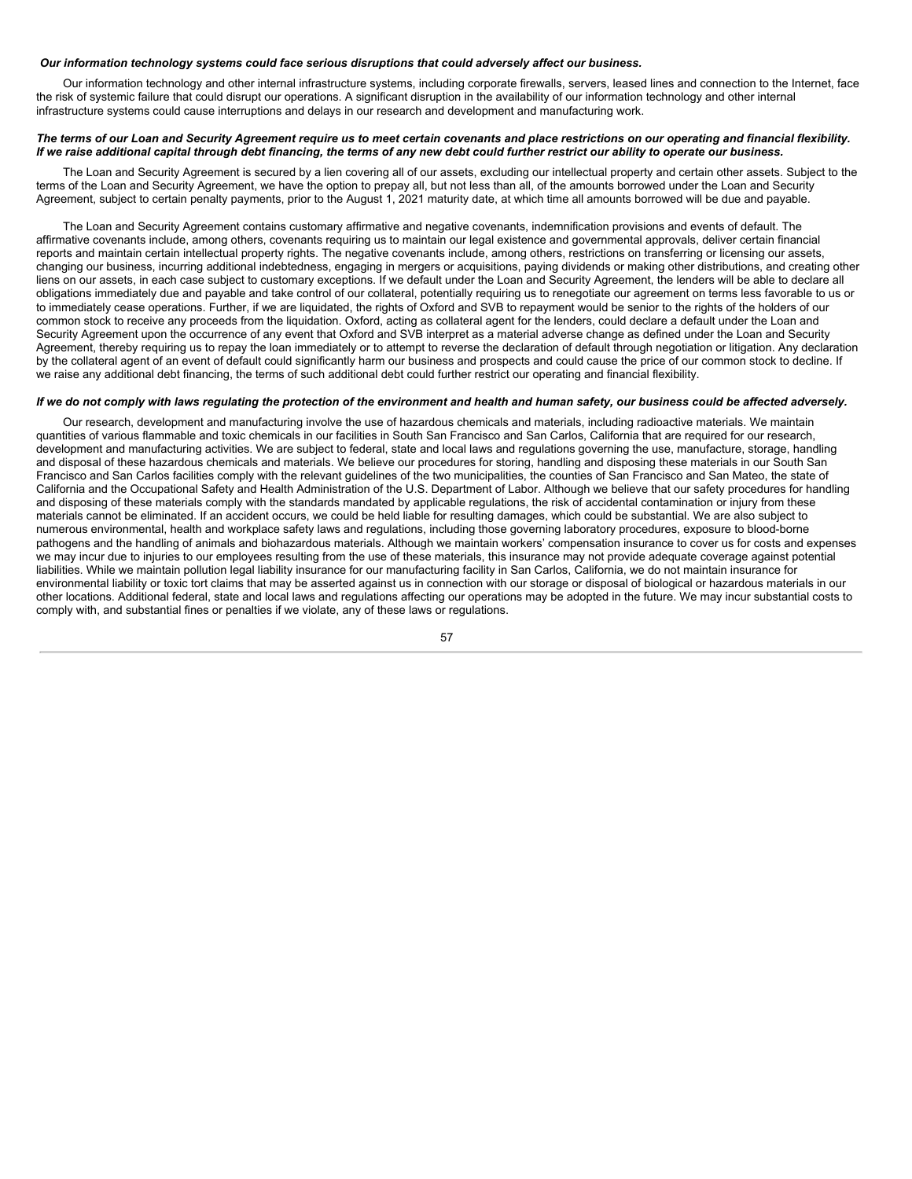***Our information technology systems could face serious disruptions that could adversely affect our business.***

Our information technology and other internal infrastructure systems, including corporate firewalls, servers, leased lines and connection to the Internet, face the risk of systemic failure that could disrupt our operations. A significant disruption in the availability of our information technology and other internal infrastructure systems could cause interruptions and delays in our research and development and manufacturing work.

***The terms of our Loan and Security Agreement require us to meet certain covenants and place restrictions on our operating and financial flexibility. If we raise additional capital through debt financing, the terms of any new debt could further restrict our ability to operate our business.***

The Loan and Security Agreement is secured by a lien covering all of our assets, excluding our intellectual property and certain other assets. Subject to the terms of the Loan and Security Agreement, we have the option to prepay all, but not less than all, of the amounts borrowed under the Loan and Security Agreement, subject to certain penalty payments, prior to the August 1, 2021 maturity date, at which time all amounts borrowed will be due and payable.

The Loan and Security Agreement contains customary affirmative and negative covenants, indemnification provisions and events of default. The affirmative covenants include, among others, covenants requiring us to maintain our legal existence and governmental approvals, deliver certain financial reports and maintain certain intellectual property rights. The negative covenants include, among others, restrictions on transferring or licensing our assets, changing our business, incurring additional indebtedness, engaging in mergers or acquisitions, paying dividends or making other distributions, and creating other liens on our assets, in each case subject to customary exceptions. If we default under the Loan and Security Agreement, the lenders will be able to declare all obligations immediately due and payable and take control of our collateral, potentially requiring us to renegotiate our agreement on terms less favorable to us or to immediately cease operations. Further, if we are liquidated, the rights of Oxford and SVB to repayment would be senior to the rights of the holders of our common stock to receive any proceeds from the liquidation. Oxford, acting as collateral agent for the lenders, could declare a default under the Loan and Security Agreement upon the occurrence of any event that Oxford and SVB interpret as a material adverse change as defined under the Loan and Security Agreement, thereby requiring us to repay the loan immediately or to attempt to reverse the declaration of default through negotiation or litigation. Any declaration by the collateral agent of an event of default could significantly harm our business and prospects and could cause the price of our common stock to decline. If we raise any additional debt financing, the terms of such additional debt could further restrict our operating and financial flexibility.

***If we do not comply with laws regulating the protection of the environment and health and human safety, our business could be affected adversely.***

Our research, development and manufacturing involve the use of hazardous chemicals and materials, including radioactive materials. We maintain quantities of various flammable and toxic chemicals in our facilities in South San Francisco and San Carlos, California that are required for our research, development and manufacturing activities. We are subject to federal, state and local laws and regulations governing the use, manufacture, storage, handling and disposal of these hazardous chemicals and materials. We believe our procedures for storing, handling and disposing these materials in our South San Francisco and San Carlos facilities comply with the relevant guidelines of the two municipalities, the counties of San Francisco and San Mateo, the state of California and the Occupational Safety and Health Administration of the U.S. Department of Labor. Although we believe that our safety procedures for handling and disposing of these materials comply with the standards mandated by applicable regulations, the risk of accidental contamination or injury from these materials cannot be eliminated. If an accident occurs, we could be held liable for resulting damages, which could be substantial. We are also subject to numerous environmental, health and workplace safety laws and regulations, including those governing laboratory procedures, exposure to blood-borne pathogens and the handling of animals and biohazardous materials. Although we maintain workers' compensation insurance to cover us for costs and expenses we may incur due to injuries to our employees resulting from the use of these materials, this insurance may not provide adequate coverage against potential liabilities. While we maintain pollution legal liability insurance for our manufacturing facility in San Carlos, California, we do not maintain insurance for environmental liability or toxic tort claims that may be asserted against us in connection with our storage or disposal of biological or hazardous materials in our other locations. Additional federal, state and local laws and regulations affecting our operations may be adopted in the future. We may incur substantial costs to comply with, and substantial fines or penalties if we violate, any of these laws or regulations.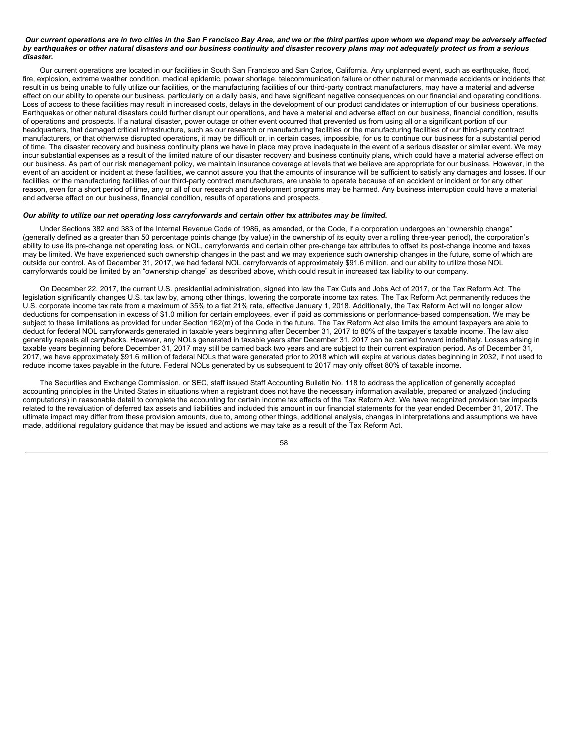***Our current operations are in two cities in the San Francisco Bay Area, and we or the third parties upon whom we depend may be adversely affected by earthquakes or other natural disasters and our business continuity and disaster recovery plans may not adequately protect us from a serious disaster.***

Our current operations are located in our facilities in South San Francisco and San Carlos, California. Any unplanned event, such as earthquake, flood, fire, explosion, extreme weather condition, medical epidemic, power shortage, telecommunication failure or other natural or manmade accidents or incidents that result in us being unable to fully utilize our facilities, or the manufacturing facilities of our third-party contract manufacturers, may have a material and adverse effect on our ability to operate our business, particularly on a daily basis, and have significant negative consequences on our financial and operating conditions. Loss of access to these facilities may result in increased costs, delays in the development of our product candidates or interruption of our business operations. Earthquakes or other natural disasters could further disrupt our operations, and have a material and adverse effect on our business, financial condition, results of operations and prospects. If a natural disaster, power outage or other event occurred that prevented us from using all or a significant portion of our headquarters, that damaged critical infrastructure, such as our research or manufacturing facilities or the manufacturing facilities of our third-party contract manufacturers, or that otherwise disrupted operations, it may be difficult or, in certain cases, impossible, for us to continue our business for a substantial period of time. The disaster recovery and business continuity plans we have in place may prove inadequate in the event of a serious disaster or similar event. We may incur substantial expenses as a result of the limited nature of our disaster recovery and business continuity plans, which could have a material adverse effect on our business. As part of our risk management policy, we maintain insurance coverage at levels that we believe are appropriate for our business. However, in the event of an accident or incident at these facilities, we cannot assure you that the amounts of insurance will be sufficient to satisfy any damages and losses. If our facilities, or the manufacturing facilities of our third-party contract manufacturers, are unable to operate because of an accident or incident or for any other reason, even for a short period of time, any or all of our research and development programs may be harmed. Any business interruption could have a material and adverse effect on our business, financial condition, results of operations and prospects.

***Our ability to utilize our net operating loss carryforwards and certain other tax attributes may be limited.***

Under Sections 382 and 383 of the Internal Revenue Code of 1986, as amended, or the Code, if a corporation undergoes an "ownership change" (generally defined as a greater than 50 percentage points change (by value) in the ownership of its equity over a rolling three-year period), the corporation's ability to use its pre-change net operating loss, or NOL, carryforwards and certain other pre-change tax attributes to offset its post-change income and taxes may be limited. We have experienced such ownership changes in the past and we may experience such ownership changes in the future, some of which are outside our control. As of December 31, 2017, we had federal NOL carryforwards of approximately $91.6 million, and our ability to utilize those NOL carryforwards could be limited by an "ownership change" as described above, which could result in increased tax liability to our company.

On December 22, 2017, the current U.S. presidential administration, signed into law the Tax Cuts and Jobs Act of 2017, or the Tax Reform Act. The legislation significantly changes U.S. tax law by, among other things, lowering the corporate income tax rates. The Tax Reform Act permanently reduces the U.S. corporate income tax rate from a maximum of 35% to a flat 21% rate, effective January 1, 2018. Additionally, the Tax Reform Act will no longer allow deductions for compensation in excess of $1.0 million for certain employees, even if paid as commissions or performance-based compensation. We may be subject to these limitations as provided for under Section 162(m) of the Code in the future. The Tax Reform Act also limits the amount taxpayers are able to deduct for federal NOL carryforwards generated in taxable years beginning after December 31, 2017 to 80% of the taxpayer's taxable income. The law also generally repeals all carrybacks. However, any NOLs generated in taxable years after December 31, 2017 can be carried forward indefinitely. Losses arising in taxable years beginning before December 31, 2017 may still be carried back two years and are subject to their current expiration period. As of December 31, 2017, we have approximately $91.6 million of federal NOLs that were generated prior to 2018 which will expire at various dates beginning in 2032, if not used to reduce income taxes payable in the future. Federal NOLs generated by us subsequent to 2017 may only offset 80% of taxable income.

The Securities and Exchange Commission, or SEC, staff issued Staff Accounting Bulletin No. 118 to address the application of generally accepted accounting principles in the United States in situations when a registrant does not have the necessary information available, prepared or analyzed (including computations) in reasonable detail to complete the accounting for certain income tax effects of the Tax Reform Act. We have recognized provision tax impacts related to the revaluation of deferred tax assets and liabilities and included this amount in our financial statements for the year ended December 31, 2017. The ultimate impact may differ from these provision amounts, due to, among other things, additional analysis, changes in interpretations and assumptions we have made, additional regulatory guidance that may be issued and actions we may take as a result of the Tax Reform Act.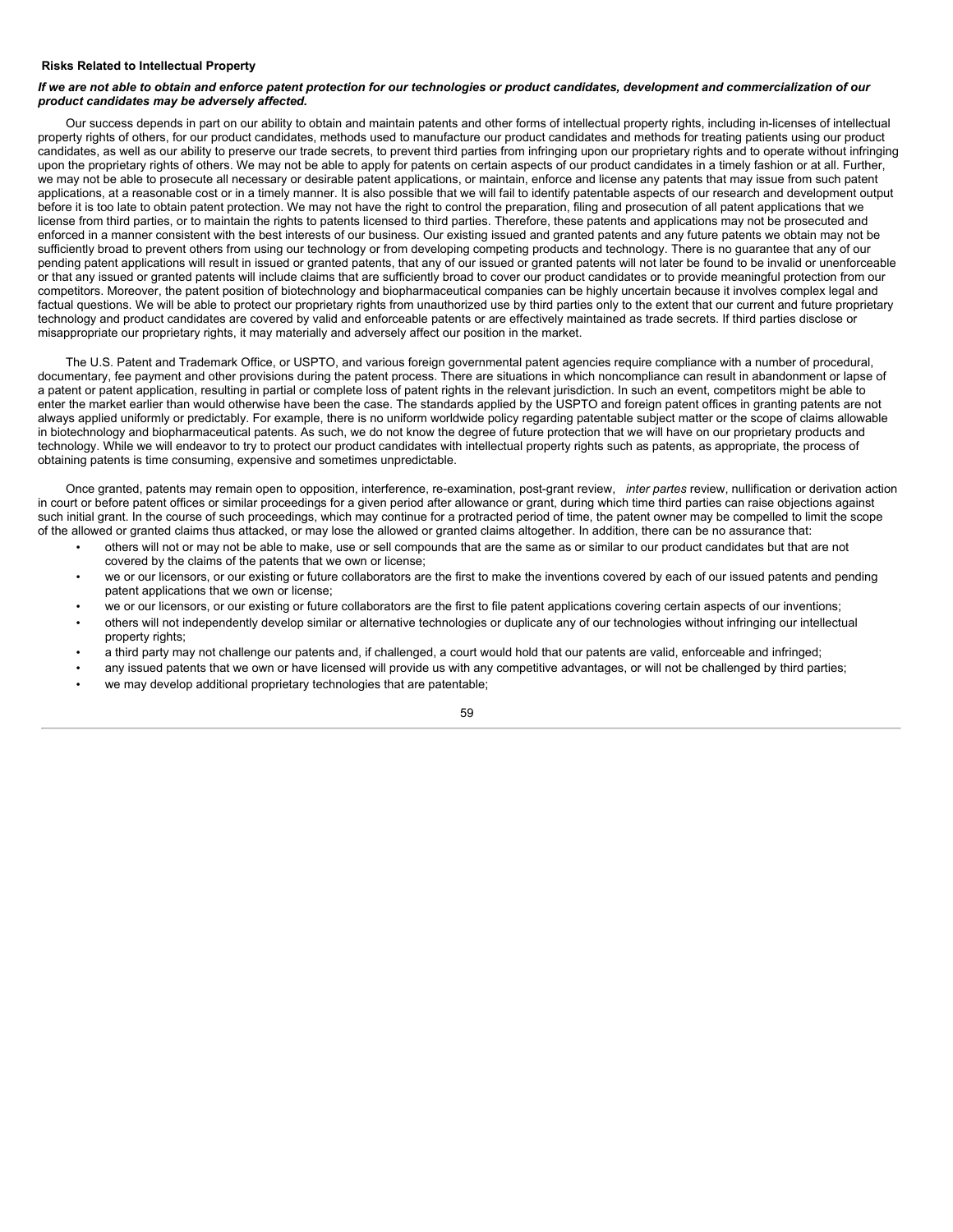**Risks Related to Intellectual Property**

***If we are not able to obtain and enforce patent protection for our technologies or product candidates, development and commercialization of our product candidates may be adversely affected.***

Our success depends in part on our ability to obtain and maintain patents and other forms of intellectual property rights, including in-licenses of intellectual property rights of others, for our product candidates, methods used to manufacture our product candidates and methods for treating patients using our product candidates, as well as our ability to preserve our trade secrets, to prevent third parties from infringing upon our proprietary rights and to operate without infringing upon the proprietary rights of others. We may not be able to apply for patents on certain aspects of our product candidates in a timely fashion or at all. Further, we may not be able to prosecute all necessary or desirable patent applications, or maintain, enforce and license any patents that may issue from such patent applications, at a reasonable cost or in a timely manner. It is also possible that we will fail to identify patentable aspects of our research and development output before it is too late to obtain patent protection. We may not have the right to control the preparation, filing and prosecution of all patent applications that we license from third parties, or to maintain the rights to patents licensed to third parties. Therefore, these patents and applications may not be prosecuted and enforced in a manner consistent with the best interests of our business. Our existing issued and granted patents and any future patents we obtain may not be sufficiently broad to prevent others from using our technology or from developing competing products and technology. There is no guarantee that any of our pending patent applications will result in issued or granted patents, that any of our issued or granted patents will not later be found to be invalid or unenforceable or that any issued or granted patents will include claims that are sufficiently broad to cover our product candidates or to provide meaningful protection from our competitors. Moreover, the patent position of biotechnology and biopharmaceutical companies can be highly uncertain because it involves complex legal and factual questions. We will be able to protect our proprietary rights from unauthorized use by third parties only to the extent that our current and future proprietary technology and product candidates are covered by valid and enforceable patents or are effectively maintained as trade secrets. If third parties disclose or misappropriate our proprietary rights, it may materially and adversely affect our position in the market.

The U.S. Patent and Trademark Office, or USPTO, and various foreign governmental patent agencies require compliance with a number of procedural, documentary, fee payment and other provisions during the patent process. There are situations in which noncompliance can result in abandonment or lapse of a patent or patent application, resulting in partial or complete loss of patent rights in the relevant jurisdiction. In such an event, competitors might be able to enter the market earlier than would otherwise have been the case. The standards applied by the USPTO and foreign patent offices in granting patents are not always applied uniformly or predictably. For example, there is no uniform worldwide policy regarding patentable subject matter or the scope of claims allowable in biotechnology and biopharmaceutical patents. As such, we do not know the degree of future protection that we will have on our proprietary products and technology. While we will endeavor to try to protect our product candidates with intellectual property rights such as patents, as appropriate, the process of obtaining patents is time consuming, expensive and sometimes unpredictable.

Once granted, patents may remain open to opposition, interference, re-examination, post-grant review, *inter partes* review, nullification or derivation action in court or before patent offices or similar proceedings for a given period after allowance or grant, during which time third parties can raise objections against such initial grant. In the course of such proceedings, which may continue for a protracted period of time, the patent owner may be compelled to limit the scope of the allowed or granted claims thus attacked, or may lose the allowed or granted claims altogether. In addition, there can be no assurance that:

- others will not or may not be able to make, use or sell compounds that are the same as or similar to our product candidates but that are not covered by the claims of the patents that we own or license;
- we or our licensors, or our existing or future collaborators are the first to make the inventions covered by each of our issued patents and pending patent applications that we own or license;
- we or our licensors, or our existing or future collaborators are the first to file patent applications covering certain aspects of our inventions;
- others will not independently develop similar or alternative technologies or duplicate any of our technologies without infringing our intellectual property rights;
- a third party may not challenge our patents and, if challenged, a court would hold that our patents are valid, enforceable and infringed;
- any issued patents that we own or have licensed will provide us with any competitive advantages, or will not be challenged by third parties;
- we may develop additional proprietary technologies that are patentable;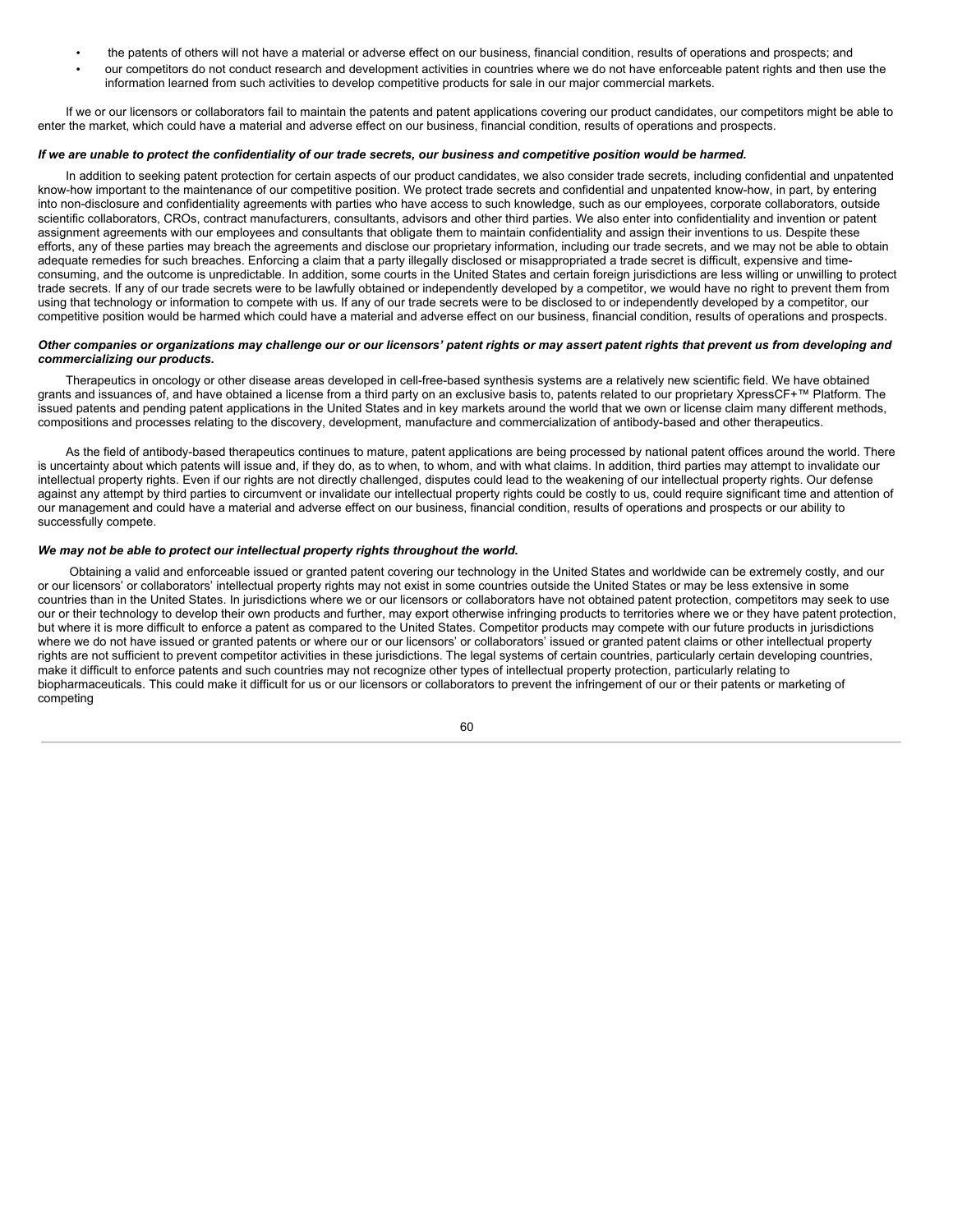- the patents of others will not have a material or adverse effect on our business, financial condition, results of operations and prospects; and
- our competitors do not conduct research and development activities in countries where we do not have enforceable patent rights and then use the information learned from such activities to develop competitive products for sale in our major commercial markets.

If we or our licensors or collaborators fail to maintain the patents and patent applications covering our product candidates, our competitors might be able to enter the market, which could have a material and adverse effect on our business, financial condition, results of operations and prospects.

***If we are unable to protect the confidentiality of our trade secrets, our business and competitive position would be harmed.***

In addition to seeking patent protection for certain aspects of our product candidates, we also consider trade secrets, including confidential and unpatented know-how important to the maintenance of our competitive position. We protect trade secrets and confidential and unpatented know-how, in part, by entering into non-disclosure and confidentiality agreements with parties who have access to such knowledge, such as our employees, corporate collaborators, outside scientific collaborators, CROs, contract manufacturers, consultants, advisors and other third parties. We also enter into confidentiality and invention or patent assignment agreements with our employees and consultants that obligate them to maintain confidentiality and assign their inventions to us. Despite these efforts, any of these parties may breach the agreements and disclose our proprietary information, including our trade secrets, and we may not be able to obtain adequate remedies for such breaches. Enforcing a claim that a party illegally disclosed or misappropriated a trade secret is difficult, expensive and time-consuming, and the outcome is unpredictable. In addition, some courts in the United States and certain foreign jurisdictions are less willing or unwilling to protect trade secrets. If any of our trade secrets were to be lawfully obtained or independently developed by a competitor, we would have no right to prevent them from using that technology or information to compete with us. If any of our trade secrets were to be disclosed to or independently developed by a competitor, our competitive position would be harmed which could have a material and adverse effect on our business, financial condition, results of operations and prospects.

***Other companies or organizations may challenge our or our licensors' patent rights or may assert patent rights that prevent us from developing and commercializing our products.***

Therapeutics in oncology or other disease areas developed in cell-free-based synthesis systems are a relatively new scientific field. We have obtained grants and issuances of, and have obtained a license from a third party on an exclusive basis to, patents related to our proprietary XpressCF+™ Platform. The issued patents and pending patent applications in the United States and in key markets around the world that we own or license claim many different methods, compositions and processes relating to the discovery, development, manufacture and commercialization of antibody-based and other therapeutics.

As the field of antibody-based therapeutics continues to mature, patent applications are being processed by national patent offices around the world. There is uncertainty about which patents will issue and, if they do, as to when, to whom, and with what claims. In addition, third parties may attempt to invalidate our intellectual property rights. Even if our rights are not directly challenged, disputes could lead to the weakening of our intellectual property rights. Our defense against any attempt by third parties to circumvent or invalidate our intellectual property rights could be costly to us, could require significant time and attention of our management and could have a material and adverse effect on our business, financial condition, results of operations and prospects or our ability to successfully compete.

***We may not be able to protect our intellectual property rights throughout the world.***

Obtaining a valid and enforceable issued or granted patent covering our technology in the United States and worldwide can be extremely costly, and our or our licensors' or collaborators' intellectual property rights may not exist in some countries outside the United States or may be less extensive in some countries than in the United States. In jurisdictions where we or our licensors or collaborators have not obtained patent protection, competitors may seek to use our or their technology to develop their own products and further, may export otherwise infringing products to territories where we or they have patent protection, but where it is more difficult to enforce a patent as compared to the United States. Competitor products may compete with our future products in jurisdictions where we do not have issued or granted patents or where our or our licensors' or collaborators' issued or granted patent claims or other intellectual property rights are not sufficient to prevent competitor activities in these jurisdictions. The legal systems of certain countries, particularly certain developing countries, make it difficult to enforce patents and such countries may not recognize other types of intellectual property protection, particularly relating to biopharmaceuticals. This could make it difficult for us or our licensors or collaborators to prevent the infringement of our or their patents or marketing of competing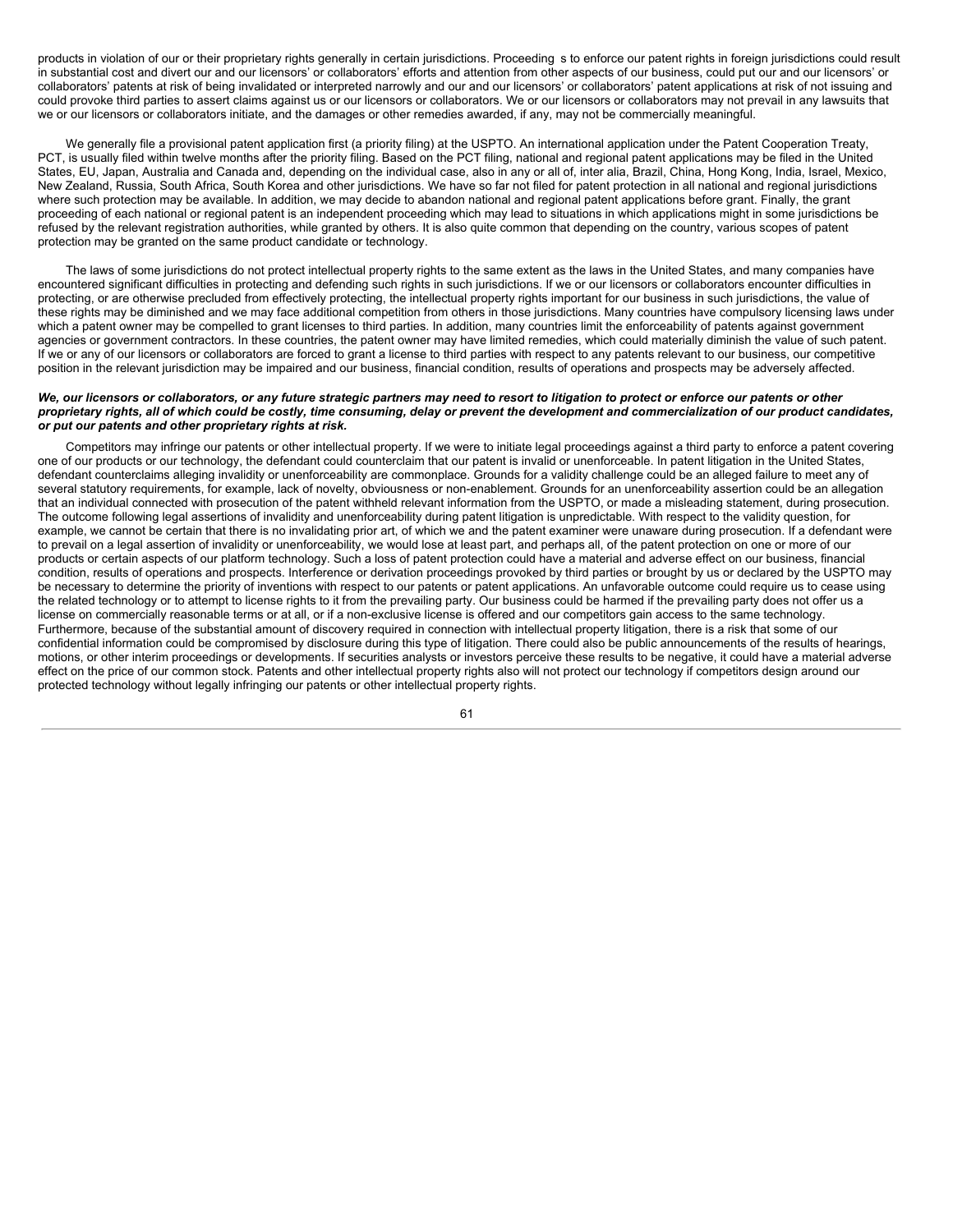products in violation of our or their proprietary rights generally in certain jurisdictions. Proceeding s to enforce our patent rights in foreign jurisdictions could result in substantial cost and divert our and our licensors' or collaborators' efforts and attention from other aspects of our business, could put our and our licensors' or collaborators' patents at risk of being invalidated or interpreted narrowly and our and our licensors' or collaborators' patent applications at risk of not issuing and could provoke third parties to assert claims against us or our licensors or collaborators. We or our licensors or collaborators may not prevail in any lawsuits that we or our licensors or collaborators initiate, and the damages or other remedies awarded, if any, may not be commercially meaningful.

We generally file a provisional patent application first (a priority filing) at the USPTO. An international application under the Patent Cooperation Treaty, PCT, is usually filed within twelve months after the priority filing. Based on the PCT filing, national and regional patent applications may be filed in the United States, EU, Japan, Australia and Canada and, depending on the individual case, also in any or all of, inter alia, Brazil, China, Hong Kong, India, Israel, Mexico, New Zealand, Russia, South Africa, South Korea and other jurisdictions. We have so far not filed for patent protection in all national and regional jurisdictions where such protection may be available. In addition, we may decide to abandon national and regional patent applications before grant. Finally, the grant proceeding of each national or regional patent is an independent proceeding which may lead to situations in which applications might in some jurisdictions be refused by the relevant registration authorities, while granted by others. It is also quite common that depending on the country, various scopes of patent protection may be granted on the same product candidate or technology.

The laws of some jurisdictions do not protect intellectual property rights to the same extent as the laws in the United States, and many companies have encountered significant difficulties in protecting and defending such rights in such jurisdictions. If we or our licensors or collaborators encounter difficulties in protecting, or are otherwise precluded from effectively protecting, the intellectual property rights important for our business in such jurisdictions, the value of these rights may be diminished and we may face additional competition from others in those jurisdictions. Many countries have compulsory licensing laws under which a patent owner may be compelled to grant licenses to third parties. In addition, many countries limit the enforceability of patents against government agencies or government contractors. In these countries, the patent owner may have limited remedies, which could materially diminish the value of such patent. If we or any of our licensors or collaborators are forced to grant a license to third parties with respect to any patents relevant to our business, our competitive position in the relevant jurisdiction may be impaired and our business, financial condition, results of operations and prospects may be adversely affected.

***We, our licensors or collaborators, or any future strategic partners may need to resort to litigation to protect or enforce our patents or other proprietary rights, all of which could be costly, time consuming, delay or prevent the development and commercialization of our product candidates, or put our patents and other proprietary rights at risk.***

Competitors may infringe our patents or other intellectual property. If we were to initiate legal proceedings against a third party to enforce a patent covering one of our products or our technology, the defendant could counterclaim that our patent is invalid or unenforceable. In patent litigation in the United States, defendant counterclaims alleging invalidity or unenforceability are commonplace. Grounds for a validity challenge could be an alleged failure to meet any of several statutory requirements, for example, lack of novelty, obviousness or non-enablement. Grounds for an unenforceability assertion could be an allegation that an individual connected with prosecution of the patent withheld relevant information from the USPTO, or made a misleading statement, during prosecution. The outcome following legal assertions of invalidity and unenforceability during patent litigation is unpredictable. With respect to the validity question, for example, we cannot be certain that there is no invalidating prior art, of which we and the patent examiner were unaware during prosecution. If a defendant were to prevail on a legal assertion of invalidity or unenforceability, we would lose at least part, and perhaps all, of the patent protection on one or more of our products or certain aspects of our platform technology. Such a loss of patent protection could have a material and adverse effect on our business, financial condition, results of operations and prospects. Interference or derivation proceedings provoked by third parties or brought by us or declared by the USPTO may be necessary to determine the priority of inventions with respect to our patents or patent applications. An unfavorable outcome could require us to cease using the related technology or to attempt to license rights to it from the prevailing party. Our business could be harmed if the prevailing party does not offer us a license on commercially reasonable terms or at all, or if a non-exclusive license is offered and our competitors gain access to the same technology. Furthermore, because of the substantial amount of discovery required in connection with intellectual property litigation, there is a risk that some of our confidential information could be compromised by disclosure during this type of litigation. There could also be public announcements of the results of hearings, motions, or other interim proceedings or developments. If securities analysts or investors perceive these results to be negative, it could have a material adverse effect on the price of our common stock. Patents and other intellectual property rights also will not protect our technology if competitors design around our protected technology without legally infringing our patents or other intellectual property rights.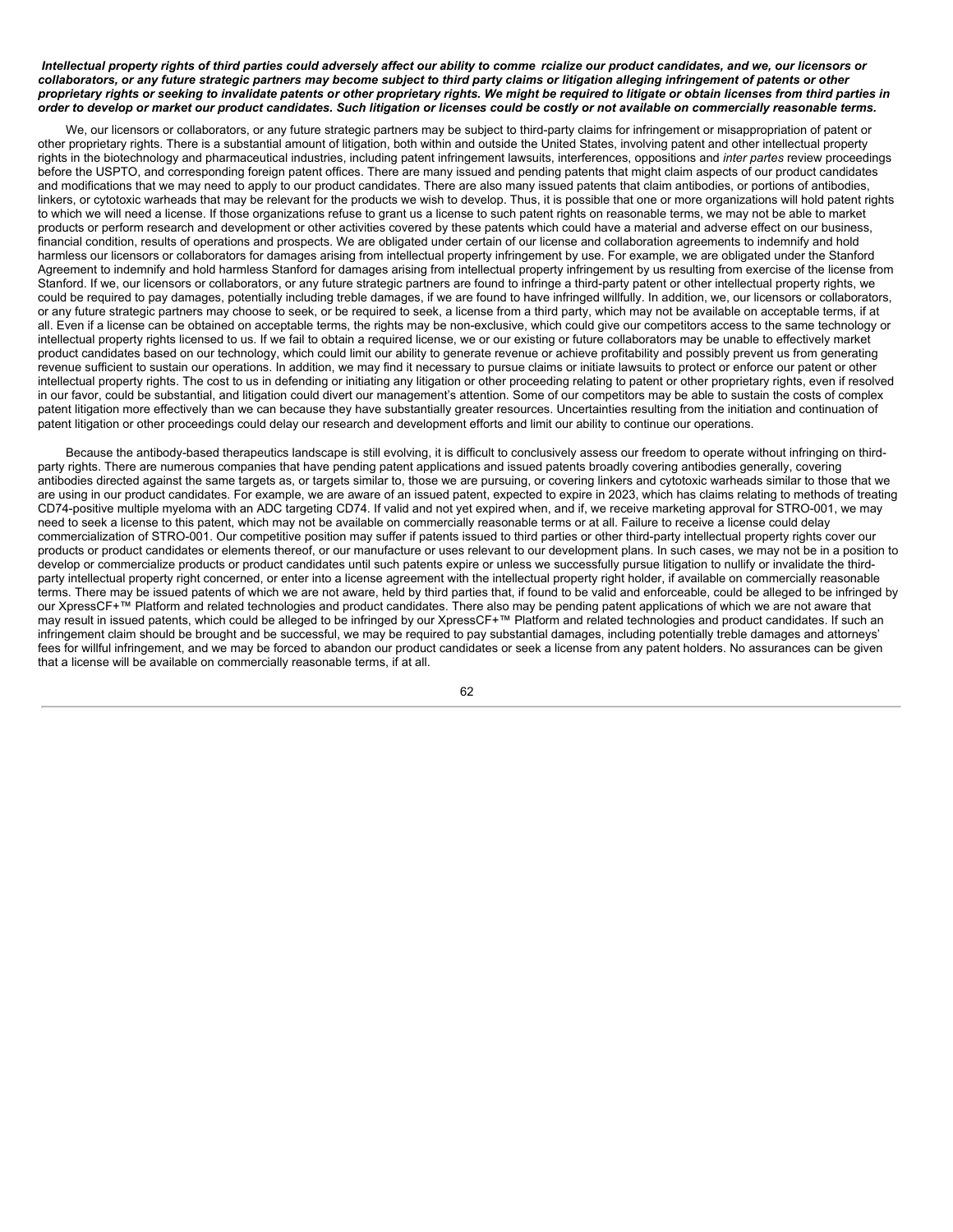***Intellectual property rights of third parties could adversely affect our ability to comme rcialize our product candidates, and we, our licensors or collaborators, or any future strategic partners may become subject to third party claims or litigation alleging infringement of patents or other proprietary rights or seeking to invalidate patents or other proprietary rights. We might be required to litigate or obtain licenses from third parties in order to develop or market our product candidates. Such litigation or licenses could be costly or not available on commercially reasonable terms.***

We, our licensors or collaborators, or any future strategic partners may be subject to third-party claims for infringement or misappropriation of patent or other proprietary rights. There is a substantial amount of litigation, both within and outside the United States, involving patent and other intellectual property rights in the biotechnology and pharmaceutical industries, including patent infringement lawsuits, interferences, oppositions and *inter partes* review proceedings before the USPTO, and corresponding foreign patent offices. There are many issued and pending patents that might claim aspects of our product candidates and modifications that we may need to apply to our product candidates. There are also many issued patents that claim antibodies, or portions of antibodies, linkers, or cytotoxic warheads that may be relevant for the products we wish to develop. Thus, it is possible that one or more organizations will hold patent rights to which we will need a license. If those organizations refuse to grant us a license to such patent rights on reasonable terms, we may not be able to market products or perform research and development or other activities covered by these patents which could have a material and adverse effect on our business, financial condition, results of operations and prospects. We are obligated under certain of our license and collaboration agreements to indemnify and hold harmless our licensors or collaborators for damages arising from intellectual property infringement by use. For example, we are obligated under the Stanford Agreement to indemnify and hold harmless Stanford for damages arising from intellectual property infringement by us resulting from exercise of the license from Stanford. If we, our licensors or collaborators, or any future strategic partners are found to infringe a third-party patent or other intellectual property rights, we could be required to pay damages, potentially including treble damages, if we are found to have infringed willfully. In addition, we, our licensors or collaborators, or any future strategic partners may choose to seek, or be required to seek, a license from a third party, which may not be available on acceptable terms, if at all. Even if a license can be obtained on acceptable terms, the rights may be non-exclusive, which could give our competitors access to the same technology or intellectual property rights licensed to us. If we fail to obtain a required license, we or our existing or future collaborators may be unable to effectively market product candidates based on our technology, which could limit our ability to generate revenue or achieve profitability and possibly prevent us from generating revenue sufficient to sustain our operations. In addition, we may find it necessary to pursue claims or initiate lawsuits to protect or enforce our patent or other intellectual property rights. The cost to us in defending or initiating any litigation or other proceeding relating to patent or other proprietary rights, even if resolved in our favor, could be substantial, and litigation could divert our management's attention. Some of our competitors may be able to sustain the costs of complex patent litigation more effectively than we can because they have substantially greater resources. Uncertainties resulting from the initiation and continuation of patent litigation or other proceedings could delay our research and development efforts and limit our ability to continue our operations.

Because the antibody-based therapeutics landscape is still evolving, it is difficult to conclusively assess our freedom to operate without infringing on third-party rights. There are numerous companies that have pending patent applications and issued patents broadly covering antibodies generally, covering antibodies directed against the same targets as, or targets similar to, those we are pursuing, or covering linkers and cytotoxic warheads similar to those that we are using in our product candidates. For example, we are aware of an issued patent, expected to expire in 2023, which has claims relating to methods of treating CD74-positive multiple myeloma with an ADC targeting CD74. If valid and not yet expired when, and if, we receive marketing approval for STRO-001, we may need to seek a license to this patent, which may not be available on commercially reasonable terms or at all. Failure to receive a license could delay commercialization of STRO-001. Our competitive position may suffer if patents issued to third parties or other third-party intellectual property rights cover our products or product candidates or elements thereof, or our manufacture or uses relevant to our development plans. In such cases, we may not be in a position to develop or commercialize products or product candidates until such patents expire or unless we successfully pursue litigation to nullify or invalidate the third-party intellectual property right concerned, or enter into a license agreement with the intellectual property right holder, if available on commercially reasonable terms. There may be issued patents of which we are not aware, held by third parties that, if found to be valid and enforceable, could be alleged to be infringed by our XpressCF+™ Platform and related technologies and product candidates. There also may be pending patent applications of which we are not aware that may result in issued patents, which could be alleged to be infringed by our XpressCF+™ Platform and related technologies and product candidates. If such an infringement claim should be brought and be successful, we may be required to pay substantial damages, including potentially treble damages and attorneys' fees for willful infringement, and we may be forced to abandon our product candidates or seek a license from any patent holders. No assurances can be given that a license will be available on commercially reasonable terms, if at all.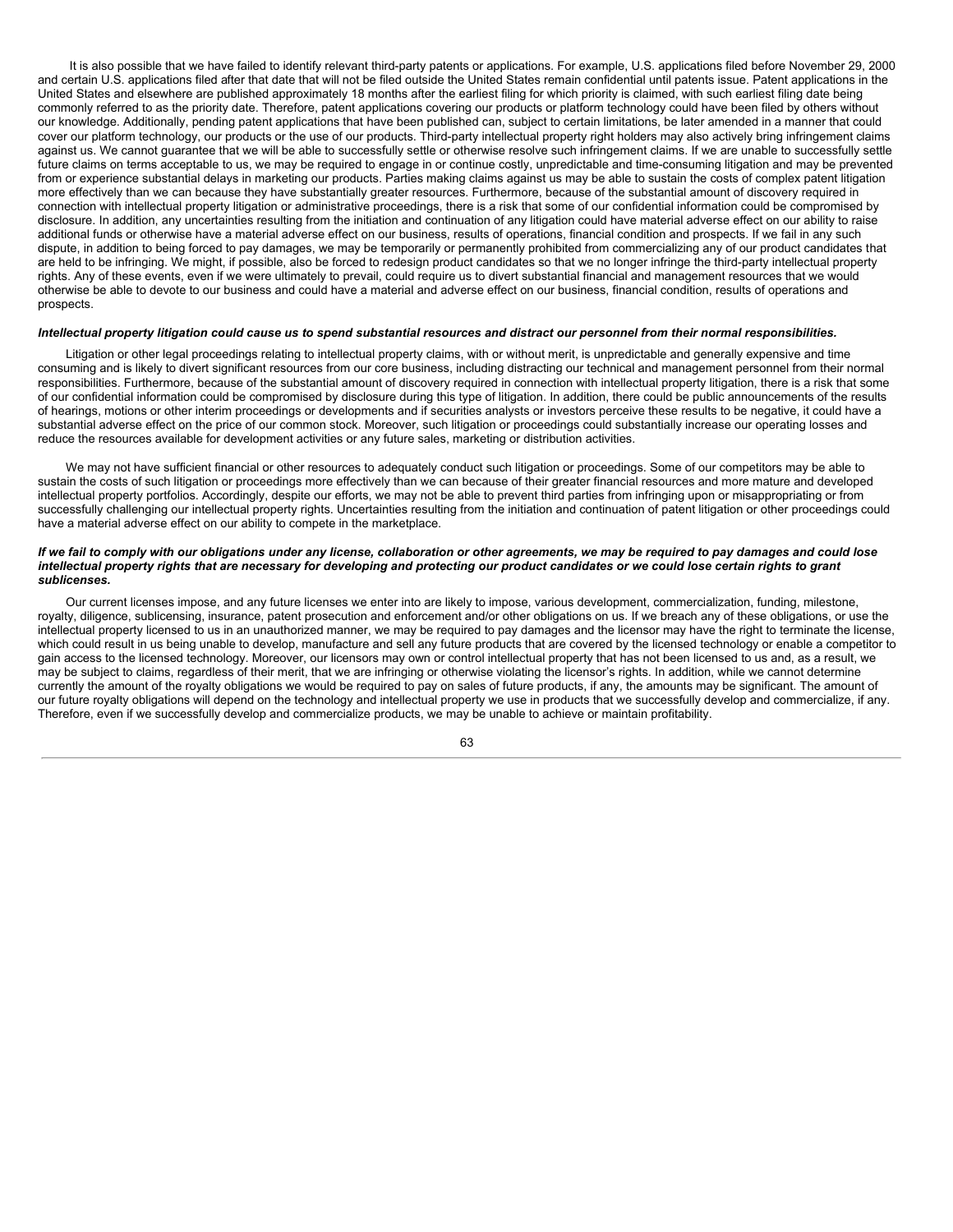It is also possible that we have failed to identify relevant third-party patents or applications. For example, U.S. applications filed before November 29, 2000 and certain U.S. applications filed after that date that will not be filed outside the United States remain confidential until patents issue. Patent applications in the United States and elsewhere are published approximately 18 months after the earliest filing for which priority is claimed, with such earliest filing date being commonly referred to as the priority date. Therefore, patent applications covering our products or platform technology could have been filed by others without our knowledge. Additionally, pending patent applications that have been published can, subject to certain limitations, be later amended in a manner that could cover our platform technology, our products or the use of our products. Third-party intellectual property right holders may also actively bring infringement claims against us. We cannot guarantee that we will be able to successfully settle or otherwise resolve such infringement claims. If we are unable to successfully settle future claims on terms acceptable to us, we may be required to engage in or continue costly, unpredictable and time-consuming litigation and may be prevented from or experience substantial delays in marketing our products. Parties making claims against us may be able to sustain the costs of complex patent litigation more effectively than we can because they have substantially greater resources. Furthermore, because of the substantial amount of discovery required in connection with intellectual property litigation or administrative proceedings, there is a risk that some of our confidential information could be compromised by disclosure. In addition, any uncertainties resulting from the initiation and continuation of any litigation could have material adverse effect on our ability to raise additional funds or otherwise have a material adverse effect on our business, results of operations, financial condition and prospects. If we fail in any such dispute, in addition to being forced to pay damages, we may be temporarily or permanently prohibited from commercializing any of our product candidates that are held to be infringing. We might, if possible, also be forced to redesign product candidates so that we no longer infringe the third-party intellectual property rights. Any of these events, even if we were ultimately to prevail, could require us to divert substantial financial and management resources that we would otherwise be able to devote to our business and could have a material and adverse effect on our business, financial condition, results of operations and prospects.

***Intellectual property litigation could cause us to spend substantial resources and distract our personnel from their normal responsibilities.***

Litigation or other legal proceedings relating to intellectual property claims, with or without merit, is unpredictable and generally expensive and time consuming and is likely to divert significant resources from our core business, including distracting our technical and management personnel from their normal responsibilities. Furthermore, because of the substantial amount of discovery required in connection with intellectual property litigation, there is a risk that some of our confidential information could be compromised by disclosure during this type of litigation. In addition, there could be public announcements of the results of hearings, motions or other interim proceedings or developments and if securities analysts or investors perceive these results to be negative, it could have a substantial adverse effect on the price of our common stock. Moreover, such litigation or proceedings could substantially increase our operating losses and reduce the resources available for development activities or any future sales, marketing or distribution activities.

We may not have sufficient financial or other resources to adequately conduct such litigation or proceedings. Some of our competitors may be able to sustain the costs of such litigation or proceedings more effectively than we can because of their greater financial resources and more mature and developed intellectual property portfolios. Accordingly, despite our efforts, we may not be able to prevent third parties from infringing upon or misappropriating or from successfully challenging our intellectual property rights. Uncertainties resulting from the initiation and continuation of patent litigation or other proceedings could have a material adverse effect on our ability to compete in the marketplace.

***If we fail to comply with our obligations under any license, collaboration or other agreements, we may be required to pay damages and could lose intellectual property rights that are necessary for developing and protecting our product candidates or we could lose certain rights to grant sublicenses.***

Our current licenses impose, and any future licenses we enter into are likely to impose, various development, commercialization, funding, milestone, royalty, diligence, sublicensing, insurance, patent prosecution and enforcement and/or other obligations on us. If we breach any of these obligations, or use the intellectual property licensed to us in an unauthorized manner, we may be required to pay damages and the licensor may have the right to terminate the license, which could result in us being unable to develop, manufacture and sell any future products that are covered by the licensed technology or enable a competitor to gain access to the licensed technology. Moreover, our licensors may own or control intellectual property that has not been licensed to us and, as a result, we may be subject to claims, regardless of their merit, that we are infringing or otherwise violating the licensor's rights. In addition, while we cannot determine currently the amount of the royalty obligations we would be required to pay on sales of future products, if any, the amounts may be significant. The amount of our future royalty obligations will depend on the technology and intellectual property we use in products that we successfully develop and commercialize, if any. Therefore, even if we successfully develop and commercialize products, we may be unable to achieve or maintain profitability.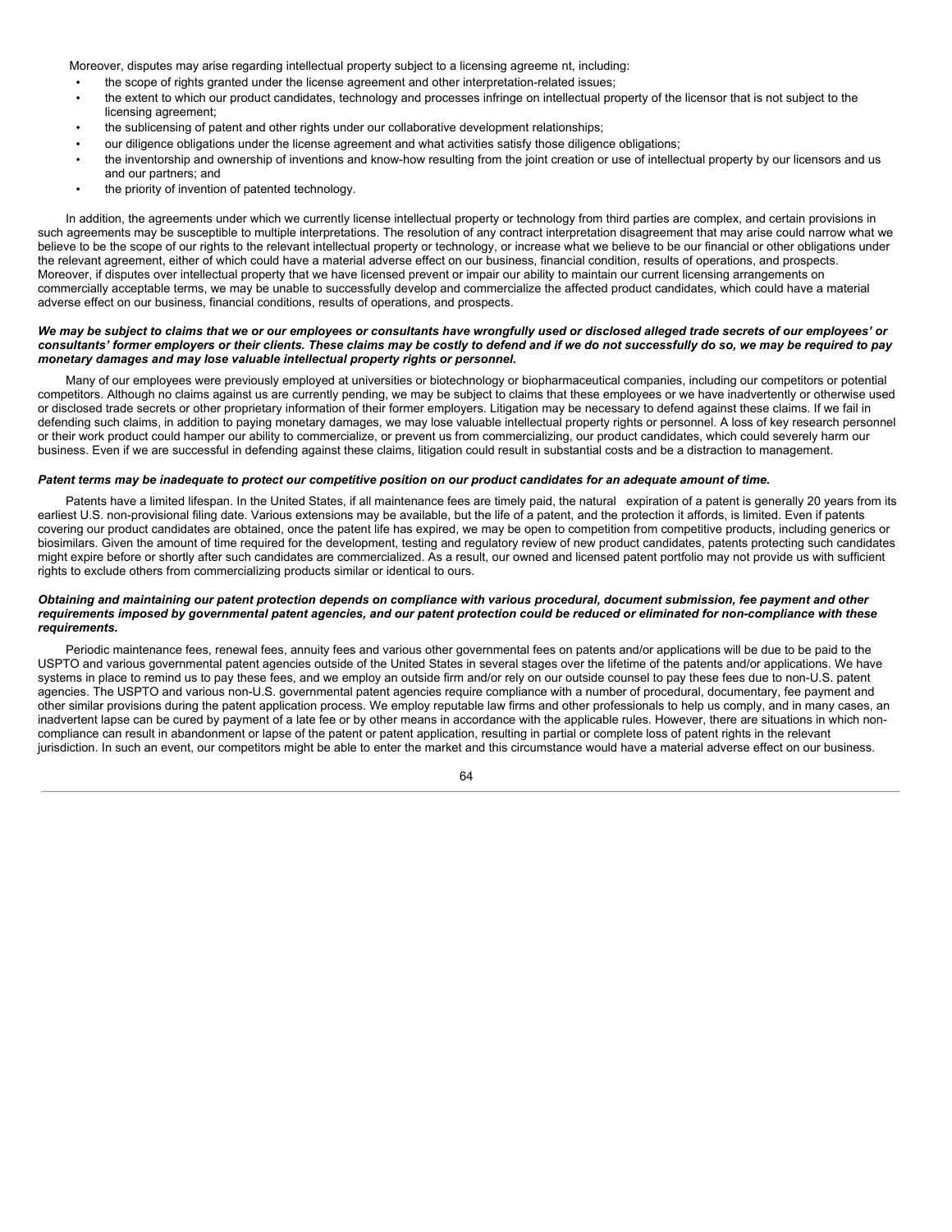Moreover, disputes may arise regarding intellectual property subject to a licensing agreeme nt, including:

- the scope of rights granted under the license agreement and other interpretation-related issues;
- the extent to which our product candidates, technology and processes infringe on intellectual property of the licensor that is not subject to the licensing agreement;
- the sublicensing of patent and other rights under our collaborative development relationships;
- our diligence obligations under the license agreement and what activities satisfy those diligence obligations;
- the inventorship and ownership of inventions and know-how resulting from the joint creation or use of intellectual property by our licensors and us and our partners; and
- the priority of invention of patented technology.

In addition, the agreements under which we currently license intellectual property or technology from third parties are complex, and certain provisions in such agreements may be susceptible to multiple interpretations. The resolution of any contract interpretation disagreement that may arise could narrow what we believe to be the scope of our rights to the relevant intellectual property or technology, or increase what we believe to be our financial or other obligations under the relevant agreement, either of which could have a material adverse effect on our business, financial condition, results of operations, and prospects. Moreover, if disputes over intellectual property that we have licensed prevent or impair our ability to maintain our current licensing arrangements on commercially acceptable terms, we may be unable to successfully develop and commercialize the affected product candidates, which could have a material adverse effect on our business, financial conditions, results of operations, and prospects.

***We may be subject to claims that we or our employees or consultants have wrongfully used or disclosed alleged trade secrets of our employees' or consultants' former employers or their clients. These claims may be costly to defend and if we do not successfully do so, we may be required to pay monetary damages and may lose valuable intellectual property rights or personnel.***

Many of our employees were previously employed at universities or biotechnology or biopharmaceutical companies, including our competitors or potential competitors. Although no claims against us are currently pending, we may be subject to claims that these employees or we have inadvertently or otherwise used or disclosed trade secrets or other proprietary information of their former employers. Litigation may be necessary to defend against these claims. If we fail in defending such claims, in addition to paying monetary damages, we may lose valuable intellectual property rights or personnel. A loss of key research personnel or their work product could hamper our ability to commercialize, or prevent us from commercializing, our product candidates, which could severely harm our business. Even if we are successful in defending against these claims, litigation could result in substantial costs and be a distraction to management.

***Patent terms may be inadequate to protect our competitive position on our product candidates for an adequate amount of time.***

Patents have a limited lifespan. In the United States, if all maintenance fees are timely paid, the natural expiration of a patent is generally 20 years from its earliest U.S. non-provisional filing date. Various extensions may be available, but the life of a patent, and the protection it affords, is limited. Even if patents covering our product candidates are obtained, once the patent life has expired, we may be open to competition from competitive products, including generics or biosimilars. Given the amount of time required for the development, testing and regulatory review of new product candidates, patents protecting such candidates might expire before or shortly after such candidates are commercialized. As a result, our owned and licensed patent portfolio may not provide us with sufficient rights to exclude others from commercializing products similar or identical to ours.

***Obtaining and maintaining our patent protection depends on compliance with various procedural, document submission, fee payment and other requirements imposed by governmental patent agencies, and our patent protection could be reduced or eliminated for non-compliance with these requirements.***

Periodic maintenance fees, renewal fees, annuity fees and various other governmental fees on patents and/or applications will be due to be paid to the USPTO and various governmental patent agencies outside of the United States in several stages over the lifetime of the patents and/or applications. We have systems in place to remind us to pay these fees, and we employ an outside firm and/or rely on our outside counsel to pay these fees due to non-U.S. patent agencies. The USPTO and various non-U.S. governmental patent agencies require compliance with a number of procedural, documentary, fee payment and other similar provisions during the patent application process. We employ reputable law firms and other professionals to help us comply, and in many cases, an inadvertent lapse can be cured by payment of a late fee or by other means in accordance with the applicable rules. However, there are situations in which non-compliance can result in abandonment or lapse of the patent or patent application, resulting in partial or complete loss of patent rights in the relevant jurisdiction. In such an event, our competitors might be able to enter the market and this circumstance would have a material adverse effect on our business.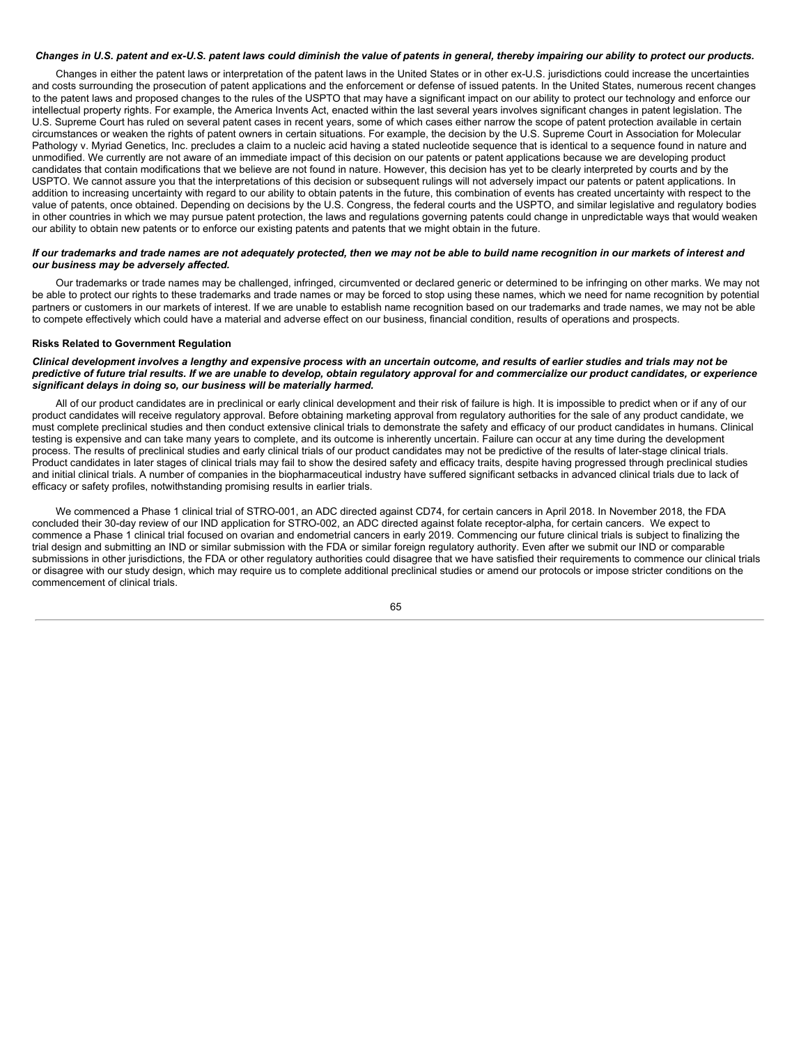***Changes in U.S. patent and ex-U.S. patent laws could diminish the value of patents in general, thereby impairing our ability to protect our products.***

Changes in either the patent laws or interpretation of the patent laws in the United States or in other ex-U.S. jurisdictions could increase the uncertainties and costs surrounding the prosecution of patent applications and the enforcement or defense of issued patents. In the United States, numerous recent changes to the patent laws and proposed changes to the rules of the USPTO that may have a significant impact on our ability to protect our technology and enforce our intellectual property rights. For example, the America Invents Act, enacted within the last several years involves significant changes in patent legislation. The U.S. Supreme Court has ruled on several patent cases in recent years, some of which cases either narrow the scope of patent protection available in certain circumstances or weaken the rights of patent owners in certain situations. For example, the decision by the U.S. Supreme Court in Association for Molecular Pathology v. Myriad Genetics, Inc. precludes a claim to a nucleic acid having a stated nucleotide sequence that is identical to a sequence found in nature and unmodified. We currently are not aware of an immediate impact of this decision on our patents or patent applications because we are developing product candidates that contain modifications that we believe are not found in nature. However, this decision has yet to be clearly interpreted by courts and by the USPTO. We cannot assure you that the interpretations of this decision or subsequent rulings will not adversely impact our patents or patent applications. In addition to increasing uncertainty with regard to our ability to obtain patents in the future, this combination of events has created uncertainty with respect to the value of patents, once obtained. Depending on decisions by the U.S. Congress, the federal courts and the USPTO, and similar legislative and regulatory bodies in other countries in which we may pursue patent protection, the laws and regulations governing patents could change in unpredictable ways that would weaken our ability to obtain new patents or to enforce our existing patents and patents that we might obtain in the future.

***If our trademarks and trade names are not adequately protected, then we may not be able to build name recognition in our markets of interest and our business may be adversely affected.***

Our trademarks or trade names may be challenged, infringed, circumvented or declared generic or determined to be infringing on other marks. We may not be able to protect our rights to these trademarks and trade names or may be forced to stop using these names, which we need for name recognition by potential partners or customers in our markets of interest. If we are unable to establish name recognition based on our trademarks and trade names, we may not be able to compete effectively which could have a material and adverse effect on our business, financial condition, results of operations and prospects.

**Risks Related to Government Regulation**

***Clinical development involves a lengthy and expensive process with an uncertain outcome, and results of earlier studies and trials may not be predictive of future trial results. If we are unable to develop, obtain regulatory approval for and commercialize our product candidates, or experience significant delays in doing so, our business will be materially harmed.***

All of our product candidates are in preclinical or early clinical development and their risk of failure is high. It is impossible to predict when or if any of our product candidates will receive regulatory approval. Before obtaining marketing approval from regulatory authorities for the sale of any product candidate, we must complete preclinical studies and then conduct extensive clinical trials to demonstrate the safety and efficacy of our product candidates in humans. Clinical testing is expensive and can take many years to complete, and its outcome is inherently uncertain. Failure can occur at any time during the development process. The results of preclinical studies and early clinical trials of our product candidates may not be predictive of the results of later-stage clinical trials. Product candidates in later stages of clinical trials may fail to show the desired safety and efficacy traits, despite having progressed through preclinical studies and initial clinical trials. A number of companies in the biopharmaceutical industry have suffered significant setbacks in advanced clinical trials due to lack of efficacy or safety profiles, notwithstanding promising results in earlier trials.

We commenced a Phase 1 clinical trial of STRO-001, an ADC directed against CD74, for certain cancers in April 2018. In November 2018, the FDA concluded their 30-day review of our IND application for STRO-002, an ADC directed against folate receptor-alpha, for certain cancers. We expect to commence a Phase 1 clinical trial focused on ovarian and endometrial cancers in early 2019. Commencing our future clinical trials is subject to finalizing the trial design and submitting an IND or similar submission with the FDA or similar foreign regulatory authority. Even after we submit our IND or comparable submissions in other jurisdictions, the FDA or other regulatory authorities could disagree that we have satisfied their requirements to commence our clinical trials or disagree with our study design, which may require us to complete additional preclinical studies or amend our protocols or impose stricter conditions on the commencement of clinical trials.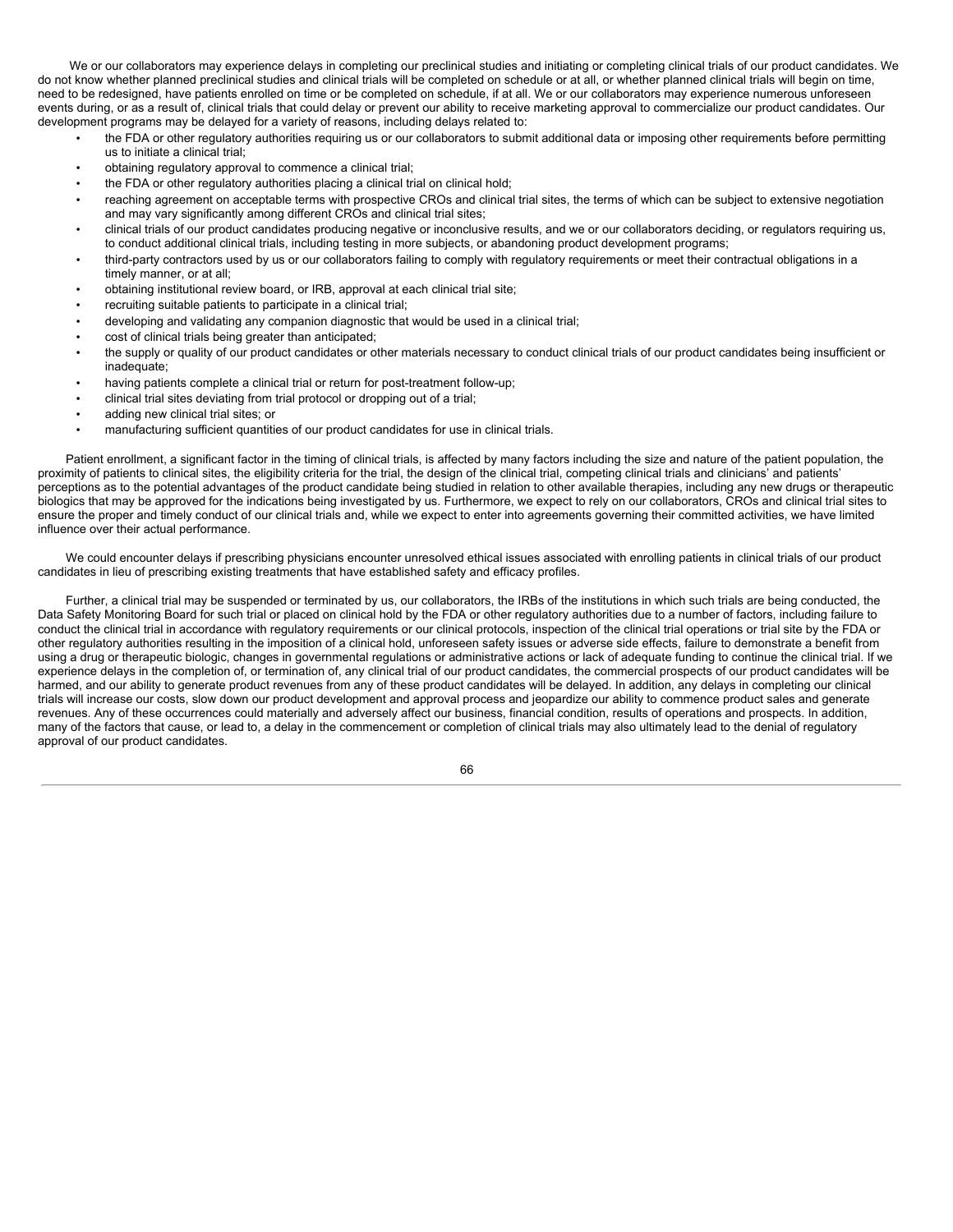We or our collaborators may experience delays in completing our preclinical studies and initiating or completing clinical trials of our product candidates. We do not know whether planned preclinical studies and clinical trials will be completed on schedule or at all, or whether planned clinical trials will begin on time, need to be redesigned, have patients enrolled on time or be completed on schedule, if at all. We or our collaborators may experience numerous unforeseen events during, or as a result of, clinical trials that could delay or prevent our ability to receive marketing approval to commercialize our product candidates. Our development programs may be delayed for a variety of reasons, including delays related to:

- the FDA or other regulatory authorities requiring us or our collaborators to submit additional data or imposing other requirements before permitting us to initiate a clinical trial;
- obtaining regulatory approval to commence a clinical trial;
- the FDA or other regulatory authorities placing a clinical trial on clinical hold;
- reaching agreement on acceptable terms with prospective CROs and clinical trial sites, the terms of which can be subject to extensive negotiation and may vary significantly among different CROs and clinical trial sites;
- clinical trials of our product candidates producing negative or inconclusive results, and we or our collaborators deciding, or regulators requiring us, to conduct additional clinical trials, including testing in more subjects, or abandoning product development programs;
- third-party contractors used by us or our collaborators failing to comply with regulatory requirements or meet their contractual obligations in a timely manner, or at all;
- obtaining institutional review board, or IRB, approval at each clinical trial site;
- recruiting suitable patients to participate in a clinical trial;
- developing and validating any companion diagnostic that would be used in a clinical trial;
- cost of clinical trials being greater than anticipated;
- the supply or quality of our product candidates or other materials necessary to conduct clinical trials of our product candidates being insufficient or inadequate;
- having patients complete a clinical trial or return for post-treatment follow-up;
- clinical trial sites deviating from trial protocol or dropping out of a trial;
- adding new clinical trial sites; or
- manufacturing sufficient quantities of our product candidates for use in clinical trials.

Patient enrollment, a significant factor in the timing of clinical trials, is affected by many factors including the size and nature of the patient population, the proximity of patients to clinical sites, the eligibility criteria for the trial, the design of the clinical trial, competing clinical trials and clinicians' and patients' perceptions as to the potential advantages of the product candidate being studied in relation to other available therapies, including any new drugs or therapeutic biologics that may be approved for the indications being investigated by us. Furthermore, we expect to rely on our collaborators, CROs and clinical trial sites to ensure the proper and timely conduct of our clinical trials and, while we expect to enter into agreements governing their committed activities, we have limited influence over their actual performance.

We could encounter delays if prescribing physicians encounter unresolved ethical issues associated with enrolling patients in clinical trials of our product candidates in lieu of prescribing existing treatments that have established safety and efficacy profiles.

Further, a clinical trial may be suspended or terminated by us, our collaborators, the IRBs of the institutions in which such trials are being conducted, the Data Safety Monitoring Board for such trial or placed on clinical hold by the FDA or other regulatory authorities due to a number of factors, including failure to conduct the clinical trial in accordance with regulatory requirements or our clinical protocols, inspection of the clinical trial operations or trial site by the FDA or other regulatory authorities resulting in the imposition of a clinical hold, unforeseen safety issues or adverse side effects, failure to demonstrate a benefit from using a drug or therapeutic biologic, changes in governmental regulations or administrative actions or lack of adequate funding to continue the clinical trial. If we experience delays in the completion of, or termination of, any clinical trial of our product candidates, the commercial prospects of our product candidates will be harmed, and our ability to generate product revenues from any of these product candidates will be delayed. In addition, any delays in completing our clinical trials will increase our costs, slow down our product development and approval process and jeopardize our ability to commence product sales and generate revenues. Any of these occurrences could materially and adversely affect our business, financial condition, results of operations and prospects. In addition, many of the factors that cause, or lead to, a delay in the commencement or completion of clinical trials may also ultimately lead to the denial of regulatory approval of our product candidates.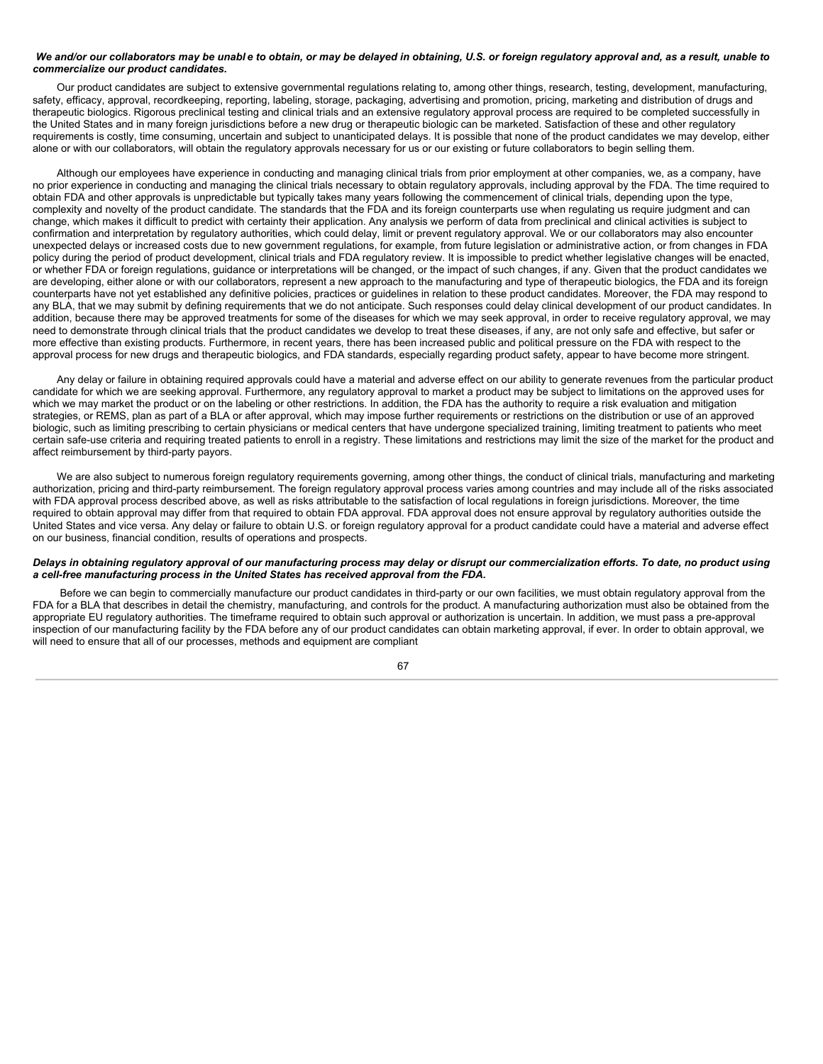***We and/or our collaborators may be unable to obtain, or may be delayed in obtaining, U.S. or foreign regulatory approval and, as a result, unable to commercialize our product candidates.***

Our product candidates are subject to extensive governmental regulations relating to, among other things, research, testing, development, manufacturing, safety, efficacy, approval, recordkeeping, reporting, labeling, storage, packaging, advertising and promotion, pricing, marketing and distribution of drugs and therapeutic biologics. Rigorous preclinical testing and clinical trials and an extensive regulatory approval process are required to be completed successfully in the United States and in many foreign jurisdictions before a new drug or therapeutic biologic can be marketed. Satisfaction of these and other regulatory requirements is costly, time consuming, uncertain and subject to unanticipated delays. It is possible that none of the product candidates we may develop, either alone or with our collaborators, will obtain the regulatory approvals necessary for us or our existing or future collaborators to begin selling them.

Although our employees have experience in conducting and managing clinical trials from prior employment at other companies, we, as a company, have no prior experience in conducting and managing the clinical trials necessary to obtain regulatory approvals, including approval by the FDA. The time required to obtain FDA and other approvals is unpredictable but typically takes many years following the commencement of clinical trials, depending upon the type, complexity and novelty of the product candidate. The standards that the FDA and its foreign counterparts use when regulating us require judgment and can change, which makes it difficult to predict with certainty their application. Any analysis we perform of data from preclinical and clinical activities is subject to confirmation and interpretation by regulatory authorities, which could delay, limit or prevent regulatory approval. We or our collaborators may also encounter unexpected delays or increased costs due to new government regulations, for example, from future legislation or administrative action, or from changes in FDA policy during the period of product development, clinical trials and FDA regulatory review. It is impossible to predict whether legislative changes will be enacted, or whether FDA or foreign regulations, guidance or interpretations will be changed, or the impact of such changes, if any. Given that the product candidates we are developing, either alone or with our collaborators, represent a new approach to the manufacturing and type of therapeutic biologics, the FDA and its foreign counterparts have not yet established any definitive policies, practices or guidelines in relation to these product candidates. Moreover, the FDA may respond to any BLA, that we may submit by defining requirements that we do not anticipate. Such responses could delay clinical development of our product candidates. In addition, because there may be approved treatments for some of the diseases for which we may seek approval, in order to receive regulatory approval, we may need to demonstrate through clinical trials that the product candidates we develop to treat these diseases, if any, are not only safe and effective, but safer or more effective than existing products. Furthermore, in recent years, there has been increased public and political pressure on the FDA with respect to the approval process for new drugs and therapeutic biologics, and FDA standards, especially regarding product safety, appear to have become more stringent.

Any delay or failure in obtaining required approvals could have a material and adverse effect on our ability to generate revenues from the particular product candidate for which we are seeking approval. Furthermore, any regulatory approval to market a product may be subject to limitations on the approved uses for which we may market the product or on the labeling or other restrictions. In addition, the FDA has the authority to require a risk evaluation and mitigation strategies, or REMS, plan as part of a BLA or after approval, which may impose further requirements or restrictions on the distribution or use of an approved biologic, such as limiting prescribing to certain physicians or medical centers that have undergone specialized training, limiting treatment to patients who meet certain safe-use criteria and requiring treated patients to enroll in a registry. These limitations and restrictions may limit the size of the market for the product and affect reimbursement by third-party payors.

We are also subject to numerous foreign regulatory requirements governing, among other things, the conduct of clinical trials, manufacturing and marketing authorization, pricing and third-party reimbursement. The foreign regulatory approval process varies among countries and may include all of the risks associated with FDA approval process described above, as well as risks attributable to the satisfaction of local regulations in foreign jurisdictions. Moreover, the time required to obtain approval may differ from that required to obtain FDA approval. FDA approval does not ensure approval by regulatory authorities outside the United States and vice versa. Any delay or failure to obtain U.S. or foreign regulatory approval for a product candidate could have a material and adverse effect on our business, financial condition, results of operations and prospects.

***Delays in obtaining regulatory approval of our manufacturing process may delay or disrupt our commercialization efforts. To date, no product using a cell-free manufacturing process in the United States has received approval from the FDA.***

Before we can begin to commercially manufacture our product candidates in third-party or our own facilities, we must obtain regulatory approval from the FDA for a BLA that describes in detail the chemistry, manufacturing, and controls for the product. A manufacturing authorization must also be obtained from the appropriate EU regulatory authorities. The timeframe required to obtain such approval or authorization is uncertain. In addition, we must pass a pre-approval inspection of our manufacturing facility by the FDA before any of our product candidates can obtain marketing approval, if ever. In order to obtain approval, we will need to ensure that all of our processes, methods and equipment are compliant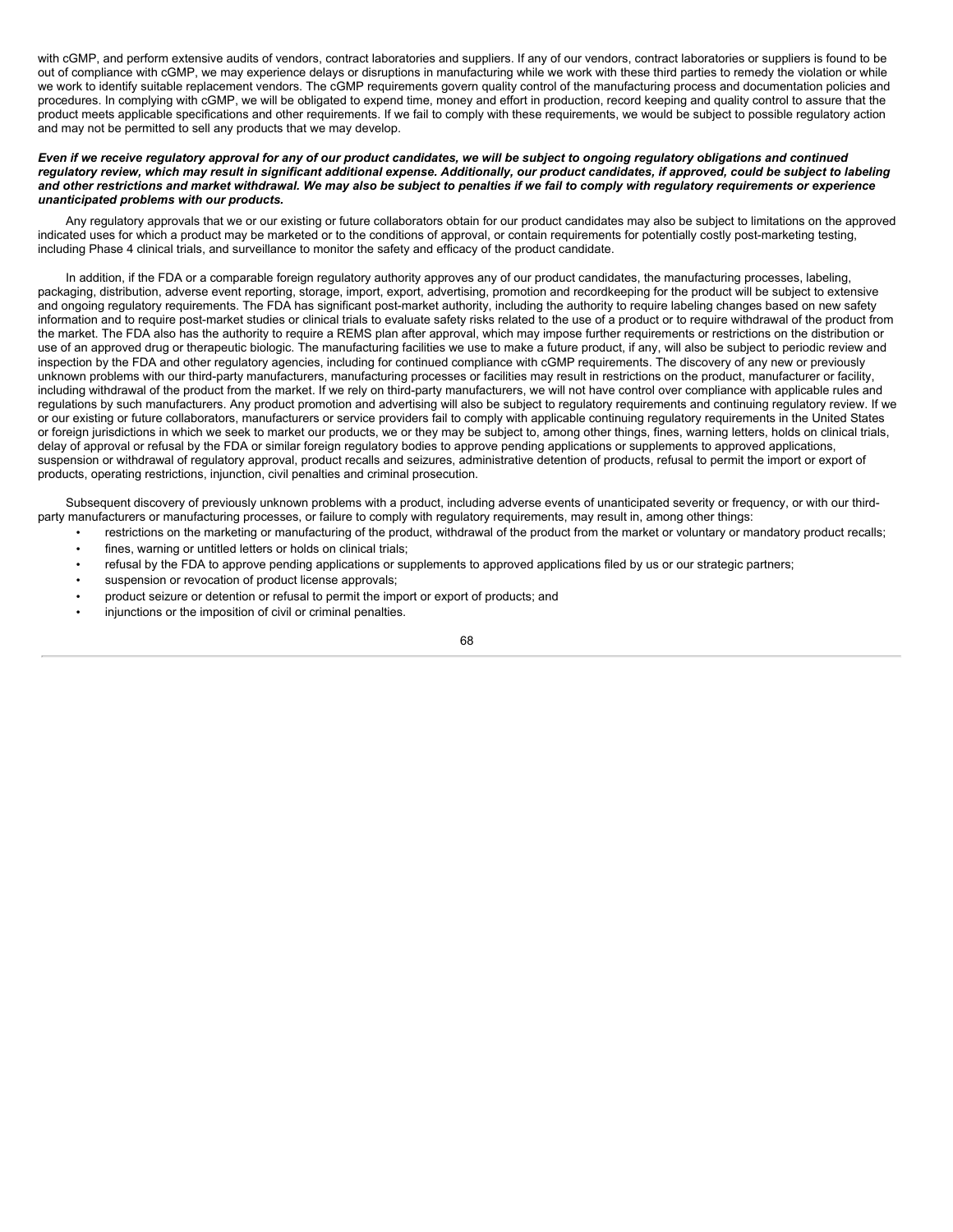with cGMP, and perform extensive audits of vendors, contract laboratories and suppliers. If any of our vendors, contract laboratories or suppliers is found to be out of compliance with cGMP, we may experience delays or disruptions in manufacturing while we work with these third parties to remedy the violation or while we work to identify suitable replacement vendors. The cGMP requirements govern quality control of the manufacturing process and documentation policies and procedures. In complying with cGMP, we will be obligated to expend time, money and effort in production, record keeping and quality control to assure that the product meets applicable specifications and other requirements. If we fail to comply with these requirements, we would be subject to possible regulatory action and may not be permitted to sell any products that we may develop.

***Even if we receive regulatory approval for any of our product candidates, we will be subject to ongoing regulatory obligations and continued regulatory review, which may result in significant additional expense. Additionally, our product candidates, if approved, could be subject to labeling and other restrictions and market withdrawal. We may also be subject to penalties if we fail to comply with regulatory requirements or experience unanticipated problems with our products.***

Any regulatory approvals that we or our existing or future collaborators obtain for our product candidates may also be subject to limitations on the approved indicated uses for which a product may be marketed or to the conditions of approval, or contain requirements for potentially costly post-marketing testing, including Phase 4 clinical trials, and surveillance to monitor the safety and efficacy of the product candidate.

In addition, if the FDA or a comparable foreign regulatory authority approves any of our product candidates, the manufacturing processes, labeling, packaging, distribution, adverse event reporting, storage, import, export, advertising, promotion and recordkeeping for the product will be subject to extensive and ongoing regulatory requirements. The FDA has significant post-market authority, including the authority to require labeling changes based on new safety information and to require post-market studies or clinical trials to evaluate safety risks related to the use of a product or to require withdrawal of the product from the market. The FDA also has the authority to require a REMS plan after approval, which may impose further requirements or restrictions on the distribution or use of an approved drug or therapeutic biologic. The manufacturing facilities we use to make a future product, if any, will also be subject to periodic review and inspection by the FDA and other regulatory agencies, including for continued compliance with cGMP requirements. The discovery of any new or previously unknown problems with our third-party manufacturers, manufacturing processes or facilities may result in restrictions on the product, manufacturer or facility, including withdrawal of the product from the market. If we rely on third-party manufacturers, we will not have control over compliance with applicable rules and regulations by such manufacturers. Any product promotion and advertising will also be subject to regulatory requirements and continuing regulatory review. If we or our existing or future collaborators, manufacturers or service providers fail to comply with applicable continuing regulatory requirements in the United States or foreign jurisdictions in which we seek to market our products, we or they may be subject to, among other things, fines, warning letters, holds on clinical trials, delay of approval or refusal by the FDA or similar foreign regulatory bodies to approve pending applications or supplements to approved applications, suspension or withdrawal of regulatory approval, product recalls and seizures, administrative detention of products, refusal to permit the import or export of products, operating restrictions, injunction, civil penalties and criminal prosecution.

Subsequent discovery of previously unknown problems with a product, including adverse events of unanticipated severity or frequency, or with our third-party manufacturers or manufacturing processes, or failure to comply with regulatory requirements, may result in, among other things:

- restrictions on the marketing or manufacturing of the product, withdrawal of the product from the market or voluntary or mandatory product recalls;
- fines, warning or untitled letters or holds on clinical trials;
- refusal by the FDA to approve pending applications or supplements to approved applications filed by us or our strategic partners;
- suspension or revocation of product license approvals;
- product seizure or detention or refusal to permit the import or export of products; and
- injunctions or the imposition of civil or criminal penalties.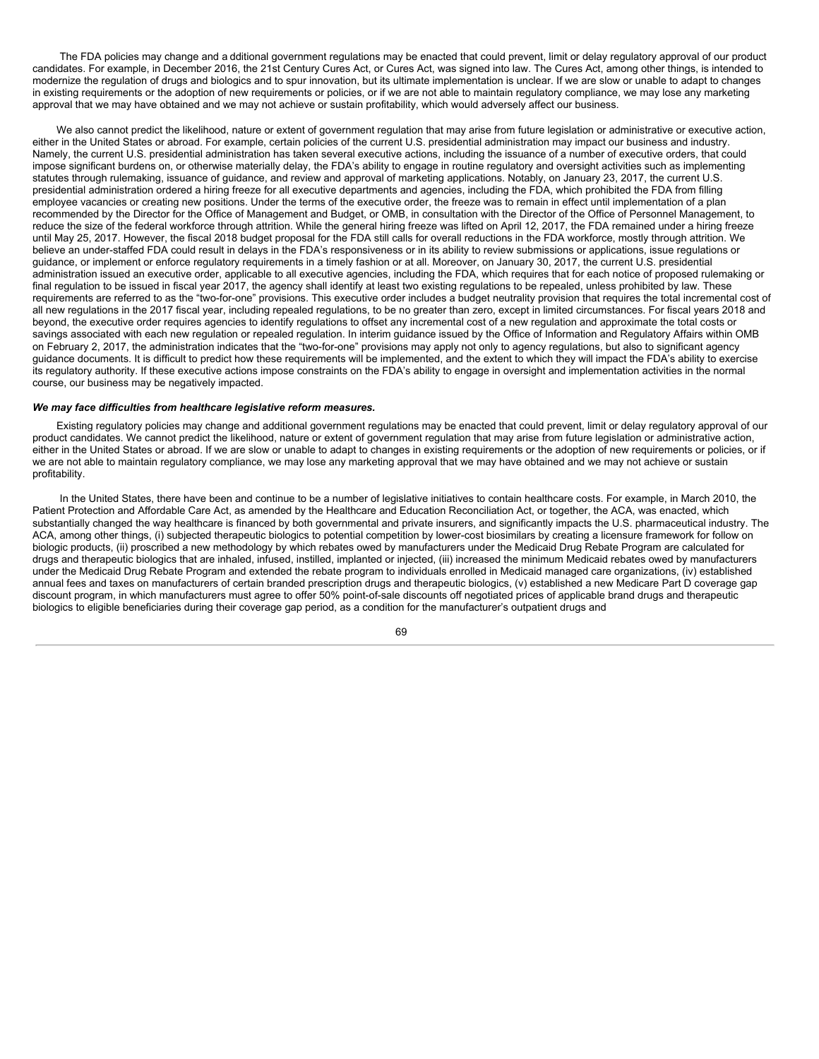The FDA policies may change and additional government regulations may be enacted that could prevent, limit or delay regulatory approval of our product candidates. For example, in December 2016, the 21st Century Cures Act, or Cures Act, was signed into law. The Cures Act, among other things, is intended to modernize the regulation of drugs and biologics and to spur innovation, but its ultimate implementation is unclear. If we are slow or unable to adapt to changes in existing requirements or the adoption of new requirements or policies, or if we are not able to maintain regulatory compliance, we may lose any marketing approval that we may have obtained and we may not achieve or sustain profitability, which would adversely affect our business.

We also cannot predict the likelihood, nature or extent of government regulation that may arise from future legislation or administrative or executive action, either in the United States or abroad. For example, certain policies of the current U.S. presidential administration may impact our business and industry. Namely, the current U.S. presidential administration has taken several executive actions, including the issuance of a number of executive orders, that could impose significant burdens on, or otherwise materially delay, the FDA's ability to engage in routine regulatory and oversight activities such as implementing statutes through rulemaking, issuance of guidance, and review and approval of marketing applications. Notably, on January 23, 2017, the current U.S. presidential administration ordered a hiring freeze for all executive departments and agencies, including the FDA, which prohibited the FDA from filling employee vacancies or creating new positions. Under the terms of the executive order, the freeze was to remain in effect until implementation of a plan recommended by the Director for the Office of Management and Budget, or OMB, in consultation with the Director of the Office of Personnel Management, to reduce the size of the federal workforce through attrition. While the general hiring freeze was lifted on April 12, 2017, the FDA remained under a hiring freeze until May 25, 2017. However, the fiscal 2018 budget proposal for the FDA still calls for overall reductions in the FDA workforce, mostly through attrition. We believe an under-staffed FDA could result in delays in the FDA's responsiveness or in its ability to review submissions or applications, issue regulations or guidance, or implement or enforce regulatory requirements in a timely fashion or at all. Moreover, on January 30, 2017, the current U.S. presidential administration issued an executive order, applicable to all executive agencies, including the FDA, which requires that for each notice of proposed rulemaking or final regulation to be issued in fiscal year 2017, the agency shall identify at least two existing regulations to be repealed, unless prohibited by law. These requirements are referred to as the "two-for-one" provisions. This executive order includes a budget neutrality provision that requires the total incremental cost of all new regulations in the 2017 fiscal year, including repealed regulations, to be no greater than zero, except in limited circumstances. For fiscal years 2018 and beyond, the executive order requires agencies to identify regulations to offset any incremental cost of a new regulation and approximate the total costs or savings associated with each new regulation or repealed regulation. In interim guidance issued by the Office of Information and Regulatory Affairs within OMB on February 2, 2017, the administration indicates that the "two-for-one" provisions may apply not only to agency regulations, but also to significant agency guidance documents. It is difficult to predict how these requirements will be implemented, and the extent to which they will impact the FDA's ability to exercise its regulatory authority. If these executive actions impose constraints on the FDA's ability to engage in oversight and implementation activities in the normal course, our business may be negatively impacted.

***We may face difficulties from healthcare legislative reform measures.***

Existing regulatory policies may change and additional government regulations may be enacted that could prevent, limit or delay regulatory approval of our product candidates. We cannot predict the likelihood, nature or extent of government regulation that may arise from future legislation or administrative action, either in the United States or abroad. If we are slow or unable to adapt to changes in existing requirements or the adoption of new requirements or policies, or if we are not able to maintain regulatory compliance, we may lose any marketing approval that we may have obtained and we may not achieve or sustain profitability.

In the United States, there have been and continue to be a number of legislative initiatives to contain healthcare costs. For example, in March 2010, the Patient Protection and Affordable Care Act, as amended by the Healthcare and Education Reconciliation Act, or together, the ACA, was enacted, which substantially changed the way healthcare is financed by both governmental and private insurers, and significantly impacts the U.S. pharmaceutical industry. The ACA, among other things, (i) subjected therapeutic biologics to potential competition by lower-cost biosimilars by creating a licensure framework for follow on biologic products, (ii) proscribed a new methodology by which rebates owed by manufacturers under the Medicaid Drug Rebate Program are calculated for drugs and therapeutic biologics that are inhaled, infused, instilled, implanted or injected, (iii) increased the minimum Medicaid rebates owed by manufacturers under the Medicaid Drug Rebate Program and extended the rebate program to individuals enrolled in Medicaid managed care organizations, (iv) established annual fees and taxes on manufacturers of certain branded prescription drugs and therapeutic biologics, (v) established a new Medicare Part D coverage gap discount program, in which manufacturers must agree to offer 50% point-of-sale discounts off negotiated prices of applicable brand drugs and therapeutic biologics to eligible beneficiaries during their coverage gap period, as a condition for the manufacturer's outpatient drugs and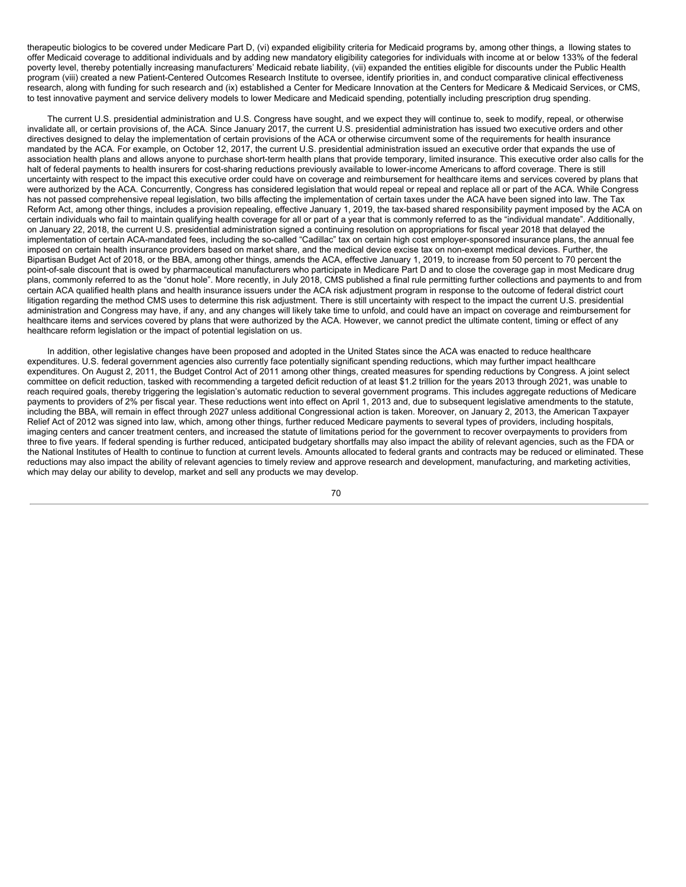therapeutic biologics to be covered under Medicare Part D, (vi) expanded eligibility criteria for Medicaid programs by, among other things, a llowing states to offer Medicaid coverage to additional individuals and by adding new mandatory eligibility categories for individuals with income at or below 133% of the federal poverty level, thereby potentially increasing manufacturers' Medicaid rebate liability, (vii) expanded the entities eligible for discounts under the Public Health program (viii) created a new Patient-Centered Outcomes Research Institute to oversee, identify priorities in, and conduct comparative clinical effectiveness research, along with funding for such research and (ix) established a Center for Medicare Innovation at the Centers for Medicare & Medicaid Services, or CMS, to test innovative payment and service delivery models to lower Medicare and Medicaid spending, potentially including prescription drug spending.

The current U.S. presidential administration and U.S. Congress have sought, and we expect they will continue to, seek to modify, repeal, or otherwise invalidate all, or certain provisions of, the ACA. Since January 2017, the current U.S. presidential administration has issued two executive orders and other directives designed to delay the implementation of certain provisions of the ACA or otherwise circumvent some of the requirements for health insurance mandated by the ACA. For example, on October 12, 2017, the current U.S. presidential administration issued an executive order that expands the use of association health plans and allows anyone to purchase short-term health plans that provide temporary, limited insurance. This executive order also calls for the halt of federal payments to health insurers for cost-sharing reductions previously available to lower-income Americans to afford coverage. There is still uncertainty with respect to the impact this executive order could have on coverage and reimbursement for healthcare items and services covered by plans that were authorized by the ACA. Concurrently, Congress has considered legislation that would repeal or repeal and replace all or part of the ACA. While Congress has not passed comprehensive repeal legislation, two bills affecting the implementation of certain taxes under the ACA have been signed into law. The Tax Reform Act, among other things, includes a provision repealing, effective January 1, 2019, the tax-based shared responsibility payment imposed by the ACA on certain individuals who fail to maintain qualifying health coverage for all or part of a year that is commonly referred to as the "individual mandate". Additionally, on January 22, 2018, the current U.S. presidential administration signed a continuing resolution on appropriations for fiscal year 2018 that delayed the implementation of certain ACA-mandated fees, including the so-called "Cadillac" tax on certain high cost employer-sponsored insurance plans, the annual fee imposed on certain health insurance providers based on market share, and the medical device excise tax on non-exempt medical devices. Further, the Bipartisan Budget Act of 2018, or the BBA, among other things, amends the ACA, effective January 1, 2019, to increase from 50 percent to 70 percent the point-of-sale discount that is owed by pharmaceutical manufacturers who participate in Medicare Part D and to close the coverage gap in most Medicare drug plans, commonly referred to as the "donut hole". More recently, in July 2018, CMS published a final rule permitting further collections and payments to and from certain ACA qualified health plans and health insurance issuers under the ACA risk adjustment program in response to the outcome of federal district court litigation regarding the method CMS uses to determine this risk adjustment. There is still uncertainty with respect to the impact the current U.S. presidential administration and Congress may have, if any, and any changes will likely take time to unfold, and could have an impact on coverage and reimbursement for healthcare items and services covered by plans that were authorized by the ACA. However, we cannot predict the ultimate content, timing or effect of any healthcare reform legislation or the impact of potential legislation on us.

In addition, other legislative changes have been proposed and adopted in the United States since the ACA was enacted to reduce healthcare expenditures. U.S. federal government agencies also currently face potentially significant spending reductions, which may further impact healthcare expenditures. On August 2, 2011, the Budget Control Act of 2011 among other things, created measures for spending reductions by Congress. A joint select committee on deficit reduction, tasked with recommending a targeted deficit reduction of at least $1.2 trillion for the years 2013 through 2021, was unable to reach required goals, thereby triggering the legislation's automatic reduction to several government programs. This includes aggregate reductions of Medicare payments to providers of 2% per fiscal year. These reductions went into effect on April 1, 2013 and, due to subsequent legislative amendments to the statute, including the BBA, will remain in effect through 2027 unless additional Congressional action is taken. Moreover, on January 2, 2013, the American Taxpayer Relief Act of 2012 was signed into law, which, among other things, further reduced Medicare payments to several types of providers, including hospitals, imaging centers and cancer treatment centers, and increased the statute of limitations period for the government to recover overpayments to providers from three to five years. If federal spending is further reduced, anticipated budgetary shortfalls may also impact the ability of relevant agencies, such as the FDA or the National Institutes of Health to continue to function at current levels. Amounts allocated to federal grants and contracts may be reduced or eliminated. These reductions may also impact the ability of relevant agencies to timely review and approve research and development, manufacturing, and marketing activities, which may delay our ability to develop, market and sell any products we may develop.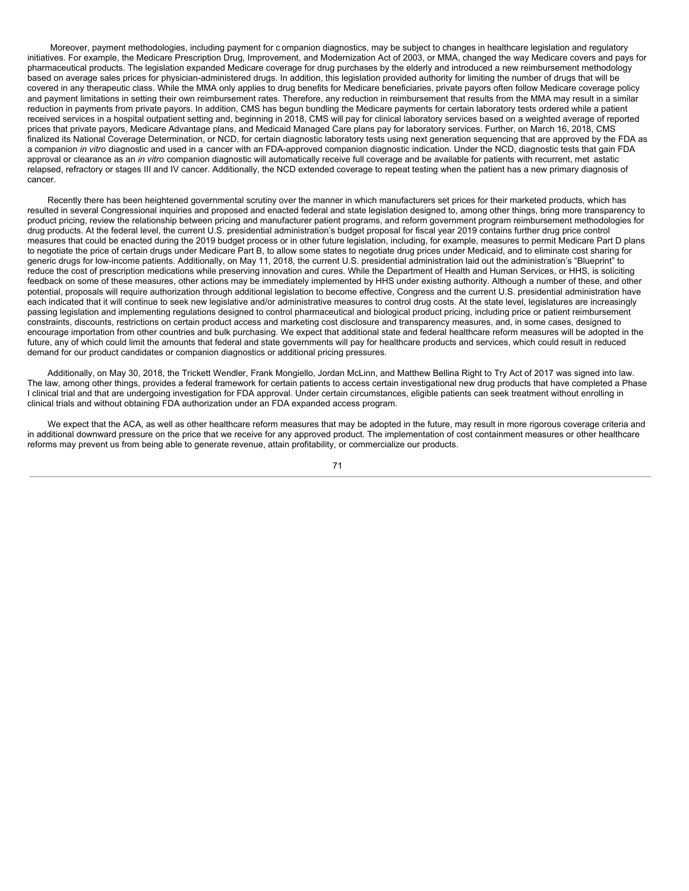Moreover, payment methodologies, including payment for companion diagnostics, may be subject to changes in healthcare legislation and regulatory initiatives. For example, the Medicare Prescription Drug, Improvement, and Modernization Act of 2003, or MMA, changed the way Medicare covers and pays for pharmaceutical products. The legislation expanded Medicare coverage for drug purchases by the elderly and introduced a new reimbursement methodology based on average sales prices for physician-administered drugs. In addition, this legislation provided authority for limiting the number of drugs that will be covered in any therapeutic class. While the MMA only applies to drug benefits for Medicare beneficiaries, private payors often follow Medicare coverage policy and payment limitations in setting their own reimbursement rates. Therefore, any reduction in reimbursement that results from the MMA may result in a similar reduction in payments from private payors. In addition, CMS has begun bundling the Medicare payments for certain laboratory tests ordered while a patient received services in a hospital outpatient setting and, beginning in 2018, CMS will pay for clinical laboratory services based on a weighted average of reported prices that private payors, Medicare Advantage plans, and Medicaid Managed Care plans pay for laboratory services. Further, on March 16, 2018, CMS finalized its National Coverage Determination, or NCD, for certain diagnostic laboratory tests using next generation sequencing that are approved by the FDA as a companion *in vitro* diagnostic and used in a cancer with an FDA-approved companion diagnostic indication. Under the NCD, diagnostic tests that gain FDA approval or clearance as an *in vitro* companion diagnostic will automatically receive full coverage and be available for patients with recurrent, metastatic relapsed, refractory or stages III and IV cancer. Additionally, the NCD extended coverage to repeat testing when the patient has a new primary diagnosis of cancer.

Recently there has been heightened governmental scrutiny over the manner in which manufacturers set prices for their marketed products, which has resulted in several Congressional inquiries and proposed and enacted federal and state legislation designed to, among other things, bring more transparency to product pricing, review the relationship between pricing and manufacturer patient programs, and reform government program reimbursement methodologies for drug products. At the federal level, the current U.S. presidential administration's budget proposal for fiscal year 2019 contains further drug price control measures that could be enacted during the 2019 budget process or in other future legislation, including, for example, measures to permit Medicare Part D plans to negotiate the price of certain drugs under Medicare Part B, to allow some states to negotiate drug prices under Medicaid, and to eliminate cost sharing for generic drugs for low-income patients. Additionally, on May 11, 2018, the current U.S. presidential administration laid out the administration's "Blueprint" to reduce the cost of prescription medications while preserving innovation and cures. While the Department of Health and Human Services, or HHS, is soliciting feedback on some of these measures, other actions may be immediately implemented by HHS under existing authority. Although a number of these, and other potential, proposals will require authorization through additional legislation to become effective, Congress and the current U.S. presidential administration have each indicated that it will continue to seek new legislative and/or administrative measures to control drug costs. At the state level, legislatures are increasingly passing legislation and implementing regulations designed to control pharmaceutical and biological product pricing, including price or patient reimbursement constraints, discounts, restrictions on certain product access and marketing cost disclosure and transparency measures, and, in some cases, designed to encourage importation from other countries and bulk purchasing. We expect that additional state and federal healthcare reform measures will be adopted in the future, any of which could limit the amounts that federal and state governments will pay for healthcare products and services, which could result in reduced demand for our product candidates or companion diagnostics or additional pricing pressures.

Additionally, on May 30, 2018, the Trickett Wendler, Frank Mongiello, Jordan McLinn, and Matthew Bellina Right to Try Act of 2017 was signed into law. The law, among other things, provides a federal framework for certain patients to access certain investigational new drug products that have completed a Phase I clinical trial and that are undergoing investigation for FDA approval. Under certain circumstances, eligible patients can seek treatment without enrolling in clinical trials and without obtaining FDA authorization under an FDA expanded access program.

We expect that the ACA, as well as other healthcare reform measures that may be adopted in the future, may result in more rigorous coverage criteria and in additional downward pressure on the price that we receive for any approved product. The implementation of cost containment measures or other healthcare reforms may prevent us from being able to generate revenue, attain profitability, or commercialize our products.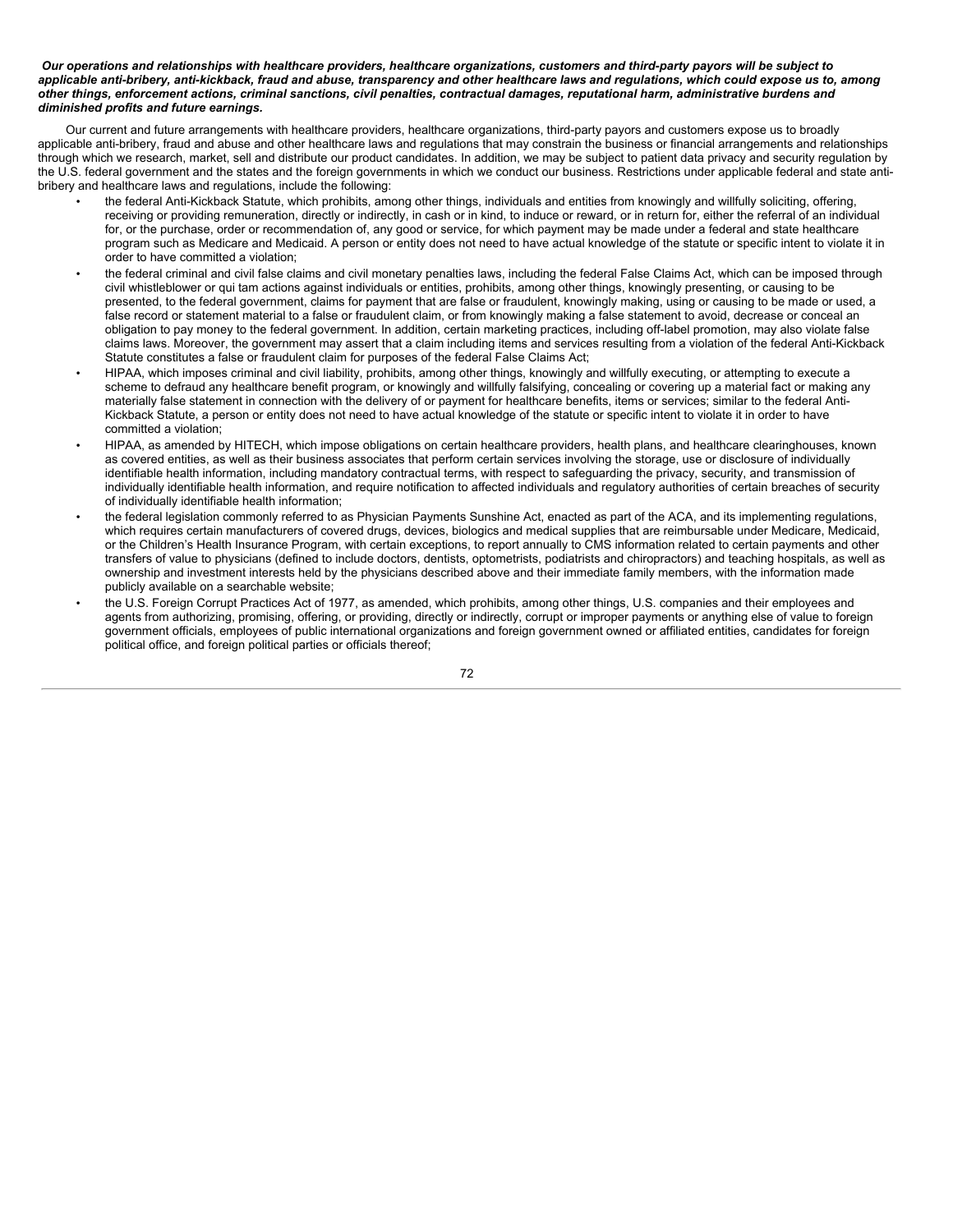***Our operations and relationships with healthcare providers, healthcare organizations, customers and third-party payors will be subject to applicable anti-bribery, anti-kickback, fraud and abuse, transparency and other healthcare laws and regulations, which could expose us to, among other things, enforcement actions, criminal sanctions, civil penalties, contractual damages, reputational harm, administrative burdens and diminished profits and future earnings.***

Our current and future arrangements with healthcare providers, healthcare organizations, third-party payors and customers expose us to broadly applicable anti-bribery, fraud and abuse and other healthcare laws and regulations that may constrain the business or financial arrangements and relationships through which we research, market, sell and distribute our product candidates. In addition, we may be subject to patient data privacy and security regulation by the U.S. federal government and the states and the foreign governments in which we conduct our business. Restrictions under applicable federal and state anti-bribery and healthcare laws and regulations, include the following:

- the federal Anti-Kickback Statute, which prohibits, among other things, individuals and entities from knowingly and willfully soliciting, offering, receiving or providing remuneration, directly or indirectly, in cash or in kind, to induce or reward, or in return for, either the referral of an individual for, or the purchase, order or recommendation of, any good or service, for which payment may be made under a federal and state healthcare program such as Medicare and Medicaid. A person or entity does not need to have actual knowledge of the statute or specific intent to violate it in order to have committed a violation;
- the federal criminal and civil false claims and civil monetary penalties laws, including the federal False Claims Act, which can be imposed through civil whistleblower or qui tam actions against individuals or entities, prohibits, among other things, knowingly presenting, or causing to be presented, to the federal government, claims for payment that are false or fraudulent, knowingly making, using or causing to be made or used, a false record or statement material to a false or fraudulent claim, or from knowingly making a false statement to avoid, decrease or conceal an obligation to pay money to the federal government. In addition, certain marketing practices, including off-label promotion, may also violate false claims laws. Moreover, the government may assert that a claim including items and services resulting from a violation of the federal Anti-Kickback Statute constitutes a false or fraudulent claim for purposes of the federal False Claims Act;
- HIPAA, which imposes criminal and civil liability, prohibits, among other things, knowingly and willfully executing, or attempting to execute a scheme to defraud any healthcare benefit program, or knowingly and willfully falsifying, concealing or covering up a material fact or making any materially false statement in connection with the delivery of or payment for healthcare benefits, items or services; similar to the federal Anti-Kickback Statute, a person or entity does not need to have actual knowledge of the statute or specific intent to violate it in order to have committed a violation;
- HIPAA, as amended by HITECH, which impose obligations on certain healthcare providers, health plans, and healthcare clearinghouses, known as covered entities, as well as their business associates that perform certain services involving the storage, use or disclosure of individually identifiable health information, including mandatory contractual terms, with respect to safeguarding the privacy, security, and transmission of individually identifiable health information, and require notification to affected individuals and regulatory authorities of certain breaches of security of individually identifiable health information;
- the federal legislation commonly referred to as Physician Payments Sunshine Act, enacted as part of the ACA, and its implementing regulations, which requires certain manufacturers of covered drugs, devices, biologics and medical supplies that are reimbursable under Medicare, Medicaid, or the Children's Health Insurance Program, with certain exceptions, to report annually to CMS information related to certain payments and other transfers of value to physicians (defined to include doctors, dentists, optometrists, podiatrists and chiropractors) and teaching hospitals, as well as ownership and investment interests held by the physicians described above and their immediate family members, with the information made publicly available on a searchable website;
- the U.S. Foreign Corrupt Practices Act of 1977, as amended, which prohibits, among other things, U.S. companies and their employees and agents from authorizing, promising, offering, or providing, directly or indirectly, corrupt or improper payments or anything else of value to foreign government officials, employees of public international organizations and foreign government owned or affiliated entities, candidates for foreign political office, and foreign political parties or officials thereof;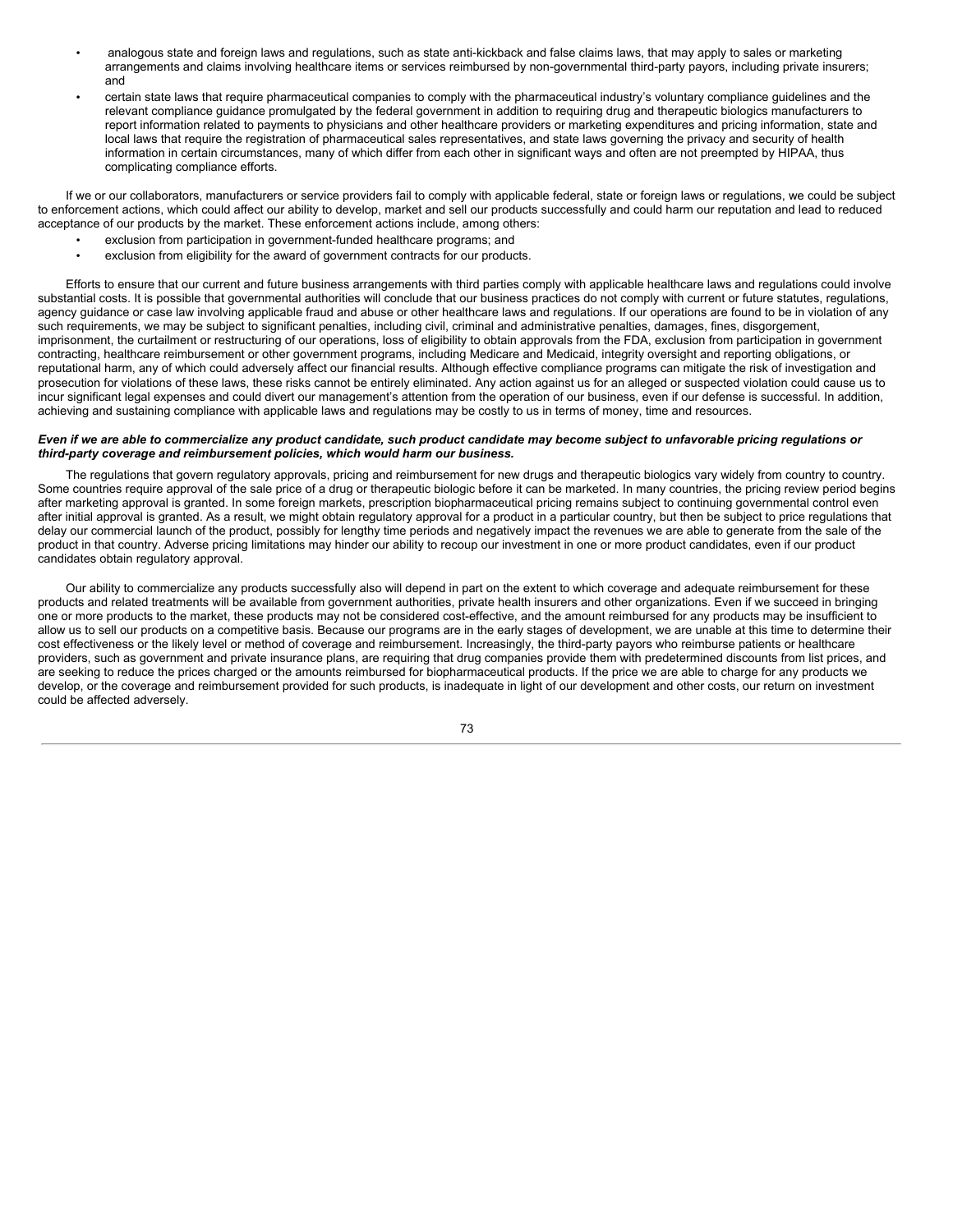- analogous state and foreign laws and regulations, such as state anti-kickback and false claims laws, that may apply to sales or marketing arrangements and claims involving healthcare items or services reimbursed by non-governmental third-party payors, including private insurers; and
- certain state laws that require pharmaceutical companies to comply with the pharmaceutical industry's voluntary compliance guidelines and the relevant compliance guidance promulgated by the federal government in addition to requiring drug and therapeutic biologics manufacturers to report information related to payments to physicians and other healthcare providers or marketing expenditures and pricing information, state and local laws that require the registration of pharmaceutical sales representatives, and state laws governing the privacy and security of health information in certain circumstances, many of which differ from each other in significant ways and often are not preempted by HIPAA, thus complicating compliance efforts.

If we or our collaborators, manufacturers or service providers fail to comply with applicable federal, state or foreign laws or regulations, we could be subject to enforcement actions, which could affect our ability to develop, market and sell our products successfully and could harm our reputation and lead to reduced acceptance of our products by the market. These enforcement actions include, among others:

- exclusion from participation in government-funded healthcare programs; and
- exclusion from eligibility for the award of government contracts for our products.

Efforts to ensure that our current and future business arrangements with third parties comply with applicable healthcare laws and regulations could involve substantial costs. It is possible that governmental authorities will conclude that our business practices do not comply with current or future statutes, regulations, agency guidance or case law involving applicable fraud and abuse or other healthcare laws and regulations. If our operations are found to be in violation of any such requirements, we may be subject to significant penalties, including civil, criminal and administrative penalties, damages, fines, disgorgement, imprisonment, the curtailment or restructuring of our operations, loss of eligibility to obtain approvals from the FDA, exclusion from participation in government contracting, healthcare reimbursement or other government programs, including Medicare and Medicaid, integrity oversight and reporting obligations, or reputational harm, any of which could adversely affect our financial results. Although effective compliance programs can mitigate the risk of investigation and prosecution for violations of these laws, these risks cannot be entirely eliminated. Any action against us for an alleged or suspected violation could cause us to incur significant legal expenses and could divert our management's attention from the operation of our business, even if our defense is successful. In addition, achieving and sustaining compliance with applicable laws and regulations may be costly to us in terms of money, time and resources.

***Even if we are able to commercialize any product candidate, such product candidate may become subject to unfavorable pricing regulations or third-party coverage and reimbursement policies, which would harm our business.***

The regulations that govern regulatory approvals, pricing and reimbursement for new drugs and therapeutic biologics vary widely from country to country. Some countries require approval of the sale price of a drug or therapeutic biologic before it can be marketed. In many countries, the pricing review period begins after marketing approval is granted. In some foreign markets, prescription biopharmaceutical pricing remains subject to continuing governmental control even after initial approval is granted. As a result, we might obtain regulatory approval for a product in a particular country, but then be subject to price regulations that delay our commercial launch of the product, possibly for lengthy time periods and negatively impact the revenues we are able to generate from the sale of the product in that country. Adverse pricing limitations may hinder our ability to recoup our investment in one or more product candidates, even if our product candidates obtain regulatory approval.

Our ability to commercialize any products successfully also will depend in part on the extent to which coverage and adequate reimbursement for these products and related treatments will be available from government authorities, private health insurers and other organizations. Even if we succeed in bringing one or more products to the market, these products may not be considered cost-effective, and the amount reimbursed for any products may be insufficient to allow us to sell our products on a competitive basis. Because our programs are in the early stages of development, we are unable at this time to determine their cost effectiveness or the likely level or method of coverage and reimbursement. Increasingly, the third-party payors who reimburse patients or healthcare providers, such as government and private insurance plans, are requiring that drug companies provide them with predetermined discounts from list prices, and are seeking to reduce the prices charged or the amounts reimbursed for biopharmaceutical products. If the price we are able to charge for any products we develop, or the coverage and reimbursement provided for such products, is inadequate in light of our development and other costs, our return on investment could be affected adversely.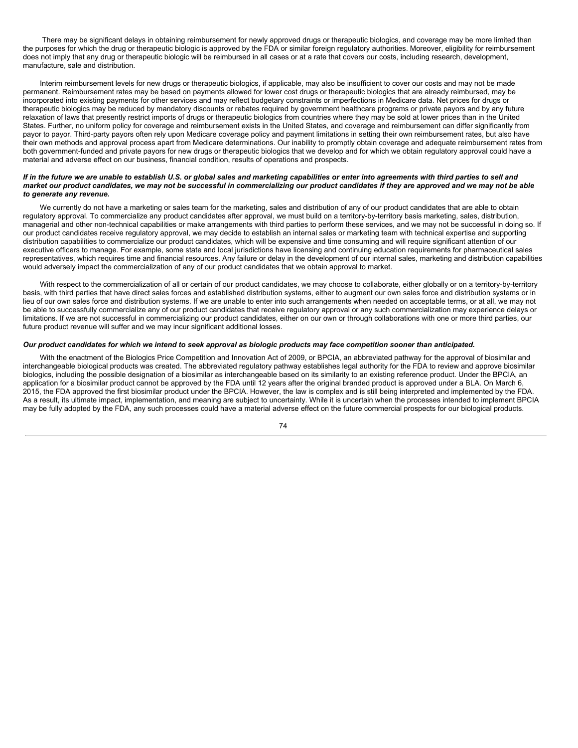There may be significant delays in obtaining reimbursement for newly approved drugs or therapeutic biologics, and coverage may be more limited than the purposes for which the drug or therapeutic biologic is approved by the FDA or similar foreign regulatory authorities. Moreover, eligibility for reimbursement does not imply that any drug or therapeutic biologic will be reimbursed in all cases or at a rate that covers our costs, including research, development, manufacture, sale and distribution.

Interim reimbursement levels for new drugs or therapeutic biologics, if applicable, may also be insufficient to cover our costs and may not be made permanent. Reimbursement rates may be based on payments allowed for lower cost drugs or therapeutic biologics that are already reimbursed, may be incorporated into existing payments for other services and may reflect budgetary constraints or imperfections in Medicare data. Net prices for drugs or therapeutic biologics may be reduced by mandatory discounts or rebates required by government healthcare programs or private payors and by any future relaxation of laws that presently restrict imports of drugs or therapeutic biologics from countries where they may be sold at lower prices than in the United States. Further, no uniform policy for coverage and reimbursement exists in the United States, and coverage and reimbursement can differ significantly from payor to payor. Third-party payors often rely upon Medicare coverage policy and payment limitations in setting their own reimbursement rates, but also have their own methods and approval process apart from Medicare determinations. Our inability to promptly obtain coverage and adequate reimbursement rates from both government-funded and private payors for new drugs or therapeutic biologics that we develop and for which we obtain regulatory approval could have a material and adverse effect on our business, financial condition, results of operations and prospects.

***If in the future we are unable to establish U.S. or global sales and marketing capabilities or enter into agreements with third parties to sell and market our product candidates, we may not be successful in commercializing our product candidates if they are approved and we may not be able to generate any revenue.***

We currently do not have a marketing or sales team for the marketing, sales and distribution of any of our product candidates that are able to obtain regulatory approval. To commercialize any product candidates after approval, we must build on a territory-by-territory basis marketing, sales, distribution, managerial and other non-technical capabilities or make arrangements with third parties to perform these services, and we may not be successful in doing so. If our product candidates receive regulatory approval, we may decide to establish an internal sales or marketing team with technical expertise and supporting distribution capabilities to commercialize our product candidates, which will be expensive and time consuming and will require significant attention of our executive officers to manage. For example, some state and local jurisdictions have licensing and continuing education requirements for pharmaceutical sales representatives, which requires time and financial resources. Any failure or delay in the development of our internal sales, marketing and distribution capabilities would adversely impact the commercialization of any of our product candidates that we obtain approval to market.

With respect to the commercialization of all or certain of our product candidates, we may choose to collaborate, either globally or on a territory-by-territory basis, with third parties that have direct sales forces and established distribution systems, either to augment our own sales force and distribution systems or in lieu of our own sales force and distribution systems. If we are unable to enter into such arrangements when needed on acceptable terms, or at all, we may not be able to successfully commercialize any of our product candidates that receive regulatory approval or any such commercialization may experience delays or limitations. If we are not successful in commercializing our product candidates, either on our own or through collaborations with one or more third parties, our future product revenue will suffer and we may incur significant additional losses.

***Our product candidates for which we intend to seek approval as biologic products may face competition sooner than anticipated.***

With the enactment of the Biologics Price Competition and Innovation Act of 2009, or BPCIA, an abbreviated pathway for the approval of biosimilar and interchangeable biological products was created. The abbreviated regulatory pathway establishes legal authority for the FDA to review and approve biosimilar biologics, including the possible designation of a biosimilar as interchangeable based on its similarity to an existing reference product. Under the BPCIA, an application for a biosimilar product cannot be approved by the FDA until 12 years after the original branded product is approved under a BLA. On March 6, 2015, the FDA approved the first biosimilar product under the BPCIA. However, the law is complex and is still being interpreted and implemented by the FDA. As a result, its ultimate impact, implementation, and meaning are subject to uncertainty. While it is uncertain when the processes intended to implement BPCIA may be fully adopted by the FDA, any such processes could have a material adverse effect on the future commercial prospects for our biological products.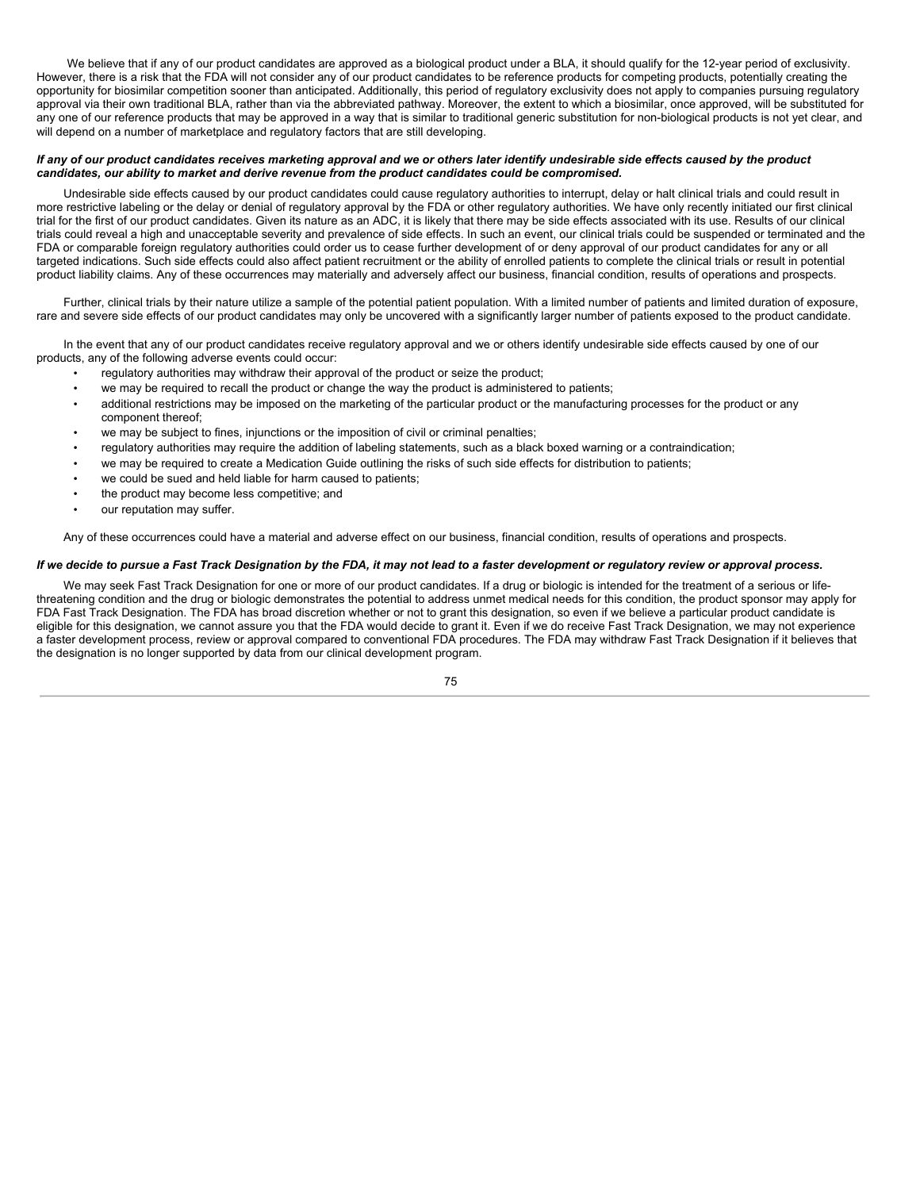We believe that if any of our product candidates are approved as a biological product under a BLA, it should qualify for the 12-year period of exclusivity. However, there is a risk that the FDA will not consider any of our product candidates to be reference products for competing products, potentially creating the opportunity for biosimilar competition sooner than anticipated. Additionally, this period of regulatory exclusivity does not apply to companies pursuing regulatory approval via their own traditional BLA, rather than via the abbreviated pathway. Moreover, the extent to which a biosimilar, once approved, will be substituted for any one of our reference products that may be approved in a way that is similar to traditional generic substitution for non-biological products is not yet clear, and will depend on a number of marketplace and regulatory factors that are still developing.

***If any of our product candidates receives marketing approval and we or others later identify undesirable side effects caused by the product candidates, our ability to market and derive revenue from the product candidates could be compromised.***

Undesirable side effects caused by our product candidates could cause regulatory authorities to interrupt, delay or halt clinical trials and could result in more restrictive labeling or the delay or denial of regulatory approval by the FDA or other regulatory authorities. We have only recently initiated our first clinical trial for the first of our product candidates. Given its nature as an ADC, it is likely that there may be side effects associated with its use. Results of our clinical trials could reveal a high and unacceptable severity and prevalence of side effects. In such an event, our clinical trials could be suspended or terminated and the FDA or comparable foreign regulatory authorities could order us to cease further development of or deny approval of our product candidates for any or all targeted indications. Such side effects could also affect patient recruitment or the ability of enrolled patients to complete the clinical trials or result in potential product liability claims. Any of these occurrences may materially and adversely affect our business, financial condition, results of operations and prospects.

Further, clinical trials by their nature utilize a sample of the potential patient population. With a limited number of patients and limited duration of exposure, rare and severe side effects of our product candidates may only be uncovered with a significantly larger number of patients exposed to the product candidate.

In the event that any of our product candidates receive regulatory approval and we or others identify undesirable side effects caused by one of our products, any of the following adverse events could occur:

- regulatory authorities may withdraw their approval of the product or seize the product;
- we may be required to recall the product or change the way the product is administered to patients;
- additional restrictions may be imposed on the marketing of the particular product or the manufacturing processes for the product or any component thereof;
- we may be subject to fines, injunctions or the imposition of civil or criminal penalties;
- regulatory authorities may require the addition of labeling statements, such as a black boxed warning or a contraindication;
- we may be required to create a Medication Guide outlining the risks of such side effects for distribution to patients;
- we could be sued and held liable for harm caused to patients;
- the product may become less competitive; and
- our reputation may suffer.

Any of these occurrences could have a material and adverse effect on our business, financial condition, results of operations and prospects.

***If we decide to pursue a Fast Track Designation by the FDA, it may not lead to a faster development or regulatory review or approval process.***

We may seek Fast Track Designation for one or more of our product candidates. If a drug or biologic is intended for the treatment of a serious or life-threatening condition and the drug or biologic demonstrates the potential to address unmet medical needs for this condition, the product sponsor may apply for FDA Fast Track Designation. The FDA has broad discretion whether or not to grant this designation, so even if we believe a particular product candidate is eligible for this designation, we cannot assure you that the FDA would decide to grant it. Even if we do receive Fast Track Designation, we may not experience a faster development process, review or approval compared to conventional FDA procedures. The FDA may withdraw Fast Track Designation if it believes that the designation is no longer supported by data from our clinical development program.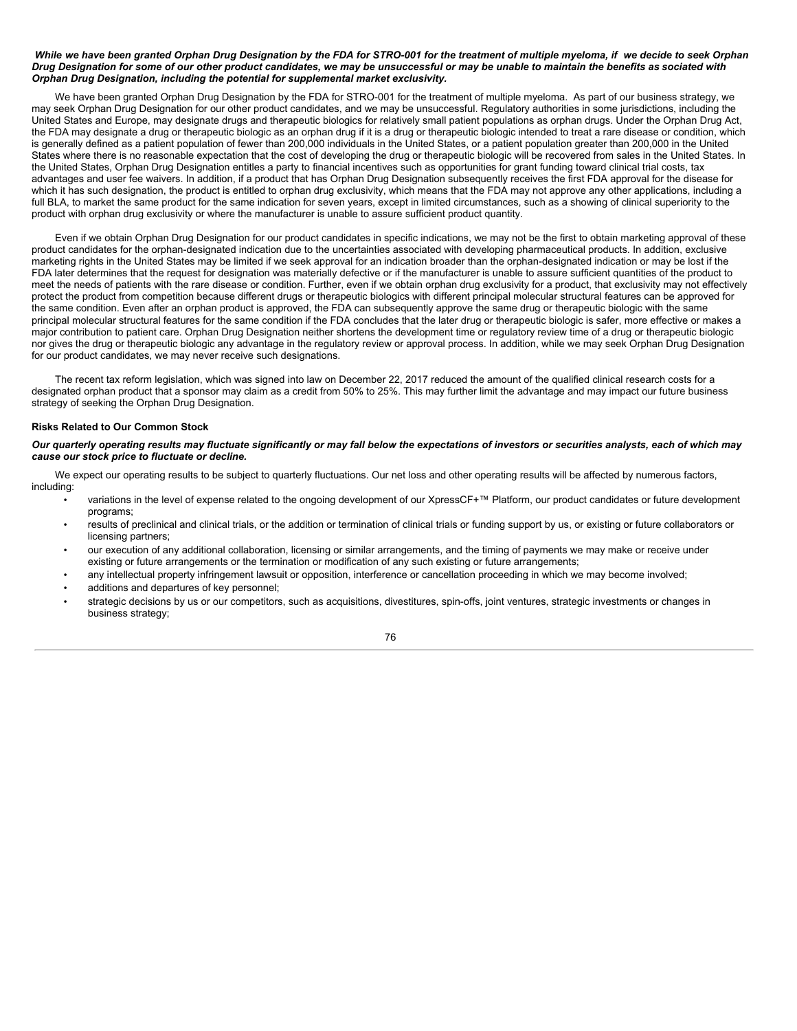***While we have been granted Orphan Drug Designation by the FDA for STRO-001 for the treatment of multiple myeloma, if we decide to seek Orphan Drug Designation for some of our other product candidates, we may be unsuccessful or may be unable to maintain the benefits as sociated with Orphan Drug Designation, including the potential for supplemental market exclusivity.***

We have been granted Orphan Drug Designation by the FDA for STRO-001 for the treatment of multiple myeloma. As part of our business strategy, we may seek Orphan Drug Designation for our other product candidates, and we may be unsuccessful. Regulatory authorities in some jurisdictions, including the United States and Europe, may designate drugs and therapeutic biologics for relatively small patient populations as orphan drugs. Under the Orphan Drug Act, the FDA may designate a drug or therapeutic biologic as an orphan drug if it is a drug or therapeutic biologic intended to treat a rare disease or condition, which is generally defined as a patient population of fewer than 200,000 individuals in the United States, or a patient population greater than 200,000 in the United States where there is no reasonable expectation that the cost of developing the drug or therapeutic biologic will be recovered from sales in the United States. In the United States, Orphan Drug Designation entitles a party to financial incentives such as opportunities for grant funding toward clinical trial costs, tax advantages and user fee waivers. In addition, if a product that has Orphan Drug Designation subsequently receives the first FDA approval for the disease for which it has such designation, the product is entitled to orphan drug exclusivity, which means that the FDA may not approve any other applications, including a full BLA, to market the same product for the same indication for seven years, except in limited circumstances, such as a showing of clinical superiority to the product with orphan drug exclusivity or where the manufacturer is unable to assure sufficient product quantity.

Even if we obtain Orphan Drug Designation for our product candidates in specific indications, we may not be the first to obtain marketing approval of these product candidates for the orphan-designated indication due to the uncertainties associated with developing pharmaceutical products. In addition, exclusive marketing rights in the United States may be limited if we seek approval for an indication broader than the orphan-designated indication or may be lost if the FDA later determines that the request for designation was materially defective or if the manufacturer is unable to assure sufficient quantities of the product to meet the needs of patients with the rare disease or condition. Further, even if we obtain orphan drug exclusivity for a product, that exclusivity may not effectively protect the product from competition because different drugs or therapeutic biologics with different principal molecular structural features can be approved for the same condition. Even after an orphan product is approved, the FDA can subsequently approve the same drug or therapeutic biologic with the same principal molecular structural features for the same condition if the FDA concludes that the later drug or therapeutic biologic is safer, more effective or makes a major contribution to patient care. Orphan Drug Designation neither shortens the development time or regulatory review time of a drug or therapeutic biologic nor gives the drug or therapeutic biologic any advantage in the regulatory review or approval process. In addition, while we may seek Orphan Drug Designation for our product candidates, we may never receive such designations.

The recent tax reform legislation, which was signed into law on December 22, 2017 reduced the amount of the qualified clinical research costs for a designated orphan product that a sponsor may claim as a credit from 50% to 25%. This may further limit the advantage and may impact our future business strategy of seeking the Orphan Drug Designation.

**Risks Related to Our Common Stock**

***Our quarterly operating results may fluctuate significantly or may fall below the expectations of investors or securities analysts, each of which may cause our stock price to fluctuate or decline.***

We expect our operating results to be subject to quarterly fluctuations. Our net loss and other operating results will be affected by numerous factors, including:

- variations in the level of expense related to the ongoing development of our XpressCF+™ Platform, our product candidates or future development programs;
- results of preclinical and clinical trials, or the addition or termination of clinical trials or funding support by us, or existing or future collaborators or licensing partners;
- our execution of any additional collaboration, licensing or similar arrangements, and the timing of payments we may make or receive under existing or future arrangements or the termination or modification of any such existing or future arrangements;
- any intellectual property infringement lawsuit or opposition, interference or cancellation proceeding in which we may become involved;
- additions and departures of key personnel;
- strategic decisions by us or our competitors, such as acquisitions, divestitures, spin-offs, joint ventures, strategic investments or changes in business strategy;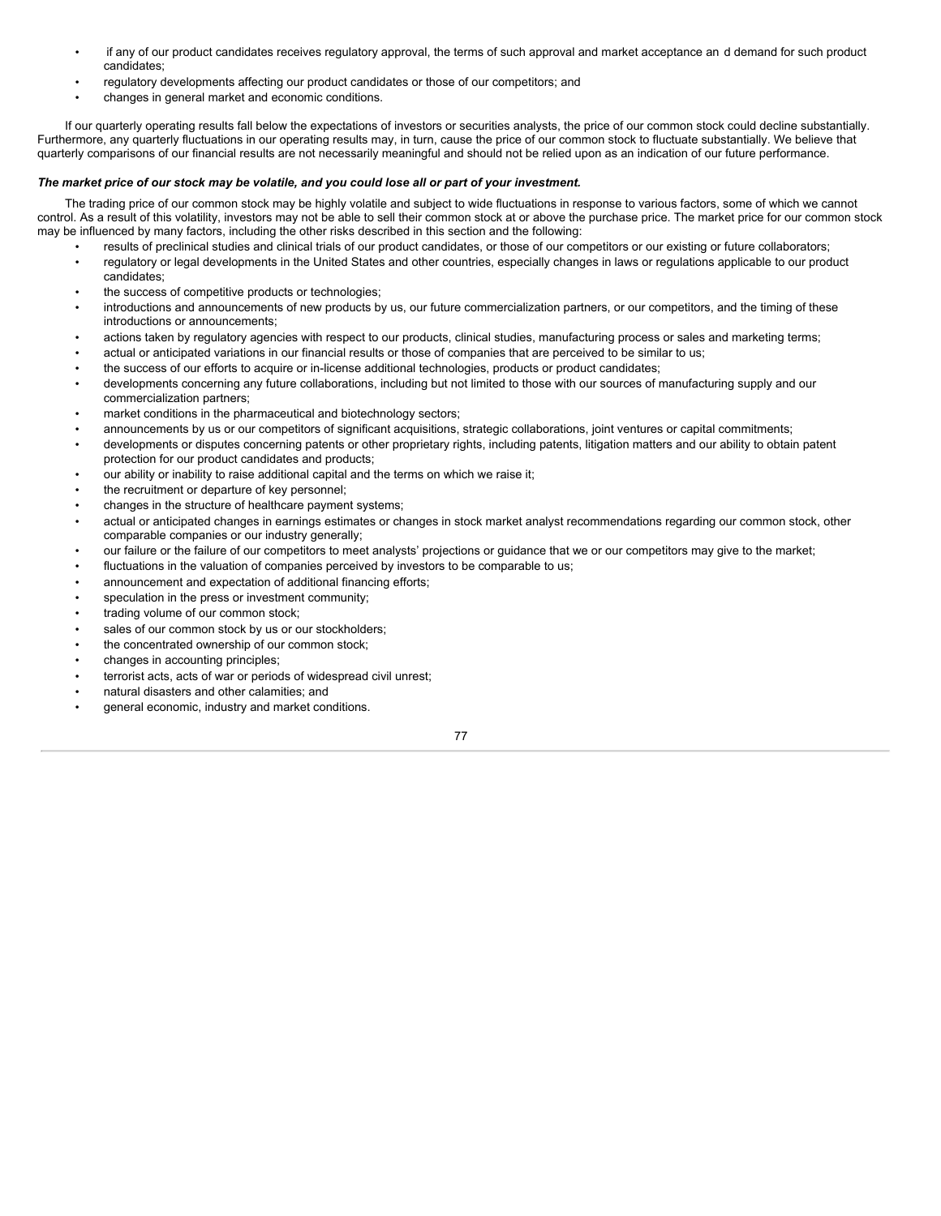- if any of our product candidates receives regulatory approval, the terms of such approval and market acceptance an d demand for such product candidates;
- regulatory developments affecting our product candidates or those of our competitors; and
- changes in general market and economic conditions.

If our quarterly operating results fall below the expectations of investors or securities analysts, the price of our common stock could decline substantially. Furthermore, any quarterly fluctuations in our operating results may, in turn, cause the price of our common stock to fluctuate substantially. We believe that quarterly comparisons of our financial results are not necessarily meaningful and should not be relied upon as an indication of our future performance.

***The market price of our stock may be volatile, and you could lose all or part of your investment.***

The trading price of our common stock may be highly volatile and subject to wide fluctuations in response to various factors, some of which we cannot control. As a result of this volatility, investors may not be able to sell their common stock at or above the purchase price. The market price for our common stock may be influenced by many factors, including the other risks described in this section and the following:

- results of preclinical studies and clinical trials of our product candidates, or those of our competitors or our existing or future collaborators;
- regulatory or legal developments in the United States and other countries, especially changes in laws or regulations applicable to our product candidates;
- the success of competitive products or technologies;
- introductions and announcements of new products by us, our future commercialization partners, or our competitors, and the timing of these introductions or announcements;
- actions taken by regulatory agencies with respect to our products, clinical studies, manufacturing process or sales and marketing terms;
- actual or anticipated variations in our financial results or those of companies that are perceived to be similar to us;
- the success of our efforts to acquire or in-license additional technologies, products or product candidates;
- developments concerning any future collaborations, including but not limited to those with our sources of manufacturing supply and our commercialization partners;
- market conditions in the pharmaceutical and biotechnology sectors;
- announcements by us or our competitors of significant acquisitions, strategic collaborations, joint ventures or capital commitments;
- developments or disputes concerning patents or other proprietary rights, including patents, litigation matters and our ability to obtain patent protection for our product candidates and products;
- our ability or inability to raise additional capital and the terms on which we raise it;
- the recruitment or departure of key personnel;
- changes in the structure of healthcare payment systems;
- actual or anticipated changes in earnings estimates or changes in stock market analyst recommendations regarding our common stock, other comparable companies or our industry generally;
- our failure or the failure of our competitors to meet analysts' projections or guidance that we or our competitors may give to the market;
- fluctuations in the valuation of companies perceived by investors to be comparable to us;
- announcement and expectation of additional financing efforts;
- speculation in the press or investment community;
- trading volume of our common stock;
- sales of our common stock by us or our stockholders;
- the concentrated ownership of our common stock;
- changes in accounting principles;
- terrorist acts, acts of war or periods of widespread civil unrest;
- natural disasters and other calamities; and
- general economic, industry and market conditions.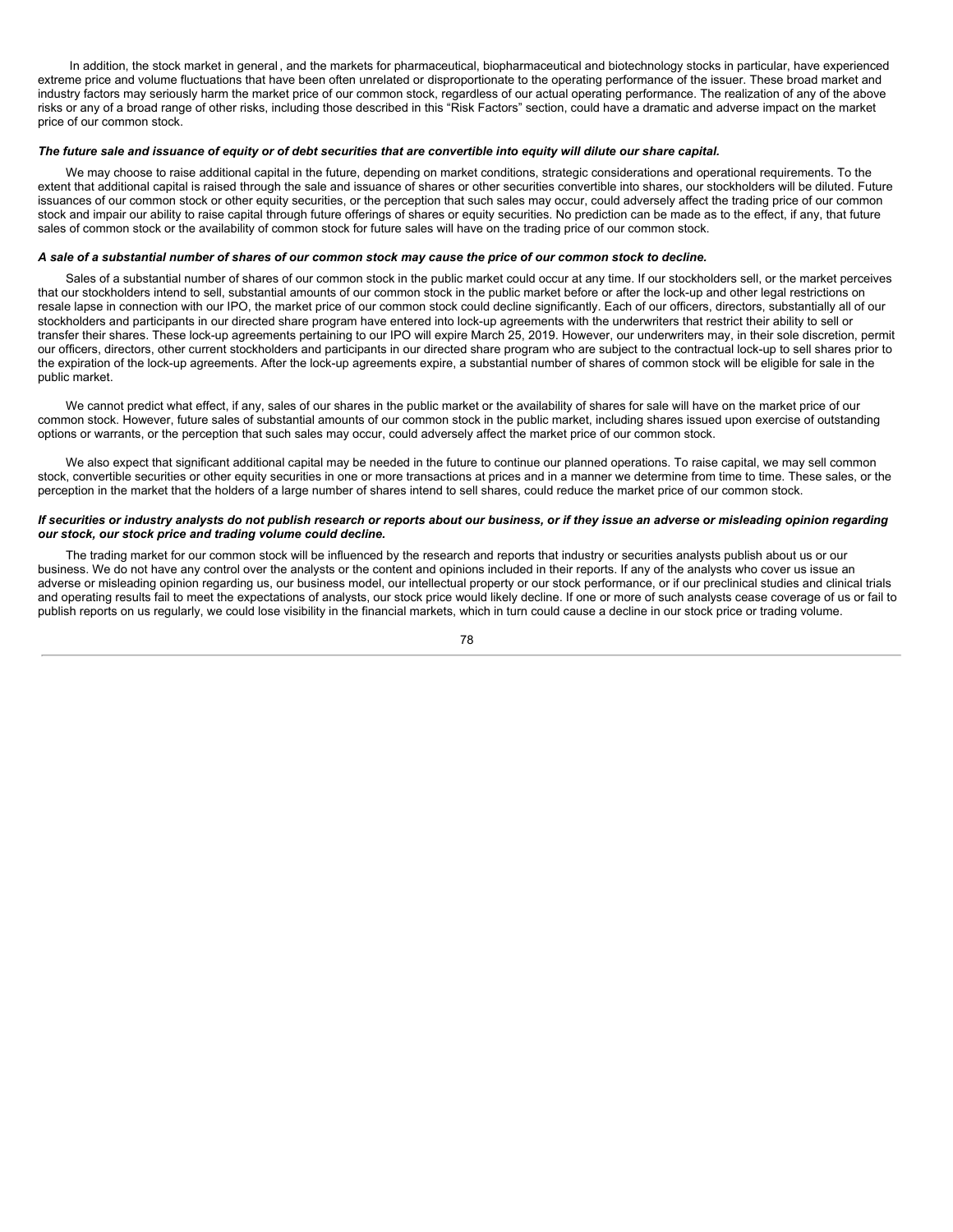In addition, the stock market in general, and the markets for pharmaceutical, biopharmaceutical and biotechnology stocks in particular, have experienced extreme price and volume fluctuations that have been often unrelated or disproportionate to the operating performance of the issuer. These broad market and industry factors may seriously harm the market price of our common stock, regardless of our actual operating performance. The realization of any of the above risks or any of a broad range of other risks, including those described in this "Risk Factors" section, could have a dramatic and adverse impact on the market price of our common stock.

***The future sale and issuance of equity or of debt securities that are convertible into equity will dilute our share capital.***

We may choose to raise additional capital in the future, depending on market conditions, strategic considerations and operational requirements. To the extent that additional capital is raised through the sale and issuance of shares or other securities convertible into shares, our stockholders will be diluted. Future issuances of our common stock or other equity securities, or the perception that such sales may occur, could adversely affect the trading price of our common stock and impair our ability to raise capital through future offerings of shares or equity securities. No prediction can be made as to the effect, if any, that future sales of common stock or the availability of common stock for future sales will have on the trading price of our common stock.

***A sale of a substantial number of shares of our common stock may cause the price of our common stock to decline.***

Sales of a substantial number of shares of our common stock in the public market could occur at any time. If our stockholders sell, or the market perceives that our stockholders intend to sell, substantial amounts of our common stock in the public market before or after the lock-up and other legal restrictions on resale lapse in connection with our IPO, the market price of our common stock could decline significantly. Each of our officers, directors, substantially all of our stockholders and participants in our directed share program have entered into lock-up agreements with the underwriters that restrict their ability to sell or transfer their shares. These lock-up agreements pertaining to our IPO will expire March 25, 2019. However, our underwriters may, in their sole discretion, permit our officers, directors, other current stockholders and participants in our directed share program who are subject to the contractual lock-up to sell shares prior to the expiration of the lock-up agreements. After the lock-up agreements expire, a substantial number of shares of common stock will be eligible for sale in the public market.

We cannot predict what effect, if any, sales of our shares in the public market or the availability of shares for sale will have on the market price of our common stock. However, future sales of substantial amounts of our common stock in the public market, including shares issued upon exercise of outstanding options or warrants, or the perception that such sales may occur, could adversely affect the market price of our common stock.

We also expect that significant additional capital may be needed in the future to continue our planned operations. To raise capital, we may sell common stock, convertible securities or other equity securities in one or more transactions at prices and in a manner we determine from time to time. These sales, or the perception in the market that the holders of a large number of shares intend to sell shares, could reduce the market price of our common stock.

***If securities or industry analysts do not publish research or reports about our business, or if they issue an adverse or misleading opinion regarding our stock, our stock price and trading volume could decline.***

The trading market for our common stock will be influenced by the research and reports that industry or securities analysts publish about us or our business. We do not have any control over the analysts or the content and opinions included in their reports. If any of the analysts who cover us issue an adverse or misleading opinion regarding us, our business model, our intellectual property or our stock performance, or if our preclinical studies and clinical trials and operating results fail to meet the expectations of analysts, our stock price would likely decline. If one or more of such analysts cease coverage of us or fail to publish reports on us regularly, we could lose visibility in the financial markets, which in turn could cause a decline in our stock price or trading volume.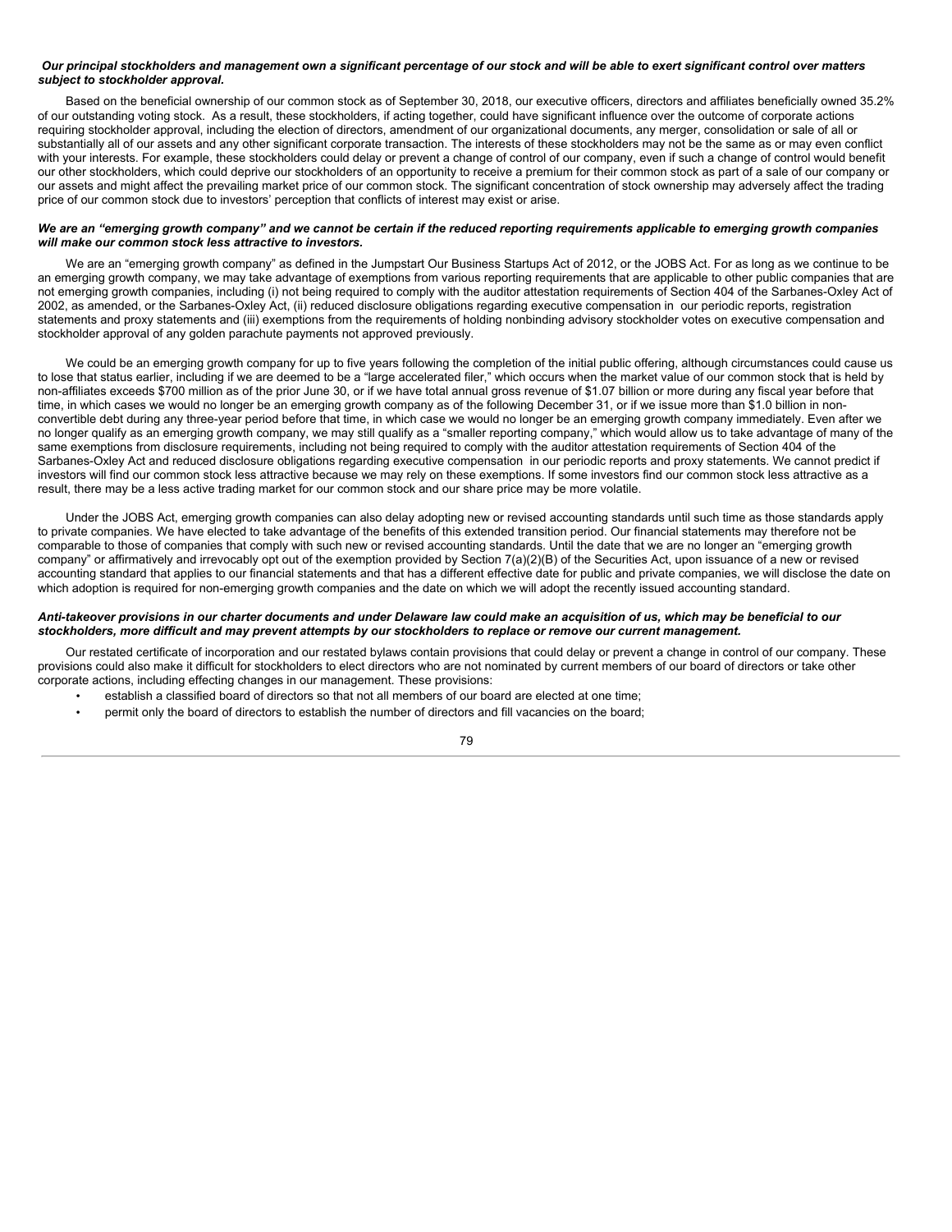***Our principal stockholders and management own a significant percentage of our stock and will be able to exert significant control over matters subject to stockholder approval.***

Based on the beneficial ownership of our common stock as of September 30, 2018, our executive officers, directors and affiliates beneficially owned 35.2% of our outstanding voting stock. As a result, these stockholders, if acting together, could have significant influence over the outcome of corporate actions requiring stockholder approval, including the election of directors, amendment of our organizational documents, any merger, consolidation or sale of all or substantially all of our assets and any other significant corporate transaction. The interests of these stockholders may not be the same as or may even conflict with your interests. For example, these stockholders could delay or prevent a change of control of our company, even if such a change of control would benefit our other stockholders, which could deprive our stockholders of an opportunity to receive a premium for their common stock as part of a sale of our company or our assets and might affect the prevailing market price of our common stock. The significant concentration of stock ownership may adversely affect the trading price of our common stock due to investors' perception that conflicts of interest may exist or arise.

***We are an "emerging growth company" and we cannot be certain if the reduced reporting requirements applicable to emerging growth companies will make our common stock less attractive to investors.***

We are an "emerging growth company" as defined in the Jumpstart Our Business Startups Act of 2012, or the JOBS Act. For as long as we continue to be an emerging growth company, we may take advantage of exemptions from various reporting requirements that are applicable to other public companies that are not emerging growth companies, including (i) not being required to comply with the auditor attestation requirements of Section 404 of the Sarbanes-Oxley Act of 2002, as amended, or the Sarbanes-Oxley Act, (ii) reduced disclosure obligations regarding executive compensation in our periodic reports, registration statements and proxy statements and (iii) exemptions from the requirements of holding nonbinding advisory stockholder votes on executive compensation and stockholder approval of any golden parachute payments not approved previously.

We could be an emerging growth company for up to five years following the completion of the initial public offering, although circumstances could cause us to lose that status earlier, including if we are deemed to be a "large accelerated filer," which occurs when the market value of our common stock that is held by non-affiliates exceeds $700 million as of the prior June 30, or if we have total annual gross revenue of $1.07 billion or more during any fiscal year before that time, in which cases we would no longer be an emerging growth company as of the following December 31, or if we issue more than $1.0 billion in non-convertible debt during any three-year period before that time, in which case we would no longer be an emerging growth company immediately. Even after we no longer qualify as an emerging growth company, we may still qualify as a "smaller reporting company," which would allow us to take advantage of many of the same exemptions from disclosure requirements, including not being required to comply with the auditor attestation requirements of Section 404 of the Sarbanes-Oxley Act and reduced disclosure obligations regarding executive compensation in our periodic reports and proxy statements. We cannot predict if investors will find our common stock less attractive because we may rely on these exemptions. If some investors find our common stock less attractive as a result, there may be a less active trading market for our common stock and our share price may be more volatile.

Under the JOBS Act, emerging growth companies can also delay adopting new or revised accounting standards until such time as those standards apply to private companies. We have elected to take advantage of the benefits of this extended transition period. Our financial statements may therefore not be comparable to those of companies that comply with such new or revised accounting standards. Until the date that we are no longer an "emerging growth company" or affirmatively and irrevocably opt out of the exemption provided by Section 7(a)(2)(B) of the Securities Act, upon issuance of a new or revised accounting standard that applies to our financial statements and that has a different effective date for public and private companies, we will disclose the date on which adoption is required for non-emerging growth companies and the date on which we will adopt the recently issued accounting standard.

***Anti-takeover provisions in our charter documents and under Delaware law could make an acquisition of us, which may be beneficial to our stockholders, more difficult and may prevent attempts by our stockholders to replace or remove our current management.***

Our restated certificate of incorporation and our restated bylaws contain provisions that could delay or prevent a change in control of our company. These provisions could also make it difficult for stockholders to elect directors who are not nominated by current members of our board of directors or take other corporate actions, including effecting changes in our management. These provisions:

- establish a classified board of directors so that not all members of our board are elected at one time;
- permit only the board of directors to establish the number of directors and fill vacancies on the board;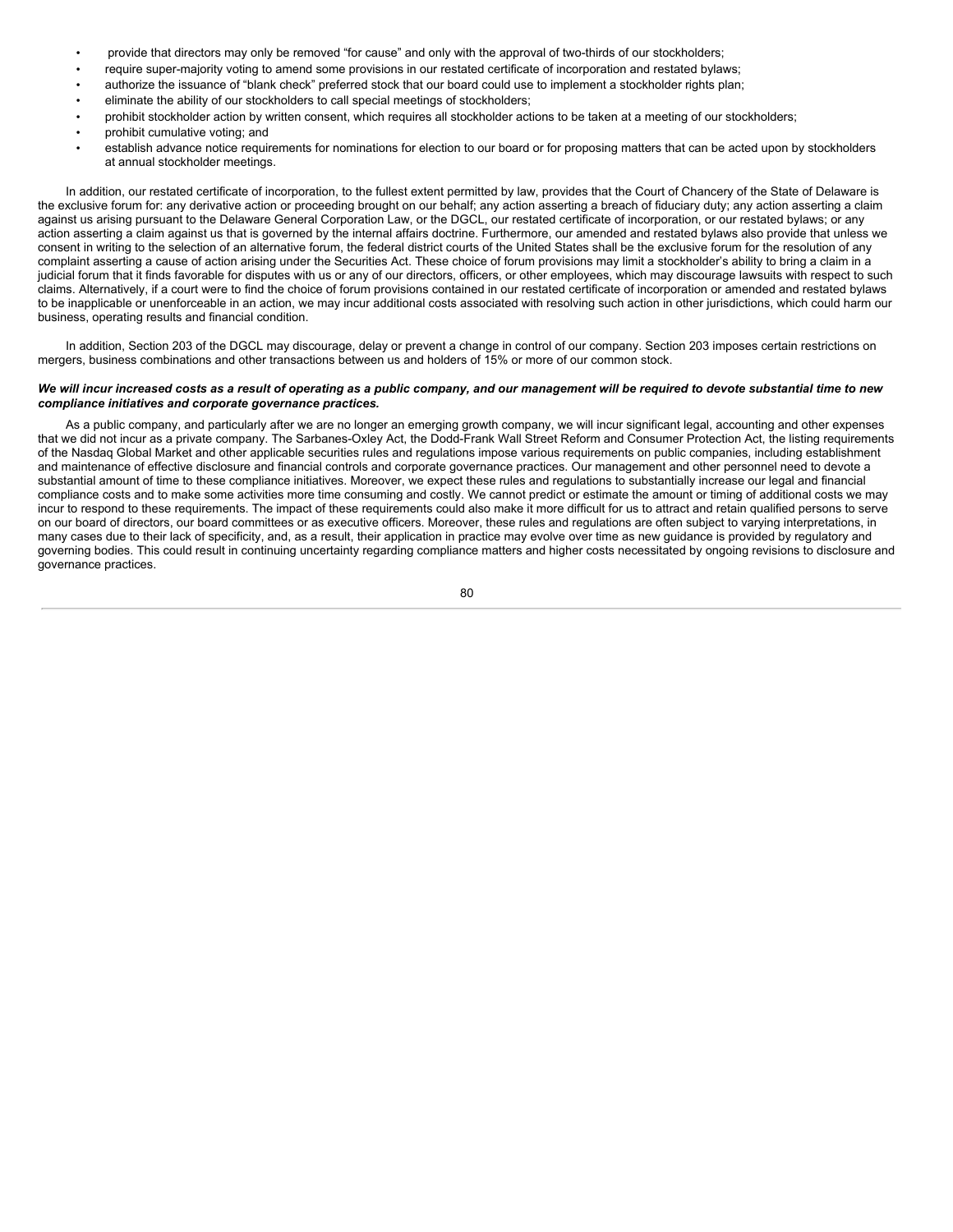- provide that directors may only be removed "for cause" and only with the approval of two-thirds of our stockholders;
- require super-majority voting to amend some provisions in our restated certificate of incorporation and restated bylaws;
- authorize the issuance of "blank check" preferred stock that our board could use to implement a stockholder rights plan;
- eliminate the ability of our stockholders to call special meetings of stockholders;
- prohibit stockholder action by written consent, which requires all stockholder actions to be taken at a meeting of our stockholders;
- prohibit cumulative voting; and
- establish advance notice requirements for nominations for election to our board or for proposing matters that can be acted upon by stockholders at annual stockholder meetings.

In addition, our restated certificate of incorporation, to the fullest extent permitted by law, provides that the Court of Chancery of the State of Delaware is the exclusive forum for: any derivative action or proceeding brought on our behalf; any action asserting a breach of fiduciary duty; any action asserting a claim against us arising pursuant to the Delaware General Corporation Law, or the DGCL, our restated certificate of incorporation, or our restated bylaws; or any action asserting a claim against us that is governed by the internal affairs doctrine. Furthermore, our amended and restated bylaws also provide that unless we consent in writing to the selection of an alternative forum, the federal district courts of the United States shall be the exclusive forum for the resolution of any complaint asserting a cause of action arising under the Securities Act. These choice of forum provisions may limit a stockholder's ability to bring a claim in a judicial forum that it finds favorable for disputes with us or any of our directors, officers, or other employees, which may discourage lawsuits with respect to such claims. Alternatively, if a court were to find the choice of forum provisions contained in our restated certificate of incorporation or amended and restated bylaws to be inapplicable or unenforceable in an action, we may incur additional costs associated with resolving such action in other jurisdictions, which could harm our business, operating results and financial condition.

In addition, Section 203 of the DGCL may discourage, delay or prevent a change in control of our company. Section 203 imposes certain restrictions on mergers, business combinations and other transactions between us and holders of 15% or more of our common stock.

***We will incur increased costs as a result of operating as a public company, and our management will be required to devote substantial time to new compliance initiatives and corporate governance practices.***

As a public company, and particularly after we are no longer an emerging growth company, we will incur significant legal, accounting and other expenses that we did not incur as a private company. The Sarbanes-Oxley Act, the Dodd-Frank Wall Street Reform and Consumer Protection Act, the listing requirements of the Nasdaq Global Market and other applicable securities rules and regulations impose various requirements on public companies, including establishment and maintenance of effective disclosure and financial controls and corporate governance practices. Our management and other personnel need to devote a substantial amount of time to these compliance initiatives. Moreover, we expect these rules and regulations to substantially increase our legal and financial compliance costs and to make some activities more time consuming and costly. We cannot predict or estimate the amount or timing of additional costs we may incur to respond to these requirements. The impact of these requirements could also make it more difficult for us to attract and retain qualified persons to serve on our board of directors, our board committees or as executive officers. Moreover, these rules and regulations are often subject to varying interpretations, in many cases due to their lack of specificity, and, as a result, their application in practice may evolve over time as new guidance is provided by regulatory and governing bodies. This could result in continuing uncertainty regarding compliance matters and higher costs necessitated by ongoing revisions to disclosure and governance practices.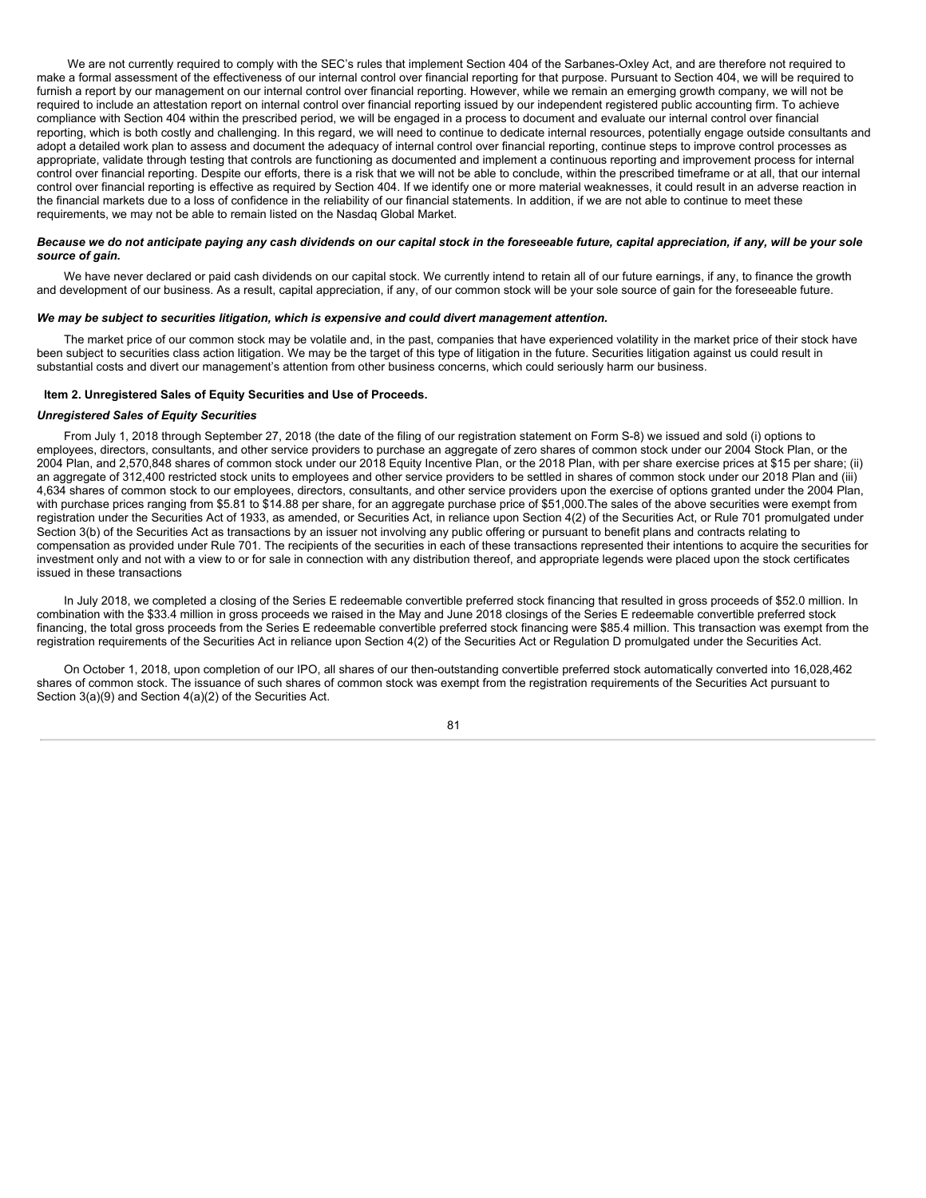We are not currently required to comply with the SEC's rules that implement Section 404 of the Sarbanes-Oxley Act, and are therefore not required to make a formal assessment of the effectiveness of our internal control over financial reporting for that purpose. Pursuant to Section 404, we will be required to furnish a report by our management on our internal control over financial reporting. However, while we remain an emerging growth company, we will not be required to include an attestation report on internal control over financial reporting issued by our independent registered public accounting firm. To achieve compliance with Section 404 within the prescribed period, we will be engaged in a process to document and evaluate our internal control over financial reporting, which is both costly and challenging. In this regard, we will need to continue to dedicate internal resources, potentially engage outside consultants and adopt a detailed work plan to assess and document the adequacy of internal control over financial reporting, continue steps to improve control processes as appropriate, validate through testing that controls are functioning as documented and implement a continuous reporting and improvement process for internal control over financial reporting. Despite our efforts, there is a risk that we will not be able to conclude, within the prescribed timeframe or at all, that our internal control over financial reporting is effective as required by Section 404. If we identify one or more material weaknesses, it could result in an adverse reaction in the financial markets due to a loss of confidence in the reliability of our financial statements. In addition, if we are not able to continue to meet these requirements, we may not be able to remain listed on the Nasdaq Global Market.

***Because we do not anticipate paying any cash dividends on our capital stock in the foreseeable future, capital appreciation, if any, will be your sole source of gain.***

We have never declared or paid cash dividends on our capital stock. We currently intend to retain all of our future earnings, if any, to finance the growth and development of our business. As a result, capital appreciation, if any, of our common stock will be your sole source of gain for the foreseeable future.

***We may be subject to securities litigation, which is expensive and could divert management attention.***

The market price of our common stock may be volatile and, in the past, companies that have experienced volatility in the market price of their stock have been subject to securities class action litigation. We may be the target of this type of litigation in the future. Securities litigation against us could result in substantial costs and divert our management's attention from other business concerns, which could seriously harm our business.

**Item 2. Unregistered Sales of Equity Securities and Use of Proceeds.**

***Unregistered Sales of Equity Securities***

From July 1, 2018 through September 27, 2018 (the date of the filing of our registration statement on Form S-8) we issued and sold (i) options to employees, directors, consultants, and other service providers to purchase an aggregate of zero shares of common stock under our 2004 Stock Plan, or the 2004 Plan, and 2,570,848 shares of common stock under our 2018 Equity Incentive Plan, or the 2018 Plan, with per share exercise prices at $15 per share; (ii) an aggregate of 312,400 restricted stock units to employees and other service providers to be settled in shares of common stock under our 2018 Plan and (iii) 4,634 shares of common stock to our employees, directors, consultants, and other service providers upon the exercise of options granted under the 2004 Plan, with purchase prices ranging from $5.81 to $14.88 per share, for an aggregate purchase price of $51,000.The sales of the above securities were exempt from registration under the Securities Act of 1933, as amended, or Securities Act, in reliance upon Section 4(2) of the Securities Act, or Rule 701 promulgated under Section 3(b) of the Securities Act as transactions by an issuer not involving any public offering or pursuant to benefit plans and contracts relating to compensation as provided under Rule 701. The recipients of the securities in each of these transactions represented their intentions to acquire the securities for investment only and not with a view to or for sale in connection with any distribution thereof, and appropriate legends were placed upon the stock certificates issued in these transactions

In July 2018, we completed a closing of the Series E redeemable convertible preferred stock financing that resulted in gross proceeds of $52.0 million. In combination with the $33.4 million in gross proceeds we raised in the May and June 2018 closings of the Series E redeemable convertible preferred stock financing, the total gross proceeds from the Series E redeemable convertible preferred stock financing were $85.4 million. This transaction was exempt from the registration requirements of the Securities Act in reliance upon Section 4(2) of the Securities Act or Regulation D promulgated under the Securities Act.

On October 1, 2018, upon completion of our IPO, all shares of our then-outstanding convertible preferred stock automatically converted into 16,028,462 shares of common stock. The issuance of such shares of common stock was exempt from the registration requirements of the Securities Act pursuant to Section 3(a)(9) and Section 4(a)(2) of the Securities Act.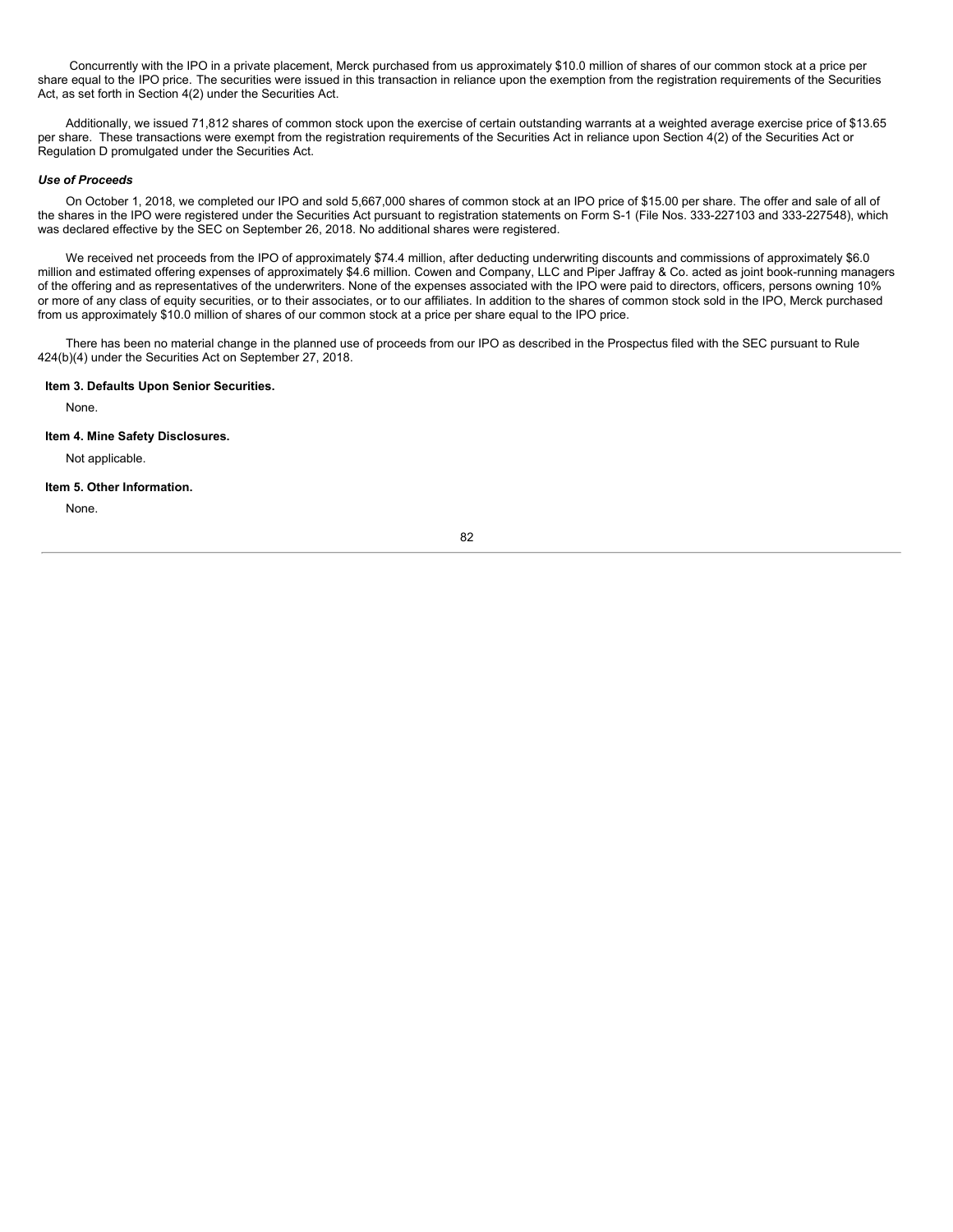Concurrently with the IPO in a private placement, Merck purchased from us approximately $10.0 million of shares of our common stock at a price per share equal to the IPO price. The securities were issued in this transaction in reliance upon the exemption from the registration requirements of the Securities Act, as set forth in Section 4(2) under the Securities Act.

Additionally, we issued 71,812 shares of common stock upon the exercise of certain outstanding warrants at a weighted average exercise price of $13.65 per share. These transactions were exempt from the registration requirements of the Securities Act in reliance upon Section 4(2) of the Securities Act or Regulation D promulgated under the Securities Act.

***Use of Proceeds***

On October 1, 2018, we completed our IPO and sold 5,667,000 shares of common stock at an IPO price of $15.00 per share. The offer and sale of all of the shares in the IPO were registered under the Securities Act pursuant to registration statements on Form S-1 (File Nos. 333-227103 and 333-227548), which was declared effective by the SEC on September 26, 2018. No additional shares were registered.

We received net proceeds from the IPO of approximately $74.4 million, after deducting underwriting discounts and commissions of approximately $6.0 million and estimated offering expenses of approximately $4.6 million. Cowen and Company, LLC and Piper Jaffray & Co. acted as joint book-running managers of the offering and as representatives of the underwriters. None of the expenses associated with the IPO were paid to directors, officers, persons owning 10% or more of any class of equity securities, or to their associates, or to our affiliates. In addition to the shares of common stock sold in the IPO, Merck purchased from us approximately $10.0 million of shares of our common stock at a price per share equal to the IPO price.

There has been no material change in the planned use of proceeds from our IPO as described in the Prospectus filed with the SEC pursuant to Rule 424(b)(4) under the Securities Act on September 27, 2018.

**Item 3. Defaults Upon Senior Securities.**

None.

**Item 4. Mine Safety Disclosures.**

Not applicable.

**Item 5. Other Information.**

None.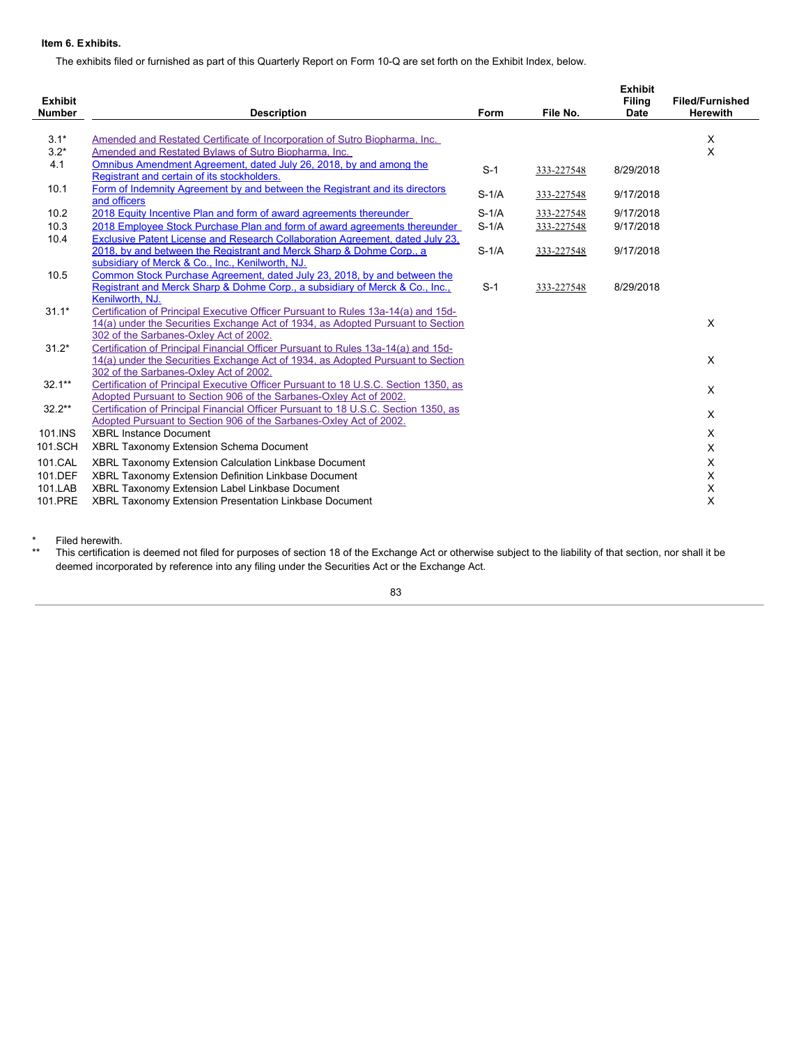**Item 6. Exhibits.**

The exhibits filed or furnished as part of this Quarterly Report on Form 10-Q are set forth on the Exhibit Index, below.

| Exhibit Number | Description | Form | File No. | Exhibit Filing Date | Filed/Furnished Herewith |
|---|---|---|---|---|---|
| 3.1* | Amended and Restated Certificate of Incorporation of Sutro Biopharma, Inc. | | | | X |
| 3.2* | Amended and Restated Bylaws of Sutro Biopharma, Inc. | | | | X |
| 4.1 | Omnibus Amendment Agreement, dated July 26, 2018, by and among the Registrant and certain of its stockholders. | S-1 | 333-227548 | 8/29/2018 | |
| 10.1 | Form of Indemnity Agreement by and between the Registrant and its directors and officers | S-1/A | 333-227548 | 9/17/2018 | |
| 10.2 | 2018 Equity Incentive Plan and form of award agreements thereunder | S-1/A | 333-227548 | 9/17/2018 | |
| 10.3 | 2018 Employee Stock Purchase Plan and form of award agreements thereunder | S-1/A | 333-227548 | 9/17/2018 | |
| 10.4 | Exclusive Patent License and Research Collaboration Agreement, dated July 23, 2018, by and between the Registrant and Merck Sharp & Dohme Corp., a subsidiary of Merck & Co., Inc., Kenilworth, NJ. | S-1/A | 333-227548 | 9/17/2018 | |
| 10.5 | Common Stock Purchase Agreement, dated July 23, 2018, by and between the Registrant and Merck Sharp & Dohme Corp., a subsidiary of Merck & Co., Inc., Kenilworth, NJ. | S-1 | 333-227548 | 8/29/2018 | |
| 31.1* | Certification of Principal Executive Officer Pursuant to Rules 13a-14(a) and 15d-14(a) under the Securities Exchange Act of 1934, as Adopted Pursuant to Section 302 of the Sarbanes-Oxley Act of 2002. | | | | X |
| 31.2* | Certification of Principal Financial Officer Pursuant to Rules 13a-14(a) and 15d-14(a) under the Securities Exchange Act of 1934, as Adopted Pursuant to Section 302 of the Sarbanes-Oxley Act of 2002. | | | | X |
| 32.1** | Certification of Principal Executive Officer Pursuant to 18 U.S.C. Section 1350, as Adopted Pursuant to Section 906 of the Sarbanes-Oxley Act of 2002. | | | | X |
| 32.2** | Certification of Principal Financial Officer Pursuant to 18 U.S.C. Section 1350, as Adopted Pursuant to Section 906 of the Sarbanes-Oxley Act of 2002. | | | | X |
| 101.INS | XBRL Instance Document | | | | X |
| 101.SCH | XBRL Taxonomy Extension Schema Document | | | | X |
| 101.CAL | XBRL Taxonomy Extension Calculation Linkbase Document | | | | X |
| 101.DEF | XBRL Taxonomy Extension Definition Linkbase Document | | | | X |
| 101.LAB | XBRL Taxonomy Extension Label Linkbase Document | | | | X |
| 101.PRE | XBRL Taxonomy Extension Presentation Linkbase Document | | | | X |

\* Filed herewith.

\*\* This certification is deemed not filed for purposes of section 18 of the Exchange Act or otherwise subject to the liability of that section, nor shall it be deemed incorporated by reference into any filing under the Securities Act or the Exchange Act.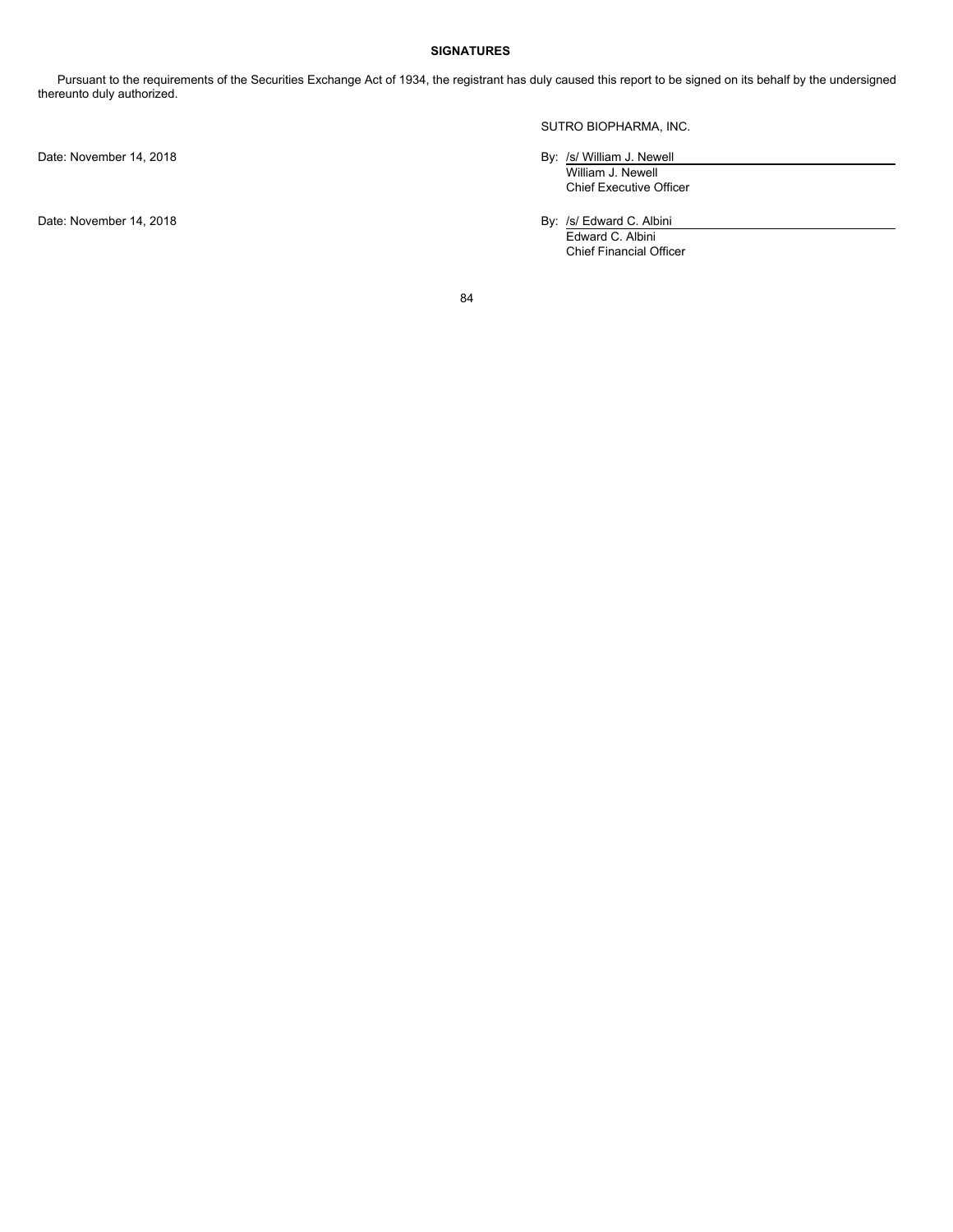**SIGNATURES**

Pursuant to the requirements of the Securities Exchange Act of 1934, the registrant has duly caused this report to be signed on its behalf by the undersigned thereunto duly authorized.

SUTRO BIOPHARMA, INC.

Date: November 14, 2018

By: /s/ William J. Newell
William J. Newell
Chief Executive Officer

Date: November 14, 2018

By: /s/ Edward C. Albini
Edward C. Albini
Chief Financial Officer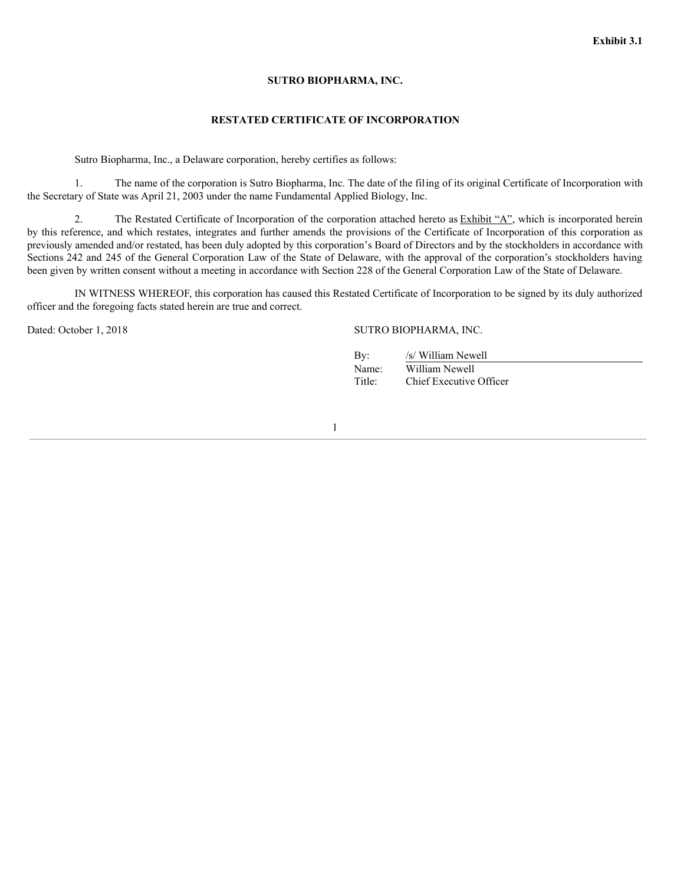**Exhibit 3.1**

**SUTRO BIOPHARMA, INC.**

**RESTATED CERTIFICATE OF INCORPORATION**

Sutro Biopharma, Inc., a Delaware corporation, hereby certifies as follows:

1. The name of the corporation is Sutro Biopharma, Inc. The date of the filing of its original Certificate of Incorporation with the Secretary of State was April 21, 2003 under the name Fundamental Applied Biology, Inc.

2. The Restated Certificate of Incorporation of the corporation attached hereto as Exhibit "A", which is incorporated herein by this reference, and which restates, integrates and further amends the provisions of the Certificate of Incorporation of this corporation as previously amended and/or restated, has been duly adopted by this corporation's Board of Directors and by the stockholders in accordance with Sections 242 and 245 of the General Corporation Law of the State of Delaware, with the approval of the corporation's stockholders having been given by written consent without a meeting in accordance with Section 228 of the General Corporation Law of the State of Delaware.

IN WITNESS WHEREOF, this corporation has caused this Restated Certificate of Incorporation to be signed by its duly authorized officer and the foregoing facts stated herein are true and correct.

Dated: October 1, 2018

SUTRO BIOPHARMA, INC.

By: /s/ William Newell
Name: William Newell
Title: Chief Executive Officer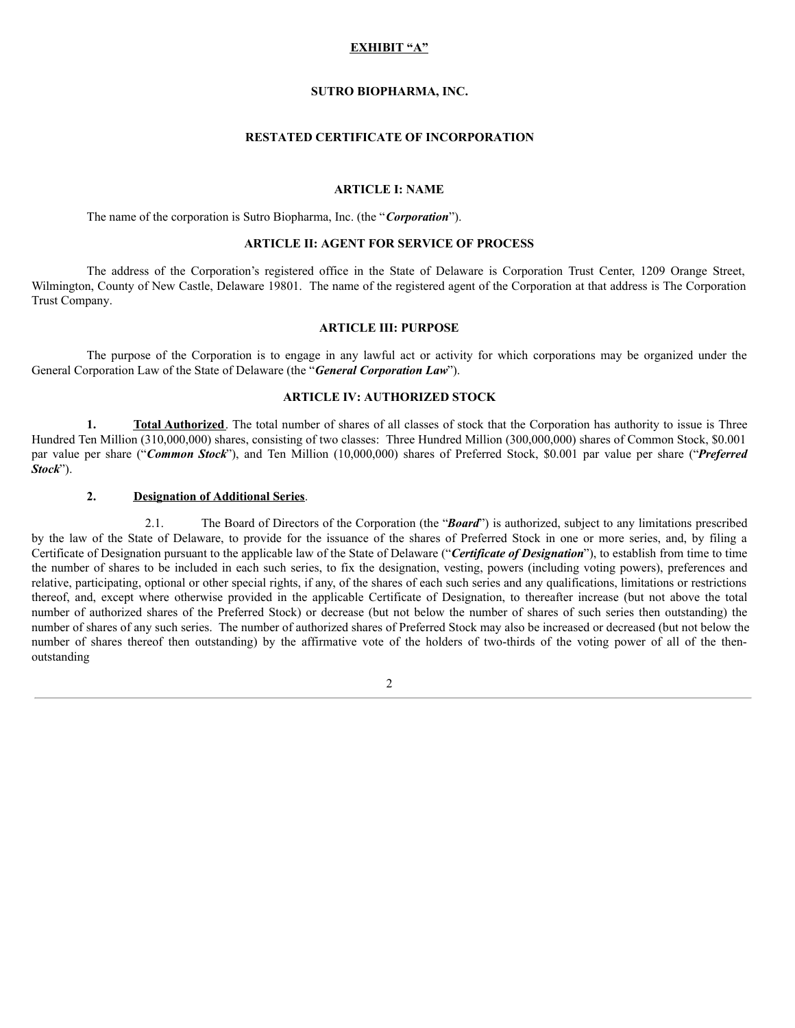**EXHIBIT "A"**

**SUTRO BIOPHARMA, INC.**

**RESTATED CERTIFICATE OF INCORPORATION**

**ARTICLE I: NAME**

The name of the corporation is Sutro Biopharma, Inc. (the "***Corporation***").

**ARTICLE II: AGENT FOR SERVICE OF PROCESS**

The address of the Corporation's registered office in the State of Delaware is Corporation Trust Center, 1209 Orange Street, Wilmington, County of New Castle, Delaware 19801. The name of the registered agent of the Corporation at that address is The Corporation Trust Company.

**ARTICLE III: PURPOSE**

The purpose of the Corporation is to engage in any lawful act or activity for which corporations may be organized under the General Corporation Law of the State of Delaware (the "***General Corporation Law***").

**ARTICLE IV: AUTHORIZED STOCK**

**1. Total Authorized**. The total number of shares of all classes of stock that the Corporation has authority to issue is Three Hundred Ten Million (310,000,000) shares, consisting of two classes: Three Hundred Million (300,000,000) shares of Common Stock, $0.001 par value per share ("***Common Stock***"), and Ten Million (10,000,000) shares of Preferred Stock, $0.001 par value per share ("***Preferred Stock***").

**2. Designation of Additional Series**.

2.1. The Board of Directors of the Corporation (the "***Board***") is authorized, subject to any limitations prescribed by the law of the State of Delaware, to provide for the issuance of the shares of Preferred Stock in one or more series, and, by filing a Certificate of Designation pursuant to the applicable law of the State of Delaware ("***Certificate of Designation***"), to establish from time to time the number of shares to be included in each such series, to fix the designation, vesting, powers (including voting powers), preferences and relative, participating, optional or other special rights, if any, of the shares of each such series and any qualifications, limitations or restrictions thereof, and, except where otherwise provided in the applicable Certificate of Designation, to thereafter increase (but not above the total number of authorized shares of the Preferred Stock) or decrease (but not below the number of shares of such series then outstanding) the number of shares of any such series. The number of authorized shares of Preferred Stock may also be increased or decreased (but not below the number of shares thereof then outstanding) by the affirmative vote of the holders of two-thirds of the voting power of all of the then-outstanding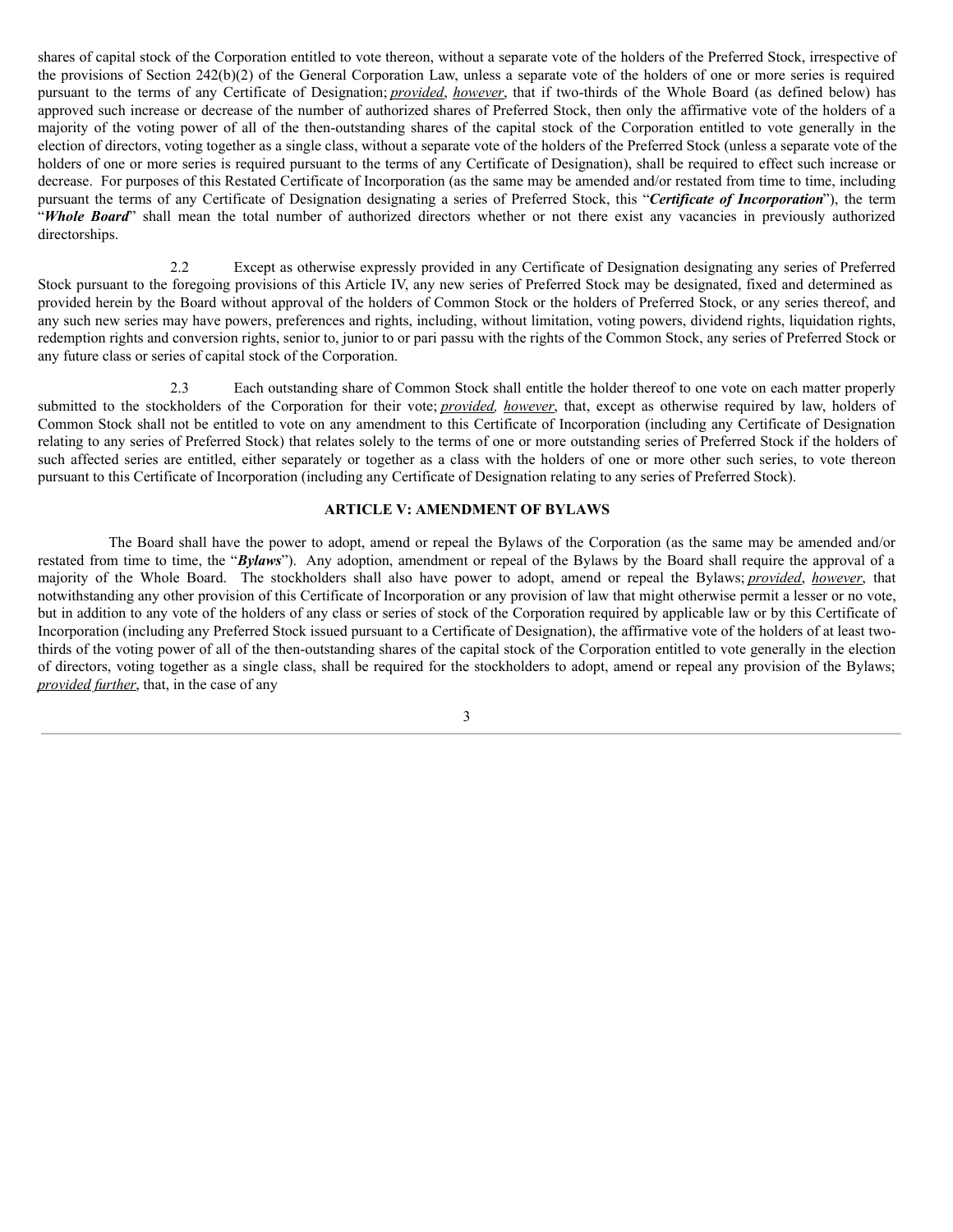shares of capital stock of the Corporation entitled to vote thereon, without a separate vote of the holders of the Preferred Stock, irrespective of the provisions of Section 242(b)(2) of the General Corporation Law, unless a separate vote of the holders of one or more series is required pursuant to the terms of any Certificate of Designation; provided, however, that if two-thirds of the Whole Board (as defined below) has approved such increase or decrease of the number of authorized shares of Preferred Stock, then only the affirmative vote of the holders of a majority of the voting power of all of the then-outstanding shares of the capital stock of the Corporation entitled to vote generally in the election of directors, voting together as a single class, without a separate vote of the holders of the Preferred Stock (unless a separate vote of the holders of one or more series is required pursuant to the terms of any Certificate of Designation), shall be required to effect such increase or decrease. For purposes of this Restated Certificate of Incorporation (as the same may be amended and/or restated from time to time, including pursuant the terms of any Certificate of Designation designating a series of Preferred Stock, this "***Certificate of Incorporation***"), the term "***Whole Board***" shall mean the total number of authorized directors whether or not there exist any vacancies in previously authorized directorships.

2.2 Except as otherwise expressly provided in any Certificate of Designation designating any series of Preferred Stock pursuant to the foregoing provisions of this Article IV, any new series of Preferred Stock may be designated, fixed and determined as provided herein by the Board without approval of the holders of Common Stock or the holders of Preferred Stock, or any series thereof, and any such new series may have powers, preferences and rights, including, without limitation, voting powers, dividend rights, liquidation rights, redemption rights and conversion rights, senior to, junior to or pari passu with the rights of the Common Stock, any series of Preferred Stock or any future class or series of capital stock of the Corporation.

2.3 Each outstanding share of Common Stock shall entitle the holder thereof to one vote on each matter properly submitted to the stockholders of the Corporation for their vote; provided, however, that, except as otherwise required by law, holders of Common Stock shall not be entitled to vote on any amendment to this Certificate of Incorporation (including any Certificate of Designation relating to any series of Preferred Stock) that relates solely to the terms of one or more outstanding series of Preferred Stock if the holders of such affected series are entitled, either separately or together as a class with the holders of one or more other such series, to vote thereon pursuant to this Certificate of Incorporation (including any Certificate of Designation relating to any series of Preferred Stock).

## ARTICLE V: AMENDMENT OF BYLAWS

The Board shall have the power to adopt, amend or repeal the Bylaws of the Corporation (as the same may be amended and/or restated from time to time, the "***Bylaws***"). Any adoption, amendment or repeal of the Bylaws by the Board shall require the approval of a majority of the Whole Board. The stockholders shall also have power to adopt, amend or repeal the Bylaws; provided, however, that notwithstanding any other provision of this Certificate of Incorporation or any provision of law that might otherwise permit a lesser or no vote, but in addition to any vote of the holders of any class or series of stock of the Corporation required by applicable law or by this Certificate of Incorporation (including any Preferred Stock issued pursuant to a Certificate of Designation), the affirmative vote of the holders of at least two-thirds of the voting power of all of the then-outstanding shares of the capital stock of the Corporation entitled to vote generally in the election of directors, voting together as a single class, shall be required for the stockholders to adopt, amend or repeal any provision of the Bylaws; provided further, that, in the case of any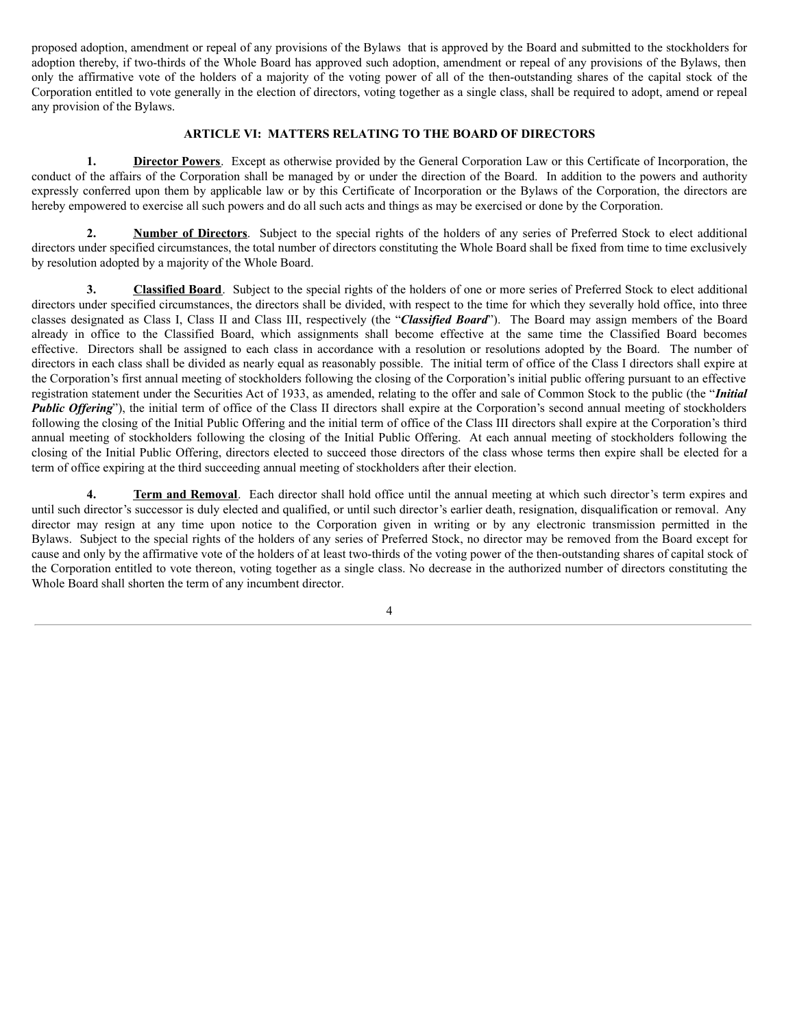proposed adoption, amendment or repeal of any provisions of the Bylaws that is approved by the Board and submitted to the stockholders for adoption thereby, if two-thirds of the Whole Board has approved such adoption, amendment or repeal of any provisions of the Bylaws, then only the affirmative vote of the holders of a majority of the voting power of all of the then-outstanding shares of the capital stock of the Corporation entitled to vote generally in the election of directors, voting together as a single class, shall be required to adopt, amend or repeal any provision of the Bylaws.

## ARTICLE VI: MATTERS RELATING TO THE BOARD OF DIRECTORS

**1. Director Powers**. Except as otherwise provided by the General Corporation Law or this Certificate of Incorporation, the conduct of the affairs of the Corporation shall be managed by or under the direction of the Board. In addition to the powers and authority expressly conferred upon them by applicable law or by this Certificate of Incorporation or the Bylaws of the Corporation, the directors are hereby empowered to exercise all such powers and do all such acts and things as may be exercised or done by the Corporation.

**2. Number of Directors**. Subject to the special rights of the holders of any series of Preferred Stock to elect additional directors under specified circumstances, the total number of directors constituting the Whole Board shall be fixed from time to time exclusively by resolution adopted by a majority of the Whole Board.

**3. Classified Board**. Subject to the special rights of the holders of one or more series of Preferred Stock to elect additional directors under specified circumstances, the directors shall be divided, with respect to the time for which they severally hold office, into three classes designated as Class I, Class II and Class III, respectively (the "***Classified Board***"). The Board may assign members of the Board already in office to the Classified Board, which assignments shall become effective at the same time the Classified Board becomes effective. Directors shall be assigned to each class in accordance with a resolution or resolutions adopted by the Board. The number of directors in each class shall be divided as nearly equal as reasonably possible. The initial term of office of the Class I directors shall expire at the Corporation's first annual meeting of stockholders following the closing of the Corporation's initial public offering pursuant to an effective registration statement under the Securities Act of 1933, as amended, relating to the offer and sale of Common Stock to the public (the "***Initial Public Offering***"), the initial term of office of the Class II directors shall expire at the Corporation's second annual meeting of stockholders following the closing of the Initial Public Offering and the initial term of office of the Class III directors shall expire at the Corporation's third annual meeting of stockholders following the closing of the Initial Public Offering. At each annual meeting of stockholders following the closing of the Initial Public Offering, directors elected to succeed those directors of the class whose terms then expire shall be elected for a term of office expiring at the third succeeding annual meeting of stockholders after their election.

**4. Term and Removal**. Each director shall hold office until the annual meeting at which such director's term expires and until such director's successor is duly elected and qualified, or until such director's earlier death, resignation, disqualification or removal. Any director may resign at any time upon notice to the Corporation given in writing or by any electronic transmission permitted in the Bylaws. Subject to the special rights of the holders of any series of Preferred Stock, no director may be removed from the Board except for cause and only by the affirmative vote of the holders of at least two-thirds of the voting power of the then-outstanding shares of capital stock of the Corporation entitled to vote thereon, voting together as a single class. No decrease in the authorized number of directors constituting the Whole Board shall shorten the term of any incumbent director.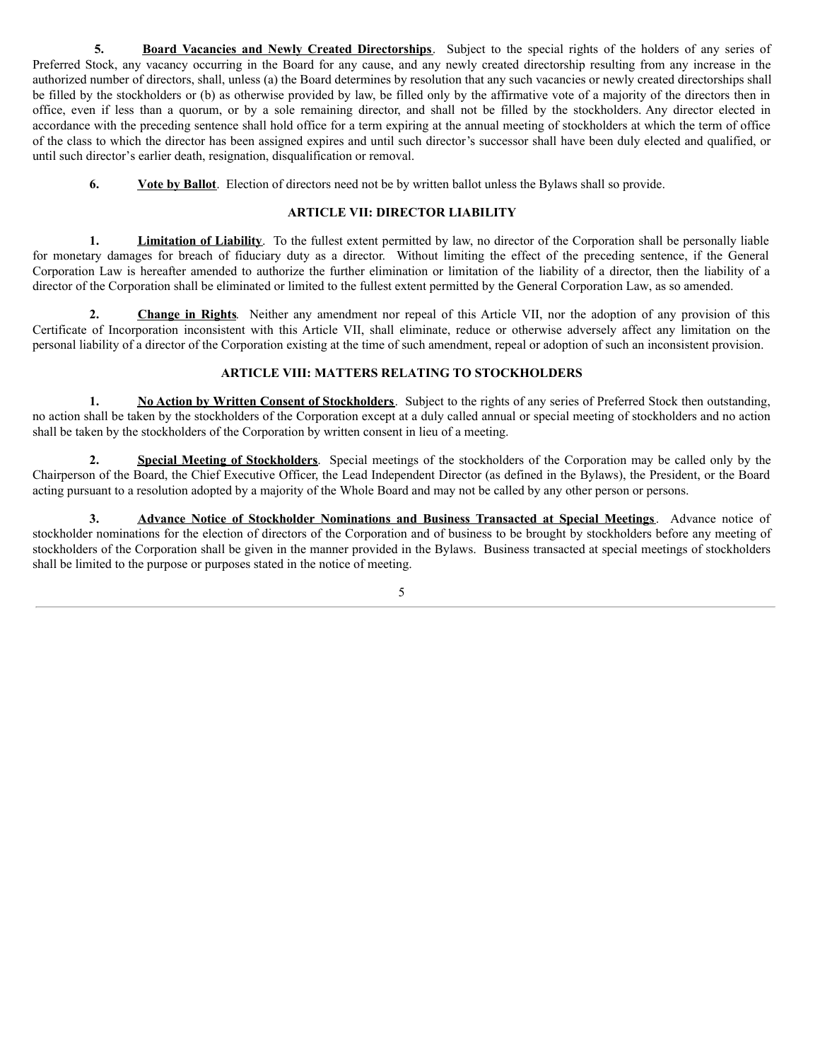**5. Board Vacancies and Newly Created Directorships**. Subject to the special rights of the holders of any series of Preferred Stock, any vacancy occurring in the Board for any cause, and any newly created directorship resulting from any increase in the authorized number of directors, shall, unless (a) the Board determines by resolution that any such vacancies or newly created directorships shall be filled by the stockholders or (b) as otherwise provided by law, be filled only by the affirmative vote of a majority of the directors then in office, even if less than a quorum, or by a sole remaining director, and shall not be filled by the stockholders. Any director elected in accordance with the preceding sentence shall hold office for a term expiring at the annual meeting of stockholders at which the term of office of the class to which the director has been assigned expires and until such director's successor shall have been duly elected and qualified, or until such director's earlier death, resignation, disqualification or removal.

**6. Vote by Ballot**. Election of directors need not be by written ballot unless the Bylaws shall so provide.

## ARTICLE VII: DIRECTOR LIABILITY

**1. Limitation of Liability**. To the fullest extent permitted by law, no director of the Corporation shall be personally liable for monetary damages for breach of fiduciary duty as a director. Without limiting the effect of the preceding sentence, if the General Corporation Law is hereafter amended to authorize the further elimination or limitation of the liability of a director, then the liability of a director of the Corporation shall be eliminated or limited to the fullest extent permitted by the General Corporation Law, as so amended.

**2. Change in Rights**. Neither any amendment nor repeal of this Article VII, nor the adoption of any provision of this Certificate of Incorporation inconsistent with this Article VII, shall eliminate, reduce or otherwise adversely affect any limitation on the personal liability of a director of the Corporation existing at the time of such amendment, repeal or adoption of such an inconsistent provision.

## ARTICLE VIII: MATTERS RELATING TO STOCKHOLDERS

**1. No Action by Written Consent of Stockholders**. Subject to the rights of any series of Preferred Stock then outstanding, no action shall be taken by the stockholders of the Corporation except at a duly called annual or special meeting of stockholders and no action shall be taken by the stockholders of the Corporation by written consent in lieu of a meeting.

**2. Special Meeting of Stockholders**. Special meetings of the stockholders of the Corporation may be called only by the Chairperson of the Board, the Chief Executive Officer, the Lead Independent Director (as defined in the Bylaws), the President, or the Board acting pursuant to a resolution adopted by a majority of the Whole Board and may not be called by any other person or persons.

**3. Advance Notice of Stockholder Nominations and Business Transacted at Special Meetings**. Advance notice of stockholder nominations for the election of directors of the Corporation and of business to be brought by stockholders before any meeting of stockholders of the Corporation shall be given in the manner provided in the Bylaws. Business transacted at special meetings of stockholders shall be limited to the purpose or purposes stated in the notice of meeting.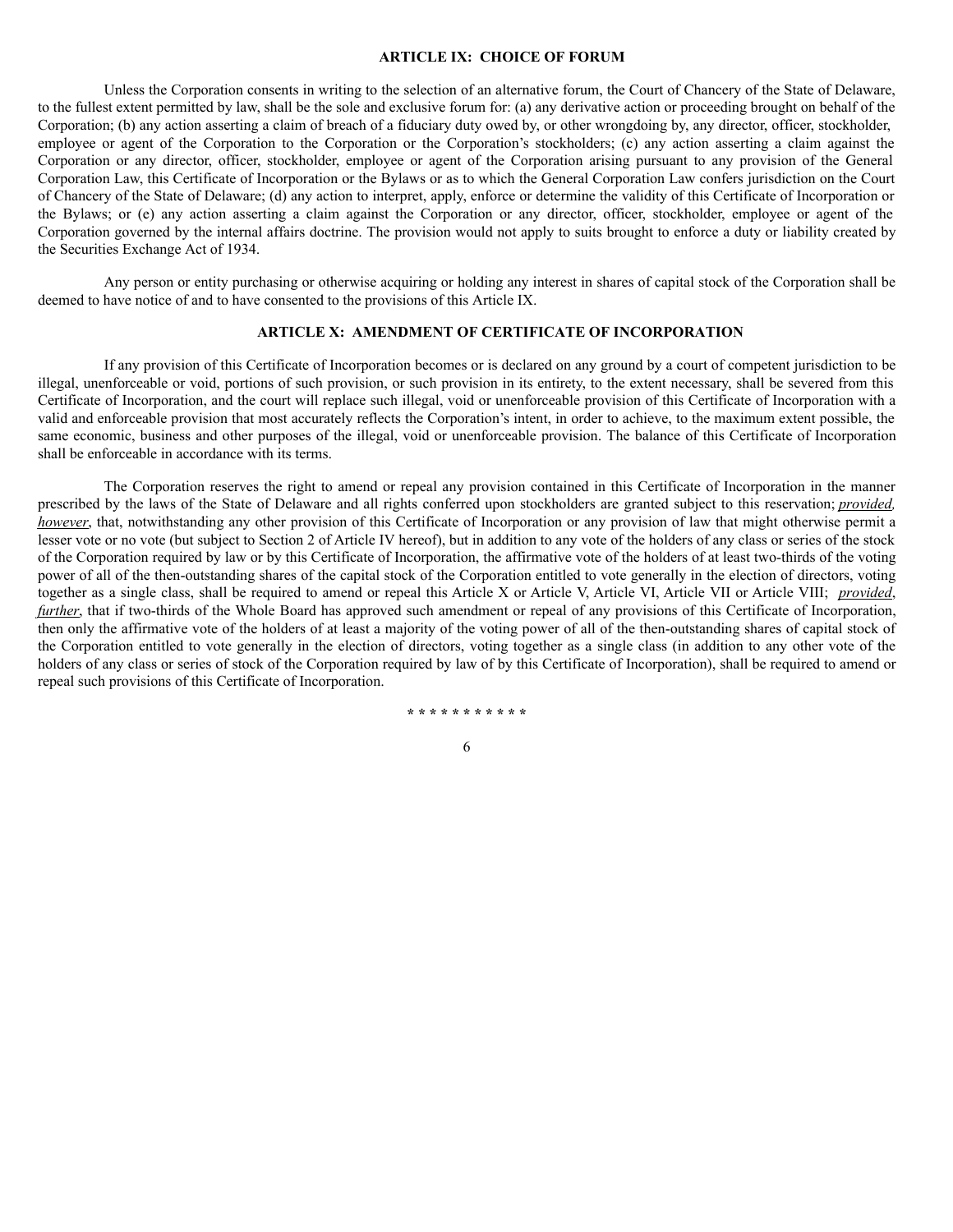## ARTICLE IX: CHOICE OF FORUM

Unless the Corporation consents in writing to the selection of an alternative forum, the Court of Chancery of the State of Delaware, to the fullest extent permitted by law, shall be the sole and exclusive forum for: (a) any derivative action or proceeding brought on behalf of the Corporation; (b) any action asserting a claim of breach of a fiduciary duty owed by, or other wrongdoing by, any director, officer, stockholder, employee or agent of the Corporation to the Corporation or the Corporation's stockholders; (c) any action asserting a claim against the Corporation or any director, officer, stockholder, employee or agent of the Corporation arising pursuant to any provision of the General Corporation Law, this Certificate of Incorporation or the Bylaws or as to which the General Corporation Law confers jurisdiction on the Court of Chancery of the State of Delaware; (d) any action to interpret, apply, enforce or determine the validity of this Certificate of Incorporation or the Bylaws; or (e) any action asserting a claim against the Corporation or any director, officer, stockholder, employee or agent of the Corporation governed by the internal affairs doctrine. The provision would not apply to suits brought to enforce a duty or liability created by the Securities Exchange Act of 1934.

Any person or entity purchasing or otherwise acquiring or holding any interest in shares of capital stock of the Corporation shall be deemed to have notice of and to have consented to the provisions of this Article IX.

## ARTICLE X: AMENDMENT OF CERTIFICATE OF INCORPORATION

If any provision of this Certificate of Incorporation becomes or is declared on any ground by a court of competent jurisdiction to be illegal, unenforceable or void, portions of such provision, or such provision in its entirety, to the extent necessary, shall be severed from this Certificate of Incorporation, and the court will replace such illegal, void or unenforceable provision of this Certificate of Incorporation with a valid and enforceable provision that most accurately reflects the Corporation's intent, in order to achieve, to the maximum extent possible, the same economic, business and other purposes of the illegal, void or unenforceable provision. The balance of this Certificate of Incorporation shall be enforceable in accordance with its terms.

The Corporation reserves the right to amend or repeal any provision contained in this Certificate of Incorporation in the manner prescribed by the laws of the State of Delaware and all rights conferred upon stockholders are granted subject to this reservation; *provided, however*, that, notwithstanding any other provision of this Certificate of Incorporation or any provision of law that might otherwise permit a lesser vote or no vote (but subject to Section 2 of Article IV hereof), but in addition to any vote of the holders of any class or series of the stock of the Corporation required by law or by this Certificate of Incorporation, the affirmative vote of the holders of at least two-thirds of the voting power of all of the then-outstanding shares of the capital stock of the Corporation entitled to vote generally in the election of directors, voting together as a single class, shall be required to amend or repeal this Article X or Article V, Article VI, Article VII or Article VIII; *provided*, *further*, that if two-thirds of the Whole Board has approved such amendment or repeal of any provisions of this Certificate of Incorporation, then only the affirmative vote of the holders of at least a majority of the voting power of all of the then-outstanding shares of capital stock of the Corporation entitled to vote generally in the election of directors, voting together as a single class (in addition to any other vote of the holders of any class or series of stock of the Corporation required by law of by this Certificate of Incorporation), shall be required to amend or repeal such provisions of this Certificate of Incorporation.

\* \* \* \* \* \* \* \* \* \* \*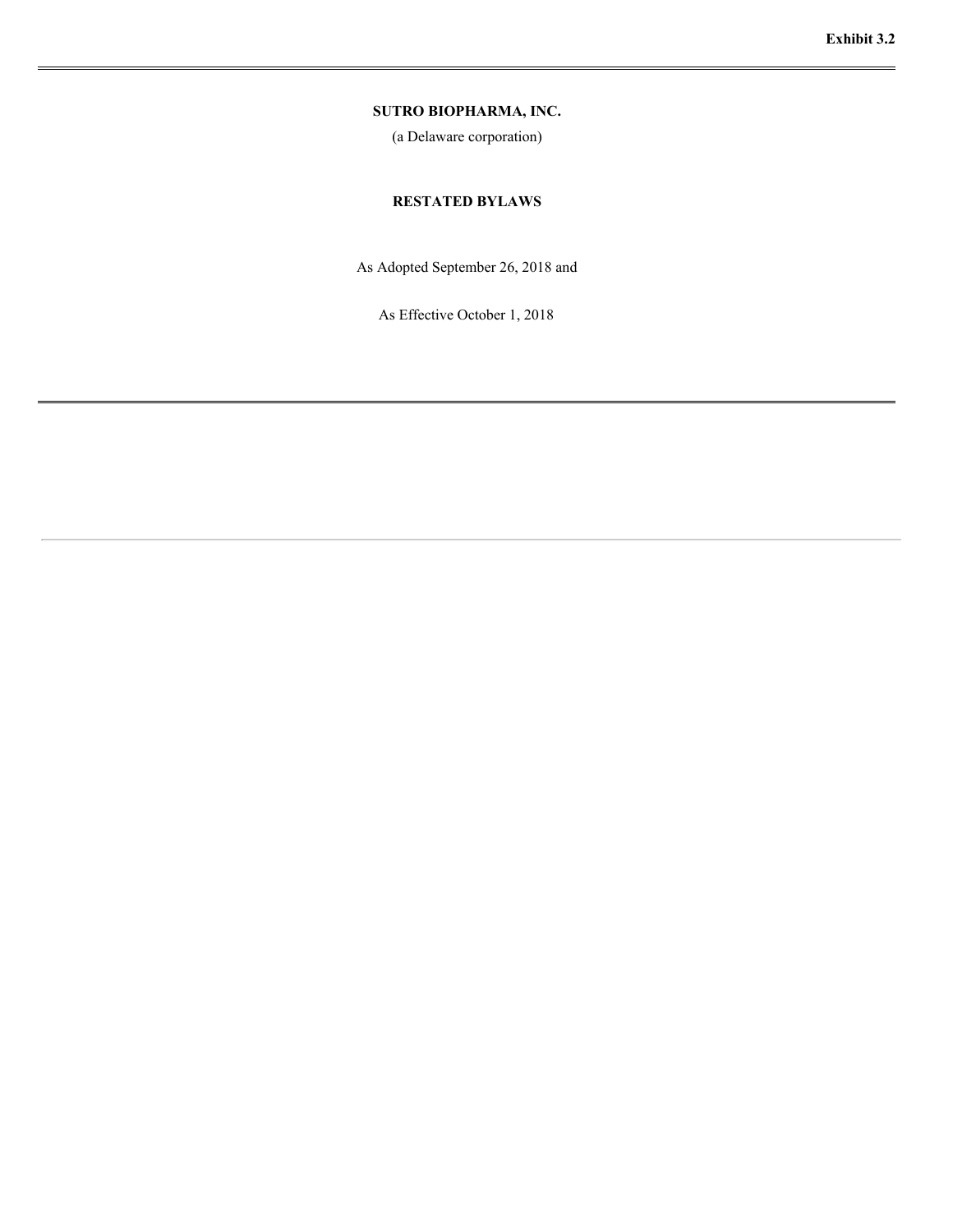Exhibit 3.2

---

**SUTRO BIOPHARMA, INC.**

(a Delaware corporation)

**RESTATED BYLAWS**

As Adopted September 26, 2018 and

As Effective October 1, 2018

---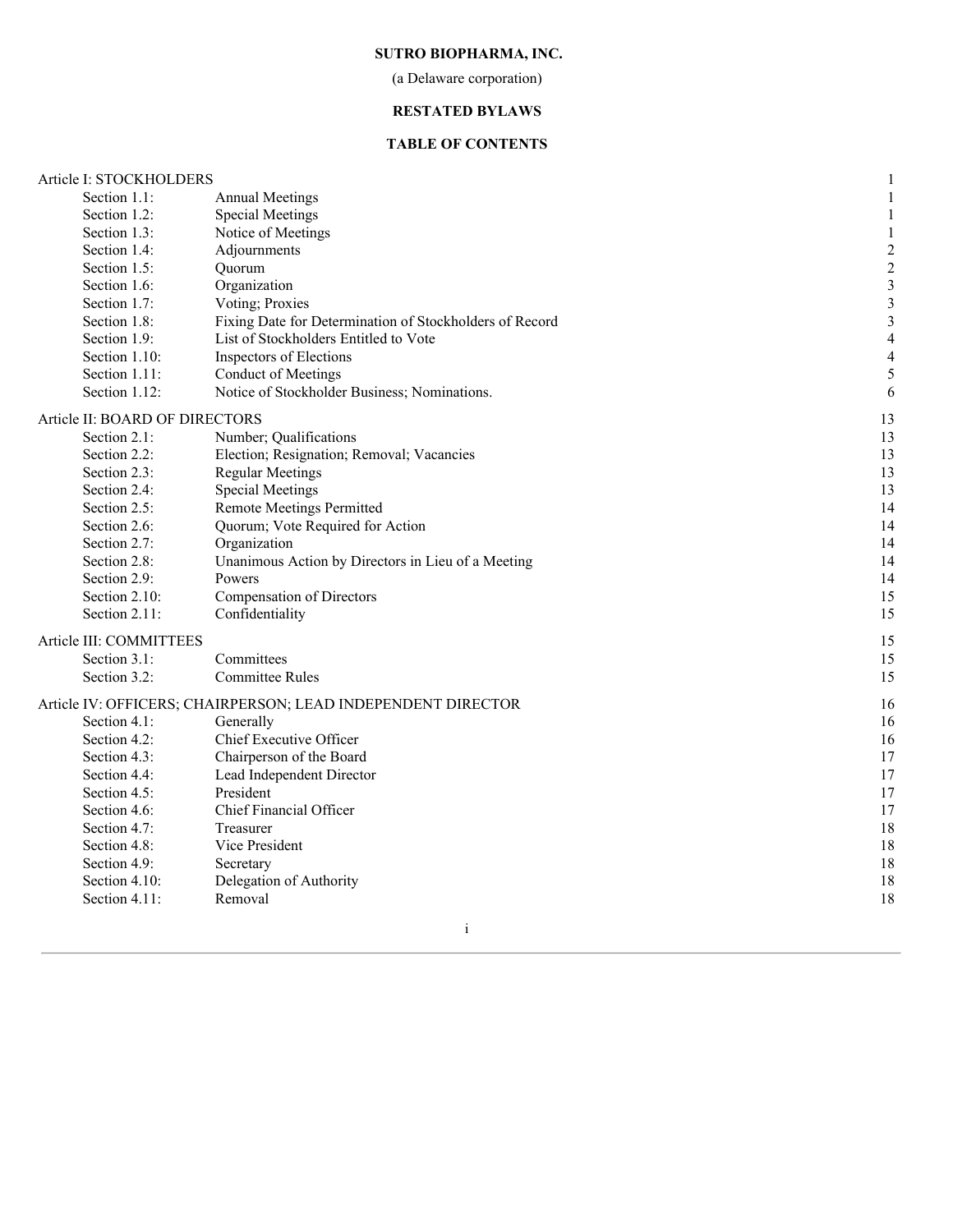**SUTRO BIOPHARMA, INC.**

(a Delaware corporation)

**RESTATED BYLAWS**

**TABLE OF CONTENTS**

| | | |
|---|---|---|
| Article I: STOCKHOLDERS | | 1 |
| Section 1.1: | Annual Meetings | 1 |
| Section 1.2: | Special Meetings | 1 |
| Section 1.3: | Notice of Meetings | 1 |
| Section 1.4: | Adjournments | 2 |
| Section 1.5: | Quorum | 2 |
| Section 1.6: | Organization | 3 |
| Section 1.7: | Voting; Proxies | 3 |
| Section 1.8: | Fixing Date for Determination of Stockholders of Record | 3 |
| Section 1.9: | List of Stockholders Entitled to Vote | 4 |
| Section 1.10: | Inspectors of Elections | 4 |
| Section 1.11: | Conduct of Meetings | 5 |
| Section 1.12: | Notice of Stockholder Business; Nominations. | 6 |
| Article II: BOARD OF DIRECTORS | | 13 |
| Section 2.1: | Number; Qualifications | 13 |
| Section 2.2: | Election; Resignation; Removal; Vacancies | 13 |
| Section 2.3: | Regular Meetings | 13 |
| Section 2.4: | Special Meetings | 13 |
| Section 2.5: | Remote Meetings Permitted | 14 |
| Section 2.6: | Quorum; Vote Required for Action | 14 |
| Section 2.7: | Organization | 14 |
| Section 2.8: | Unanimous Action by Directors in Lieu of a Meeting | 14 |
| Section 2.9: | Powers | 14 |
| Section 2.10: | Compensation of Directors | 15 |
| Section 2.11: | Confidentiality | 15 |
| Article III: COMMITTEES | | 15 |
| Section 3.1: | Committees | 15 |
| Section 3.2: | Committee Rules | 15 |
| Article IV: OFFICERS; CHAIRPERSON; LEAD INDEPENDENT DIRECTOR | | 16 |
| Section 4.1: | Generally | 16 |
| Section 4.2: | Chief Executive Officer | 16 |
| Section 4.3: | Chairperson of the Board | 17 |
| Section 4.4: | Lead Independent Director | 17 |
| Section 4.5: | President | 17 |
| Section 4.6: | Chief Financial Officer | 17 |
| Section 4.7: | Treasurer | 18 |
| Section 4.8: | Vice President | 18 |
| Section 4.9: | Secretary | 18 |
| Section 4.10: | Delegation of Authority | 18 |
| Section 4.11: | Removal | 18 |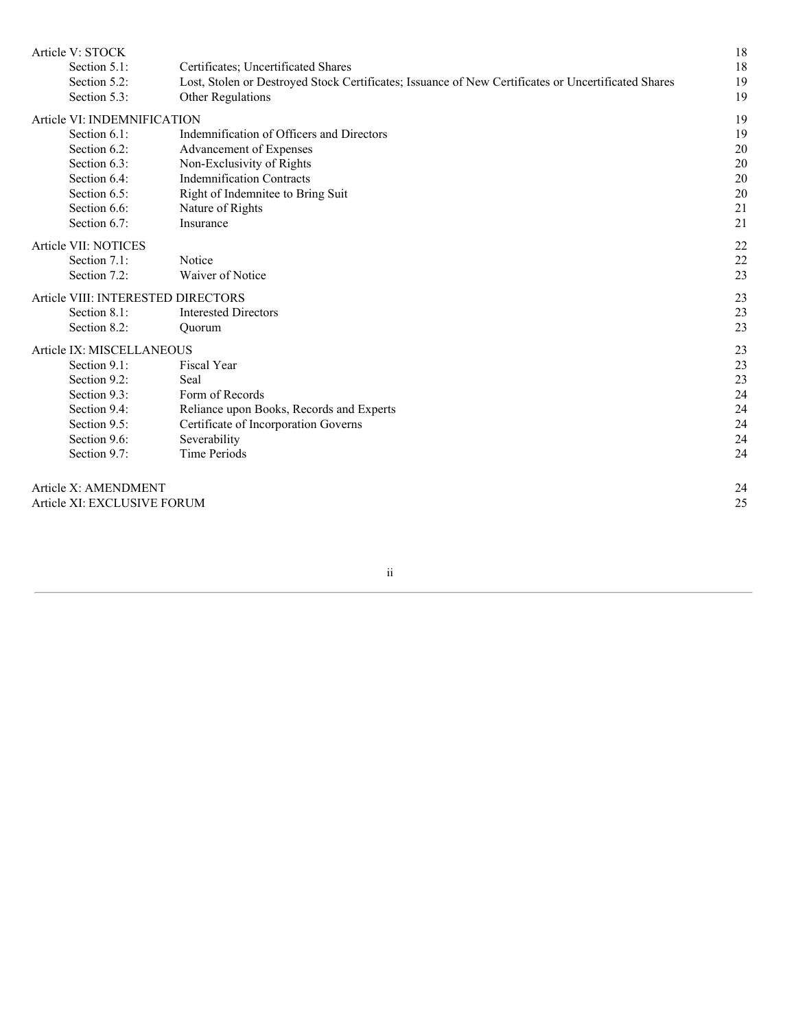| | | |
|---|---|---|
| Article V: STOCK | | 18 |
| Section 5.1: | Certificates; Uncertificated Shares | 18 |
| Section 5.2: | Lost, Stolen or Destroyed Stock Certificates; Issuance of New Certificates or Uncertificated Shares | 19 |
| Section 5.3: | Other Regulations | 19 |
| Article VI: INDEMNIFICATION | | 19 |
| Section 6.1: | Indemnification of Officers and Directors | 19 |
| Section 6.2: | Advancement of Expenses | 20 |
| Section 6.3: | Non-Exclusivity of Rights | 20 |
| Section 6.4: | Indemnification Contracts | 20 |
| Section 6.5: | Right of Indemnitee to Bring Suit | 20 |
| Section 6.6: | Nature of Rights | 21 |
| Section 6.7: | Insurance | 21 |
| Article VII: NOTICES | | 22 |
| Section 7.1: | Notice | 22 |
| Section 7.2: | Waiver of Notice | 23 |
| Article VIII: INTERESTED DIRECTORS | | 23 |
| Section 8.1: | Interested Directors | 23 |
| Section 8.2: | Quorum | 23 |
| Article IX: MISCELLANEOUS | | 23 |
| Section 9.1: | Fiscal Year | 23 |
| Section 9.2: | Seal | 23 |
| Section 9.3: | Form of Records | 24 |
| Section 9.4: | Reliance upon Books, Records and Experts | 24 |
| Section 9.5: | Certificate of Incorporation Governs | 24 |
| Section 9.6: | Severability | 24 |
| Section 9.7: | Time Periods | 24 |
| Article X: AMENDMENT | | 24 |
| Article XI: EXCLUSIVE FORUM | | 25 |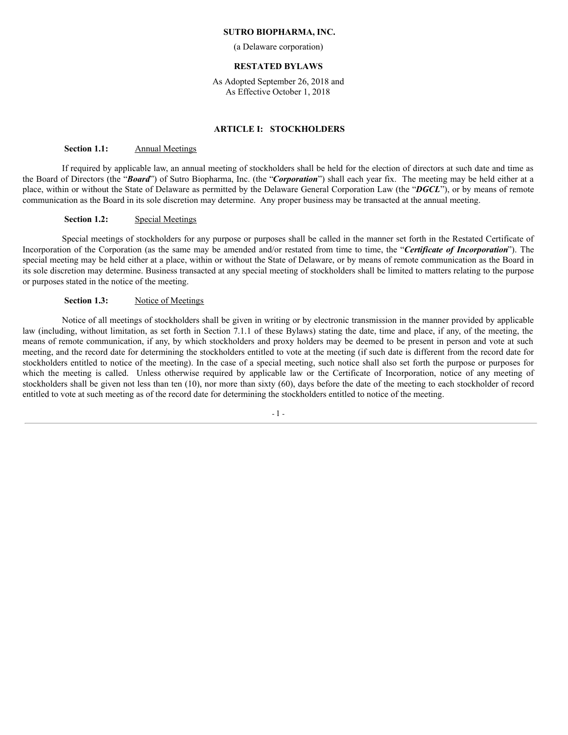**SUTRO BIOPHARMA, INC.**

(a Delaware corporation)

**RESTATED BYLAWS**

As Adopted September 26, 2018 and
As Effective October 1, 2018

## ARTICLE I: STOCKHOLDERS

**Section 1.1:** Annual Meetings

If required by applicable law, an annual meeting of stockholders shall be held for the election of directors at such date and time as the Board of Directors (the "***Board***") of Sutro Biopharma, Inc. (the "***Corporation***") shall each year fix. The meeting may be held either at a place, within or without the State of Delaware as permitted by the Delaware General Corporation Law (the "***DGCL***"), or by means of remote communication as the Board in its sole discretion may determine. Any proper business may be transacted at the annual meeting.

**Section 1.2:** Special Meetings

Special meetings of stockholders for any purpose or purposes shall be called in the manner set forth in the Restated Certificate of Incorporation of the Corporation (as the same may be amended and/or restated from time to time, the "***Certificate of Incorporation***"). The special meeting may be held either at a place, within or without the State of Delaware, or by means of remote communication as the Board in its sole discretion may determine. Business transacted at any special meeting of stockholders shall be limited to matters relating to the purpose or purposes stated in the notice of the meeting.

**Section 1.3:** Notice of Meetings

Notice of all meetings of stockholders shall be given in writing or by electronic transmission in the manner provided by applicable law (including, without limitation, as set forth in Section 7.1.1 of these Bylaws) stating the date, time and place, if any, of the meeting, the means of remote communication, if any, by which stockholders and proxy holders may be deemed to be present in person and vote at such meeting, and the record date for determining the stockholders entitled to vote at the meeting (if such date is different from the record date for stockholders entitled to notice of the meeting). In the case of a special meeting, such notice shall also set forth the purpose or purposes for which the meeting is called. Unless otherwise required by applicable law or the Certificate of Incorporation, notice of any meeting of stockholders shall be given not less than ten (10), nor more than sixty (60), days before the date of the meeting to each stockholder of record entitled to vote at such meeting as of the record date for determining the stockholders entitled to notice of the meeting.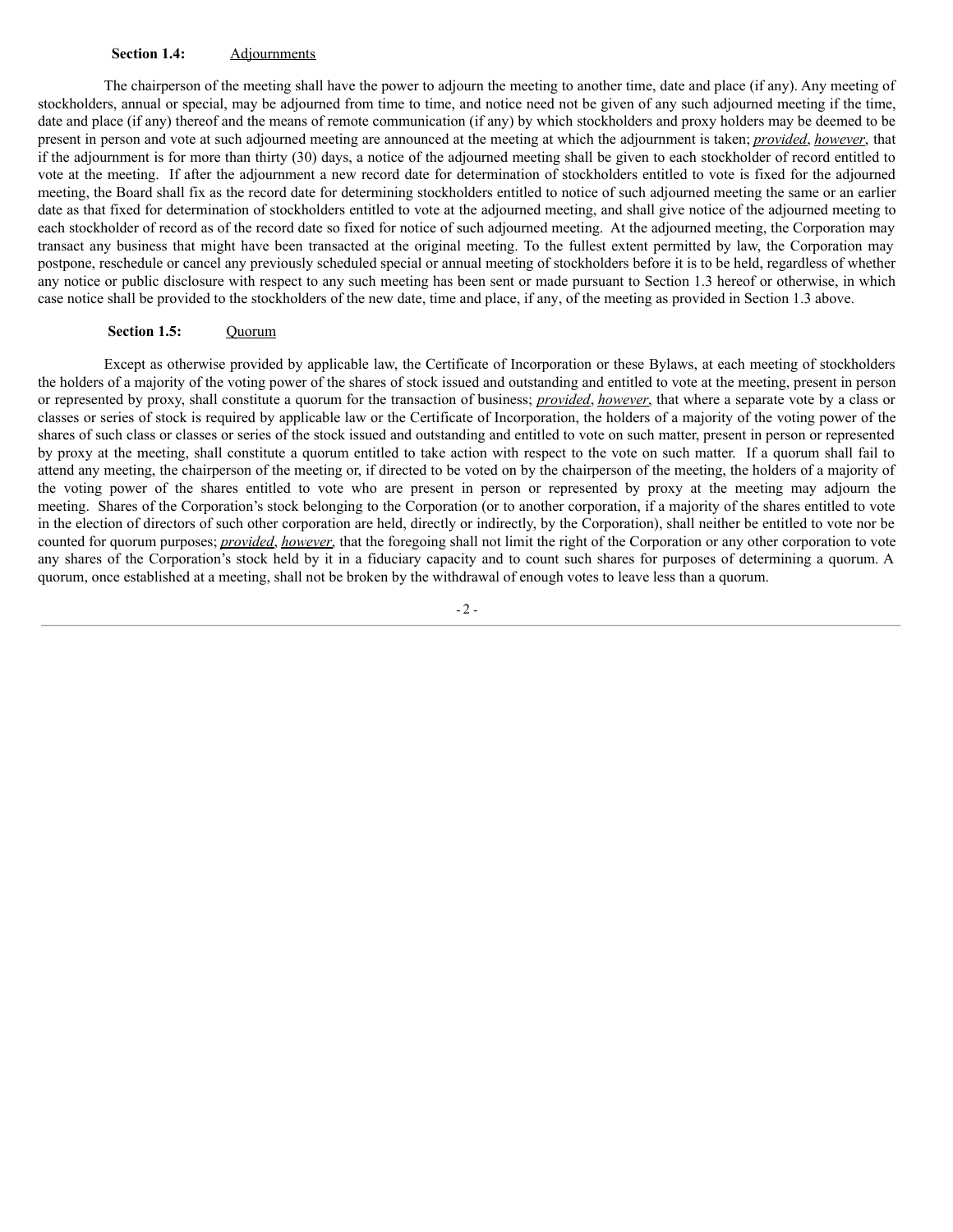**Section 1.4:** Adjournments

The chairperson of the meeting shall have the power to adjourn the meeting to another time, date and place (if any). Any meeting of stockholders, annual or special, may be adjourned from time to time, and notice need not be given of any such adjourned meeting if the time, date and place (if any) thereof and the means of remote communication (if any) by which stockholders and proxy holders may be deemed to be present in person and vote at such adjourned meeting are announced at the meeting at which the adjournment is taken; *provided*, *however*, that if the adjournment is for more than thirty (30) days, a notice of the adjourned meeting shall be given to each stockholder of record entitled to vote at the meeting. If after the adjournment a new record date for determination of stockholders entitled to vote is fixed for the adjourned meeting, the Board shall fix as the record date for determining stockholders entitled to notice of such adjourned meeting the same or an earlier date as that fixed for determination of stockholders entitled to vote at the adjourned meeting, and shall give notice of the adjourned meeting to each stockholder of record as of the record date so fixed for notice of such adjourned meeting. At the adjourned meeting, the Corporation may transact any business that might have been transacted at the original meeting. To the fullest extent permitted by law, the Corporation may postpone, reschedule or cancel any previously scheduled special or annual meeting of stockholders before it is to be held, regardless of whether any notice or public disclosure with respect to any such meeting has been sent or made pursuant to Section 1.3 hereof or otherwise, in which case notice shall be provided to the stockholders of the new date, time and place, if any, of the meeting as provided in Section 1.3 above.

**Section 1.5:** Quorum

Except as otherwise provided by applicable law, the Certificate of Incorporation or these Bylaws, at each meeting of stockholders the holders of a majority of the voting power of the shares of stock issued and outstanding and entitled to vote at the meeting, present in person or represented by proxy, shall constitute a quorum for the transaction of business; *provided*, *however*, that where a separate vote by a class or classes or series of stock is required by applicable law or the Certificate of Incorporation, the holders of a majority of the voting power of the shares of such class or classes or series of the stock issued and outstanding and entitled to vote on such matter, present in person or represented by proxy at the meeting, shall constitute a quorum entitled to take action with respect to the vote on such matter. If a quorum shall fail to attend any meeting, the chairperson of the meeting or, if directed to be voted on by the chairperson of the meeting, the holders of a majority of the voting power of the shares entitled to vote who are present in person or represented by proxy at the meeting may adjourn the meeting. Shares of the Corporation's stock belonging to the Corporation (or to another corporation, if a majority of the shares entitled to vote in the election of directors of such other corporation are held, directly or indirectly, by the Corporation), shall neither be entitled to vote nor be counted for quorum purposes; *provided*, *however*, that the foregoing shall not limit the right of the Corporation or any other corporation to vote any shares of the Corporation's stock held by it in a fiduciary capacity and to count such shares for purposes of determining a quorum. A quorum, once established at a meeting, shall not be broken by the withdrawal of enough votes to leave less than a quorum.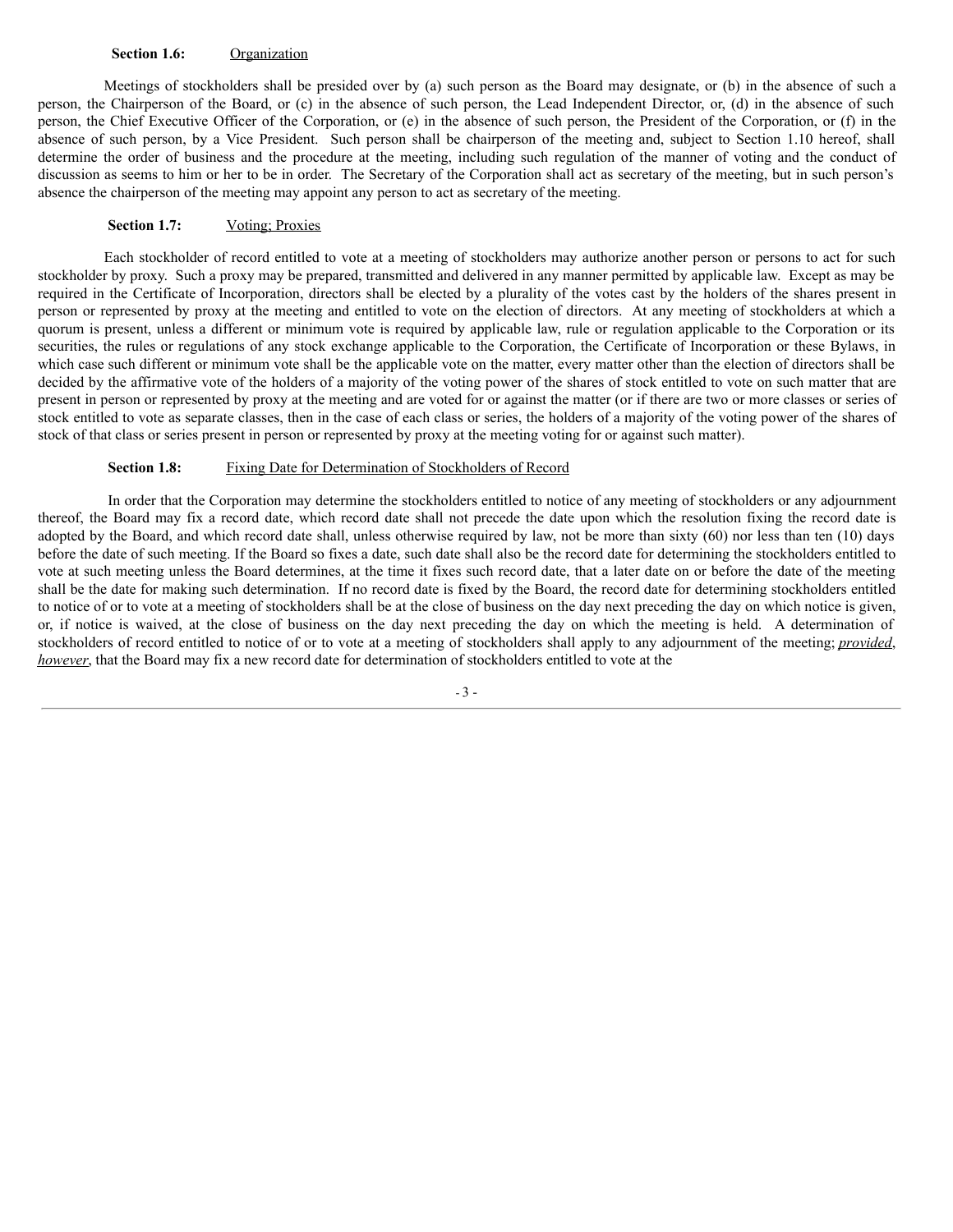**Section 1.6:** Organization

Meetings of stockholders shall be presided over by (a) such person as the Board may designate, or (b) in the absence of such a person, the Chairperson of the Board, or (c) in the absence of such person, the Lead Independent Director, or, (d) in the absence of such person, the Chief Executive Officer of the Corporation, or (e) in the absence of such person, the President of the Corporation, or (f) in the absence of such person, by a Vice President. Such person shall be chairperson of the meeting and, subject to Section 1.10 hereof, shall determine the order of business and the procedure at the meeting, including such regulation of the manner of voting and the conduct of discussion as seems to him or her to be in order. The Secretary of the Corporation shall act as secretary of the meeting, but in such person's absence the chairperson of the meeting may appoint any person to act as secretary of the meeting.

**Section 1.7:** Voting; Proxies

Each stockholder of record entitled to vote at a meeting of stockholders may authorize another person or persons to act for such stockholder by proxy. Such a proxy may be prepared, transmitted and delivered in any manner permitted by applicable law. Except as may be required in the Certificate of Incorporation, directors shall be elected by a plurality of the votes cast by the holders of the shares present in person or represented by proxy at the meeting and entitled to vote on the election of directors. At any meeting of stockholders at which a quorum is present, unless a different or minimum vote is required by applicable law, rule or regulation applicable to the Corporation or its securities, the rules or regulations of any stock exchange applicable to the Corporation, the Certificate of Incorporation or these Bylaws, in which case such different or minimum vote shall be the applicable vote on the matter, every matter other than the election of directors shall be decided by the affirmative vote of the holders of a majority of the voting power of the shares of stock entitled to vote on such matter that are present in person or represented by proxy at the meeting and are voted for or against the matter (or if there are two or more classes or series of stock entitled to vote as separate classes, then in the case of each class or series, the holders of a majority of the voting power of the shares of stock of that class or series present in person or represented by proxy at the meeting voting for or against such matter).

**Section 1.8:** Fixing Date for Determination of Stockholders of Record

In order that the Corporation may determine the stockholders entitled to notice of any meeting of stockholders or any adjournment thereof, the Board may fix a record date, which record date shall not precede the date upon which the resolution fixing the record date is adopted by the Board, and which record date shall, unless otherwise required by law, not be more than sixty (60) nor less than ten (10) days before the date of such meeting. If the Board so fixes a date, such date shall also be the record date for determining the stockholders entitled to vote at such meeting unless the Board determines, at the time it fixes such record date, that a later date on or before the date of the meeting shall be the date for making such determination. If no record date is fixed by the Board, the record date for determining stockholders entitled to notice of or to vote at a meeting of stockholders shall be at the close of business on the day next preceding the day on which notice is given, or, if notice is waived, at the close of business on the day next preceding the day on which the meeting is held. A determination of stockholders of record entitled to notice of or to vote at a meeting of stockholders shall apply to any adjournment of the meeting; ***provided***, ***however***, that the Board may fix a new record date for determination of stockholders entitled to vote at the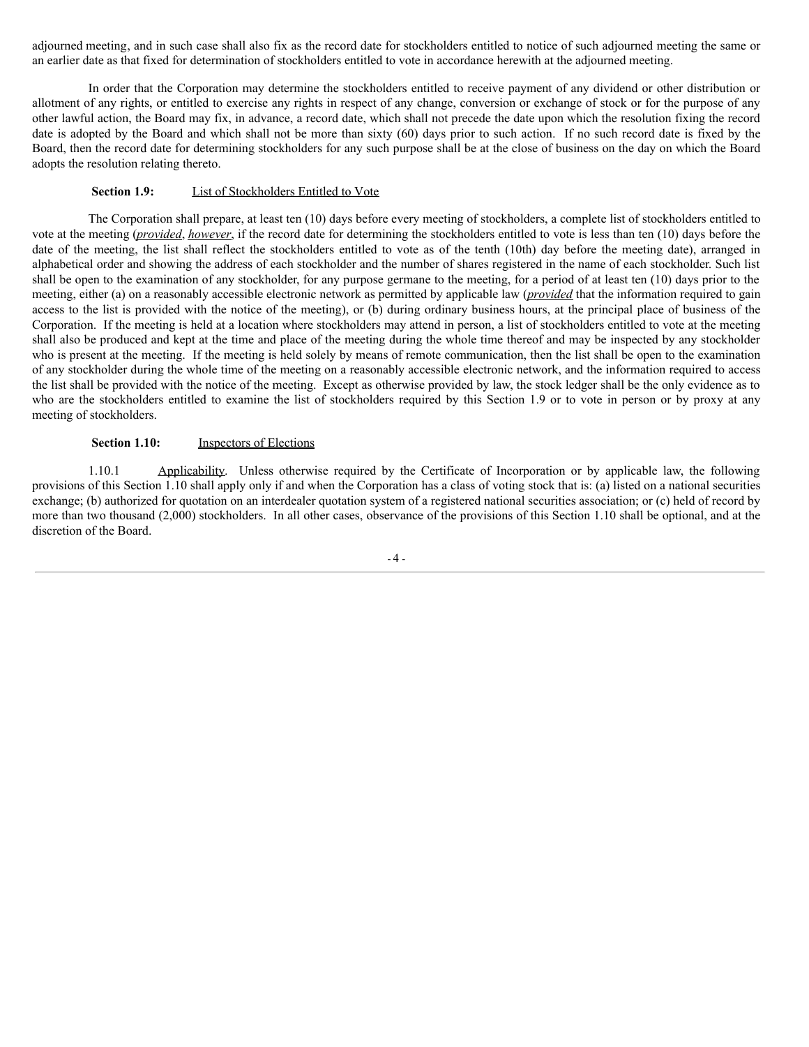adjourned meeting, and in such case shall also fix as the record date for stockholders entitled to notice of such adjourned meeting the same or an earlier date as that fixed for determination of stockholders entitled to vote in accordance herewith at the adjourned meeting.

In order that the Corporation may determine the stockholders entitled to receive payment of any dividend or other distribution or allotment of any rights, or entitled to exercise any rights in respect of any change, conversion or exchange of stock or for the purpose of any other lawful action, the Board may fix, in advance, a record date, which shall not precede the date upon which the resolution fixing the record date is adopted by the Board and which shall not be more than sixty (60) days prior to such action. If no such record date is fixed by the Board, then the record date for determining stockholders for any such purpose shall be at the close of business on the day on which the Board adopts the resolution relating thereto.

**Section 1.9:** List of Stockholders Entitled to Vote

The Corporation shall prepare, at least ten (10) days before every meeting of stockholders, a complete list of stockholders entitled to vote at the meeting (*provided*, *however*, if the record date for determining the stockholders entitled to vote is less than ten (10) days before the date of the meeting, the list shall reflect the stockholders entitled to vote as of the tenth (10th) day before the meeting date), arranged in alphabetical order and showing the address of each stockholder and the number of shares registered in the name of each stockholder. Such list shall be open to the examination of any stockholder, for any purpose germane to the meeting, for a period of at least ten (10) days prior to the meeting, either (a) on a reasonably accessible electronic network as permitted by applicable law (*provided* that the information required to gain access to the list is provided with the notice of the meeting), or (b) during ordinary business hours, at the principal place of business of the Corporation. If the meeting is held at a location where stockholders may attend in person, a list of stockholders entitled to vote at the meeting shall also be produced and kept at the time and place of the meeting during the whole time thereof and may be inspected by any stockholder who is present at the meeting. If the meeting is held solely by means of remote communication, then the list shall be open to the examination of any stockholder during the whole time of the meeting on a reasonably accessible electronic network, and the information required to access the list shall be provided with the notice of the meeting. Except as otherwise provided by law, the stock ledger shall be the only evidence as to who are the stockholders entitled to examine the list of stockholders required by this Section 1.9 or to vote in person or by proxy at any meeting of stockholders.

**Section 1.10:** Inspectors of Elections

1.10.1 Applicability. Unless otherwise required by the Certificate of Incorporation or by applicable law, the following provisions of this Section 1.10 shall apply only if and when the Corporation has a class of voting stock that is: (a) listed on a national securities exchange; (b) authorized for quotation on an interdealer quotation system of a registered national securities association; or (c) held of record by more than two thousand (2,000) stockholders. In all other cases, observance of the provisions of this Section 1.10 shall be optional, and at the discretion of the Board.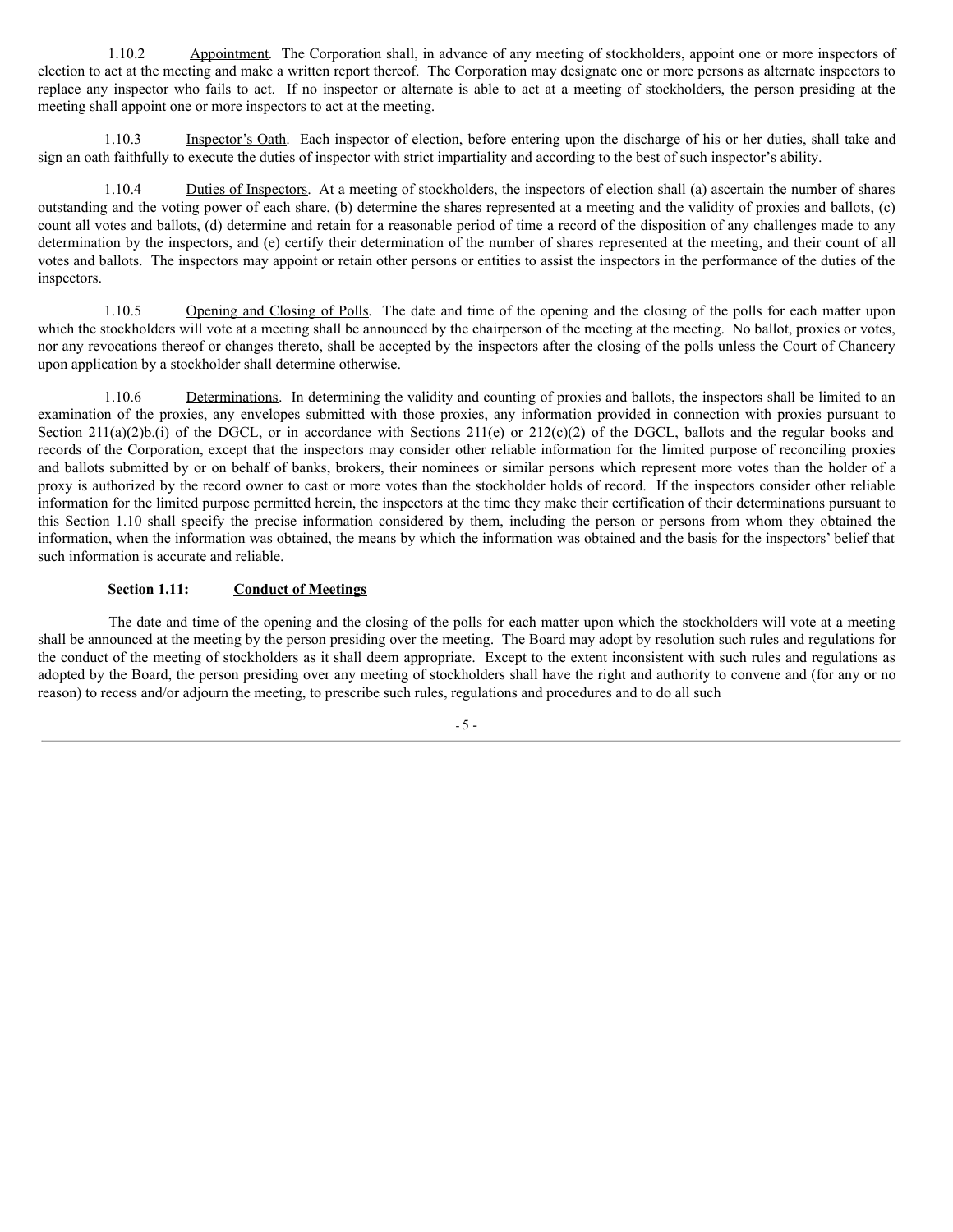1.10.2 Appointment. The Corporation shall, in advance of any meeting of stockholders, appoint one or more inspectors of election to act at the meeting and make a written report thereof. The Corporation may designate one or more persons as alternate inspectors to replace any inspector who fails to act. If no inspector or alternate is able to act at a meeting of stockholders, the person presiding at the meeting shall appoint one or more inspectors to act at the meeting.

1.10.3 Inspector's Oath. Each inspector of election, before entering upon the discharge of his or her duties, shall take and sign an oath faithfully to execute the duties of inspector with strict impartiality and according to the best of such inspector's ability.

1.10.4 Duties of Inspectors. At a meeting of stockholders, the inspectors of election shall (a) ascertain the number of shares outstanding and the voting power of each share, (b) determine the shares represented at a meeting and the validity of proxies and ballots, (c) count all votes and ballots, (d) determine and retain for a reasonable period of time a record of the disposition of any challenges made to any determination by the inspectors, and (e) certify their determination of the number of shares represented at the meeting, and their count of all votes and ballots. The inspectors may appoint or retain other persons or entities to assist the inspectors in the performance of the duties of the inspectors.

1.10.5 Opening and Closing of Polls. The date and time of the opening and the closing of the polls for each matter upon which the stockholders will vote at a meeting shall be announced by the chairperson of the meeting at the meeting. No ballot, proxies or votes, nor any revocations thereof or changes thereto, shall be accepted by the inspectors after the closing of the polls unless the Court of Chancery upon application by a stockholder shall determine otherwise.

1.10.6 Determinations. In determining the validity and counting of proxies and ballots, the inspectors shall be limited to an examination of the proxies, any envelopes submitted with those proxies, any information provided in connection with proxies pursuant to Section 211(a)(2)b.(i) of the DGCL, or in accordance with Sections 211(e) or 212(c)(2) of the DGCL, ballots and the regular books and records of the Corporation, except that the inspectors may consider other reliable information for the limited purpose of reconciling proxies and ballots submitted by or on behalf of banks, brokers, their nominees or similar persons which represent more votes than the holder of a proxy is authorized by the record owner to cast or more votes than the stockholder holds of record. If the inspectors consider other reliable information for the limited purpose permitted herein, the inspectors at the time they make their certification of their determinations pursuant to this Section 1.10 shall specify the precise information considered by them, including the person or persons from whom they obtained the information, when the information was obtained, the means by which the information was obtained and the basis for the inspectors' belief that such information is accurate and reliable.

**Section 1.11: Conduct of Meetings**

The date and time of the opening and the closing of the polls for each matter upon which the stockholders will vote at a meeting shall be announced at the meeting by the person presiding over the meeting. The Board may adopt by resolution such rules and regulations for the conduct of the meeting of stockholders as it shall deem appropriate. Except to the extent inconsistent with such rules and regulations as adopted by the Board, the person presiding over any meeting of stockholders shall have the right and authority to convene and (for any or no reason) to recess and/or adjourn the meeting, to prescribe such rules, regulations and procedures and to do all such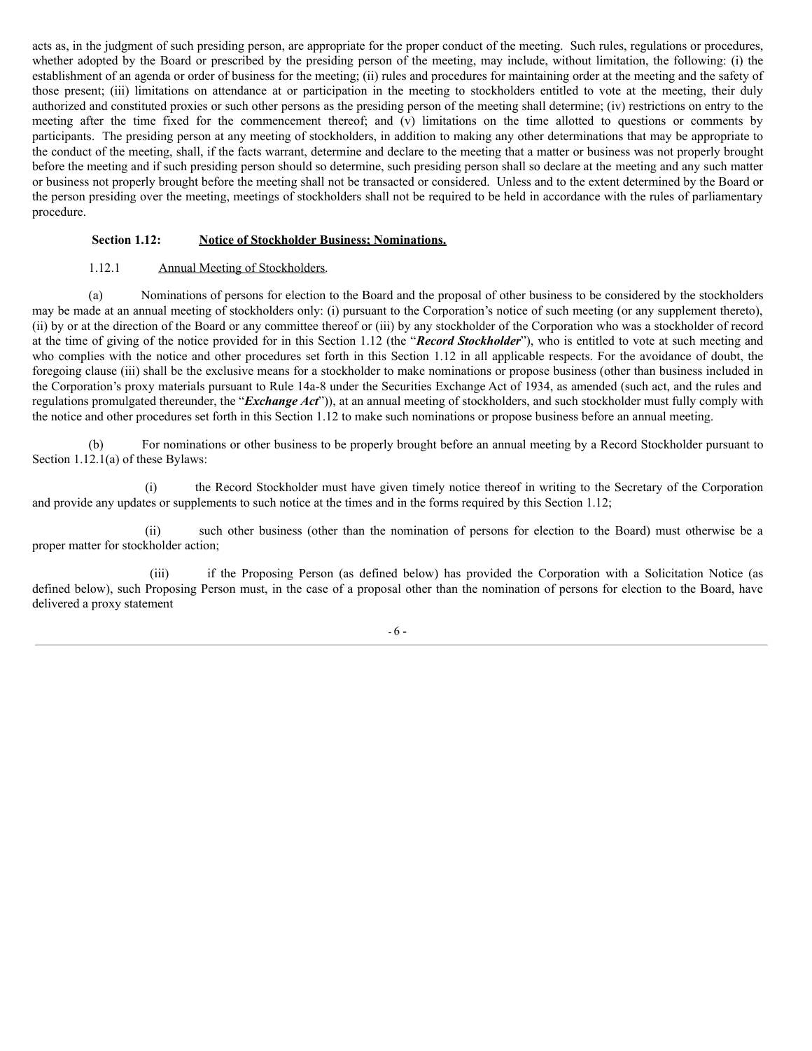acts as, in the judgment of such presiding person, are appropriate for the proper conduct of the meeting. Such rules, regulations or procedures, whether adopted by the Board or prescribed by the presiding person of the meeting, may include, without limitation, the following: (i) the establishment of an agenda or order of business for the meeting; (ii) rules and procedures for maintaining order at the meeting and the safety of those present; (iii) limitations on attendance at or participation in the meeting to stockholders entitled to vote at the meeting, their duly authorized and constituted proxies or such other persons as the presiding person of the meeting shall determine; (iv) restrictions on entry to the meeting after the time fixed for the commencement thereof; and (v) limitations on the time allotted to questions or comments by participants. The presiding person at any meeting of stockholders, in addition to making any other determinations that may be appropriate to the conduct of the meeting, shall, if the facts warrant, determine and declare to the meeting that a matter or business was not properly brought before the meeting and if such presiding person should so determine, such presiding person shall so declare at the meeting and any such matter or business not properly brought before the meeting shall not be transacted or considered. Unless and to the extent determined by the Board or the person presiding over the meeting, meetings of stockholders shall not be required to be held in accordance with the rules of parliamentary procedure.

**Section 1.12: <u>Notice of Stockholder Business; Nominations.</u>**

1.12.1 <u>Annual Meeting of Stockholders</u>.

(a) Nominations of persons for election to the Board and the proposal of other business to be considered by the stockholders may be made at an annual meeting of stockholders only: (i) pursuant to the Corporation's notice of such meeting (or any supplement thereto), (ii) by or at the direction of the Board or any committee thereof or (iii) by any stockholder of the Corporation who was a stockholder of record at the time of giving of the notice provided for in this Section 1.12 (the "***Record Stockholder***"), who is entitled to vote at such meeting and who complies with the notice and other procedures set forth in this Section 1.12 in all applicable respects. For the avoidance of doubt, the foregoing clause (iii) shall be the exclusive means for a stockholder to make nominations or propose business (other than business included in the Corporation's proxy materials pursuant to Rule 14a-8 under the Securities Exchange Act of 1934, as amended (such act, and the rules and regulations promulgated thereunder, the "***Exchange Act***")), at an annual meeting of stockholders, and such stockholder must fully comply with the notice and other procedures set forth in this Section 1.12 to make such nominations or propose business before an annual meeting.

(b) For nominations or other business to be properly brought before an annual meeting by a Record Stockholder pursuant to Section 1.12.1(a) of these Bylaws:

(i) the Record Stockholder must have given timely notice thereof in writing to the Secretary of the Corporation and provide any updates or supplements to such notice at the times and in the forms required by this Section 1.12;

(ii) such other business (other than the nomination of persons for election to the Board) must otherwise be a proper matter for stockholder action;

(iii) if the Proposing Person (as defined below) has provided the Corporation with a Solicitation Notice (as defined below), such Proposing Person must, in the case of a proposal other than the nomination of persons for election to the Board, have delivered a proxy statement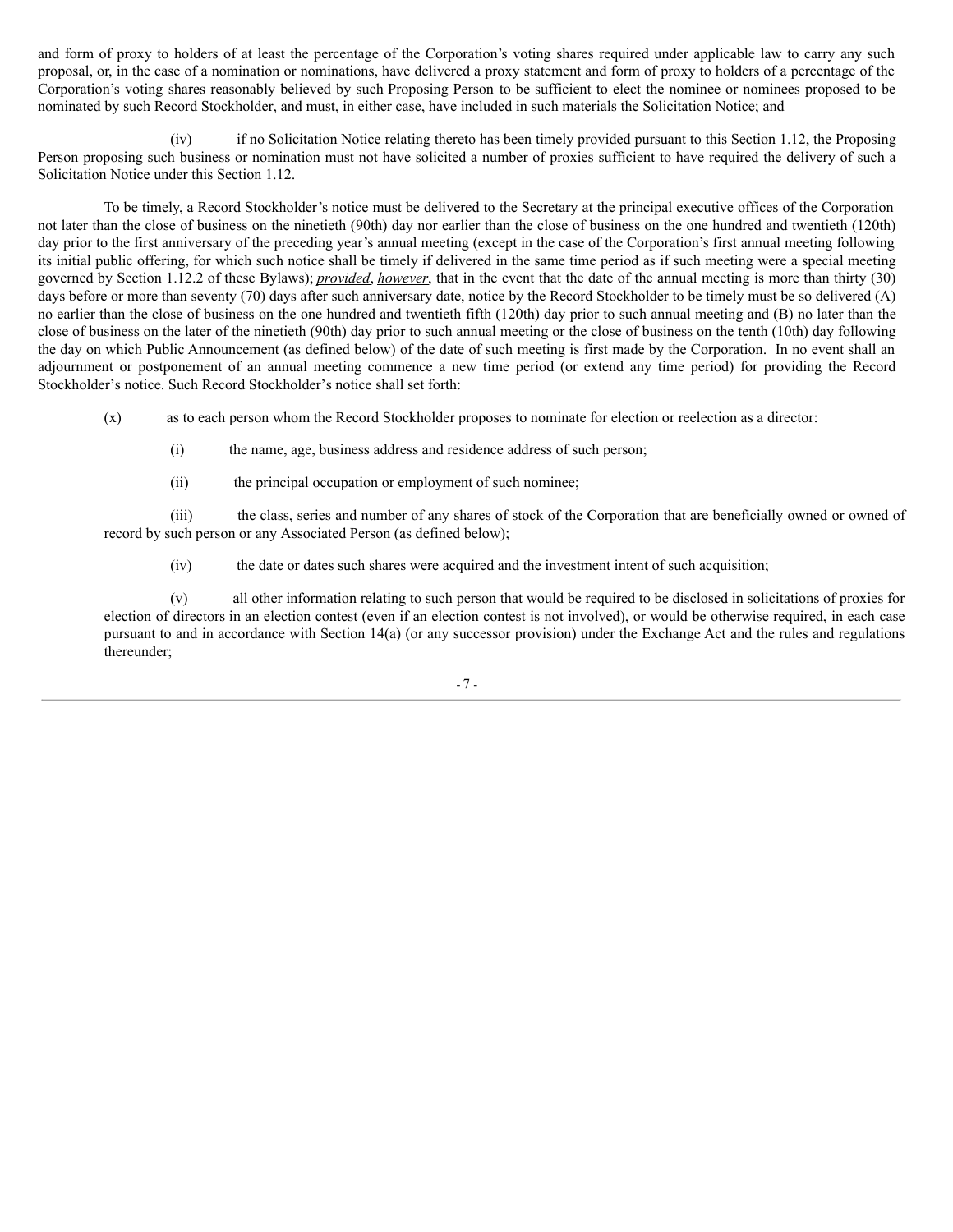and form of proxy to holders of at least the percentage of the Corporation's voting shares required under applicable law to carry any such proposal, or, in the case of a nomination or nominations, have delivered a proxy statement and form of proxy to holders of a percentage of the Corporation's voting shares reasonably believed by such Proposing Person to be sufficient to elect the nominee or nominees proposed to be nominated by such Record Stockholder, and must, in either case, have included in such materials the Solicitation Notice; and

(iv) if no Solicitation Notice relating thereto has been timely provided pursuant to this Section 1.12, the Proposing Person proposing such business or nomination must not have solicited a number of proxies sufficient to have required the delivery of such a Solicitation Notice under this Section 1.12.

To be timely, a Record Stockholder's notice must be delivered to the Secretary at the principal executive offices of the Corporation not later than the close of business on the ninetieth (90th) day nor earlier than the close of business on the one hundred and twentieth (120th) day prior to the first anniversary of the preceding year's annual meeting (except in the case of the Corporation's first annual meeting following its initial public offering, for which such notice shall be timely if delivered in the same time period as if such meeting were a special meeting governed by Section 1.12.2 of these Bylaws); *provided*, *however*, that in the event that the date of the annual meeting is more than thirty (30) days before or more than seventy (70) days after such anniversary date, notice by the Record Stockholder to be timely must be so delivered (A) no earlier than the close of business on the one hundred and twentieth fifth (120th) day prior to such annual meeting and (B) no later than the close of business on the later of the ninetieth (90th) day prior to such annual meeting or the close of business on the tenth (10th) day following the day on which Public Announcement (as defined below) of the date of such meeting is first made by the Corporation. In no event shall an adjournment or postponement of an annual meeting commence a new time period (or extend any time period) for providing the Record Stockholder's notice. Such Record Stockholder's notice shall set forth:

(x) as to each person whom the Record Stockholder proposes to nominate for election or reelection as a director:

(i) the name, age, business address and residence address of such person;

(ii) the principal occupation or employment of such nominee;

(iii) the class, series and number of any shares of stock of the Corporation that are beneficially owned or owned of record by such person or any Associated Person (as defined below);

(iv) the date or dates such shares were acquired and the investment intent of such acquisition;

(v) all other information relating to such person that would be required to be disclosed in solicitations of proxies for election of directors in an election contest (even if an election contest is not involved), or would be otherwise required, in each case pursuant to and in accordance with Section 14(a) (or any successor provision) under the Exchange Act and the rules and regulations thereunder;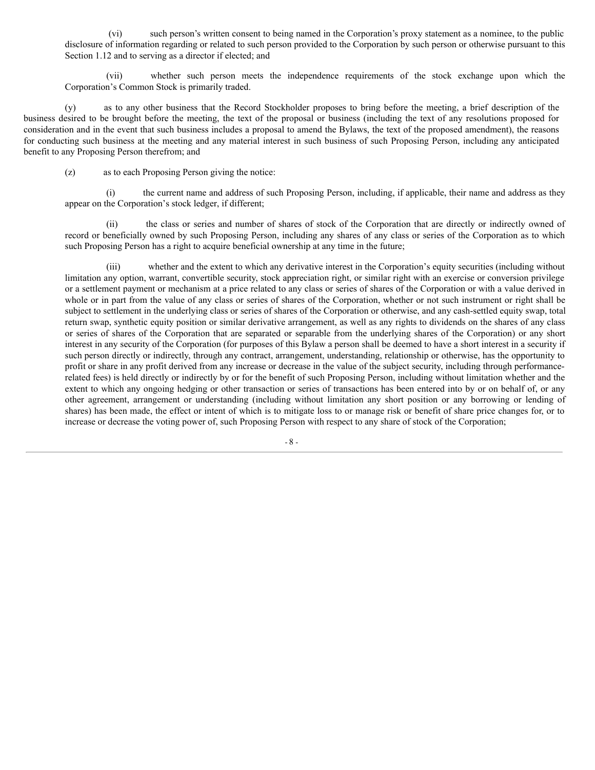(vi) such person's written consent to being named in the Corporation's proxy statement as a nominee, to the public disclosure of information regarding or related to such person provided to the Corporation by such person or otherwise pursuant to this Section 1.12 and to serving as a director if elected; and

(vii) whether such person meets the independence requirements of the stock exchange upon which the Corporation's Common Stock is primarily traded.

(y) as to any other business that the Record Stockholder proposes to bring before the meeting, a brief description of the business desired to be brought before the meeting, the text of the proposal or business (including the text of any resolutions proposed for consideration and in the event that such business includes a proposal to amend the Bylaws, the text of the proposed amendment), the reasons for conducting such business at the meeting and any material interest in such business of such Proposing Person, including any anticipated benefit to any Proposing Person therefrom; and

(z) as to each Proposing Person giving the notice:

(i) the current name and address of such Proposing Person, including, if applicable, their name and address as they appear on the Corporation's stock ledger, if different;

(ii) the class or series and number of shares of stock of the Corporation that are directly or indirectly owned of record or beneficially owned by such Proposing Person, including any shares of any class or series of the Corporation as to which such Proposing Person has a right to acquire beneficial ownership at any time in the future;

(iii) whether and the extent to which any derivative interest in the Corporation's equity securities (including without limitation any option, warrant, convertible security, stock appreciation right, or similar right with an exercise or conversion privilege or a settlement payment or mechanism at a price related to any class or series of shares of the Corporation or with a value derived in whole or in part from the value of any class or series of shares of the Corporation, whether or not such instrument or right shall be subject to settlement in the underlying class or series of shares of the Corporation or otherwise, and any cash-settled equity swap, total return swap, synthetic equity position or similar derivative arrangement, as well as any rights to dividends on the shares of any class or series of shares of the Corporation that are separated or separable from the underlying shares of the Corporation) or any short interest in any security of the Corporation (for purposes of this Bylaw a person shall be deemed to have a short interest in a security if such person directly or indirectly, through any contract, arrangement, understanding, relationship or otherwise, has the opportunity to profit or share in any profit derived from any increase or decrease in the value of the subject security, including through performance-related fees) is held directly or indirectly by or for the benefit of such Proposing Person, including without limitation whether and the extent to which any ongoing hedging or other transaction or series of transactions has been entered into by or on behalf of, or any other agreement, arrangement or understanding (including without limitation any short position or any borrowing or lending of shares) has been made, the effect or intent of which is to mitigate loss to or manage risk or benefit of share price changes for, or to increase or decrease the voting power of, such Proposing Person with respect to any share of stock of the Corporation;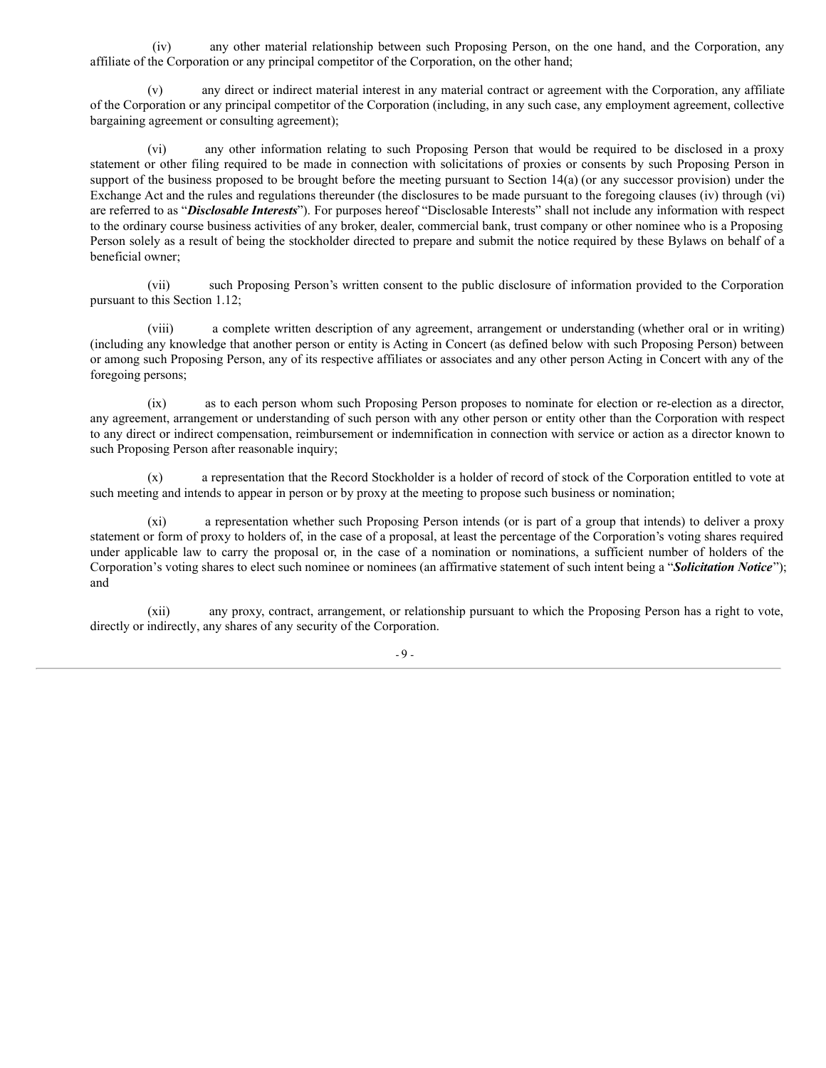(iv) any other material relationship between such Proposing Person, on the one hand, and the Corporation, any affiliate of the Corporation or any principal competitor of the Corporation, on the other hand;

(v) any direct or indirect material interest in any material contract or agreement with the Corporation, any affiliate of the Corporation or any principal competitor of the Corporation (including, in any such case, any employment agreement, collective bargaining agreement or consulting agreement);

(vi) any other information relating to such Proposing Person that would be required to be disclosed in a proxy statement or other filing required to be made in connection with solicitations of proxies or consents by such Proposing Person in support of the business proposed to be brought before the meeting pursuant to Section 14(a) (or any successor provision) under the Exchange Act and the rules and regulations thereunder (the disclosures to be made pursuant to the foregoing clauses (iv) through (vi) are referred to as "***Disclosable Interests***"). For purposes hereof "Disclosable Interests" shall not include any information with respect to the ordinary course business activities of any broker, dealer, commercial bank, trust company or other nominee who is a Proposing Person solely as a result of being the stockholder directed to prepare and submit the notice required by these Bylaws on behalf of a beneficial owner;

(vii) such Proposing Person's written consent to the public disclosure of information provided to the Corporation pursuant to this Section 1.12;

(viii) a complete written description of any agreement, arrangement or understanding (whether oral or in writing) (including any knowledge that another person or entity is Acting in Concert (as defined below with such Proposing Person) between or among such Proposing Person, any of its respective affiliates or associates and any other person Acting in Concert with any of the foregoing persons;

(ix) as to each person whom such Proposing Person proposes to nominate for election or re-election as a director, any agreement, arrangement or understanding of such person with any other person or entity other than the Corporation with respect to any direct or indirect compensation, reimbursement or indemnification in connection with service or action as a director known to such Proposing Person after reasonable inquiry;

(x) a representation that the Record Stockholder is a holder of record of stock of the Corporation entitled to vote at such meeting and intends to appear in person or by proxy at the meeting to propose such business or nomination;

(xi) a representation whether such Proposing Person intends (or is part of a group that intends) to deliver a proxy statement or form of proxy to holders of, in the case of a proposal, at least the percentage of the Corporation's voting shares required under applicable law to carry the proposal or, in the case of a nomination or nominations, a sufficient number of holders of the Corporation's voting shares to elect such nominee or nominees (an affirmative statement of such intent being a "***Solicitation Notice***"); and

(xii) any proxy, contract, arrangement, or relationship pursuant to which the Proposing Person has a right to vote, directly or indirectly, any shares of any security of the Corporation.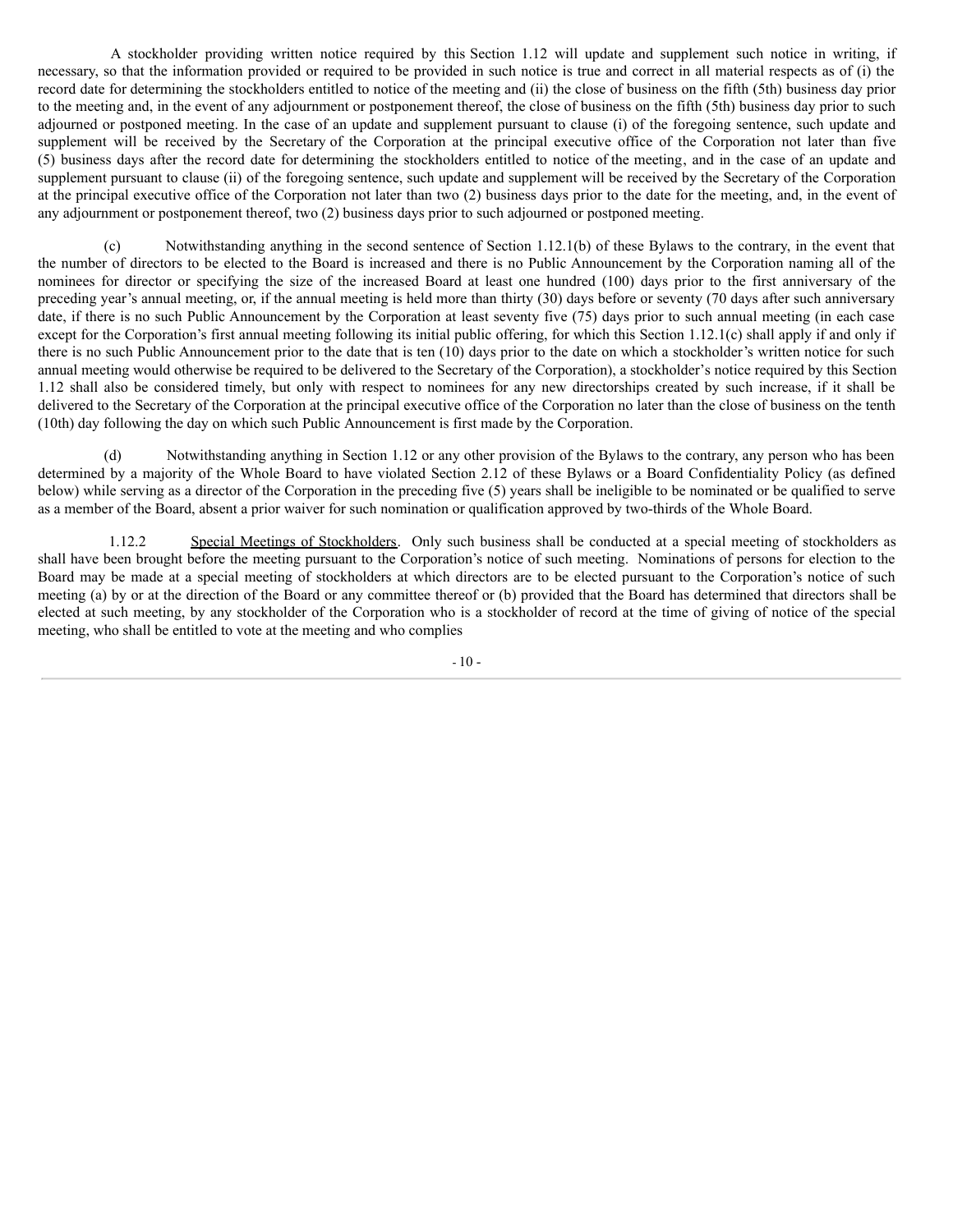A stockholder providing written notice required by this Section 1.12 will update and supplement such notice in writing, if necessary, so that the information provided or required to be provided in such notice is true and correct in all material respects as of (i) the record date for determining the stockholders entitled to notice of the meeting and (ii) the close of business on the fifth (5th) business day prior to the meeting and, in the event of any adjournment or postponement thereof, the close of business on the fifth (5th) business day prior to such adjourned or postponed meeting. In the case of an update and supplement pursuant to clause (i) of the foregoing sentence, such update and supplement will be received by the Secretary of the Corporation at the principal executive office of the Corporation not later than five (5) business days after the record date for determining the stockholders entitled to notice of the meeting, and in the case of an update and supplement pursuant to clause (ii) of the foregoing sentence, such update and supplement will be received by the Secretary of the Corporation at the principal executive office of the Corporation not later than two (2) business days prior to the date for the meeting, and, in the event of any adjournment or postponement thereof, two (2) business days prior to such adjourned or postponed meeting.

(c) Notwithstanding anything in the second sentence of Section 1.12.1(b) of these Bylaws to the contrary, in the event that the number of directors to be elected to the Board is increased and there is no Public Announcement by the Corporation naming all of the nominees for director or specifying the size of the increased Board at least one hundred (100) days prior to the first anniversary of the preceding year's annual meeting, or, if the annual meeting is held more than thirty (30) days before or seventy (70 days after such anniversary date, if there is no such Public Announcement by the Corporation at least seventy five (75) days prior to such annual meeting (in each case except for the Corporation's first annual meeting following its initial public offering, for which this Section 1.12.1(c) shall apply if and only if there is no such Public Announcement prior to the date that is ten (10) days prior to the date on which a stockholder's written notice for such annual meeting would otherwise be required to be delivered to the Secretary of the Corporation), a stockholder's notice required by this Section 1.12 shall also be considered timely, but only with respect to nominees for any new directorships created by such increase, if it shall be delivered to the Secretary of the Corporation at the principal executive office of the Corporation no later than the close of business on the tenth (10th) day following the day on which such Public Announcement is first made by the Corporation.

(d) Notwithstanding anything in Section 1.12 or any other provision of the Bylaws to the contrary, any person who has been determined by a majority of the Whole Board to have violated Section 2.12 of these Bylaws or a Board Confidentiality Policy (as defined below) while serving as a director of the Corporation in the preceding five (5) years shall be ineligible to be nominated or be qualified to serve as a member of the Board, absent a prior waiver for such nomination or qualification approved by two-thirds of the Whole Board.

1.12.2 Special Meetings of Stockholders. Only such business shall be conducted at a special meeting of stockholders as shall have been brought before the meeting pursuant to the Corporation's notice of such meeting. Nominations of persons for election to the Board may be made at a special meeting of stockholders at which directors are to be elected pursuant to the Corporation's notice of such meeting (a) by or at the direction of the Board or any committee thereof or (b) provided that the Board has determined that directors shall be elected at such meeting, by any stockholder of the Corporation who is a stockholder of record at the time of giving of notice of the special meeting, who shall be entitled to vote at the meeting and who complies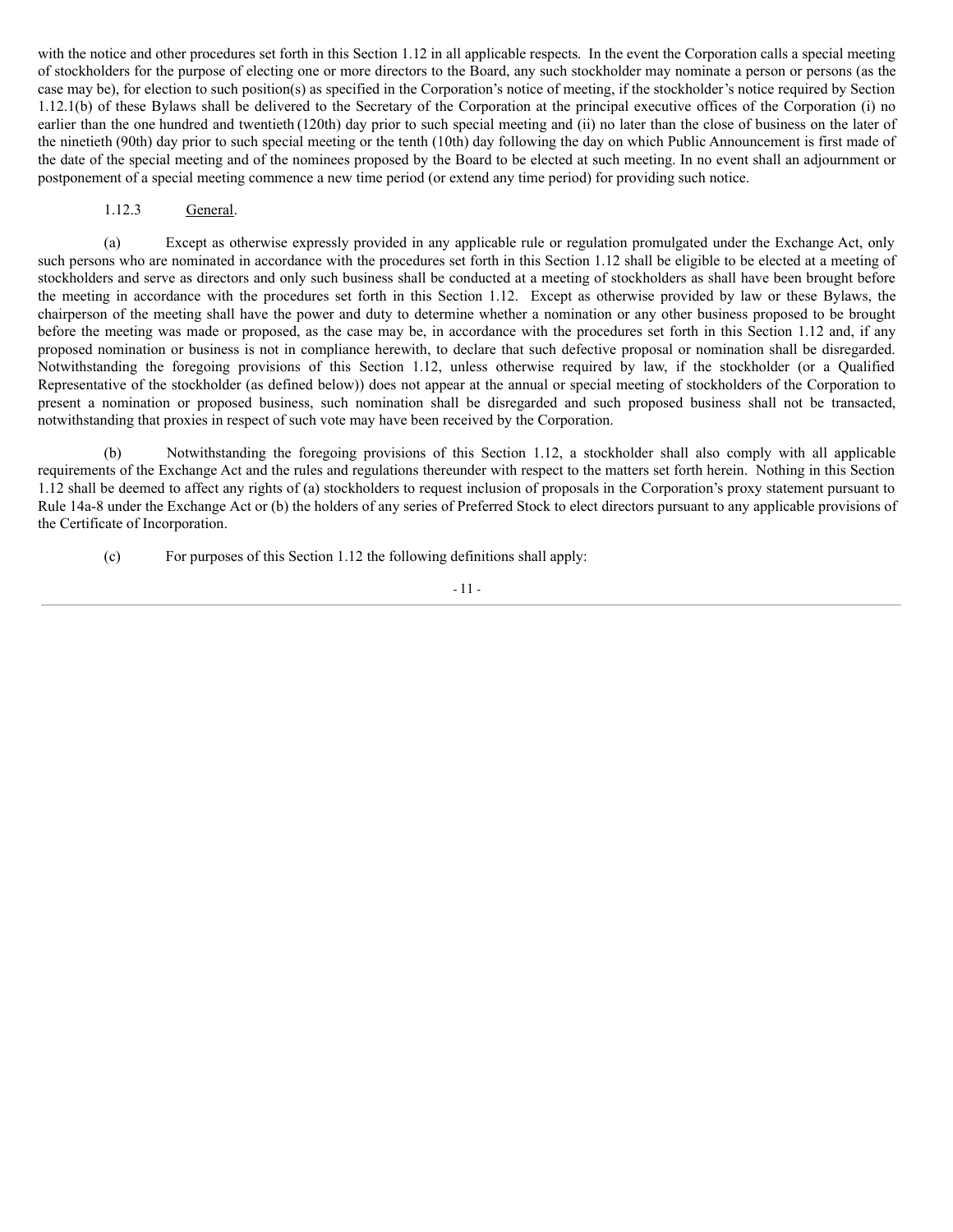with the notice and other procedures set forth in this Section 1.12 in all applicable respects. In the event the Corporation calls a special meeting of stockholders for the purpose of electing one or more directors to the Board, any such stockholder may nominate a person or persons (as the case may be), for election to such position(s) as specified in the Corporation's notice of meeting, if the stockholder's notice required by Section 1.12.1(b) of these Bylaws shall be delivered to the Secretary of the Corporation at the principal executive offices of the Corporation (i) no earlier than the one hundred and twentieth (120th) day prior to such special meeting and (ii) no later than the close of business on the later of the ninetieth (90th) day prior to such special meeting or the tenth (10th) day following the day on which Public Announcement is first made of the date of the special meeting and of the nominees proposed by the Board to be elected at such meeting. In no event shall an adjournment or postponement of a special meeting commence a new time period (or extend any time period) for providing such notice.

1.12.3 General.

(a) Except as otherwise expressly provided in any applicable rule or regulation promulgated under the Exchange Act, only such persons who are nominated in accordance with the procedures set forth in this Section 1.12 shall be eligible to be elected at a meeting of stockholders and serve as directors and only such business shall be conducted at a meeting of stockholders as shall have been brought before the meeting in accordance with the procedures set forth in this Section 1.12. Except as otherwise provided by law or these Bylaws, the chairperson of the meeting shall have the power and duty to determine whether a nomination or any other business proposed to be brought before the meeting was made or proposed, as the case may be, in accordance with the procedures set forth in this Section 1.12 and, if any proposed nomination or business is not in compliance herewith, to declare that such defective proposal or nomination shall be disregarded. Notwithstanding the foregoing provisions of this Section 1.12, unless otherwise required by law, if the stockholder (or a Qualified Representative of the stockholder (as defined below)) does not appear at the annual or special meeting of stockholders of the Corporation to present a nomination or proposed business, such nomination shall be disregarded and such proposed business shall not be transacted, notwithstanding that proxies in respect of such vote may have been received by the Corporation.

(b) Notwithstanding the foregoing provisions of this Section 1.12, a stockholder shall also comply with all applicable requirements of the Exchange Act and the rules and regulations thereunder with respect to the matters set forth herein. Nothing in this Section 1.12 shall be deemed to affect any rights of (a) stockholders to request inclusion of proposals in the Corporation's proxy statement pursuant to Rule 14a-8 under the Exchange Act or (b) the holders of any series of Preferred Stock to elect directors pursuant to any applicable provisions of the Certificate of Incorporation.

(c) For purposes of this Section 1.12 the following definitions shall apply: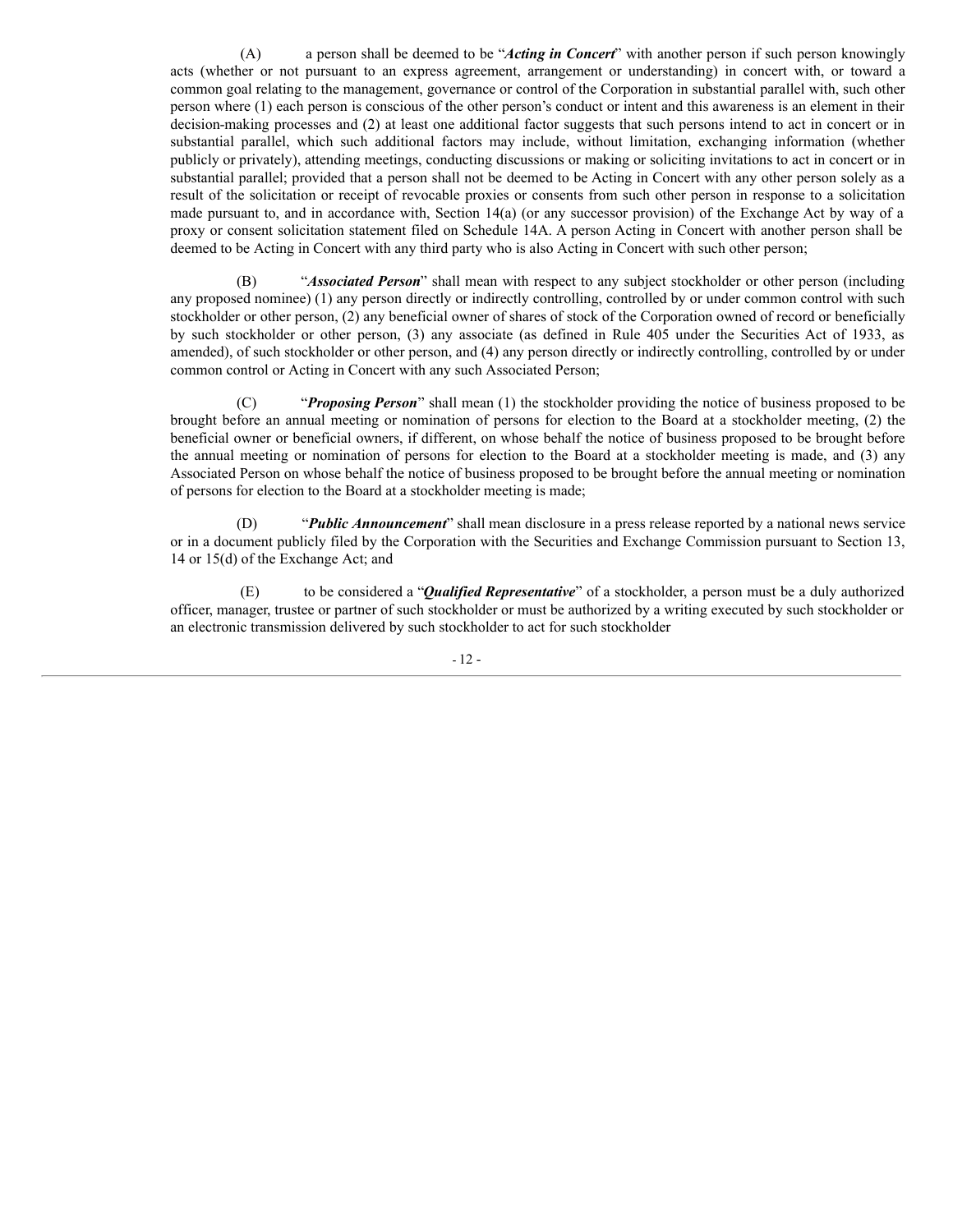(A) a person shall be deemed to be "***Acting in Concert***" with another person if such person knowingly acts (whether or not pursuant to an express agreement, arrangement or understanding) in concert with, or toward a common goal relating to the management, governance or control of the Corporation in substantial parallel with, such other person where (1) each person is conscious of the other person's conduct or intent and this awareness is an element in their decision-making processes and (2) at least one additional factor suggests that such persons intend to act in concert or in substantial parallel, which such additional factors may include, without limitation, exchanging information (whether publicly or privately), attending meetings, conducting discussions or making or soliciting invitations to act in concert or in substantial parallel; provided that a person shall not be deemed to be Acting in Concert with any other person solely as a result of the solicitation or receipt of revocable proxies or consents from such other person in response to a solicitation made pursuant to, and in accordance with, Section 14(a) (or any successor provision) of the Exchange Act by way of a proxy or consent solicitation statement filed on Schedule 14A. A person Acting in Concert with another person shall be deemed to be Acting in Concert with any third party who is also Acting in Concert with such other person;

(B) "***Associated Person***" shall mean with respect to any subject stockholder or other person (including any proposed nominee) (1) any person directly or indirectly controlling, controlled by or under common control with such stockholder or other person, (2) any beneficial owner of shares of stock of the Corporation owned of record or beneficially by such stockholder or other person, (3) any associate (as defined in Rule 405 under the Securities Act of 1933, as amended), of such stockholder or other person, and (4) any person directly or indirectly controlling, controlled by or under common control or Acting in Concert with any such Associated Person;

(C) "***Proposing Person***" shall mean (1) the stockholder providing the notice of business proposed to be brought before an annual meeting or nomination of persons for election to the Board at a stockholder meeting, (2) the beneficial owner or beneficial owners, if different, on whose behalf the notice of business proposed to be brought before the annual meeting or nomination of persons for election to the Board at a stockholder meeting is made, and (3) any Associated Person on whose behalf the notice of business proposed to be brought before the annual meeting or nomination of persons for election to the Board at a stockholder meeting is made;

(D) "***Public Announcement***" shall mean disclosure in a press release reported by a national news service or in a document publicly filed by the Corporation with the Securities and Exchange Commission pursuant to Section 13, 14 or 15(d) of the Exchange Act; and

(E) to be considered a "***Qualified Representative***" of a stockholder, a person must be a duly authorized officer, manager, trustee or partner of such stockholder or must be authorized by a writing executed by such stockholder or an electronic transmission delivered by such stockholder to act for such stockholder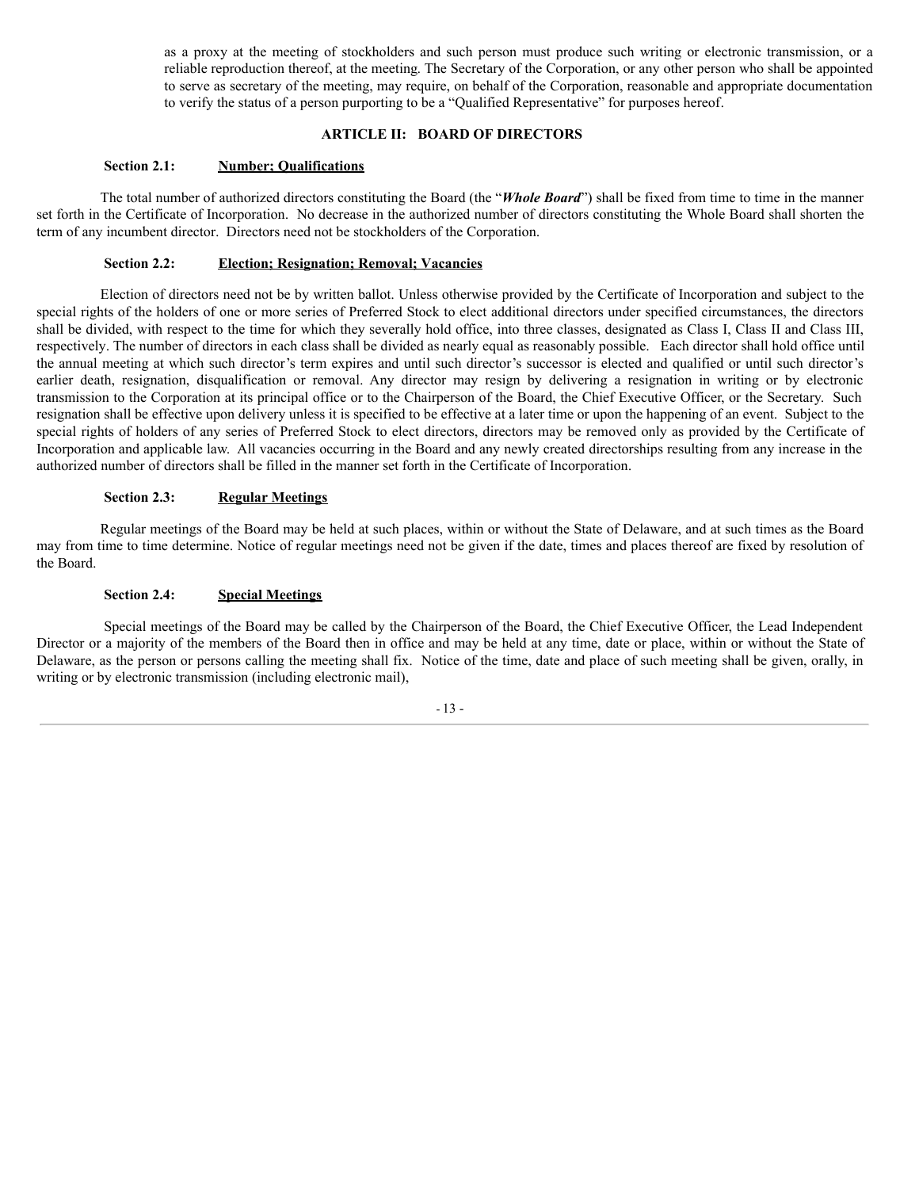as a proxy at the meeting of stockholders and such person must produce such writing or electronic transmission, or a reliable reproduction thereof, at the meeting. The Secretary of the Corporation, or any other person who shall be appointed to serve as secretary of the meeting, may require, on behalf of the Corporation, reasonable and appropriate documentation to verify the status of a person purporting to be a "Qualified Representative" for purposes hereof.

## ARTICLE II: BOARD OF DIRECTORS

### Section 2.1: Number; Qualifications

The total number of authorized directors constituting the Board (the "***Whole Board***") shall be fixed from time to time in the manner set forth in the Certificate of Incorporation. No decrease in the authorized number of directors constituting the Whole Board shall shorten the term of any incumbent director. Directors need not be stockholders of the Corporation.

### Section 2.2: Election; Resignation; Removal; Vacancies

Election of directors need not be by written ballot. Unless otherwise provided by the Certificate of Incorporation and subject to the special rights of the holders of one or more series of Preferred Stock to elect additional directors under specified circumstances, the directors shall be divided, with respect to the time for which they severally hold office, into three classes, designated as Class I, Class II and Class III, respectively. The number of directors in each class shall be divided as nearly equal as reasonably possible. Each director shall hold office until the annual meeting at which such director's term expires and until such director's successor is elected and qualified or until such director's earlier death, resignation, disqualification or removal. Any director may resign by delivering a resignation in writing or by electronic transmission to the Corporation at its principal office or to the Chairperson of the Board, the Chief Executive Officer, or the Secretary. Such resignation shall be effective upon delivery unless it is specified to be effective at a later time or upon the happening of an event. Subject to the special rights of holders of any series of Preferred Stock to elect directors, directors may be removed only as provided by the Certificate of Incorporation and applicable law. All vacancies occurring in the Board and any newly created directorships resulting from any increase in the authorized number of directors shall be filled in the manner set forth in the Certificate of Incorporation.

### Section 2.3: Regular Meetings

Regular meetings of the Board may be held at such places, within or without the State of Delaware, and at such times as the Board may from time to time determine. Notice of regular meetings need not be given if the date, times and places thereof are fixed by resolution of the Board.

### Section 2.4: Special Meetings

Special meetings of the Board may be called by the Chairperson of the Board, the Chief Executive Officer, the Lead Independent Director or a majority of the members of the Board then in office and may be held at any time, date or place, within or without the State of Delaware, as the person or persons calling the meeting shall fix. Notice of the time, date and place of such meeting shall be given, orally, in writing or by electronic transmission (including electronic mail),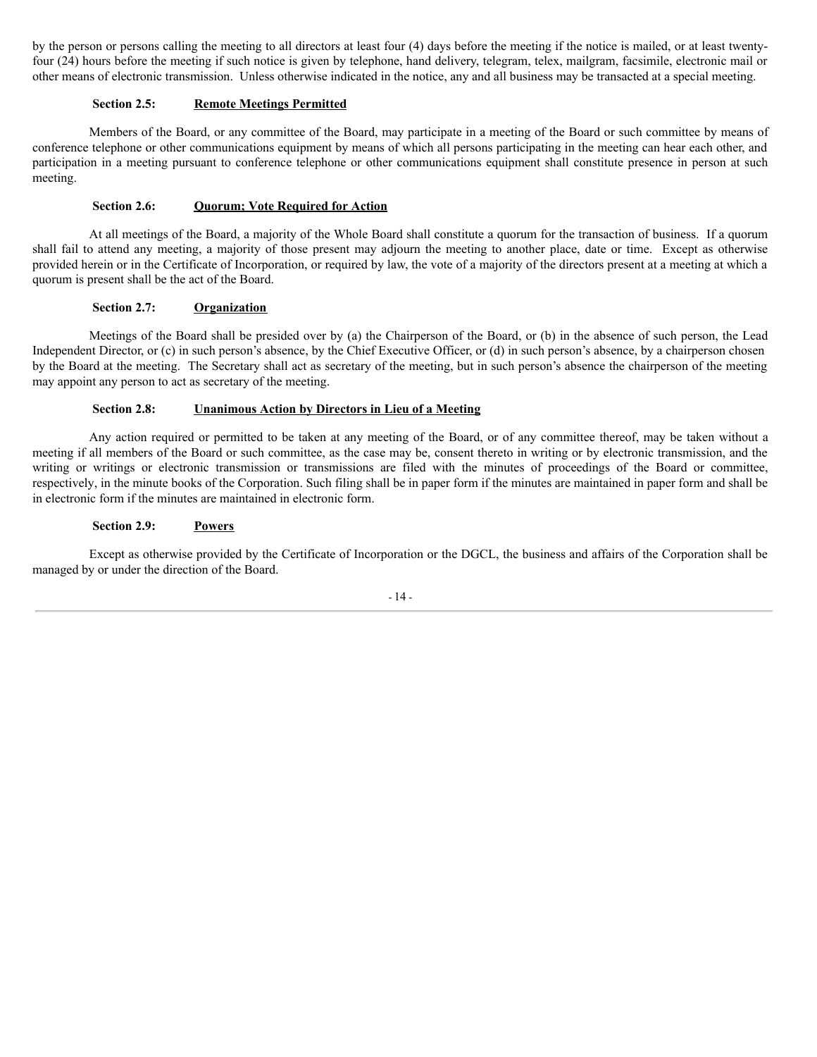by the person or persons calling the meeting to all directors at least four (4) days before the meeting if the notice is mailed, or at least twenty-four (24) hours before the meeting if such notice is given by telephone, hand delivery, telegram, telex, mailgram, facsimile, electronic mail or other means of electronic transmission. Unless otherwise indicated in the notice, any and all business may be transacted at a special meeting.

**Section 2.5:** **Remote Meetings Permitted**

Members of the Board, or any committee of the Board, may participate in a meeting of the Board or such committee by means of conference telephone or other communications equipment by means of which all persons participating in the meeting can hear each other, and participation in a meeting pursuant to conference telephone or other communications equipment shall constitute presence in person at such meeting.

**Section 2.6:** **Quorum; Vote Required for Action**

At all meetings of the Board, a majority of the Whole Board shall constitute a quorum for the transaction of business. If a quorum shall fail to attend any meeting, a majority of those present may adjourn the meeting to another place, date or time. Except as otherwise provided herein or in the Certificate of Incorporation, or required by law, the vote of a majority of the directors present at a meeting at which a quorum is present shall be the act of the Board.

**Section 2.7:** **Organization**

Meetings of the Board shall be presided over by (a) the Chairperson of the Board, or (b) in the absence of such person, the Lead Independent Director, or (c) in such person's absence, by the Chief Executive Officer, or (d) in such person's absence, by a chairperson chosen by the Board at the meeting. The Secretary shall act as secretary of the meeting, but in such person's absence the chairperson of the meeting may appoint any person to act as secretary of the meeting.

**Section 2.8:** **Unanimous Action by Directors in Lieu of a Meeting**

Any action required or permitted to be taken at any meeting of the Board, or of any committee thereof, may be taken without a meeting if all members of the Board or such committee, as the case may be, consent thereto in writing or by electronic transmission, and the writing or writings or electronic transmission or transmissions are filed with the minutes of proceedings of the Board or committee, respectively, in the minute books of the Corporation. Such filing shall be in paper form if the minutes are maintained in paper form and shall be in electronic form if the minutes are maintained in electronic form.

**Section 2.9:** **Powers**

Except as otherwise provided by the Certificate of Incorporation or the DGCL, the business and affairs of the Corporation shall be managed by or under the direction of the Board.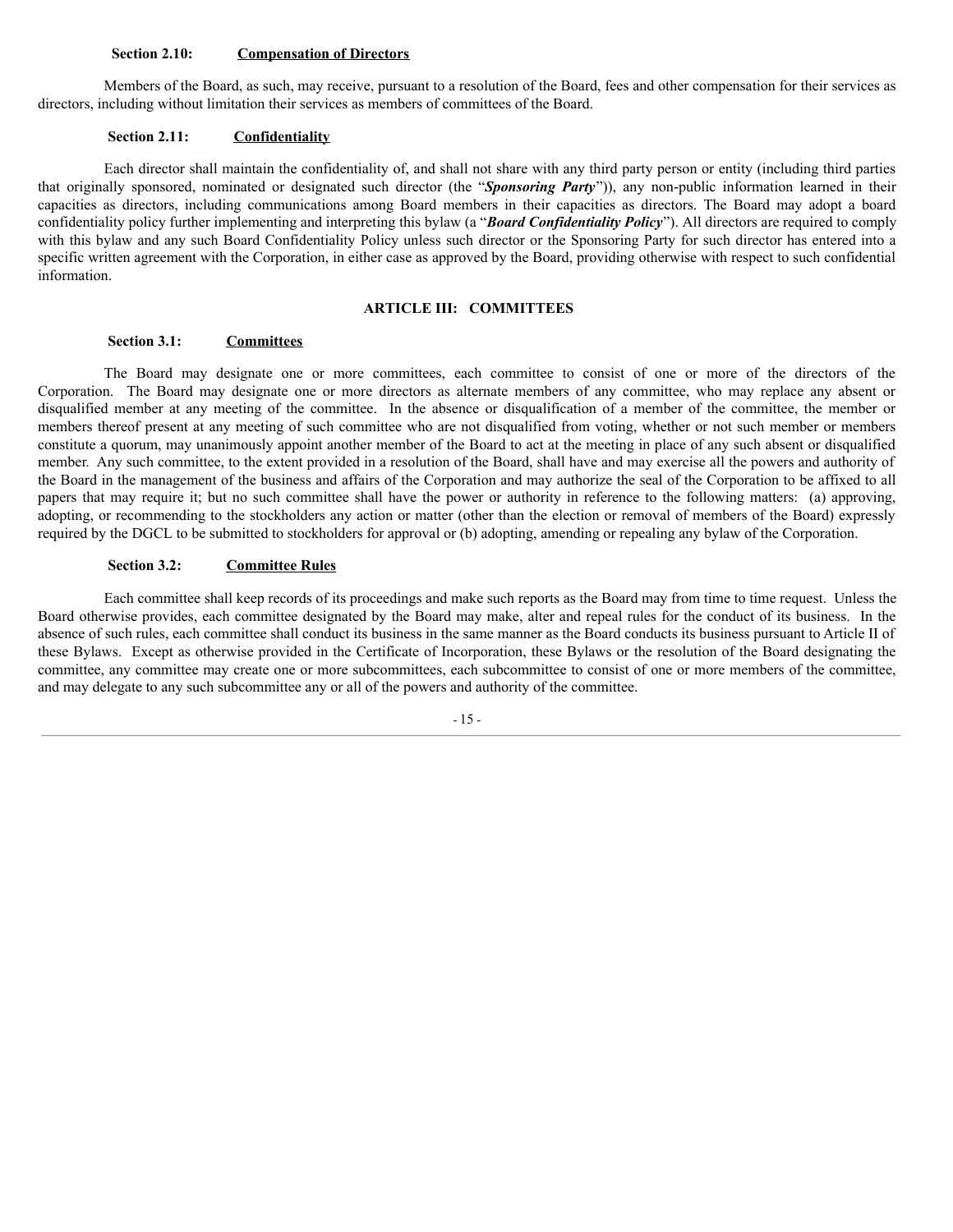**Section 2.10: Compensation of Directors**

Members of the Board, as such, may receive, pursuant to a resolution of the Board, fees and other compensation for their services as directors, including without limitation their services as members of committees of the Board.

**Section 2.11: Confidentiality**

Each director shall maintain the confidentiality of, and shall not share with any third party person or entity (including third parties that originally sponsored, nominated or designated such director (the "***Sponsoring Party***")), any non-public information learned in their capacities as directors, including communications among Board members in their capacities as directors. The Board may adopt a board confidentiality policy further implementing and interpreting this bylaw (a "***Board Confidentiality Policy***"). All directors are required to comply with this bylaw and any such Board Confidentiality Policy unless such director or the Sponsoring Party for such director has entered into a specific written agreement with the Corporation, in either case as approved by the Board, providing otherwise with respect to such confidential information.

## ARTICLE III: COMMITTEES

**Section 3.1: Committees**

The Board may designate one or more committees, each committee to consist of one or more of the directors of the Corporation. The Board may designate one or more directors as alternate members of any committee, who may replace any absent or disqualified member at any meeting of the committee. In the absence or disqualification of a member of the committee, the member or members thereof present at any meeting of such committee who are not disqualified from voting, whether or not such member or members constitute a quorum, may unanimously appoint another member of the Board to act at the meeting in place of any such absent or disqualified member. Any such committee, to the extent provided in a resolution of the Board, shall have and may exercise all the powers and authority of the Board in the management of the business and affairs of the Corporation and may authorize the seal of the Corporation to be affixed to all papers that may require it; but no such committee shall have the power or authority in reference to the following matters: (a) approving, adopting, or recommending to the stockholders any action or matter (other than the election or removal of members of the Board) expressly required by the DGCL to be submitted to stockholders for approval or (b) adopting, amending or repealing any bylaw of the Corporation.

**Section 3.2: Committee Rules**

Each committee shall keep records of its proceedings and make such reports as the Board may from time to time request. Unless the Board otherwise provides, each committee designated by the Board may make, alter and repeal rules for the conduct of its business. In the absence of such rules, each committee shall conduct its business in the same manner as the Board conducts its business pursuant to Article II of these Bylaws. Except as otherwise provided in the Certificate of Incorporation, these Bylaws or the resolution of the Board designating the committee, any committee may create one or more subcommittees, each subcommittee to consist of one or more members of the committee, and may delegate to any such subcommittee any or all of the powers and authority of the committee.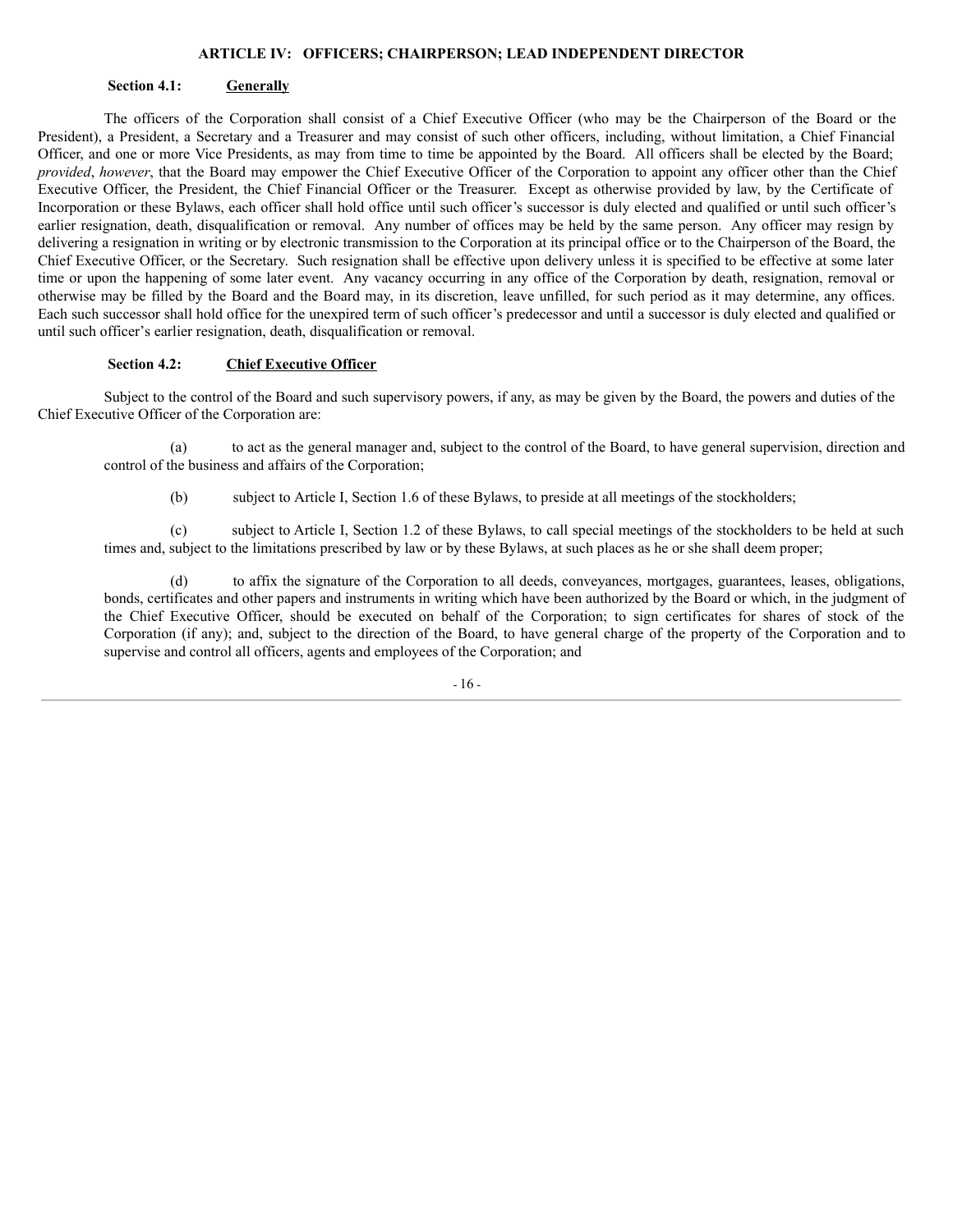## ARTICLE IV: OFFICERS; CHAIRPERSON; LEAD INDEPENDENT DIRECTOR

### Section 4.1: Generally

The officers of the Corporation shall consist of a Chief Executive Officer (who may be the Chairperson of the Board or the President), a President, a Secretary and a Treasurer and may consist of such other officers, including, without limitation, a Chief Financial Officer, and one or more Vice Presidents, as may from time to time be appointed by the Board. All officers shall be elected by the Board; *provided*, *however*, that the Board may empower the Chief Executive Officer of the Corporation to appoint any officer other than the Chief Executive Officer, the President, the Chief Financial Officer or the Treasurer. Except as otherwise provided by law, by the Certificate of Incorporation or these Bylaws, each officer shall hold office until such officer's successor is duly elected and qualified or until such officer's earlier resignation, death, disqualification or removal. Any number of offices may be held by the same person. Any officer may resign by delivering a resignation in writing or by electronic transmission to the Corporation at its principal office or to the Chairperson of the Board, the Chief Executive Officer, or the Secretary. Such resignation shall be effective upon delivery unless it is specified to be effective at some later time or upon the happening of some later event. Any vacancy occurring in any office of the Corporation by death, resignation, removal or otherwise may be filled by the Board and the Board may, in its discretion, leave unfilled, for such period as it may determine, any offices. Each such successor shall hold office for the unexpired term of such officer's predecessor and until a successor is duly elected and qualified or until such officer's earlier resignation, death, disqualification or removal.

### Section 4.2: Chief Executive Officer

Subject to the control of the Board and such supervisory powers, if any, as may be given by the Board, the powers and duties of the Chief Executive Officer of the Corporation are:

(a) to act as the general manager and, subject to the control of the Board, to have general supervision, direction and control of the business and affairs of the Corporation;

(b) subject to Article I, Section 1.6 of these Bylaws, to preside at all meetings of the stockholders;

(c) subject to Article I, Section 1.2 of these Bylaws, to call special meetings of the stockholders to be held at such times and, subject to the limitations prescribed by law or by these Bylaws, at such places as he or she shall deem proper;

(d) to affix the signature of the Corporation to all deeds, conveyances, mortgages, guarantees, leases, obligations, bonds, certificates and other papers and instruments in writing which have been authorized by the Board or which, in the judgment of the Chief Executive Officer, should be executed on behalf of the Corporation; to sign certificates for shares of stock of the Corporation (if any); and, subject to the direction of the Board, to have general charge of the property of the Corporation and to supervise and control all officers, agents and employees of the Corporation; and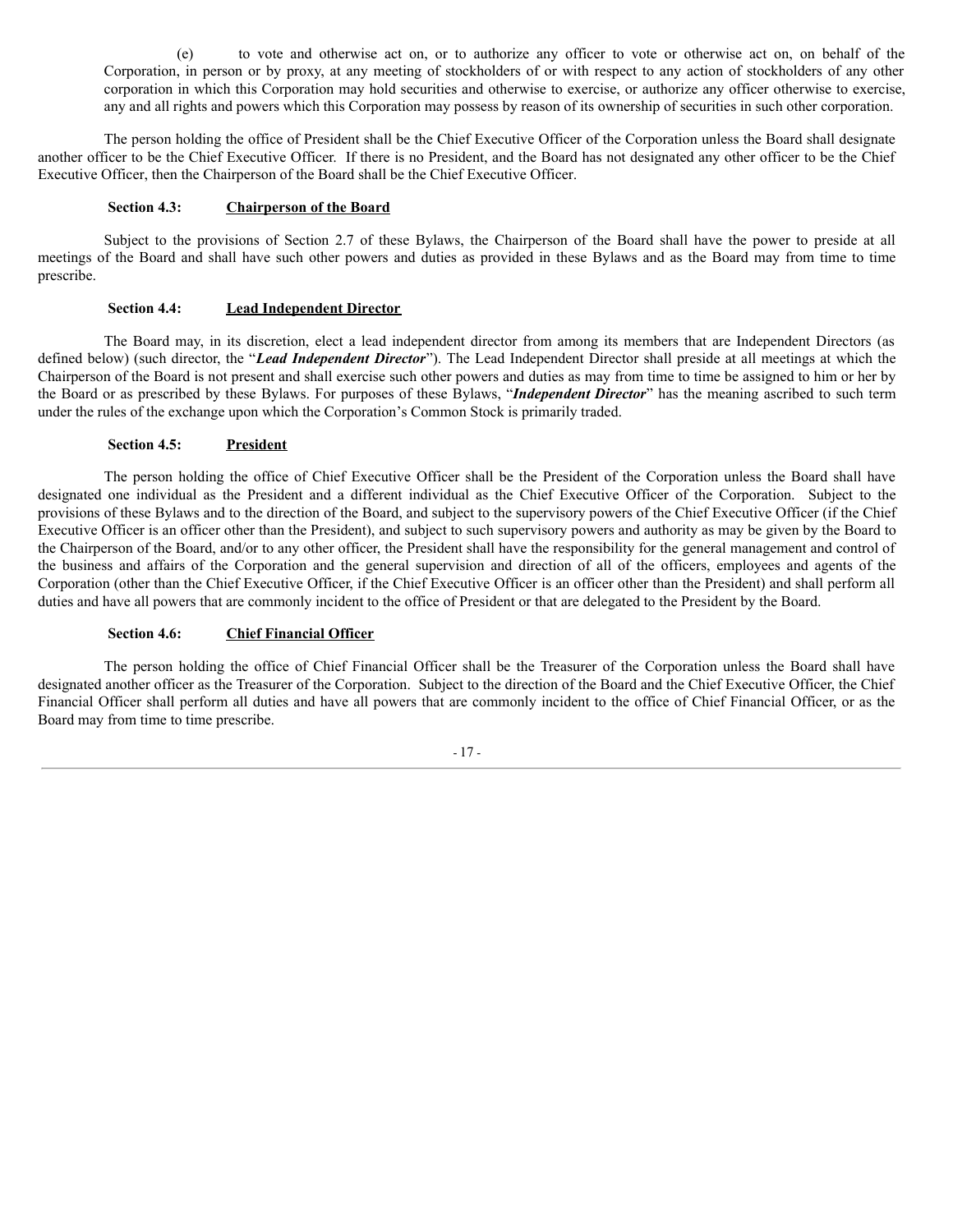(e) to vote and otherwise act on, or to authorize any officer to vote or otherwise act on, on behalf of the Corporation, in person or by proxy, at any meeting of stockholders of or with respect to any action of stockholders of any other corporation in which this Corporation may hold securities and otherwise to exercise, or authorize any officer otherwise to exercise, any and all rights and powers which this Corporation may possess by reason of its ownership of securities in such other corporation.

The person holding the office of President shall be the Chief Executive Officer of the Corporation unless the Board shall designate another officer to be the Chief Executive Officer. If there is no President, and the Board has not designated any other officer to be the Chief Executive Officer, then the Chairperson of the Board shall be the Chief Executive Officer.

**Section 4.3: Chairperson of the Board**

Subject to the provisions of Section 2.7 of these Bylaws, the Chairperson of the Board shall have the power to preside at all meetings of the Board and shall have such other powers and duties as provided in these Bylaws and as the Board may from time to time prescribe.

**Section 4.4: Lead Independent Director**

The Board may, in its discretion, elect a lead independent director from among its members that are Independent Directors (as defined below) (such director, the "***Lead Independent Director***"). The Lead Independent Director shall preside at all meetings at which the Chairperson of the Board is not present and shall exercise such other powers and duties as may from time to time be assigned to him or her by the Board or as prescribed by these Bylaws. For purposes of these Bylaws, "***Independent Director***" has the meaning ascribed to such term under the rules of the exchange upon which the Corporation's Common Stock is primarily traded.

**Section 4.5: President**

The person holding the office of Chief Executive Officer shall be the President of the Corporation unless the Board shall have designated one individual as the President and a different individual as the Chief Executive Officer of the Corporation. Subject to the provisions of these Bylaws and to the direction of the Board, and subject to the supervisory powers of the Chief Executive Officer (if the Chief Executive Officer is an officer other than the President), and subject to such supervisory powers and authority as may be given by the Board to the Chairperson of the Board, and/or to any other officer, the President shall have the responsibility for the general management and control of the business and affairs of the Corporation and the general supervision and direction of all of the officers, employees and agents of the Corporation (other than the Chief Executive Officer, if the Chief Executive Officer is an officer other than the President) and shall perform all duties and have all powers that are commonly incident to the office of President or that are delegated to the President by the Board.

**Section 4.6: Chief Financial Officer**

The person holding the office of Chief Financial Officer shall be the Treasurer of the Corporation unless the Board shall have designated another officer as the Treasurer of the Corporation. Subject to the direction of the Board and the Chief Executive Officer, the Chief Financial Officer shall perform all duties and have all powers that are commonly incident to the office of Chief Financial Officer, or as the Board may from time to time prescribe.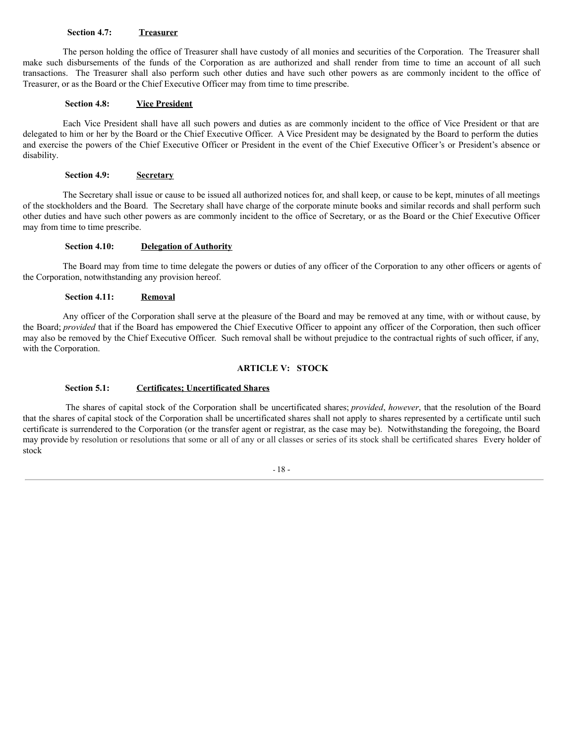**Section 4.7: Treasurer**

The person holding the office of Treasurer shall have custody of all monies and securities of the Corporation. The Treasurer shall make such disbursements of the funds of the Corporation as are authorized and shall render from time to time an account of all such transactions. The Treasurer shall also perform such other duties and have such other powers as are commonly incident to the office of Treasurer, or as the Board or the Chief Executive Officer may from time to time prescribe.

**Section 4.8: Vice President**

Each Vice President shall have all such powers and duties as are commonly incident to the office of Vice President or that are delegated to him or her by the Board or the Chief Executive Officer. A Vice President may be designated by the Board to perform the duties and exercise the powers of the Chief Executive Officer or President in the event of the Chief Executive Officer's or President's absence or disability.

**Section 4.9: Secretary**

The Secretary shall issue or cause to be issued all authorized notices for, and shall keep, or cause to be kept, minutes of all meetings of the stockholders and the Board. The Secretary shall have charge of the corporate minute books and similar records and shall perform such other duties and have such other powers as are commonly incident to the office of Secretary, or as the Board or the Chief Executive Officer may from time to time prescribe.

**Section 4.10: Delegation of Authority**

The Board may from time to time delegate the powers or duties of any officer of the Corporation to any other officers or agents of the Corporation, notwithstanding any provision hereof.

**Section 4.11: Removal**

Any officer of the Corporation shall serve at the pleasure of the Board and may be removed at any time, with or without cause, by the Board; *provided* that if the Board has empowered the Chief Executive Officer to appoint any officer of the Corporation, then such officer may also be removed by the Chief Executive Officer. Such removal shall be without prejudice to the contractual rights of such officer, if any, with the Corporation.

## ARTICLE V: STOCK

**Section 5.1: Certificates; Uncertificated Shares**

The shares of capital stock of the Corporation shall be uncertificated shares; *provided*, *however*, that the resolution of the Board that the shares of capital stock of the Corporation shall be uncertificated shares shall not apply to shares represented by a certificate until such certificate is surrendered to the Corporation (or the transfer agent or registrar, as the case may be). Notwithstanding the foregoing, the Board may provide by resolution or resolutions that some or all of any or all classes or series of its stock shall be certificated shares Every holder of stock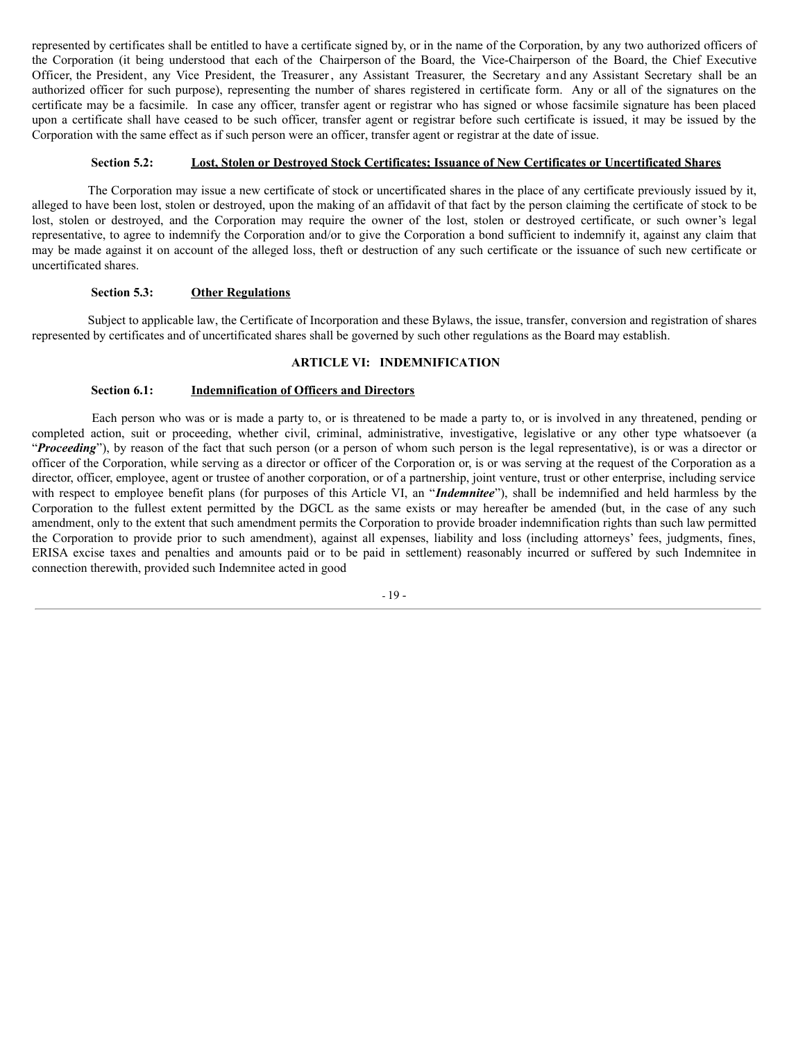represented by certificates shall be entitled to have a certificate signed by, or in the name of the Corporation, by any two authorized officers of the Corporation (it being understood that each of the Chairperson of the Board, the Vice-Chairperson of the Board, the Chief Executive Officer, the President, any Vice President, the Treasurer, any Assistant Treasurer, the Secretary and any Assistant Secretary shall be an authorized officer for such purpose), representing the number of shares registered in certificate form. Any or all of the signatures on the certificate may be a facsimile. In case any officer, transfer agent or registrar who has signed or whose facsimile signature has been placed upon a certificate shall have ceased to be such officer, transfer agent or registrar before such certificate is issued, it may be issued by the Corporation with the same effect as if such person were an officer, transfer agent or registrar at the date of issue.

**Section 5.2: Lost, Stolen or Destroyed Stock Certificates; Issuance of New Certificates or Uncertificated Shares**

The Corporation may issue a new certificate of stock or uncertificated shares in the place of any certificate previously issued by it, alleged to have been lost, stolen or destroyed, upon the making of an affidavit of that fact by the person claiming the certificate of stock to be lost, stolen or destroyed, and the Corporation may require the owner of the lost, stolen or destroyed certificate, or such owner's legal representative, to agree to indemnify the Corporation and/or to give the Corporation a bond sufficient to indemnify it, against any claim that may be made against it on account of the alleged loss, theft or destruction of any such certificate or the issuance of such new certificate or uncertificated shares.

**Section 5.3: Other Regulations**

Subject to applicable law, the Certificate of Incorporation and these Bylaws, the issue, transfer, conversion and registration of shares represented by certificates and of uncertificated shares shall be governed by such other regulations as the Board may establish.

## ARTICLE VI: INDEMNIFICATION

**Section 6.1: Indemnification of Officers and Directors**

Each person who was or is made a party to, or is threatened to be made a party to, or is involved in any threatened, pending or completed action, suit or proceeding, whether civil, criminal, administrative, investigative, legislative or any other type whatsoever (a "***Proceeding***"), by reason of the fact that such person (or a person of whom such person is the legal representative), is or was a director or officer of the Corporation, while serving as a director or officer of the Corporation or, is or was serving at the request of the Corporation as a director, officer, employee, agent or trustee of another corporation, or of a partnership, joint venture, trust or other enterprise, including service with respect to employee benefit plans (for purposes of this Article VI, an "***Indemnitee***"), shall be indemnified and held harmless by the Corporation to the fullest extent permitted by the DGCL as the same exists or may hereafter be amended (but, in the case of any such amendment, only to the extent that such amendment permits the Corporation to provide broader indemnification rights than such law permitted the Corporation to provide prior to such amendment), against all expenses, liability and loss (including attorneys' fees, judgments, fines, ERISA excise taxes and penalties and amounts paid or to be paid in settlement) reasonably incurred or suffered by such Indemnitee in connection therewith, provided such Indemnitee acted in good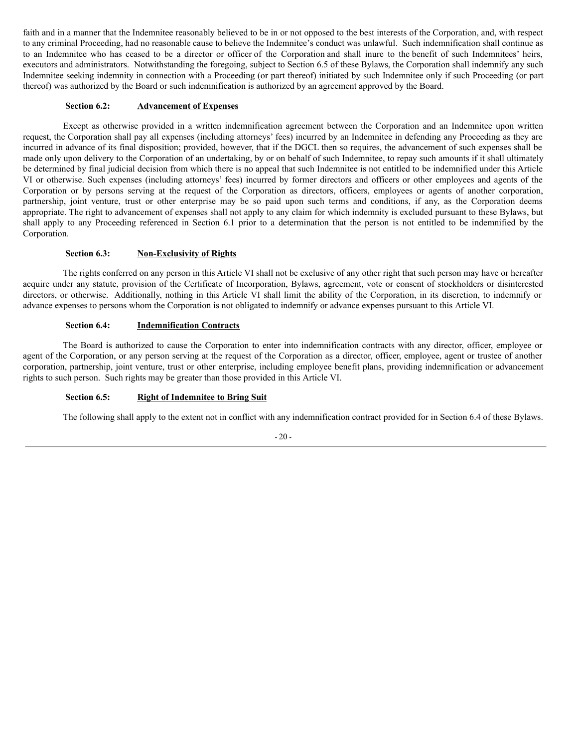faith and in a manner that the Indemnitee reasonably believed to be in or not opposed to the best interests of the Corporation, and, with respect to any criminal Proceeding, had no reasonable cause to believe the Indemnitee's conduct was unlawful. Such indemnification shall continue as to an Indemnitee who has ceased to be a director or officer of the Corporation and shall inure to the benefit of such Indemnitees' heirs, executors and administrators. Notwithstanding the foregoing, subject to Section 6.5 of these Bylaws, the Corporation shall indemnify any such Indemnitee seeking indemnity in connection with a Proceeding (or part thereof) initiated by such Indemnitee only if such Proceeding (or part thereof) was authorized by the Board or such indemnification is authorized by an agreement approved by the Board.

**Section 6.2: Advancement of Expenses**

Except as otherwise provided in a written indemnification agreement between the Corporation and an Indemnitee upon written request, the Corporation shall pay all expenses (including attorneys' fees) incurred by an Indemnitee in defending any Proceeding as they are incurred in advance of its final disposition; provided, however, that if the DGCL then so requires, the advancement of such expenses shall be made only upon delivery to the Corporation of an undertaking, by or on behalf of such Indemnitee, to repay such amounts if it shall ultimately be determined by final judicial decision from which there is no appeal that such Indemnitee is not entitled to be indemnified under this Article VI or otherwise. Such expenses (including attorneys' fees) incurred by former directors and officers or other employees and agents of the Corporation or by persons serving at the request of the Corporation as directors, officers, employees or agents of another corporation, partnership, joint venture, trust or other enterprise may be so paid upon such terms and conditions, if any, as the Corporation deems appropriate. The right to advancement of expenses shall not apply to any claim for which indemnity is excluded pursuant to these Bylaws, but shall apply to any Proceeding referenced in Section 6.1 prior to a determination that the person is not entitled to be indemnified by the Corporation.

**Section 6.3: Non-Exclusivity of Rights**

The rights conferred on any person in this Article VI shall not be exclusive of any other right that such person may have or hereafter acquire under any statute, provision of the Certificate of Incorporation, Bylaws, agreement, vote or consent of stockholders or disinterested directors, or otherwise. Additionally, nothing in this Article VI shall limit the ability of the Corporation, in its discretion, to indemnify or advance expenses to persons whom the Corporation is not obligated to indemnify or advance expenses pursuant to this Article VI.

**Section 6.4: Indemnification Contracts**

The Board is authorized to cause the Corporation to enter into indemnification contracts with any director, officer, employee or agent of the Corporation, or any person serving at the request of the Corporation as a director, officer, employee, agent or trustee of another corporation, partnership, joint venture, trust or other enterprise, including employee benefit plans, providing indemnification or advancement rights to such person. Such rights may be greater than those provided in this Article VI.

**Section 6.5: Right of Indemnitee to Bring Suit**

The following shall apply to the extent not in conflict with any indemnification contract provided for in Section 6.4 of these Bylaws.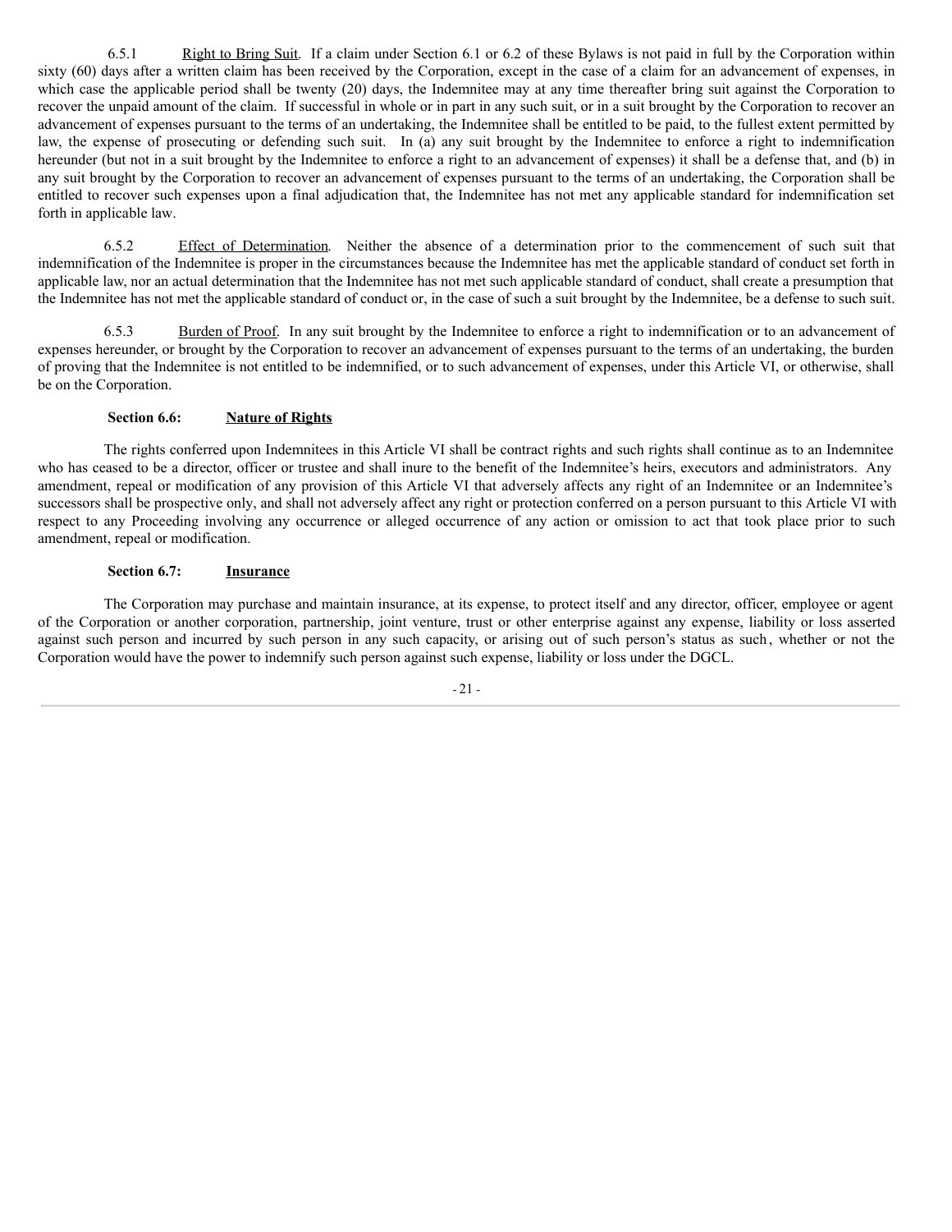6.5.1 Right to Bring Suit. If a claim under Section 6.1 or 6.2 of these Bylaws is not paid in full by the Corporation within sixty (60) days after a written claim has been received by the Corporation, except in the case of a claim for an advancement of expenses, in which case the applicable period shall be twenty (20) days, the Indemnitee may at any time thereafter bring suit against the Corporation to recover the unpaid amount of the claim. If successful in whole or in part in any such suit, or in a suit brought by the Corporation to recover an advancement of expenses pursuant to the terms of an undertaking, the Indemnitee shall be entitled to be paid, to the fullest extent permitted by law, the expense of prosecuting or defending such suit. In (a) any suit brought by the Indemnitee to enforce a right to indemnification hereunder (but not in a suit brought by the Indemnitee to enforce a right to an advancement of expenses) it shall be a defense that, and (b) in any suit brought by the Corporation to recover an advancement of expenses pursuant to the terms of an undertaking, the Corporation shall be entitled to recover such expenses upon a final adjudication that, the Indemnitee has not met any applicable standard for indemnification set forth in applicable law.

6.5.2 Effect of Determination. Neither the absence of a determination prior to the commencement of such suit that indemnification of the Indemnitee is proper in the circumstances because the Indemnitee has met the applicable standard of conduct set forth in applicable law, nor an actual determination that the Indemnitee has not met such applicable standard of conduct, shall create a presumption that the Indemnitee has not met the applicable standard of conduct or, in the case of such a suit brought by the Indemnitee, be a defense to such suit.

6.5.3 Burden of Proof. In any suit brought by the Indemnitee to enforce a right to indemnification or to an advancement of expenses hereunder, or brought by the Corporation to recover an advancement of expenses pursuant to the terms of an undertaking, the burden of proving that the Indemnitee is not entitled to be indemnified, or to such advancement of expenses, under this Article VI, or otherwise, shall be on the Corporation.

**Section 6.6: Nature of Rights**

The rights conferred upon Indemnitees in this Article VI shall be contract rights and such rights shall continue as to an Indemnitee who has ceased to be a director, officer or trustee and shall inure to the benefit of the Indemnitee's heirs, executors and administrators. Any amendment, repeal or modification of any provision of this Article VI that adversely affects any right of an Indemnitee or an Indemnitee's successors shall be prospective only, and shall not adversely affect any right or protection conferred on a person pursuant to this Article VI with respect to any Proceeding involving any occurrence or alleged occurrence of any action or omission to act that took place prior to such amendment, repeal or modification.

**Section 6.7: Insurance**

The Corporation may purchase and maintain insurance, at its expense, to protect itself and any director, officer, employee or agent of the Corporation or another corporation, partnership, joint venture, trust or other enterprise against any expense, liability or loss asserted against such person and incurred by such person in any such capacity, or arising out of such person's status as such, whether or not the Corporation would have the power to indemnify such person against such expense, liability or loss under the DGCL.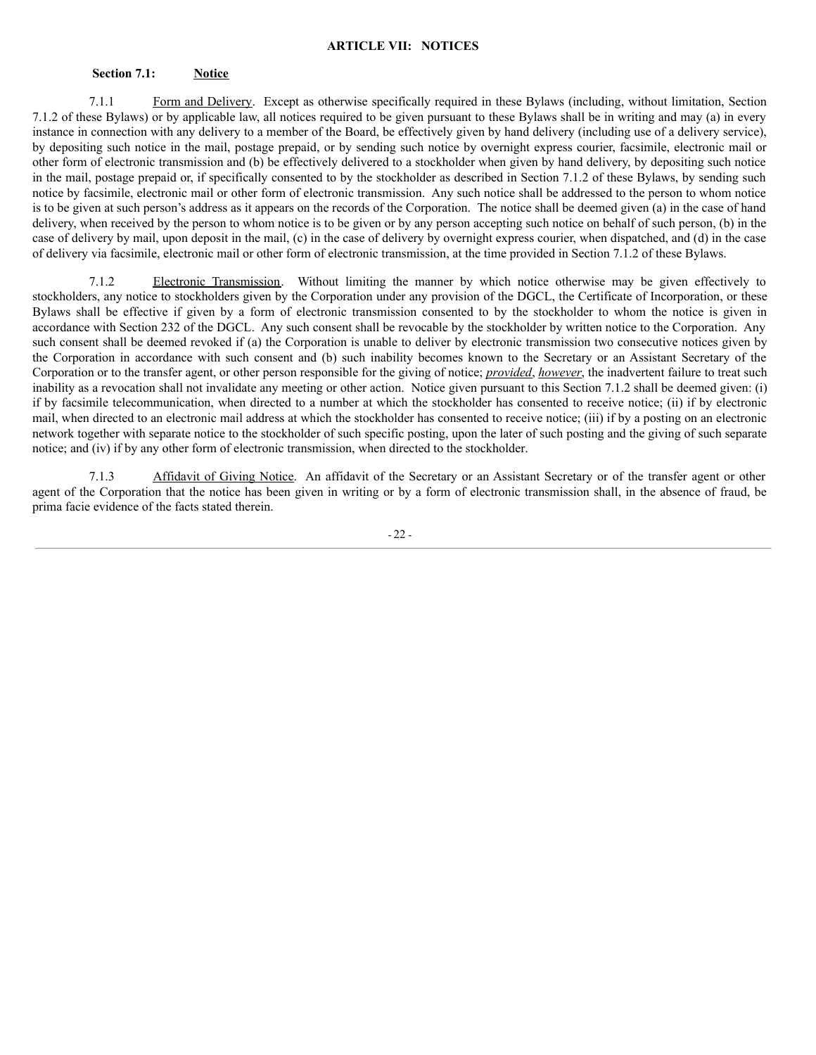## ARTICLE VII: NOTICES

### Section 7.1: Notice

7.1.1 Form and Delivery. Except as otherwise specifically required in these Bylaws (including, without limitation, Section 7.1.2 of these Bylaws) or by applicable law, all notices required to be given pursuant to these Bylaws shall be in writing and may (a) in every instance in connection with any delivery to a member of the Board, be effectively given by hand delivery (including use of a delivery service), by depositing such notice in the mail, postage prepaid, or by sending such notice by overnight express courier, facsimile, electronic mail or other form of electronic transmission and (b) be effectively delivered to a stockholder when given by hand delivery, by depositing such notice in the mail, postage prepaid or, if specifically consented to by the stockholder as described in Section 7.1.2 of these Bylaws, by sending such notice by facsimile, electronic mail or other form of electronic transmission. Any such notice shall be addressed to the person to whom notice is to be given at such person's address as it appears on the records of the Corporation. The notice shall be deemed given (a) in the case of hand delivery, when received by the person to whom notice is to be given or by any person accepting such notice on behalf of such person, (b) in the case of delivery by mail, upon deposit in the mail, (c) in the case of delivery by overnight express courier, when dispatched, and (d) in the case of delivery via facsimile, electronic mail or other form of electronic transmission, at the time provided in Section 7.1.2 of these Bylaws.

7.1.2 Electronic Transmission. Without limiting the manner by which notice otherwise may be given effectively to stockholders, any notice to stockholders given by the Corporation under any provision of the DGCL, the Certificate of Incorporation, or these Bylaws shall be effective if given by a form of electronic transmission consented to by the stockholder to whom the notice is given in accordance with Section 232 of the DGCL. Any such consent shall be revocable by the stockholder by written notice to the Corporation. Any such consent shall be deemed revoked if (a) the Corporation is unable to deliver by electronic transmission two consecutive notices given by the Corporation in accordance with such consent and (b) such inability becomes known to the Secretary or an Assistant Secretary of the Corporation or to the transfer agent, or other person responsible for the giving of notice; ***provided***, ***however***, the inadvertent failure to treat such inability as a revocation shall not invalidate any meeting or other action. Notice given pursuant to this Section 7.1.2 shall be deemed given: (i) if by facsimile telecommunication, when directed to a number at which the stockholder has consented to receive notice; (ii) if by electronic mail, when directed to an electronic mail address at which the stockholder has consented to receive notice; (iii) if by a posting on an electronic network together with separate notice to the stockholder of such specific posting, upon the later of such posting and the giving of such separate notice; and (iv) if by any other form of electronic transmission, when directed to the stockholder.

7.1.3 Affidavit of Giving Notice. An affidavit of the Secretary or an Assistant Secretary or of the transfer agent or other agent of the Corporation that the notice has been given in writing or by a form of electronic transmission shall, in the absence of fraud, be prima facie evidence of the facts stated therein.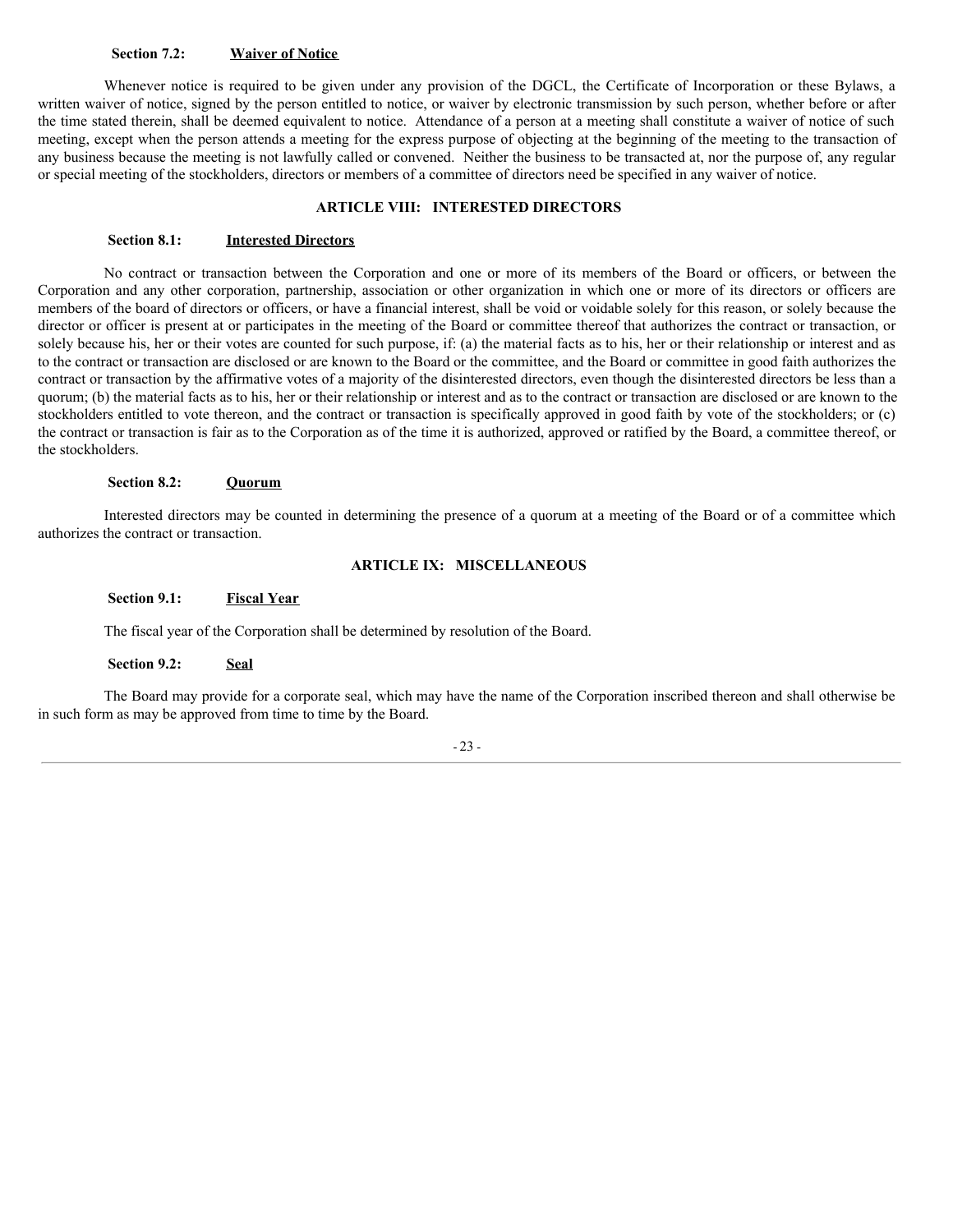**Section 7.2: <u>Waiver of Notice</u>**

Whenever notice is required to be given under any provision of the DGCL, the Certificate of Incorporation or these Bylaws, a written waiver of notice, signed by the person entitled to notice, or waiver by electronic transmission by such person, whether before or after the time stated therein, shall be deemed equivalent to notice. Attendance of a person at a meeting shall constitute a waiver of notice of such meeting, except when the person attends a meeting for the express purpose of objecting at the beginning of the meeting to the transaction of any business because the meeting is not lawfully called or convened. Neither the business to be transacted at, nor the purpose of, any regular or special meeting of the stockholders, directors or members of a committee of directors need be specified in any waiver of notice.

## ARTICLE VIII: INTERESTED DIRECTORS

**Section 8.1: <u>Interested Directors</u>**

No contract or transaction between the Corporation and one or more of its members of the Board or officers, or between the Corporation and any other corporation, partnership, association or other organization in which one or more of its directors or officers are members of the board of directors or officers, or have a financial interest, shall be void or voidable solely for this reason, or solely because the director or officer is present at or participates in the meeting of the Board or committee thereof that authorizes the contract or transaction, or solely because his, her or their votes are counted for such purpose, if: (a) the material facts as to his, her or their relationship or interest and as to the contract or transaction are disclosed or are known to the Board or the committee, and the Board or committee in good faith authorizes the contract or transaction by the affirmative votes of a majority of the disinterested directors, even though the disinterested directors be less than a quorum; (b) the material facts as to his, her or their relationship or interest and as to the contract or transaction are disclosed or are known to the stockholders entitled to vote thereon, and the contract or transaction is specifically approved in good faith by vote of the stockholders; or (c) the contract or transaction is fair as to the Corporation as of the time it is authorized, approved or ratified by the Board, a committee thereof, or the stockholders.

**Section 8.2: <u>Quorum</u>**

Interested directors may be counted in determining the presence of a quorum at a meeting of the Board or of a committee which authorizes the contract or transaction.

## ARTICLE IX: MISCELLANEOUS

**Section 9.1: <u>Fiscal Year</u>**

The fiscal year of the Corporation shall be determined by resolution of the Board.

**Section 9.2: <u>Seal</u>**

The Board may provide for a corporate seal, which may have the name of the Corporation inscribed thereon and shall otherwise be in such form as may be approved from time to time by the Board.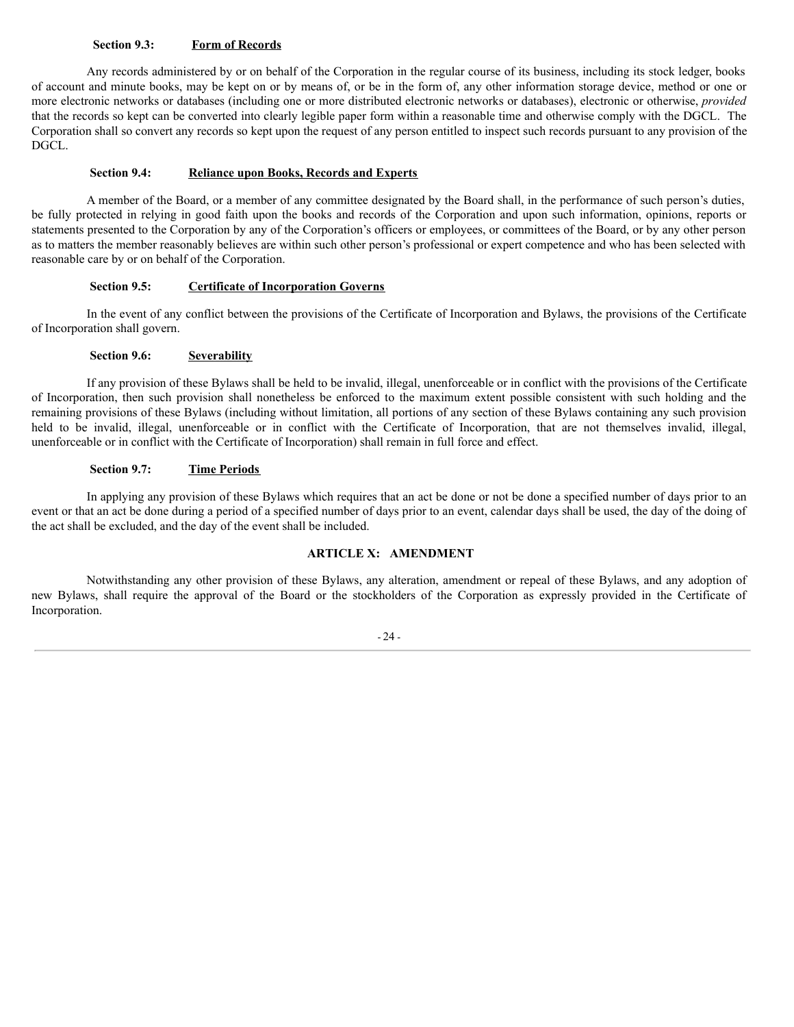**Section 9.3: <u>Form of Records</u>**

Any records administered by or on behalf of the Corporation in the regular course of its business, including its stock ledger, books of account and minute books, may be kept on or by means of, or be in the form of, any other information storage device, method or one or more electronic networks or databases (including one or more distributed electronic networks or databases), electronic or otherwise, *provided* that the records so kept can be converted into clearly legible paper form within a reasonable time and otherwise comply with the DGCL. The Corporation shall so convert any records so kept upon the request of any person entitled to inspect such records pursuant to any provision of the DGCL.

**Section 9.4: <u>Reliance upon Books, Records and Experts</u>**

A member of the Board, or a member of any committee designated by the Board shall, in the performance of such person's duties, be fully protected in relying in good faith upon the books and records of the Corporation and upon such information, opinions, reports or statements presented to the Corporation by any of the Corporation's officers or employees, or committees of the Board, or by any other person as to matters the member reasonably believes are within such other person's professional or expert competence and who has been selected with reasonable care by or on behalf of the Corporation.

**Section 9.5: <u>Certificate of Incorporation Governs</u>**

In the event of any conflict between the provisions of the Certificate of Incorporation and Bylaws, the provisions of the Certificate of Incorporation shall govern.

**Section 9.6: <u>Severability</u>**

If any provision of these Bylaws shall be held to be invalid, illegal, unenforceable or in conflict with the provisions of the Certificate of Incorporation, then such provision shall nonetheless be enforced to the maximum extent possible consistent with such holding and the remaining provisions of these Bylaws (including without limitation, all portions of any section of these Bylaws containing any such provision held to be invalid, illegal, unenforceable or in conflict with the Certificate of Incorporation, that are not themselves invalid, illegal, unenforceable or in conflict with the Certificate of Incorporation) shall remain in full force and effect.

**Section 9.7: <u>Time Periods</u>**

In applying any provision of these Bylaws which requires that an act be done or not be done a specified number of days prior to an event or that an act be done during a period of a specified number of days prior to an event, calendar days shall be used, the day of the doing of the act shall be excluded, and the day of the event shall be included.

## ARTICLE X: AMENDMENT

Notwithstanding any other provision of these Bylaws, any alteration, amendment or repeal of these Bylaws, and any adoption of new Bylaws, shall require the approval of the Board or the stockholders of the Corporation as expressly provided in the Certificate of Incorporation.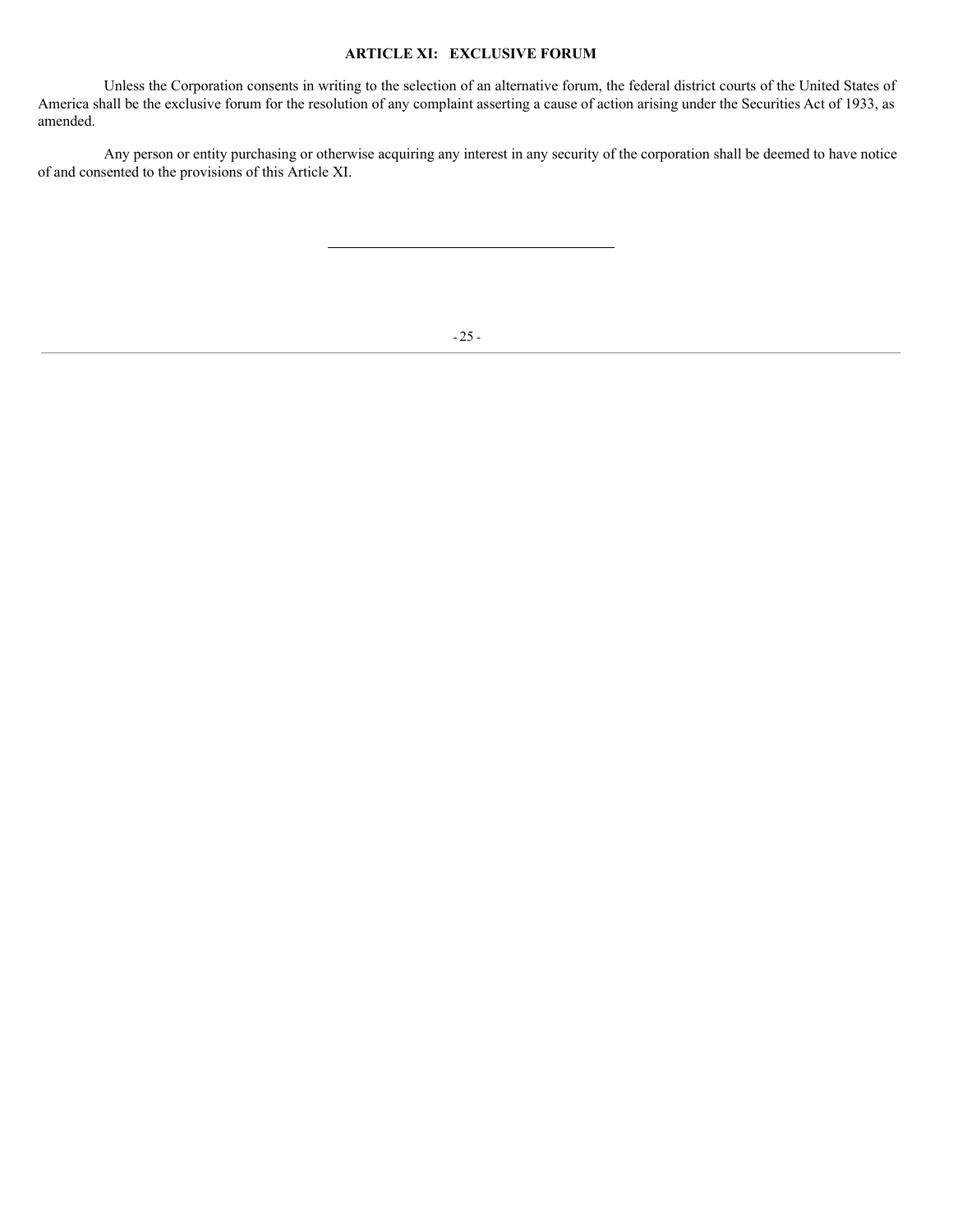## ARTICLE XI: EXCLUSIVE FORUM

Unless the Corporation consents in writing to the selection of an alternative forum, the federal district courts of the United States of America shall be the exclusive forum for the resolution of any complaint asserting a cause of action arising under the Securities Act of 1933, as amended.

Any person or entity purchasing or otherwise acquiring any interest in any security of the corporation shall be deemed to have notice of and consented to the provisions of this Article XI.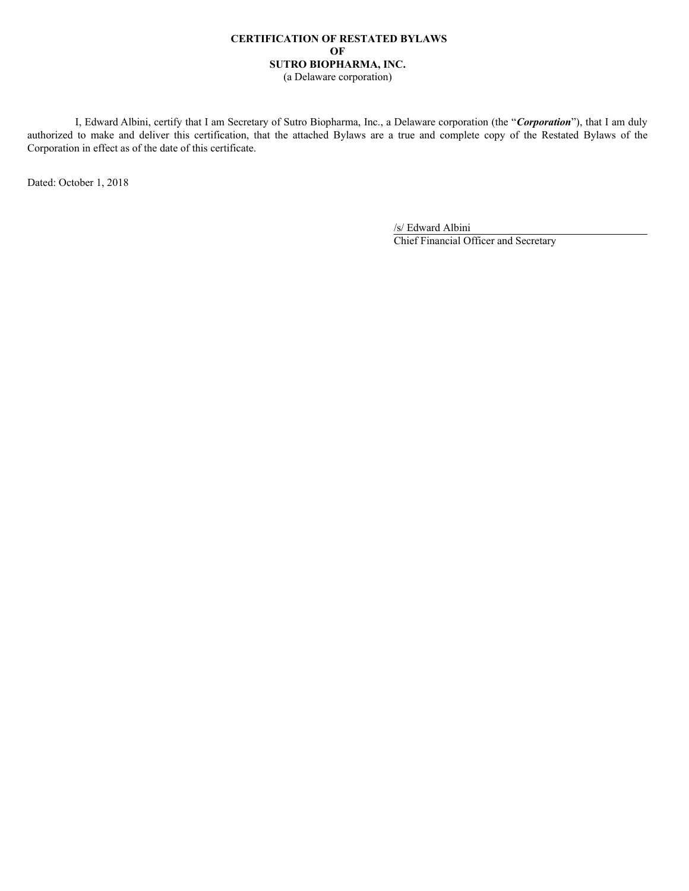**CERTIFICATION OF RESTATED BYLAWS**
**OF**
**SUTRO BIOPHARMA, INC.**
(a Delaware corporation)

I, Edward Albini, certify that I am Secretary of Sutro Biopharma, Inc., a Delaware corporation (the "***Corporation***"), that I am duly authorized to make and deliver this certification, that the attached Bylaws are a true and complete copy of the Restated Bylaws of the Corporation in effect as of the date of this certificate.

Dated: October 1, 2018

/s/ Edward Albini
Chief Financial Officer and Secretary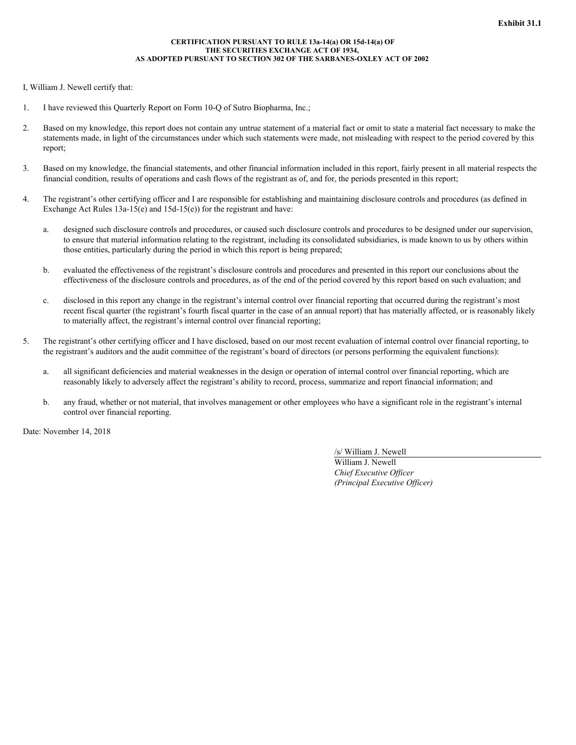**Exhibit 31.1**

**CERTIFICATION PURSUANT TO RULE 13a-14(a) OR 15d-14(a) OF THE SECURITIES EXCHANGE ACT OF 1934, AS ADOPTED PURSUANT TO SECTION 302 OF THE SARBANES-OXLEY ACT OF 2002**

I, William J. Newell certify that:

1. I have reviewed this Quarterly Report on Form 10-Q of Sutro Biopharma, Inc.;

2. Based on my knowledge, this report does not contain any untrue statement of a material fact or omit to state a material fact necessary to make the statements made, in light of the circumstances under which such statements were made, not misleading with respect to the period covered by this report;

3. Based on my knowledge, the financial statements, and other financial information included in this report, fairly present in all material respects the financial condition, results of operations and cash flows of the registrant as of, and for, the periods presented in this report;

4. The registrant's other certifying officer and I are responsible for establishing and maintaining disclosure controls and procedures (as defined in Exchange Act Rules 13a-15(e) and 15d-15(e)) for the registrant and have:

   a. designed such disclosure controls and procedures, or caused such disclosure controls and procedures to be designed under our supervision, to ensure that material information relating to the registrant, including its consolidated subsidiaries, is made known to us by others within those entities, particularly during the period in which this report is being prepared;

   b. evaluated the effectiveness of the registrant's disclosure controls and procedures and presented in this report our conclusions about the effectiveness of the disclosure controls and procedures, as of the end of the period covered by this report based on such evaluation; and

   c. disclosed in this report any change in the registrant's internal control over financial reporting that occurred during the registrant's most recent fiscal quarter (the registrant's fourth fiscal quarter in the case of an annual report) that has materially affected, or is reasonably likely to materially affect, the registrant's internal control over financial reporting;

5. The registrant's other certifying officer and I have disclosed, based on our most recent evaluation of internal control over financial reporting, to the registrant's auditors and the audit committee of the registrant's board of directors (or persons performing the equivalent functions):

   a. all significant deficiencies and material weaknesses in the design or operation of internal control over financial reporting, which are reasonably likely to adversely affect the registrant's ability to record, process, summarize and report financial information; and

   b. any fraud, whether or not material, that involves management or other employees who have a significant role in the registrant's internal control over financial reporting.

Date: November 14, 2018

/s/ William J. Newell
William J. Newell
*Chief Executive Officer*
*(Principal Executive Officer)*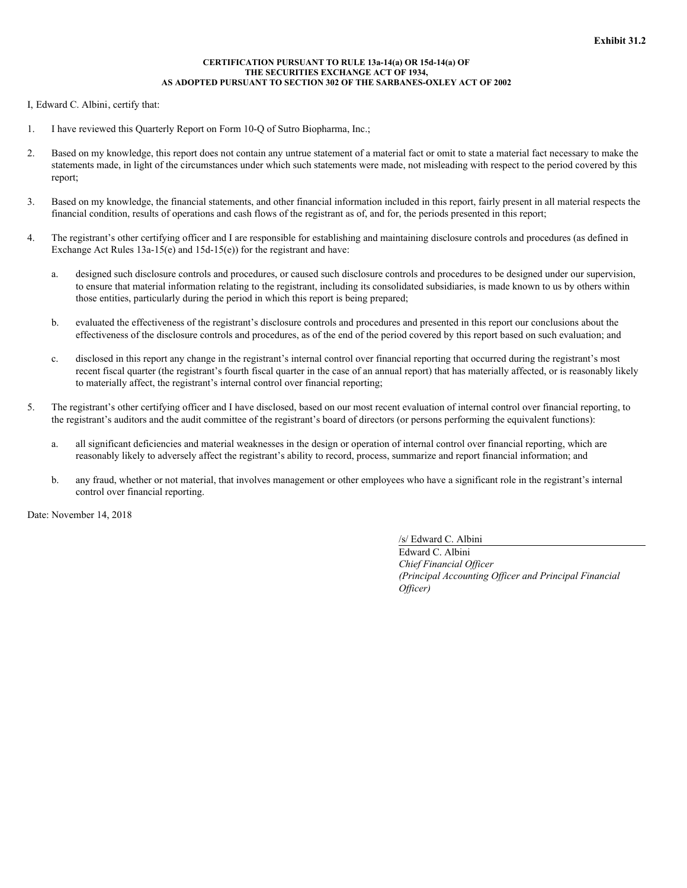**Exhibit 31.2**

**CERTIFICATION PURSUANT TO RULE 13a-14(a) OR 15d-14(a) OF THE SECURITIES EXCHANGE ACT OF 1934, AS ADOPTED PURSUANT TO SECTION 302 OF THE SARBANES-OXLEY ACT OF 2002**

I, Edward C. Albini, certify that:

1. I have reviewed this Quarterly Report on Form 10-Q of Sutro Biopharma, Inc.;

2. Based on my knowledge, this report does not contain any untrue statement of a material fact or omit to state a material fact necessary to make the statements made, in light of the circumstances under which such statements were made, not misleading with respect to the period covered by this report;

3. Based on my knowledge, the financial statements, and other financial information included in this report, fairly present in all material respects the financial condition, results of operations and cash flows of the registrant as of, and for, the periods presented in this report;

4. The registrant's other certifying officer and I are responsible for establishing and maintaining disclosure controls and procedures (as defined in Exchange Act Rules 13a-15(e) and 15d-15(e)) for the registrant and have:

   a. designed such disclosure controls and procedures, or caused such disclosure controls and procedures to be designed under our supervision, to ensure that material information relating to the registrant, including its consolidated subsidiaries, is made known to us by others within those entities, particularly during the period in which this report is being prepared;

   b. evaluated the effectiveness of the registrant's disclosure controls and procedures and presented in this report our conclusions about the effectiveness of the disclosure controls and procedures, as of the end of the period covered by this report based on such evaluation; and

   c. disclosed in this report any change in the registrant's internal control over financial reporting that occurred during the registrant's most recent fiscal quarter (the registrant's fourth fiscal quarter in the case of an annual report) that has materially affected, or is reasonably likely to materially affect, the registrant's internal control over financial reporting;

5. The registrant's other certifying officer and I have disclosed, based on our most recent evaluation of internal control over financial reporting, to the registrant's auditors and the audit committee of the registrant's board of directors (or persons performing the equivalent functions):

   a. all significant deficiencies and material weaknesses in the design or operation of internal control over financial reporting, which are reasonably likely to adversely affect the registrant's ability to record, process, summarize and report financial information; and

   b. any fraud, whether or not material, that involves management or other employees who have a significant role in the registrant's internal control over financial reporting.

Date: November 14, 2018

/s/ Edward C. Albini
Edward C. Albini
*Chief Financial Officer*
*(Principal Accounting Officer and Principal Financial Officer)*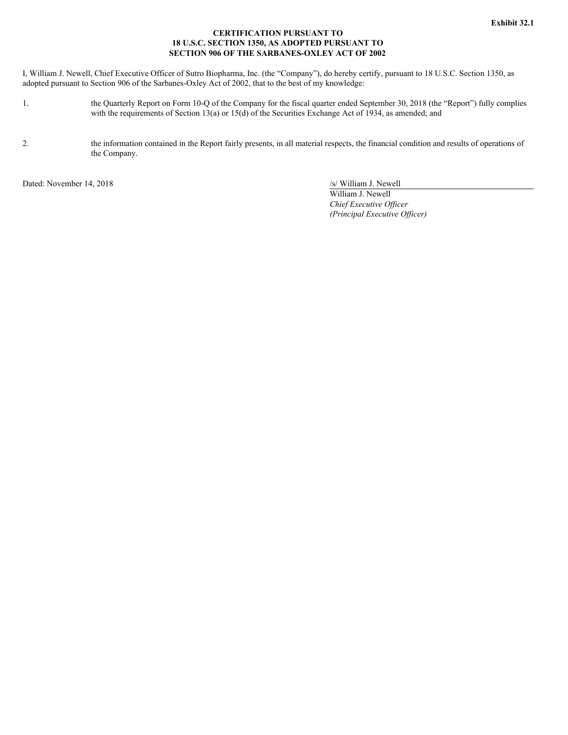**Exhibit 32.1**

**CERTIFICATION PURSUANT TO**
**18 U.S.C. SECTION 1350, AS ADOPTED PURSUANT TO**
**SECTION 906 OF THE SARBANES-OXLEY ACT OF 2002**

I, William J. Newell, Chief Executive Officer of Sutro Biopharma, Inc. (the “Company”), do hereby certify, pursuant to 18 U.S.C. Section 1350, as adopted pursuant to Section 906 of the Sarbanes-Oxley Act of 2002, that to the best of my knowledge:

1. the Quarterly Report on Form 10-Q of the Company for the fiscal quarter ended September 30, 2018 (the “Report”) fully complies with the requirements of Section 13(a) or 15(d) of the Securities Exchange Act of 1934, as amended; and

2. the information contained in the Report fairly presents, in all material respects, the financial condition and results of operations of the Company.

Dated: November 14, 2018

/s/ William J. Newell
William J. Newell
*Chief Executive Officer*
*(Principal Executive Officer)*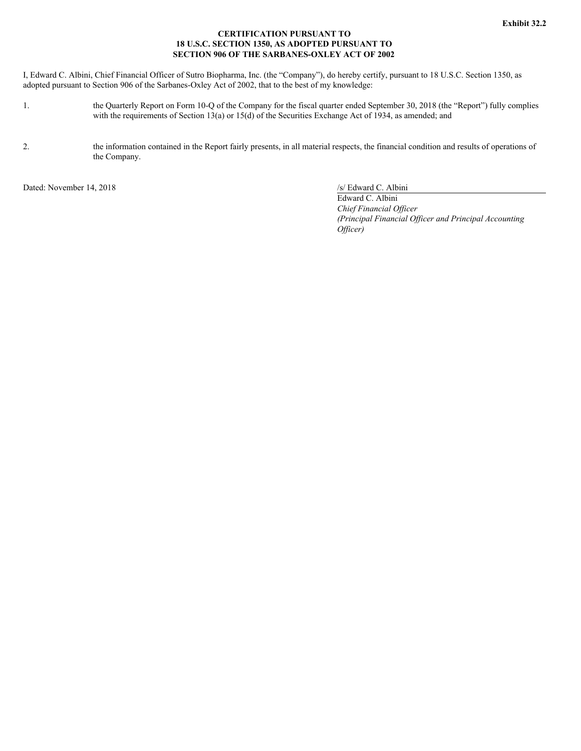**Exhibit 32.2**

**CERTIFICATION PURSUANT TO 18 U.S.C. SECTION 1350, AS ADOPTED PURSUANT TO SECTION 906 OF THE SARBANES-OXLEY ACT OF 2002**

I, Edward C. Albini, Chief Financial Officer of Sutro Biopharma, Inc. (the "Company"), do hereby certify, pursuant to 18 U.S.C. Section 1350, as adopted pursuant to Section 906 of the Sarbanes-Oxley Act of 2002, that to the best of my knowledge:

1. the Quarterly Report on Form 10-Q of the Company for the fiscal quarter ended September 30, 2018 (the "Report") fully complies with the requirements of Section 13(a) or 15(d) of the Securities Exchange Act of 1934, as amended; and

2. the information contained in the Report fairly presents, in all material respects, the financial condition and results of operations of the Company.

Dated: November 14, 2018

/s/ Edward C. Albini
Edward C. Albini
*Chief Financial Officer*
*(Principal Financial Officer and Principal Accounting Officer)*